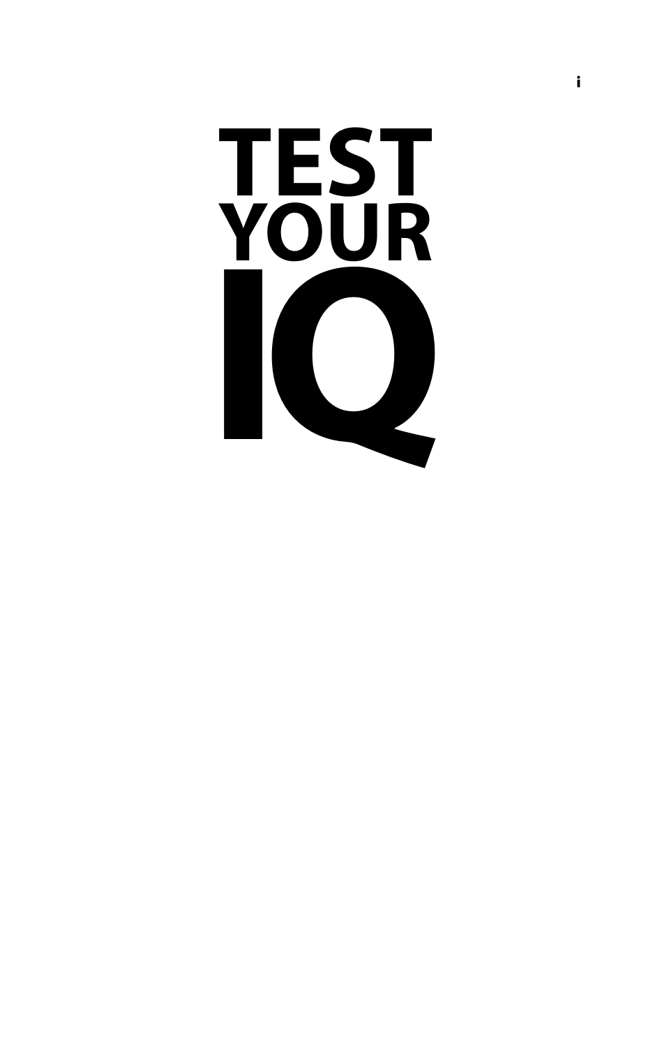# TEST YOUR IQ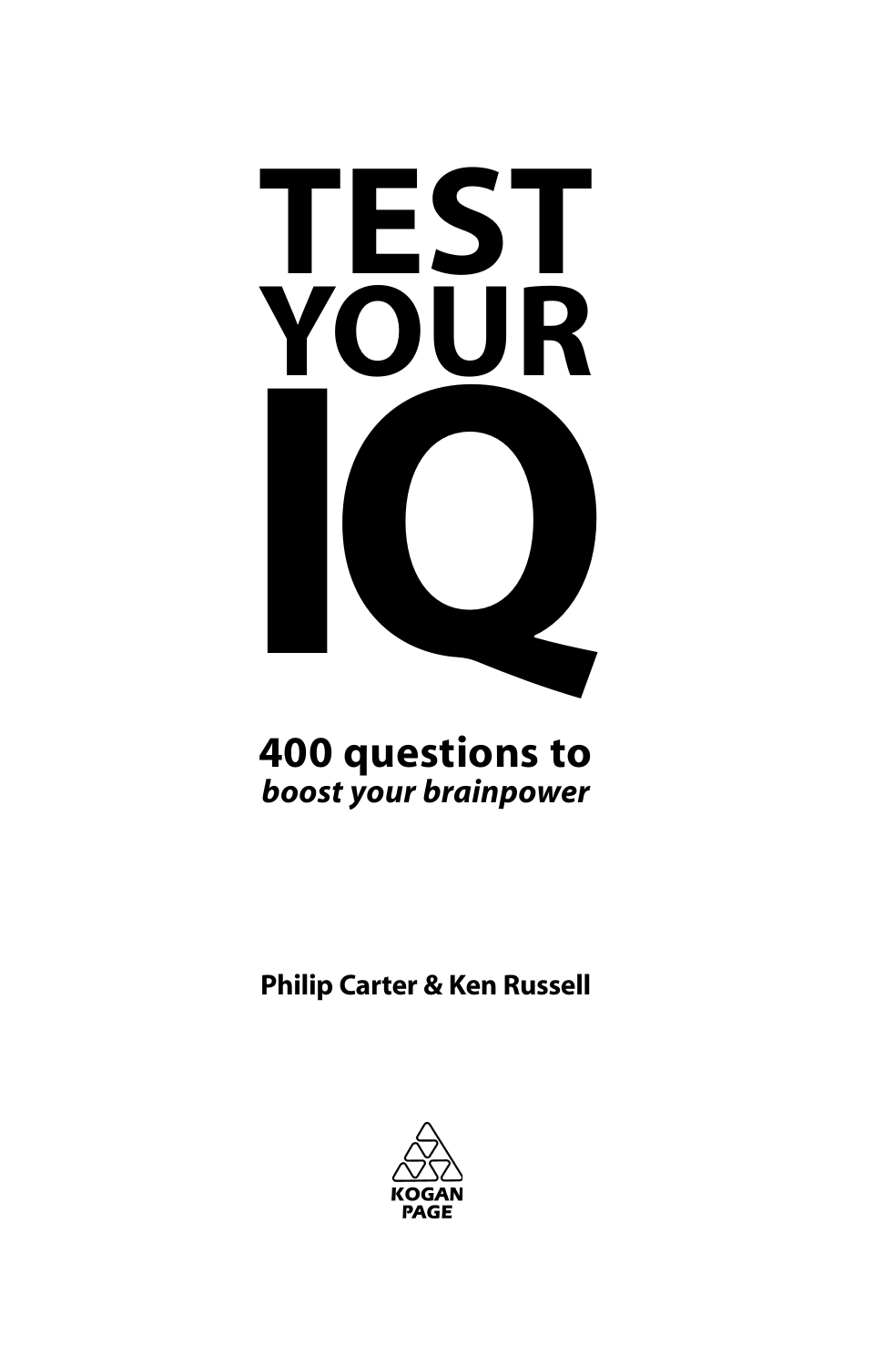# TEST YOUR IQ

**400 questions to**
***boost your brainpower***

**Philip Carter & Ken Russell**

**KOGAN PAGE**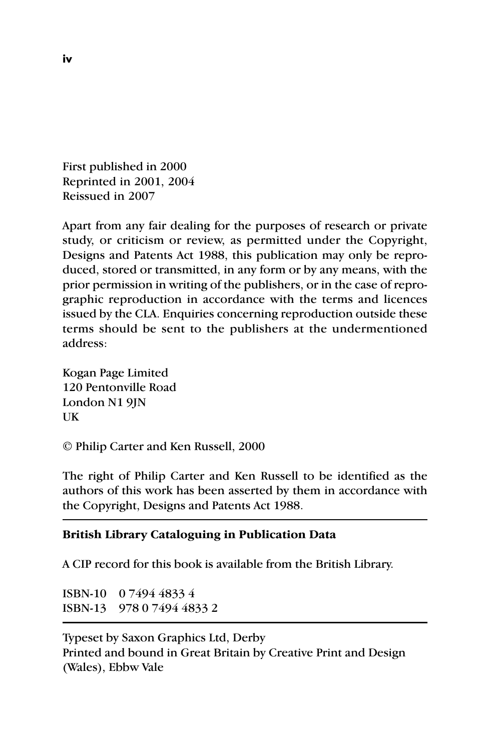First published in 2000
Reprinted in 2001, 2004
Reissued in 2007

Apart from any fair dealing for the purposes of research or private study, or criticism or review, as permitted under the Copyright, Designs and Patents Act 1988, this publication may only be reproduced, stored or transmitted, in any form or by any means, with the prior permission in writing of the publishers, or in the case of reprographic reproduction in accordance with the terms and licences issued by the CLA. Enquiries concerning reproduction outside these terms should be sent to the publishers at the undermentioned address:

Kogan Page Limited
120 Pentonville Road
London N1 9JN
UK

© Philip Carter and Ken Russell, 2000

The right of Philip Carter and Ken Russell to be identified as the authors of this work has been asserted by them in accordance with the Copyright, Designs and Patents Act 1988.

---

**British Library Cataloguing in Publication Data**

A CIP record for this book is available from the British Library.

ISBN-10 0 7494 4833 4
ISBN-13 978 0 7494 4833 2

---

Typeset by Saxon Graphics Ltd, Derby
Printed and bound in Great Britain by Creative Print and Design (Wales), Ebbw Vale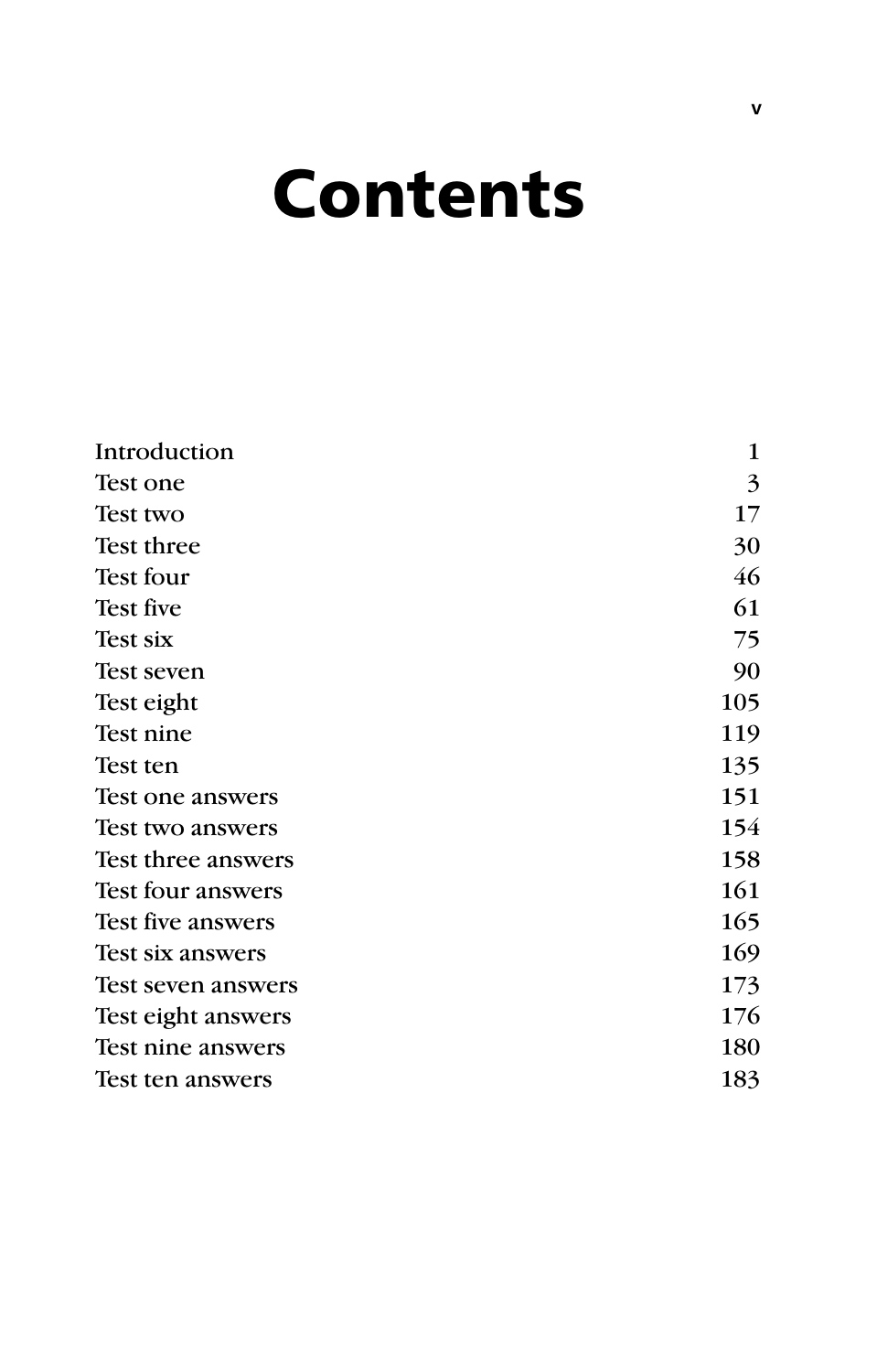# Contents

| | |
|---|---|
| Introduction | 1 |
| Test one | 3 |
| Test two | 17 |
| Test three | 30 |
| Test four | 46 |
| Test five | 61 |
| Test six | 75 |
| Test seven | 90 |
| Test eight | 105 |
| Test nine | 119 |
| Test ten | 135 |
| Test one answers | 151 |
| Test two answers | 154 |
| Test three answers | 158 |
| Test four answers | 161 |
| Test five answers | 165 |
| Test six answers | 169 |
| Test seven answers | 173 |
| Test eight answers | 176 |
| Test nine answers | 180 |
| Test ten answers | 183 |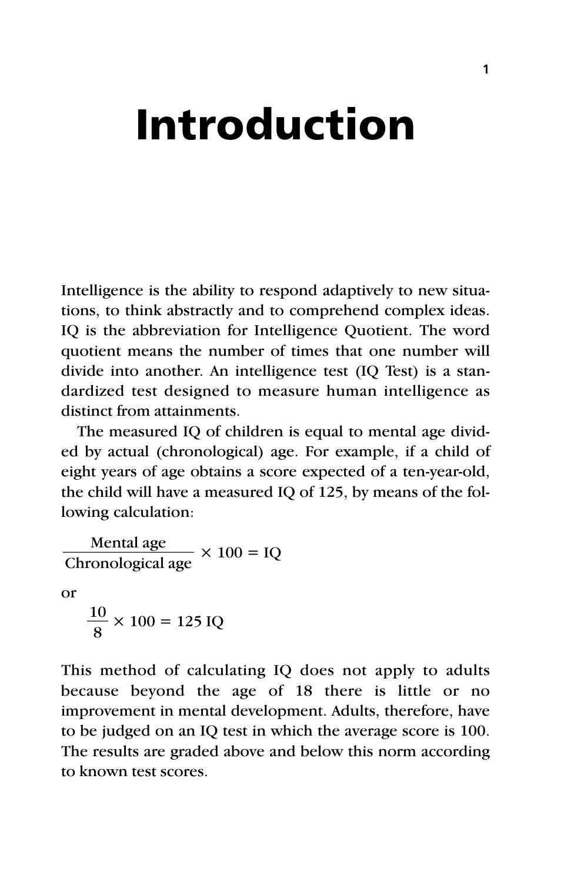# Introduction

Intelligence is the ability to respond adaptively to new situations, to think abstractly and to comprehend complex ideas. IQ is the abbreviation for Intelligence Quotient. The word quotient means the number of times that one number will divide into another. An intelligence test (IQ Test) is a standardized test designed to measure human intelligence as distinct from attainments.

The measured IQ of children is equal to mental age divided by actual (chronological) age. For example, if a child of eight years of age obtains a score expected of a ten-year-old, the child will have a measured IQ of 125, by means of the following calculation:

$$\frac{\text{Mental age}}{\text{Chronological age}} \times 100 = \text{IQ}$$

or

$$\frac{10}{8} \times 100 = 125 \text{ IQ}$$

This method of calculating IQ does not apply to adults because beyond the age of 18 there is little or no improvement in mental development. Adults, therefore, have to be judged on an IQ test in which the average score is 100. The results are graded above and below this norm according to known test scores.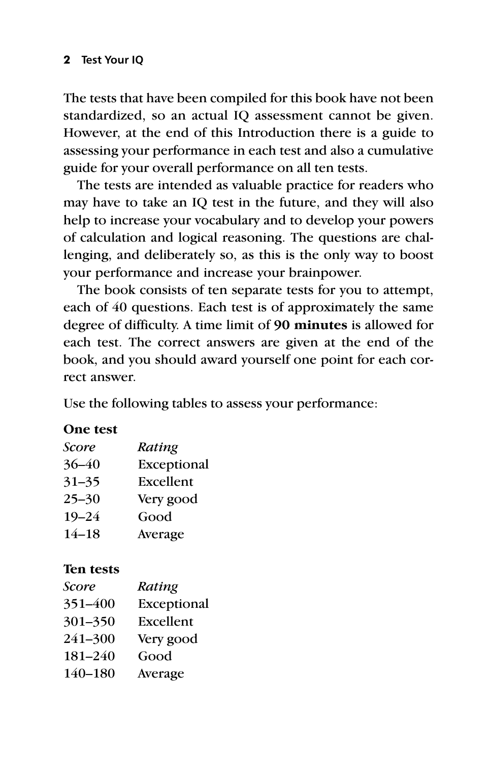The tests that have been compiled for this book have not been standardized, so an actual IQ assessment cannot be given. However, at the end of this Introduction there is a guide to assessing your performance in each test and also a cumulative guide for your overall performance on all ten tests.

The tests are intended as valuable practice for readers who may have to take an IQ test in the future, and they will also help to increase your vocabulary and to develop your powers of calculation and logical reasoning. The questions are challenging, and deliberately so, as this is the only way to boost your performance and increase your brainpower.

The book consists of ten separate tests for you to attempt, each of 40 questions. Each test is of approximately the same degree of difficulty. A time limit of **90 minutes** is allowed for each test. The correct answers are given at the end of the book, and you should award yourself one point for each correct answer.

Use the following tables to assess your performance:

**One test**

| *Score* | *Rating* |
|---|---|
| 36–40 | Exceptional |
| 31–35 | Excellent |
| 25–30 | Very good |
| 19–24 | Good |
| 14–18 | Average |

**Ten tests**

| *Score* | *Rating* |
|---|---|
| 351–400 | Exceptional |
| 301–350 | Excellent |
| 241–300 | Very good |
| 181–240 | Good |
| 140–180 | Average |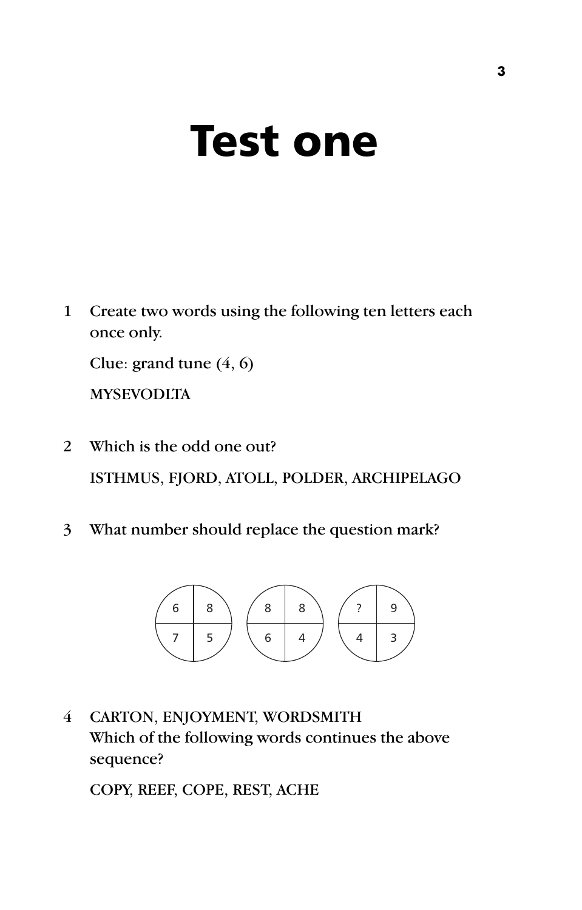# Test one

1 Create two words using the following ten letters each once only.

Clue: grand tune (4, 6)

MYSEVODLTA

2 Which is the odd one out?

ISTHMUS, FJORD, ATOLL, POLDER, ARCHIPELAGO

3 What number should replace the question mark?

| 6 | 8 |
|---|---|
| 7 | 5 |

| 8 | 8 |
|---|---|
| 6 | 4 |

| ? | 9 |
|---|---|
| 4 | 3 |

4 CARTON, ENJOYMENT, WORDSMITH
Which of the following words continues the above sequence?

COPY, REEF, COPE, REST, ACHE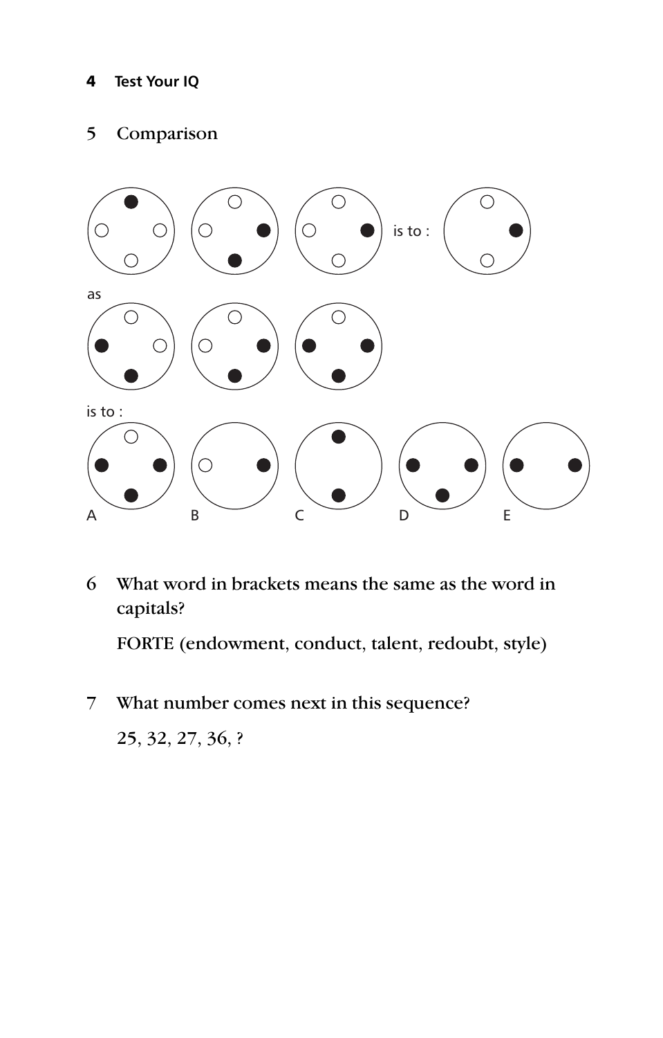5 Comparison

is to :

as

is to :

A B C D E

6 What word in brackets means the same as the word in capitals?

FORTE (endowment, conduct, talent, redoubt, style)

7 What number comes next in this sequence?

25, 32, 27, 36, ?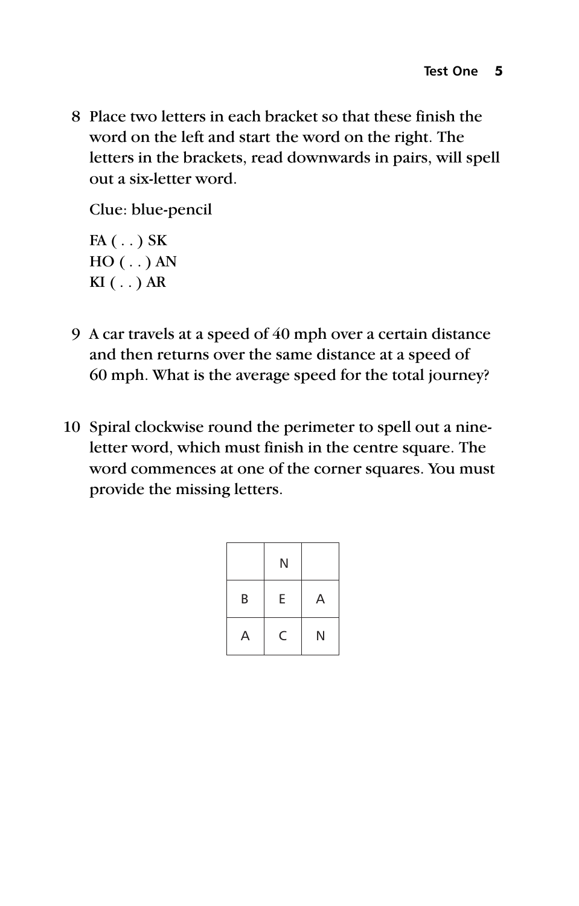8 Place two letters in each bracket so that these finish the word on the left and start the word on the right. The letters in the brackets, read downwards in pairs, will spell out a six-letter word.

Clue: blue-pencil

FA ( . . ) SK
HO ( . . ) AN
KI ( . . ) AR

9 A car travels at a speed of 40 mph over a certain distance and then returns over the same distance at a speed of 60 mph. What is the average speed for the total journey?

10 Spiral clockwise round the perimeter to spell out a nine-letter word, which must finish in the centre square. The word commences at one of the corner squares. You must provide the missing letters.

|   | N |   |
|---|---|---|
| B | E | A |
| A | C | N |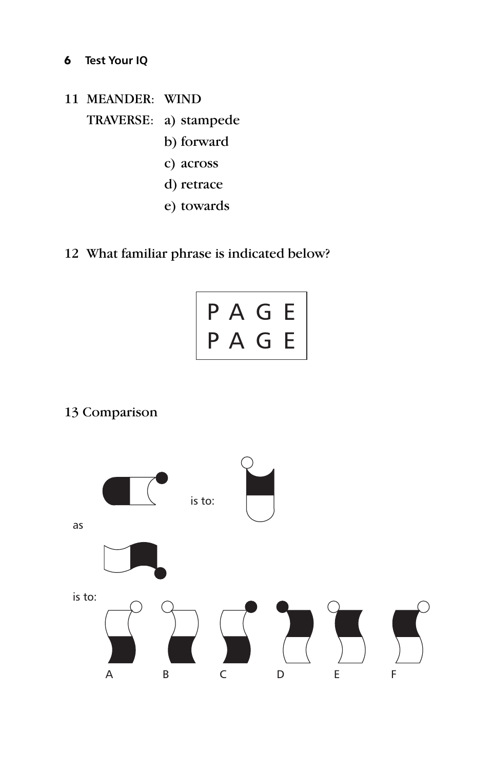11 MEANDER: WIND

TRAVERSE:
a) stampede
b) forward
c) across
d) retrace
e) towards

12 What familiar phrase is indicated below?

```
P A G E
P A G E
```

13 Comparison

is to:

as

is to:

A B C D E F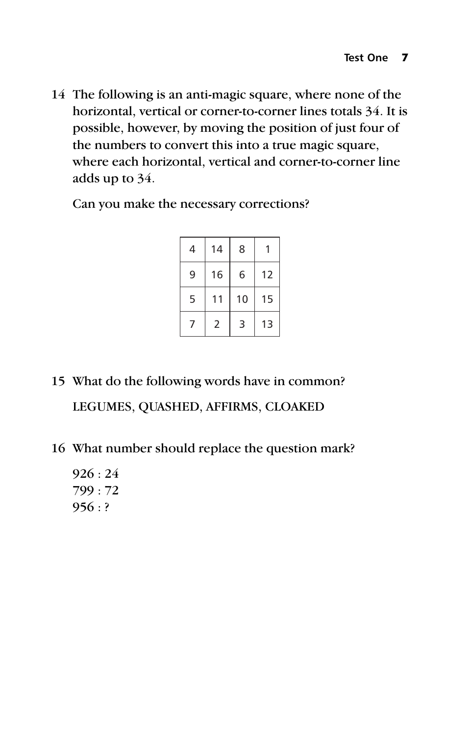14 The following is an anti-magic square, where none of the horizontal, vertical or corner-to-corner lines totals 34. It is possible, however, by moving the position of just four of the numbers to convert this into a true magic square, where each horizontal, vertical and corner-to-corner line adds up to 34.

Can you make the necessary corrections?

| | | | |
|---|---|---|---|
| 4 | 14 | 8 | 1 |
| 9 | 16 | 6 | 12 |
| 5 | 11 | 10 | 15 |
| 7 | 2 | 3 | 13 |

15 What do the following words have in common?

LEGUMES, QUASHED, AFFIRMS, CLOAKED

16 What number should replace the question mark?

926 : 24  
799 : 72  
956 : ?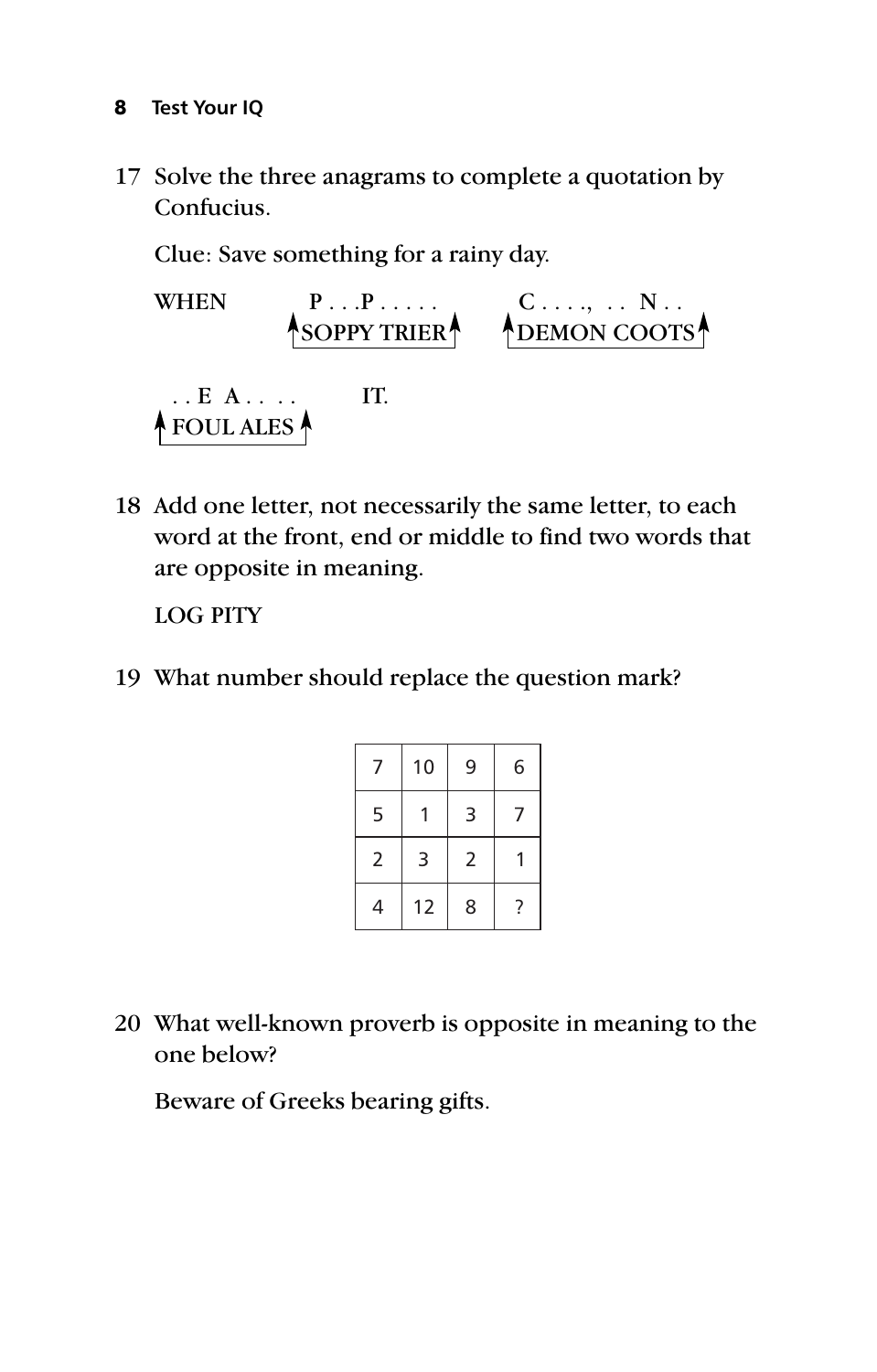17 Solve the three anagrams to complete a quotation by Confucius.

Clue: Save something for a rainy day.

WHEN P . . .P . . . . . (SOPPY TRIER) C . . . ., . . N . . (DEMON COOTS) . . E A . . . . (FOUL ALES) IT.

18 Add one letter, not necessarily the same letter, to each word at the front, end or middle to find two words that are opposite in meaning.

LOG PITY

19 What number should replace the question mark?

| | | | |
|---|---|---|---|
| 7 | 10 | 9 | 6 |
| 5 | 1 | 3 | 7 |
| 2 | 3 | 2 | 1 |
| 4 | 12 | 8 | ? |

20 What well-known proverb is opposite in meaning to the one below?

Beware of Greeks bearing gifts.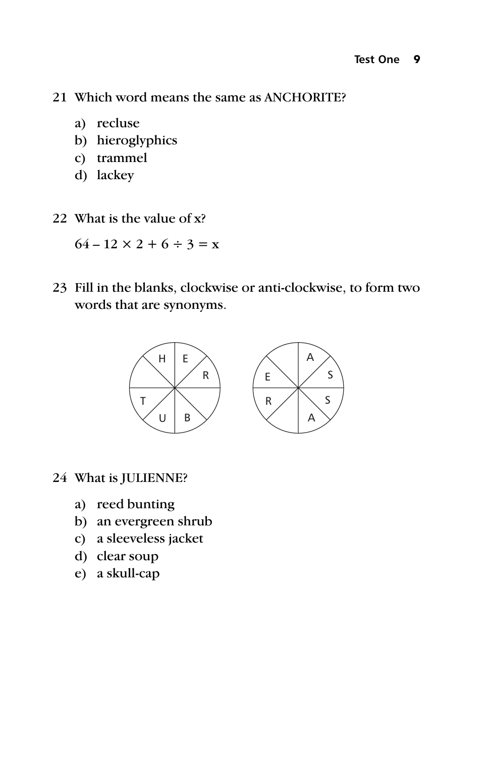21 Which word means the same as ANCHORITE?

a) recluse
b) hieroglyphics
c) trammel
d) lackey

22 What is the value of x?

$64 - 12 \times 2 + 6 \div 3 = x$

23 Fill in the blanks, clockwise or anti-clockwise, to form two words that are synonyms.

24 What is JULIENNE?

a) reed bunting
b) an evergreen shrub
c) a sleeveless jacket
d) clear soup
e) a skull-cap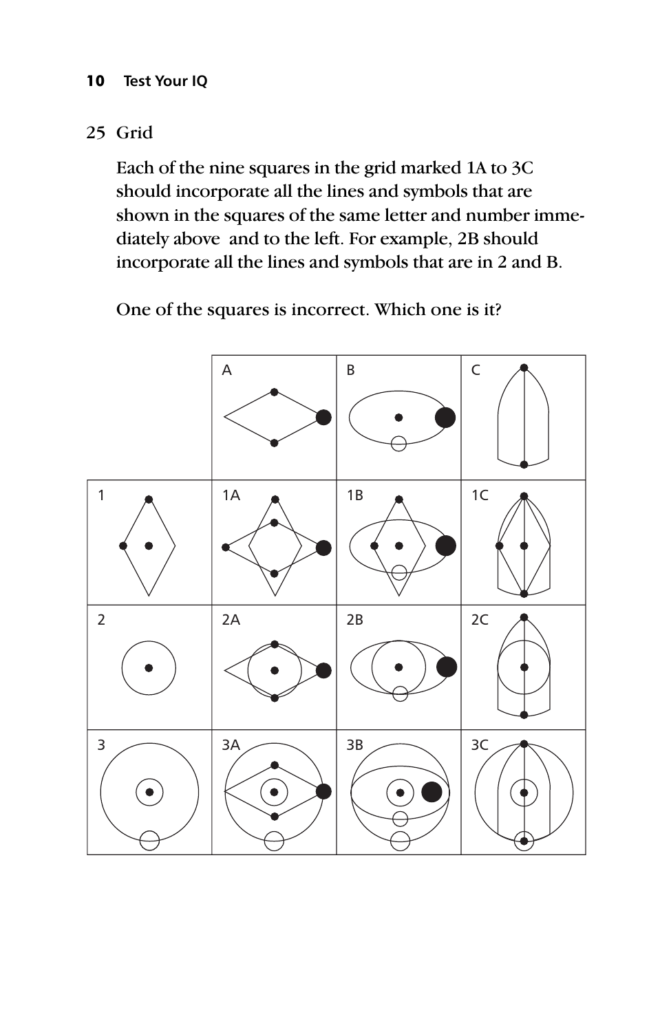## 25 Grid

Each of the nine squares in the grid marked 1A to 3C should incorporate all the lines and symbols that are shown in the squares of the same letter and number immediately above and to the left. For example, 2B should incorporate all the lines and symbols that are in 2 and B.

One of the squares is incorrect. Which one is it?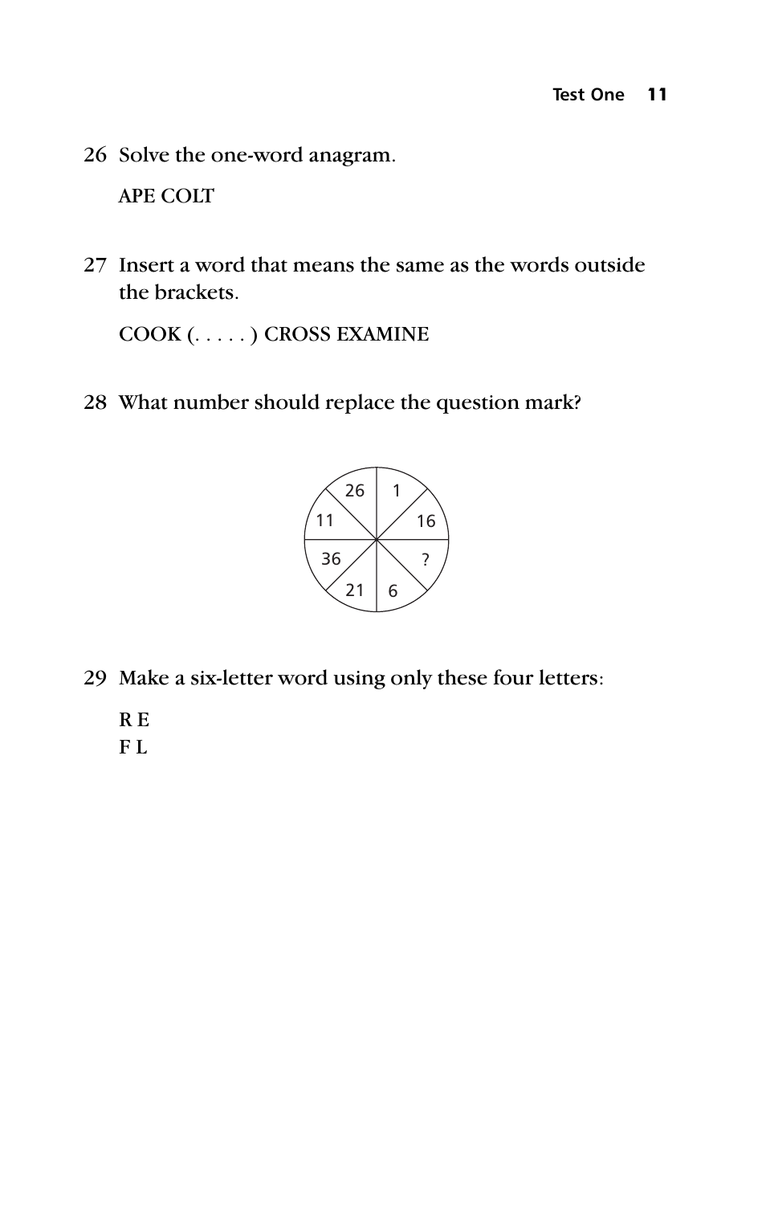26 Solve the one-word anagram.

APE COLT

27 Insert a word that means the same as the words outside the brackets.

COOK (. . . . . ) CROSS EXAMINE

28 What number should replace the question mark?

29 Make a six-letter word using only these four letters:

R E
F L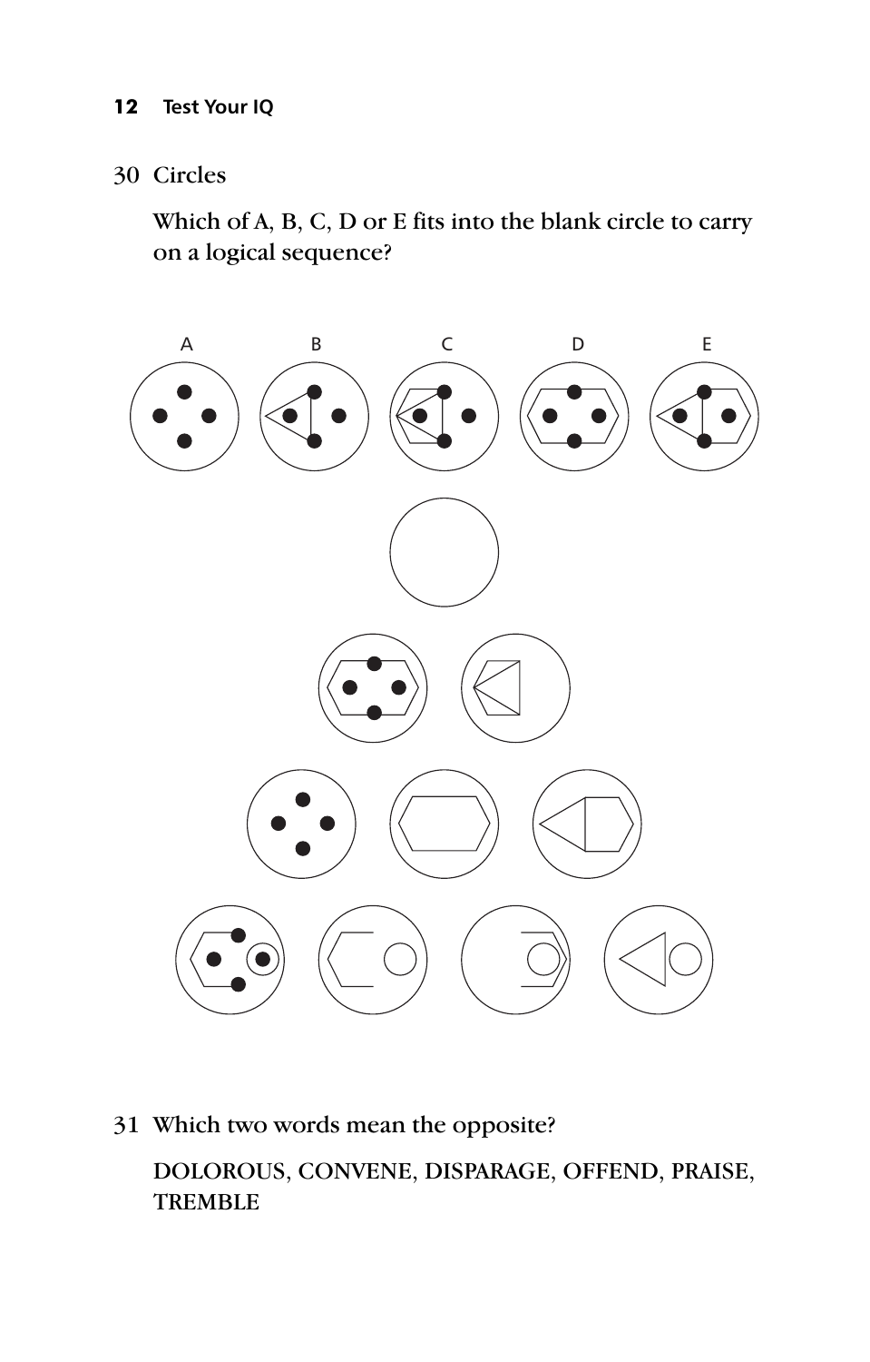## 30 Circles

Which of A, B, C, D or E fits into the blank circle to carry on a logical sequence?

A B C D E

## 31 Which two words mean the opposite?

DOLOROUS, CONVENE, DISPARAGE, OFFEND, PRAISE, TREMBLE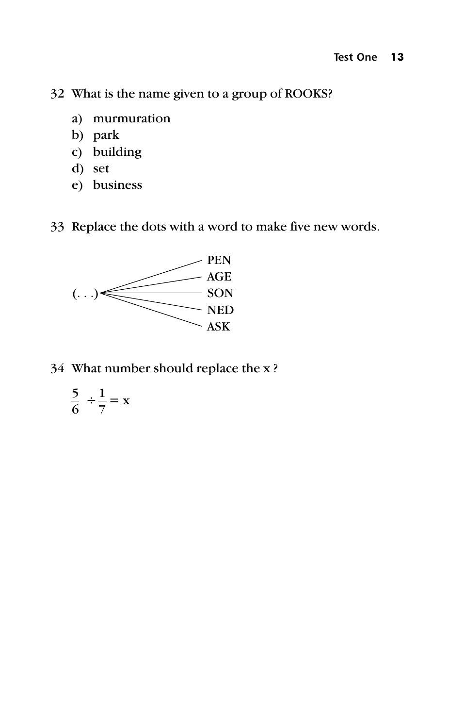32 What is the name given to a group of ROOKS?

a) murmuration
b) park
c) building
d) set
e) business

33 Replace the dots with a word to make five new words.

(. . .) PEN
(. . .) AGE
(. . .) SON
(. . .) NED
(. . .) ASK

34 What number should replace the x ?

$$\frac{5}{6} \div \frac{1}{7} = x$$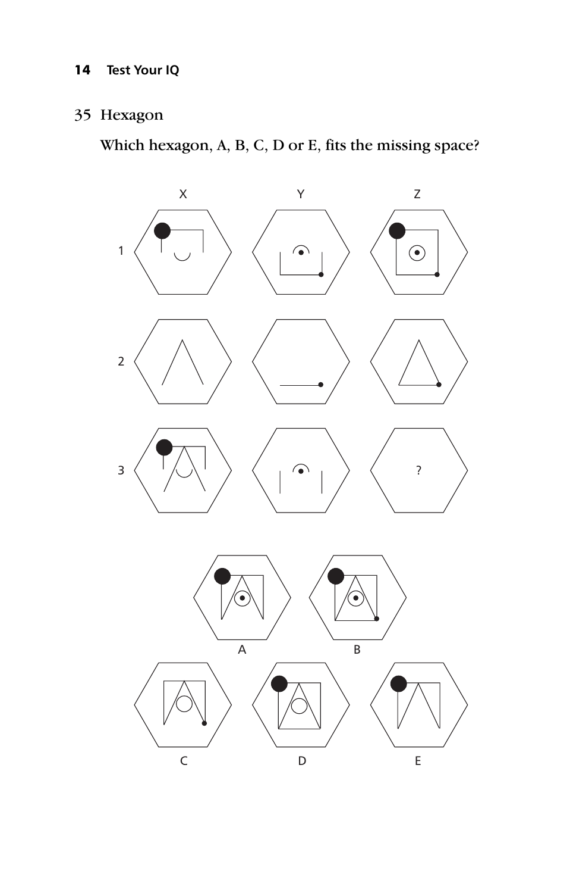## 35 Hexagon

**Which hexagon, A, B, C, D or E, fits the missing space?**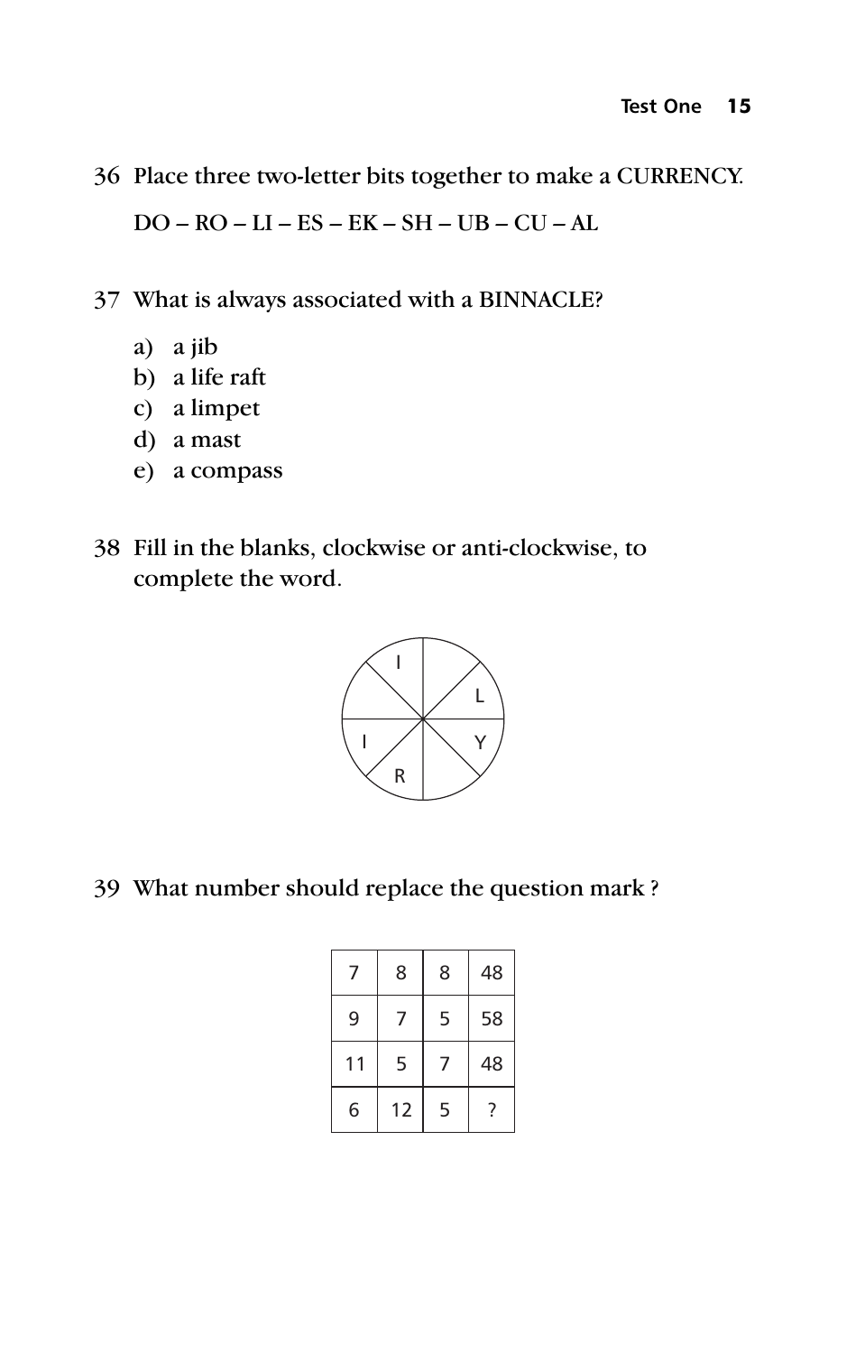36 Place three two-letter bits together to make a CURRENCY.

DO – RO – LI – ES – EK – SH – UB – CU – AL

37 What is always associated with a BINNACLE?

a) a jib
b) a life raft
c) a limpet
d) a mast
e) a compass

38 Fill in the blanks, clockwise or anti-clockwise, to complete the word.

| Segment | Letter |
|---|---|
| Top-left | I |
| Top-right | |
| Right-upper | L |
| Right-lower | Y |
| Bottom-right | |
| Bottom-left | R |
| Left-lower | I |
| Left-upper | |

39 What number should replace the question mark ?

| | | | |
|---|---|---|---|
| 7 | 8 | 8 | 48 |
| 9 | 7 | 5 | 58 |
| 11 | 5 | 7 | 48 |
| 6 | 12 | 5 | ? |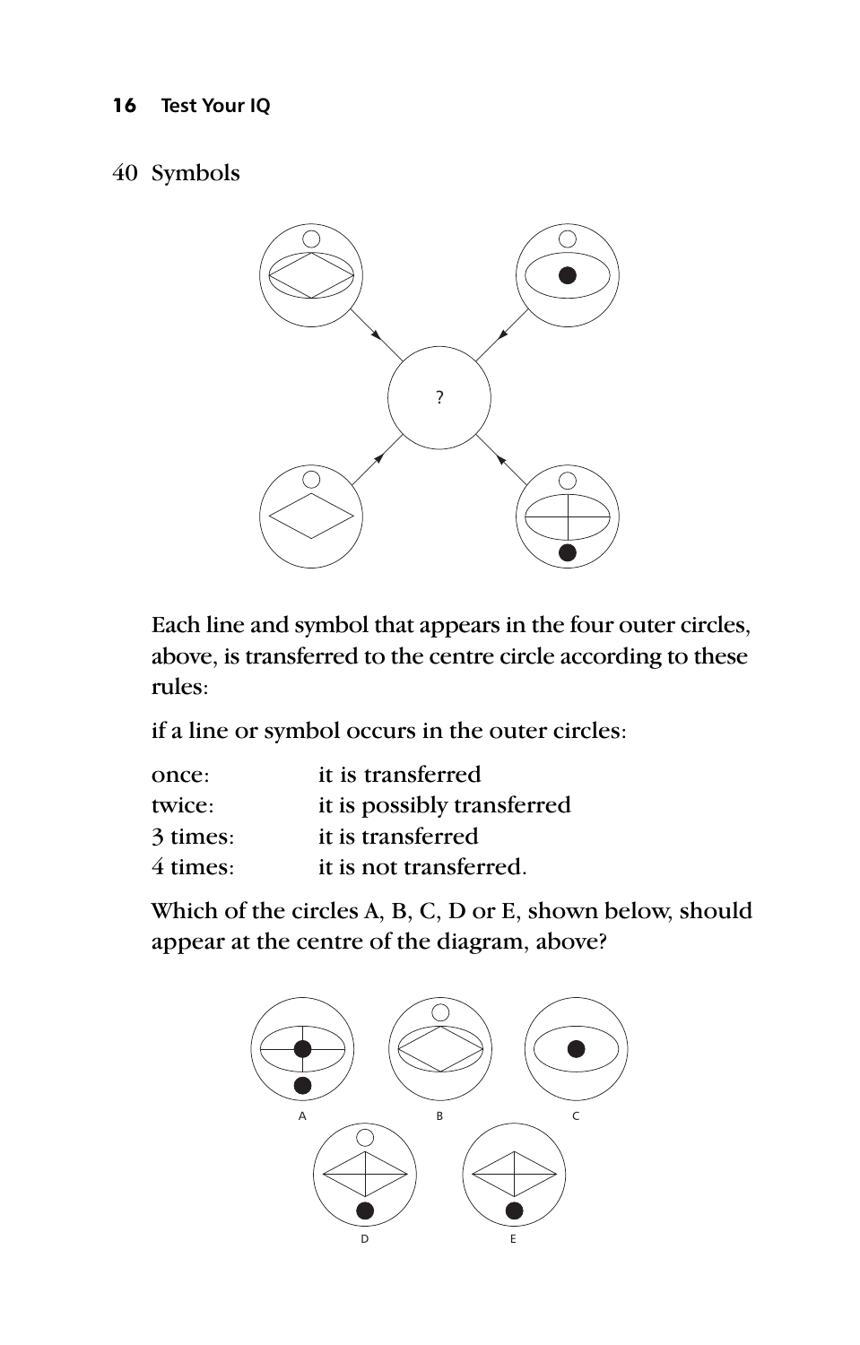## 40 Symbols

Each line and symbol that appears in the four outer circles, above, is transferred to the centre circle according to these rules:

if a line or symbol occurs in the outer circles:

| | |
|---|---|
| once: | it is transferred |
| twice: | it is possibly transferred |
| 3 times: | it is transferred |
| 4 times: | it is not transferred. |

Which of the circles A, B, C, D or E, shown below, should appear at the centre of the diagram, above?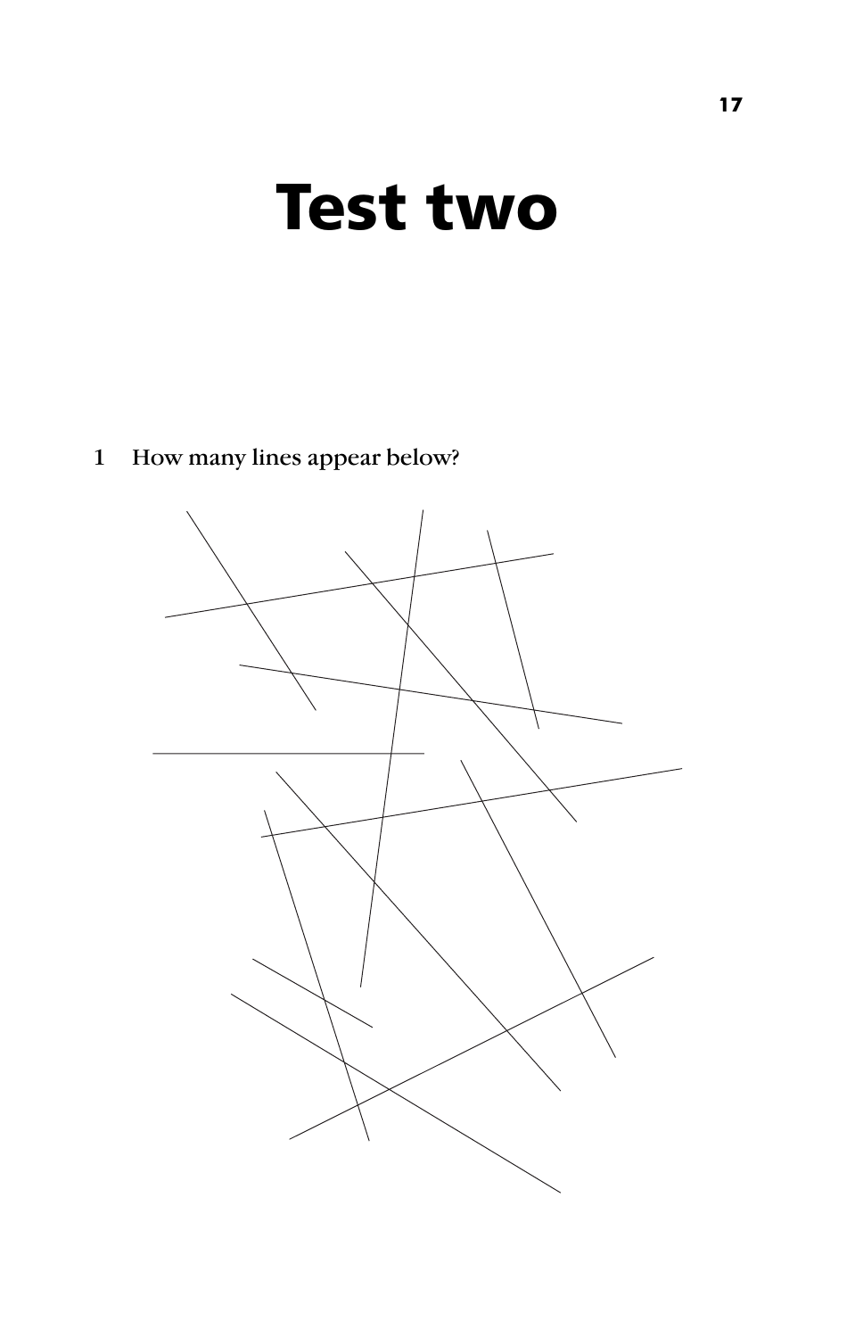# Test two

1 How many lines appear below?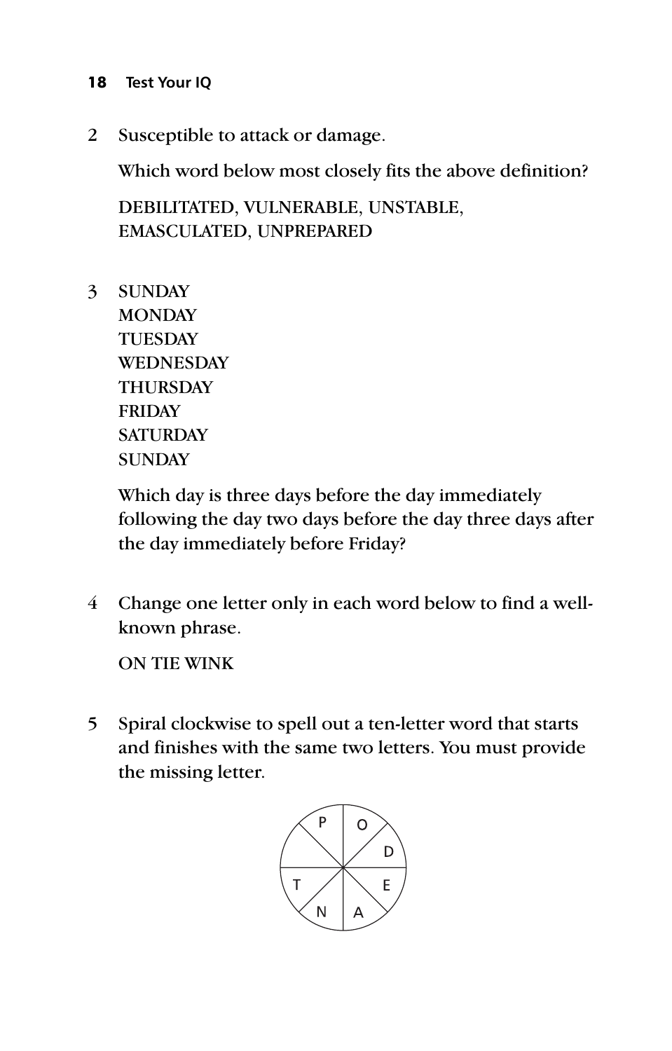2 Susceptible to attack or damage.

Which word below most closely fits the above definition?

DEBILITATED, VULNERABLE, UNSTABLE, EMASCULATED, UNPREPARED

3 SUNDAY
MONDAY
TUESDAY
WEDNESDAY
THURSDAY
FRIDAY
SATURDAY
SUNDAY

Which day is three days before the day immediately following the day two days before the day three days after the day immediately before Friday?

4 Change one letter only in each word below to find a well-known phrase.

ON TIE WINK

5 Spiral clockwise to spell out a ten-letter word that starts and finishes with the same two letters. You must provide the missing letter.

| P | O |
|---|---|
| | D |
| T | E |
| N | A |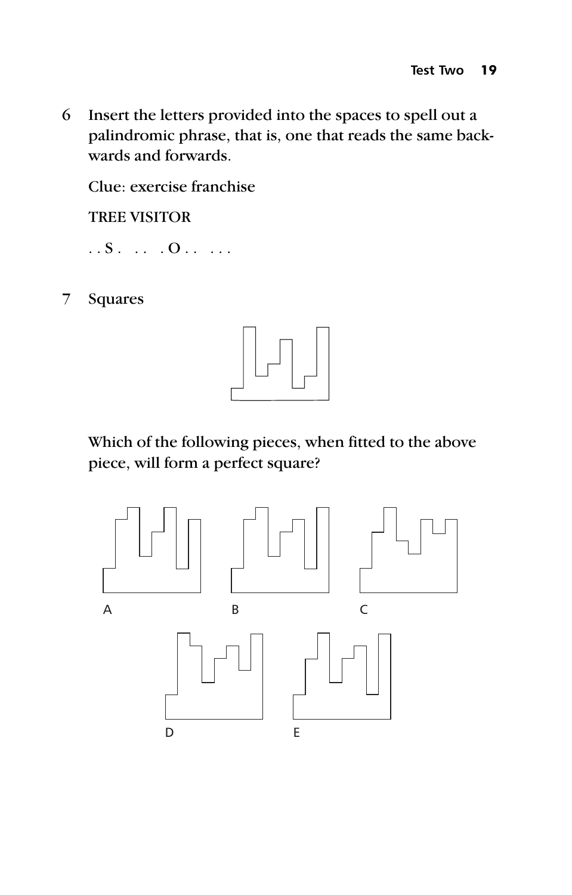6 Insert the letters provided into the spaces to spell out a palindromic phrase, that is, one that reads the same backwards and forwards.

Clue: exercise franchise

TREE VISITOR

. . S .   . .   . O . .   . . .

7 Squares

Which of the following pieces, when fitted to the above piece, will form a perfect square?

A  B  C

D  E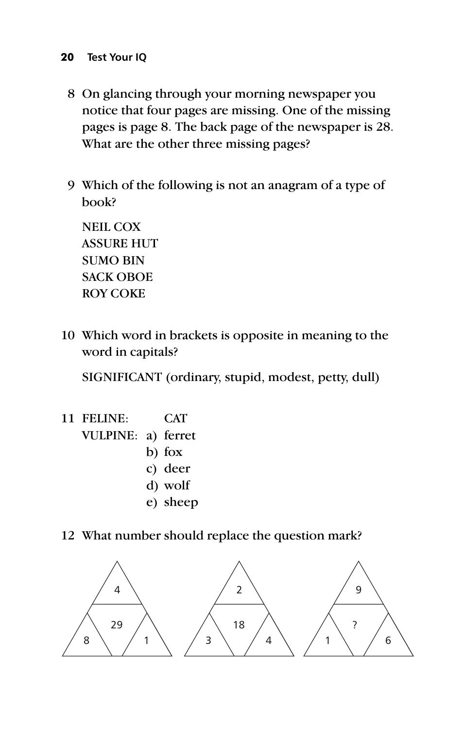8 On glancing through your morning newspaper you notice that four pages are missing. One of the missing pages is page 8. The back page of the newspaper is 28. What are the other three missing pages?

9 Which of the following is not an anagram of a type of book?

NEIL COX
ASSURE HUT
SUMO BIN
SACK OBOE
ROY COKE

10 Which word in brackets is opposite in meaning to the word in capitals?

SIGNIFICANT (ordinary, stupid, modest, petty, dull)

11 FELINE: CAT
VULPINE:
a) ferret
b) fox
c) deer
d) wolf
e) sheep

12 What number should replace the question mark?

| Triangle | Top | Left | Right | Centre |
|---|---|---|---|---|
| 1 | 4 | 8 | 1 | 29 |
| 2 | 2 | 3 | 4 | 18 |
| 3 | 9 | 1 | 6 | ? |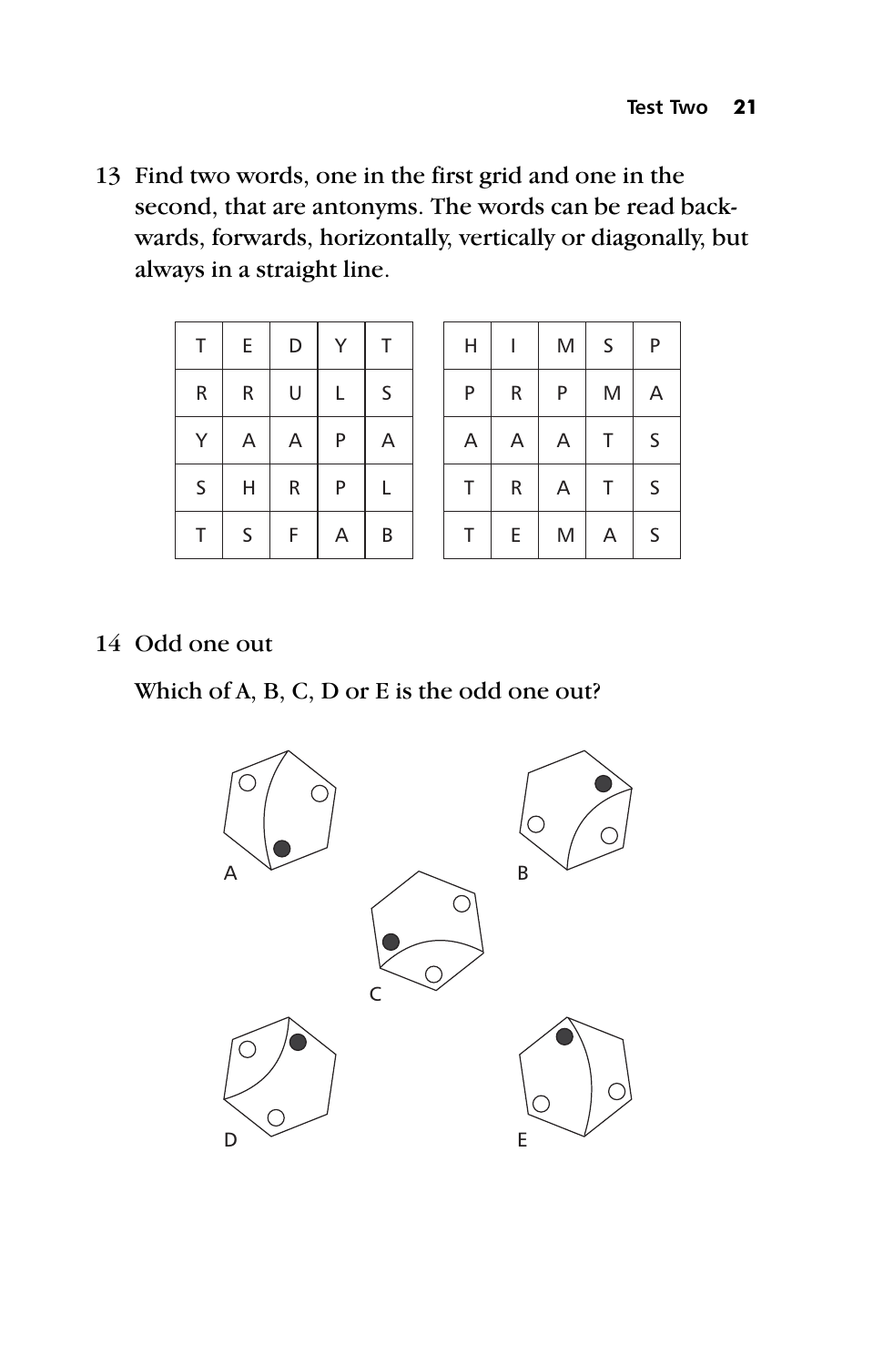13 Find two words, one in the first grid and one in the second, that are antonyms. The words can be read backwards, forwards, horizontally, vertically or diagonally, but always in a straight line.

| T | E | D | Y | T |
|---|---|---|---|---|
| R | R | U | L | S |
| Y | A | A | P | A |
| S | H | R | P | L |
| T | S | F | A | B |

| H | I | M | S | P |
|---|---|---|---|---|
| P | R | P | M | A |
| A | A | A | T | S |
| T | R | A | T | S |
| T | E | M | A | S |

14 Odd one out

Which of A, B, C, D or E is the odd one out?

A

B

C

D

E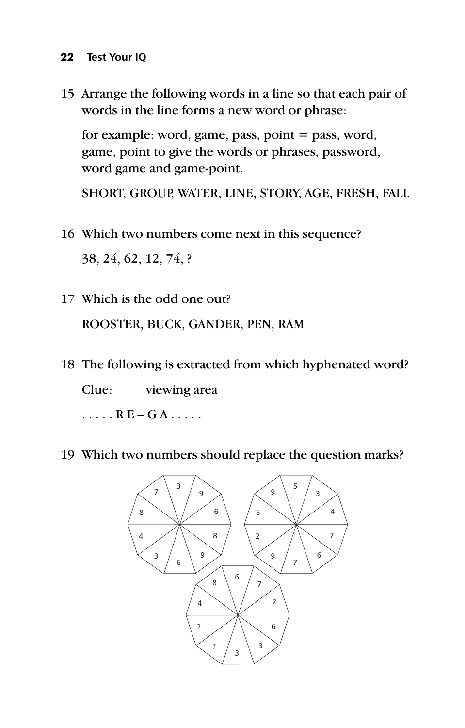15 Arrange the following words in a line so that each pair of words in the line forms a new word or phrase:

for example: word, game, pass, point = pass, word, game, point to give the words or phrases, password, word game and game-point.

SHORT, GROUP, WATER, LINE, STORY, AGE, FRESH, FALL

16 Which two numbers come next in this sequence?

38, 24, 62, 12, 74, ?

17 Which is the odd one out?

ROOSTER, BUCK, GANDER, PEN, RAM

18 The following is extracted from which hyphenated word?

Clue: viewing area

. . . . . R E – G A . . . . .

19 Which two numbers should replace the question marks?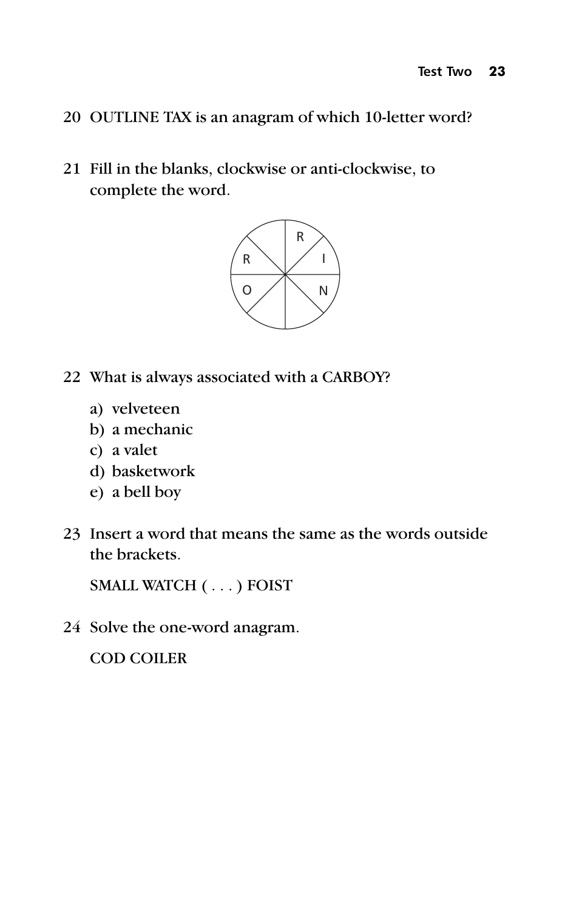20 OUTLINE TAX is an anagram of which 10-letter word?

21 Fill in the blanks, clockwise or anti-clockwise, to complete the word.

22 What is always associated with a CARBOY?

a) velveteen
b) a mechanic
c) a valet
d) basketwork
e) a bell boy

23 Insert a word that means the same as the words outside the brackets.

SMALL WATCH ( . . . ) FOIST

24 Solve the one-word anagram.

COD COILER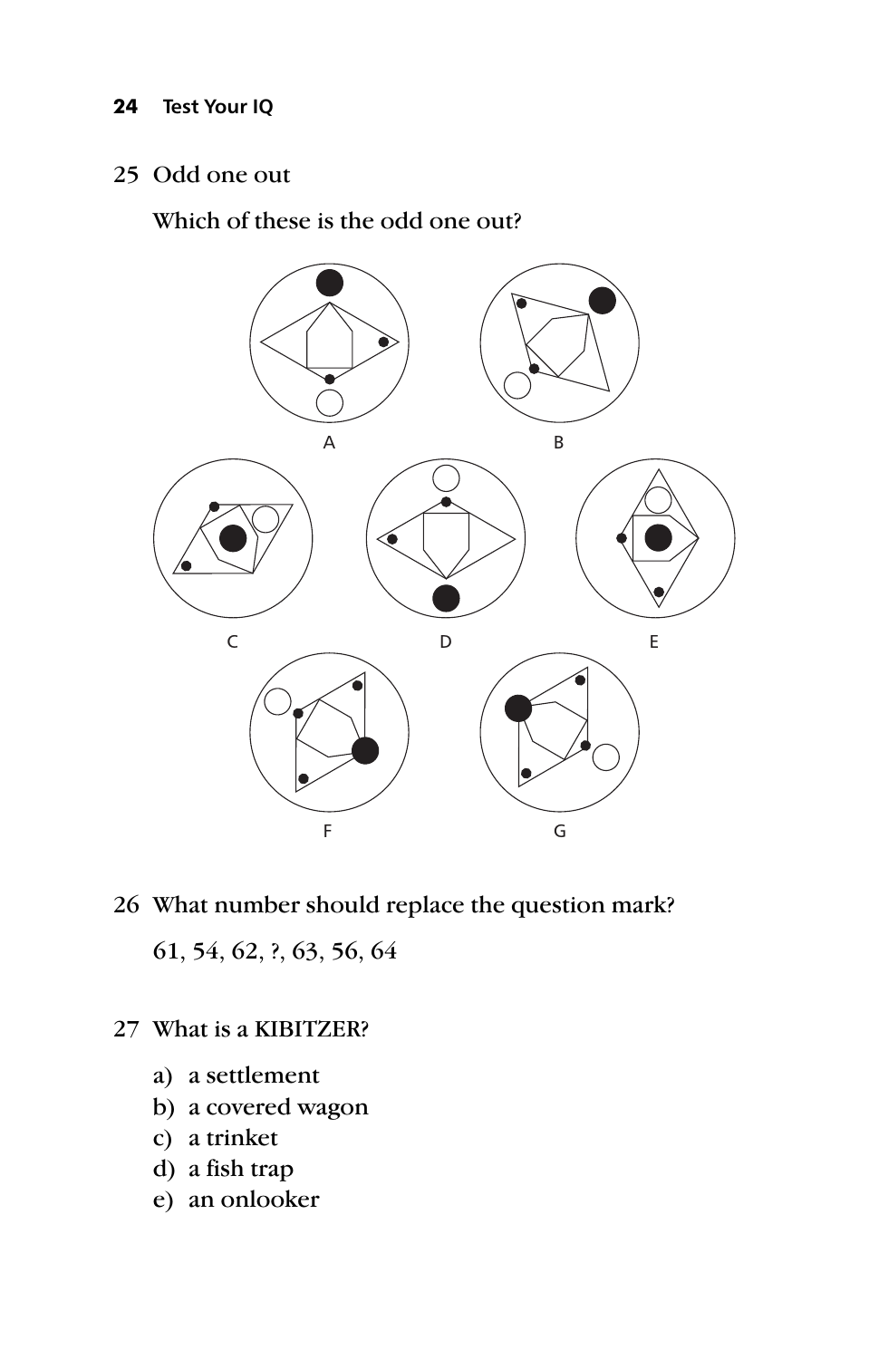## 25 Odd one out

Which of these is the odd one out?

A B

C D E

F G

## 26 What number should replace the question mark?

61, 54, 62, ?, 63, 56, 64

## 27 What is a KIBITZER?

a) a settlement
b) a covered wagon
c) a trinket
d) a fish trap
e) an onlooker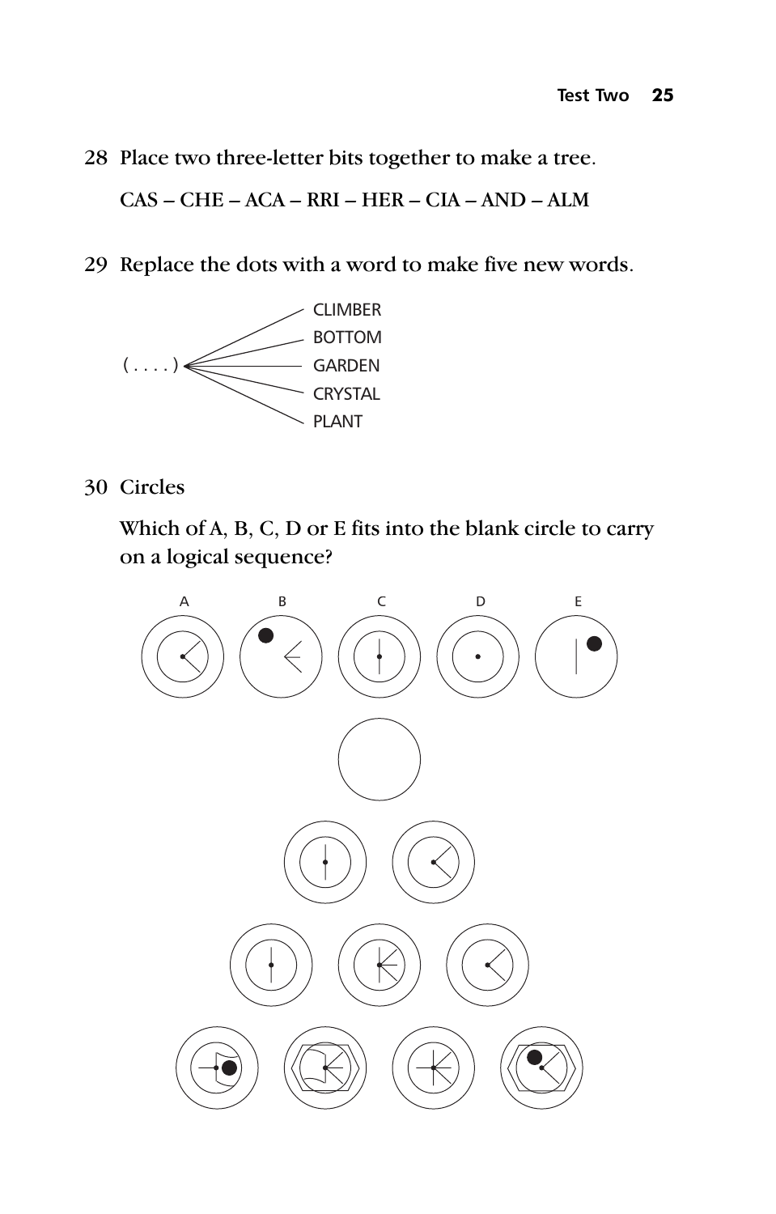28 Place two three-letter bits together to make a tree.

CAS – CHE – ACA – RRI – HER – CIA – AND – ALM

29 Replace the dots with a word to make five new words.

( . . . . ) CLIMBER
BOTTOM
GARDEN
CRYSTAL
PLANT

30 Circles

Which of A, B, C, D or E fits into the blank circle to carry on a logical sequence?

A B C D E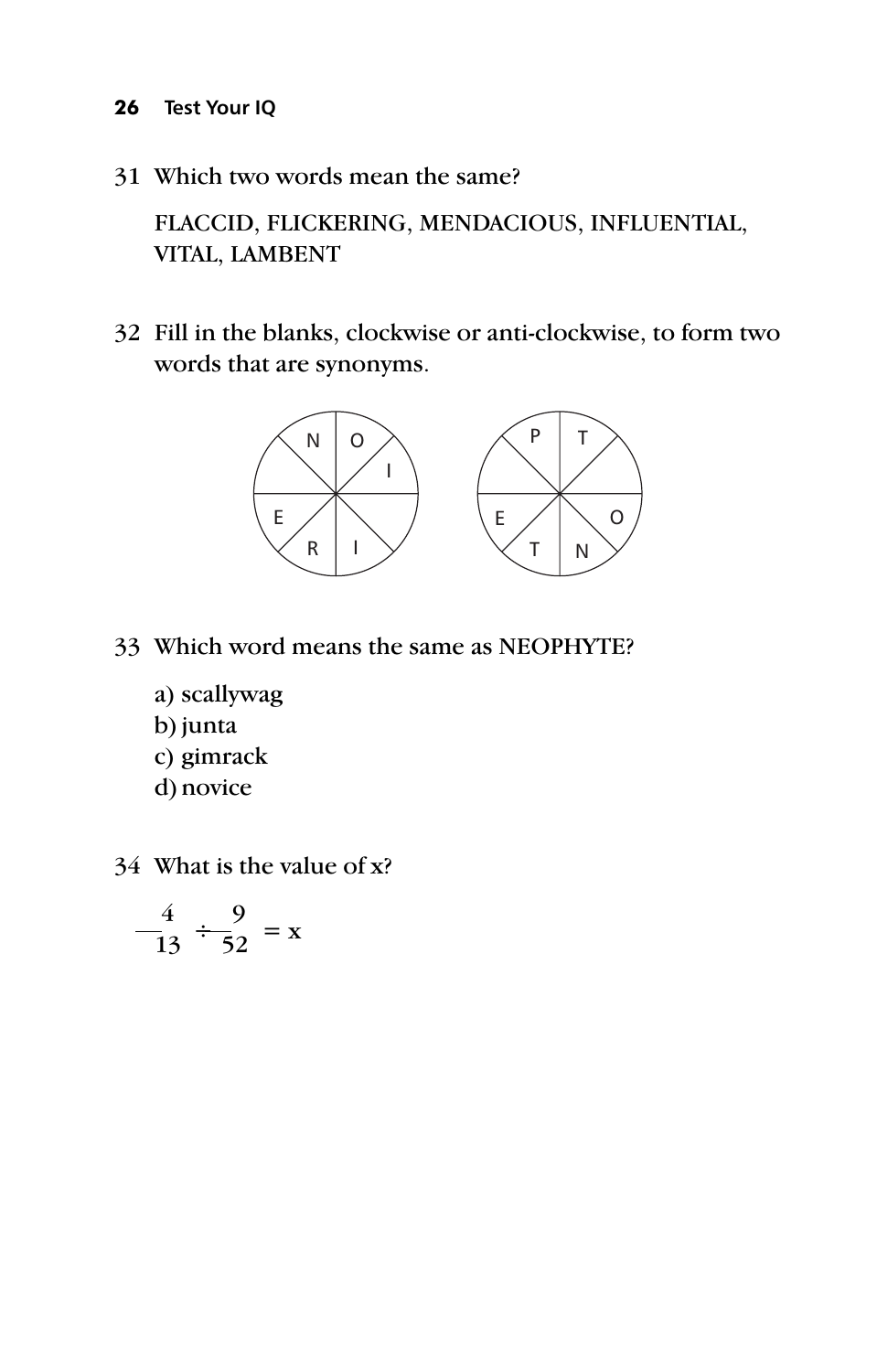31 Which two words mean the same?

FLACCID, FLICKERING, MENDACIOUS, INFLUENTIAL, VITAL, LAMBENT

32 Fill in the blanks, clockwise or anti-clockwise, to form two words that are synonyms.

33 Which word means the same as NEOPHYTE?

a) scallywag
b) junta
c) gimrack
d) novice

34 What is the value of x?

$$\frac{4}{13} \div \frac{9}{52} = x$$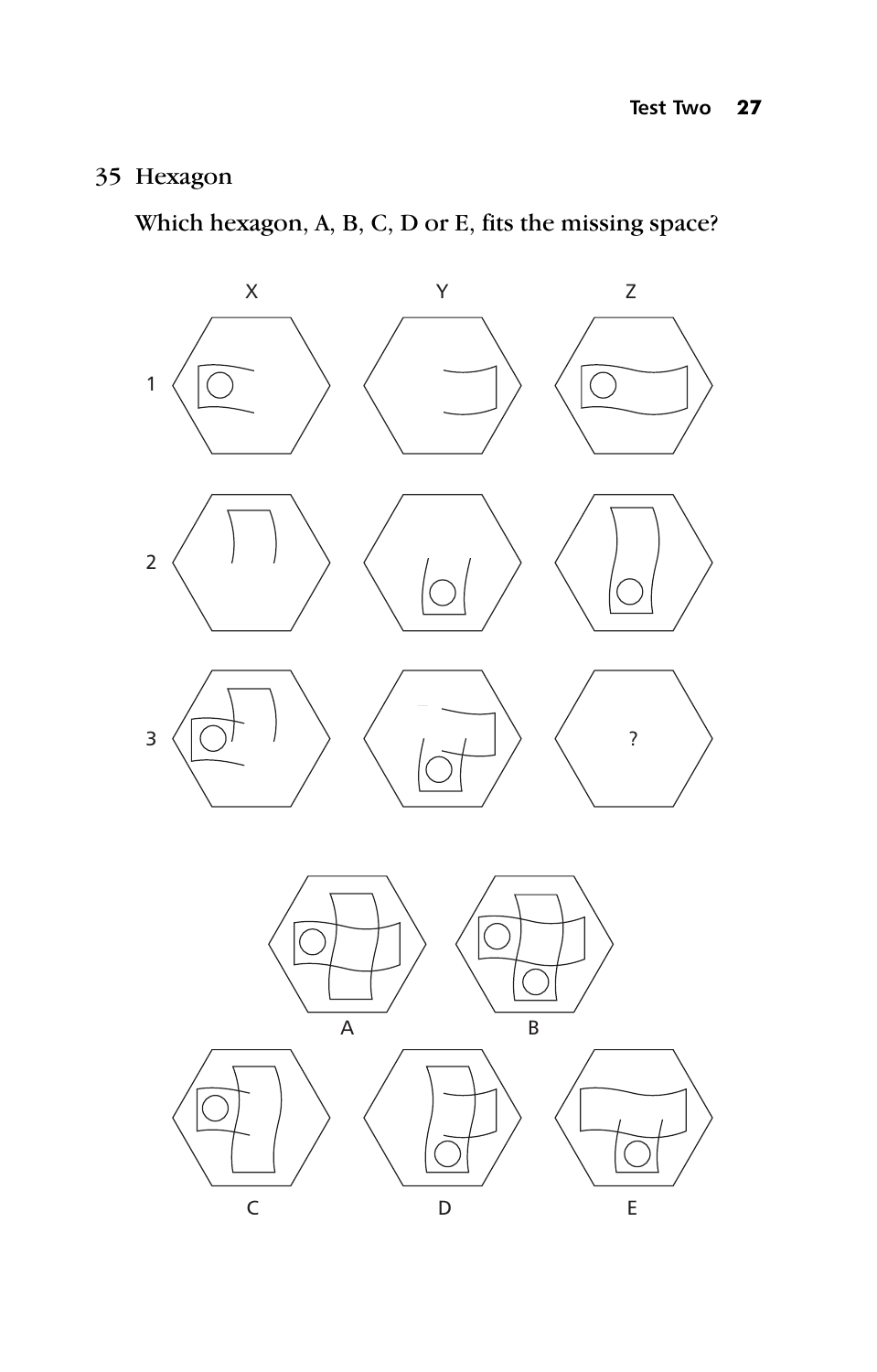## 35 Hexagon

Which hexagon, A, B, C, D or E, fits the missing space?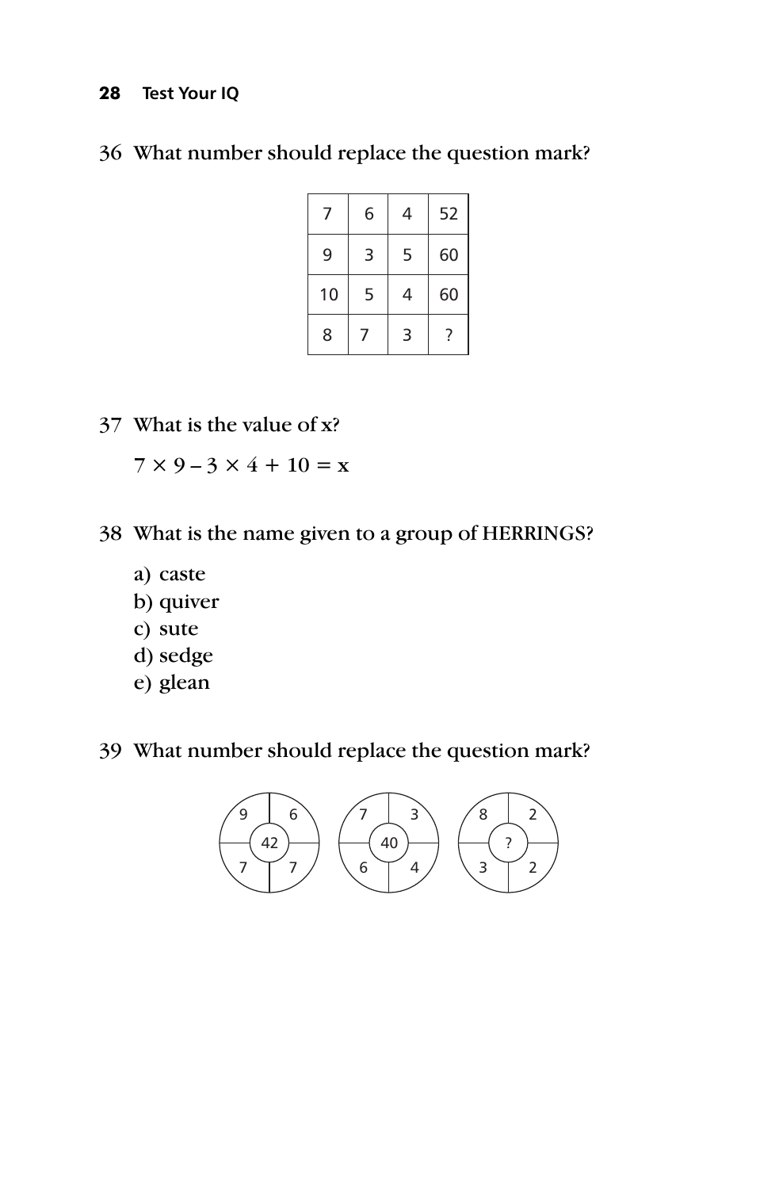36 What number should replace the question mark?

| 7 | 6 | 4 | 52 |
|---|---|---|---|
| 9 | 3 | 5 | 60 |
| 10 | 5 | 4 | 60 |
| 8 | 7 | 3 | ? |

37 What is the value of x?

$7 \times 9 - 3 \times 4 + 10 = x$

38 What is the name given to a group of HERRINGS?

a) caste
b) quiver
c) sute
d) sedge
e) glean

39 What number should replace the question mark?

| Circle 1 | Circle 2 | Circle 3 |
|---|---|---|
| 9, 6 | 7, 3 | 8, 2 |
| 42 | 40 | ? |
| 7, 7 | 6, 4 | 3, 2 |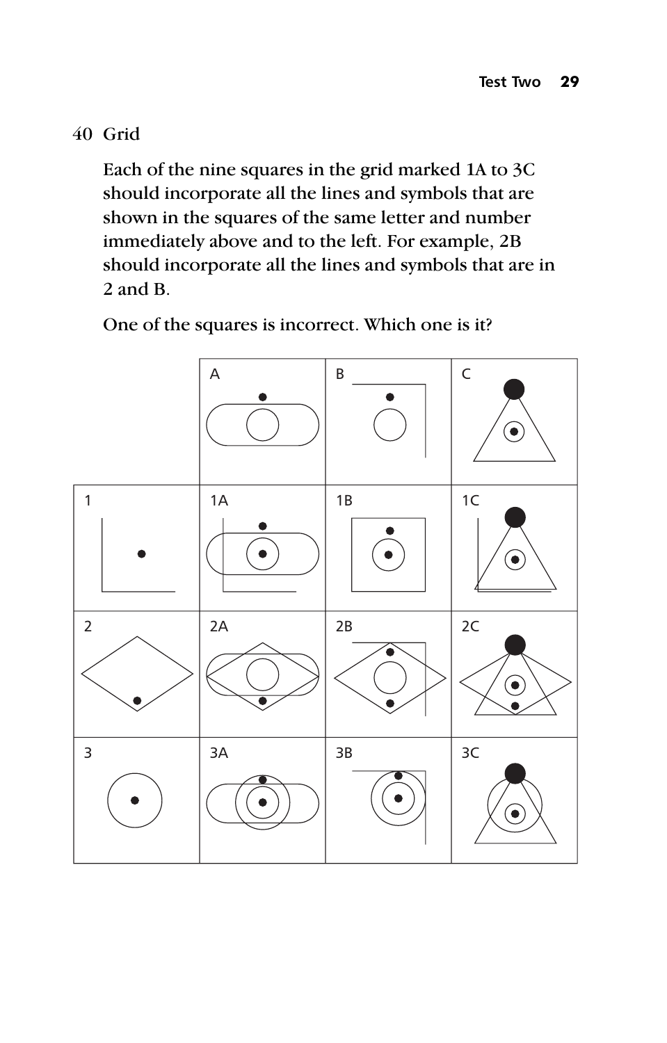## 40 Grid

Each of the nine squares in the grid marked 1A to 3C should incorporate all the lines and symbols that are shown in the squares of the same letter and number immediately above and to the left. For example, 2B should incorporate all the lines and symbols that are in 2 and B.

One of the squares is incorrect. Which one is it?

|   | A | B | C |
|---|---|---|---|
| 1 | 1A | 1B | 1C |
| 2 | 2A | 2B | 2C |
| 3 | 3A | 3B | 3C |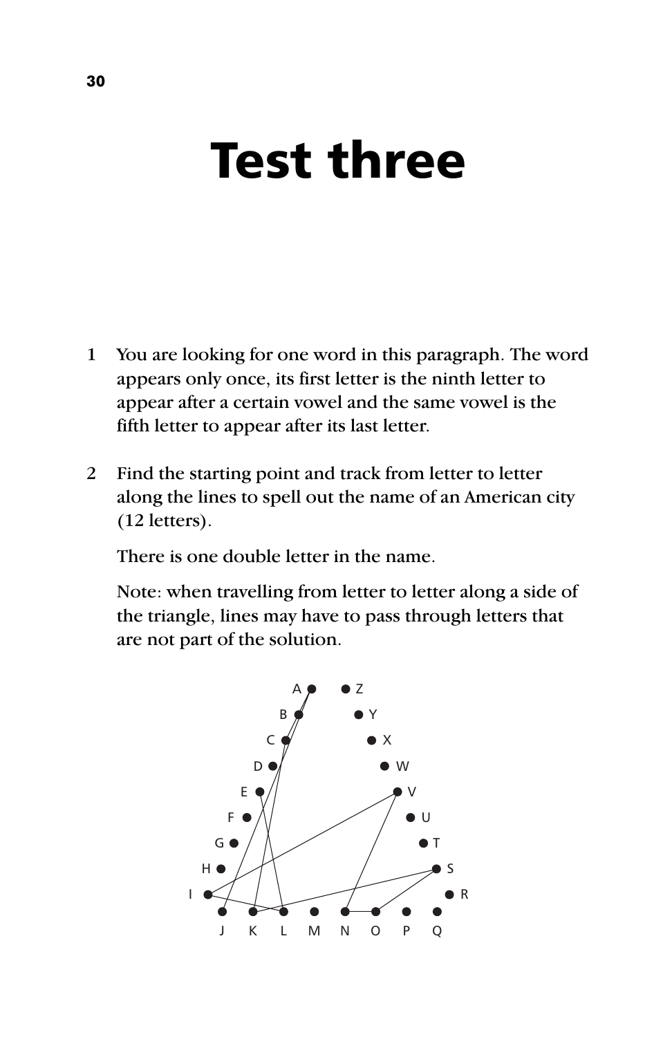# Test three

1 You are looking for one word in this paragraph. The word appears only once, its first letter is the ninth letter to appear after a certain vowel and the same vowel is the fifth letter to appear after its last letter.

2 Find the starting point and track from letter to letter along the lines to spell out the name of an American city (12 letters).

   There is one double letter in the name.

   Note: when travelling from letter to letter along a side of the triangle, lines may have to pass through letters that are not part of the solution.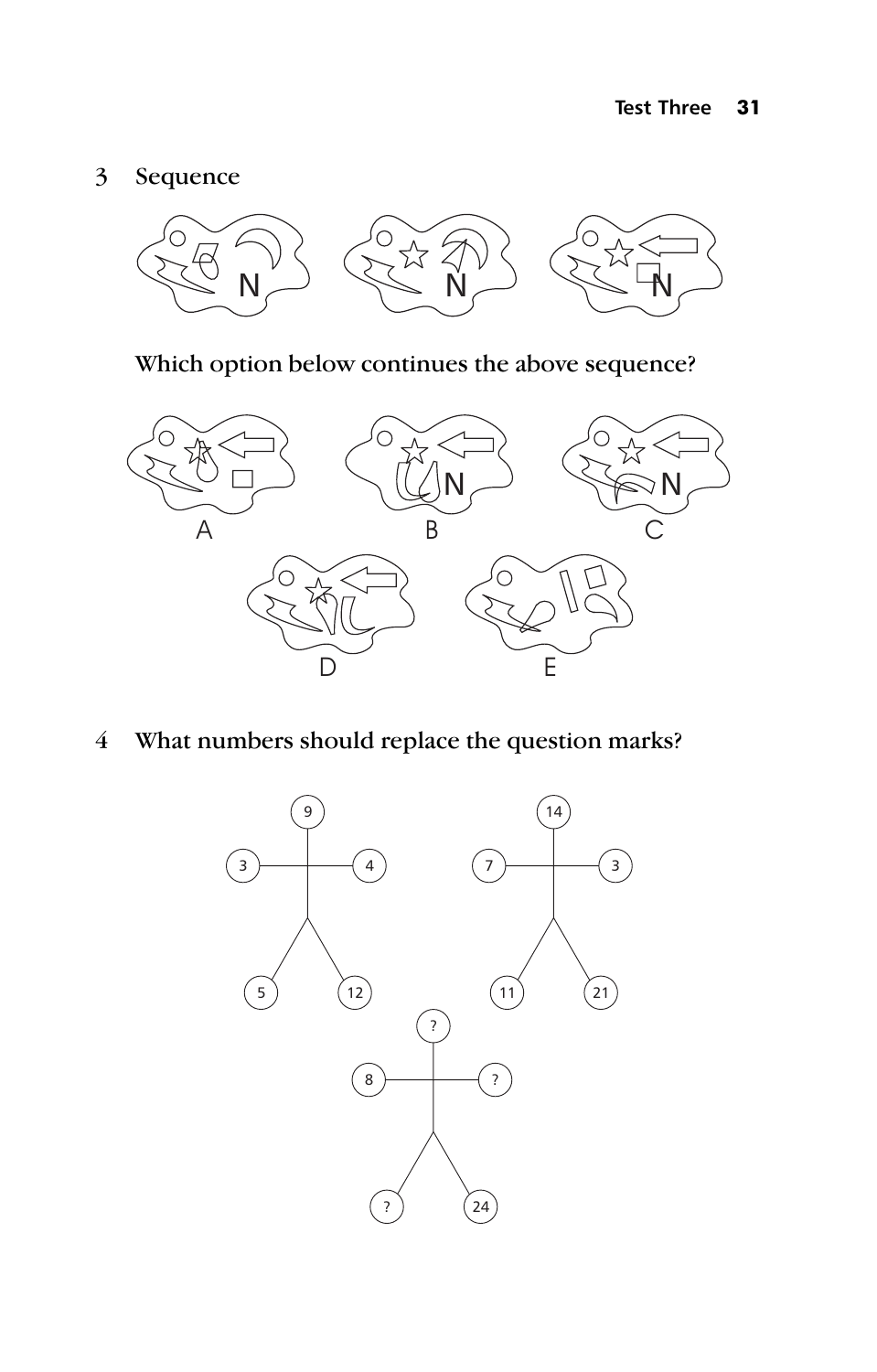3 Sequence

Which option below continues the above sequence?

A B C D E

4 What numbers should replace the question marks?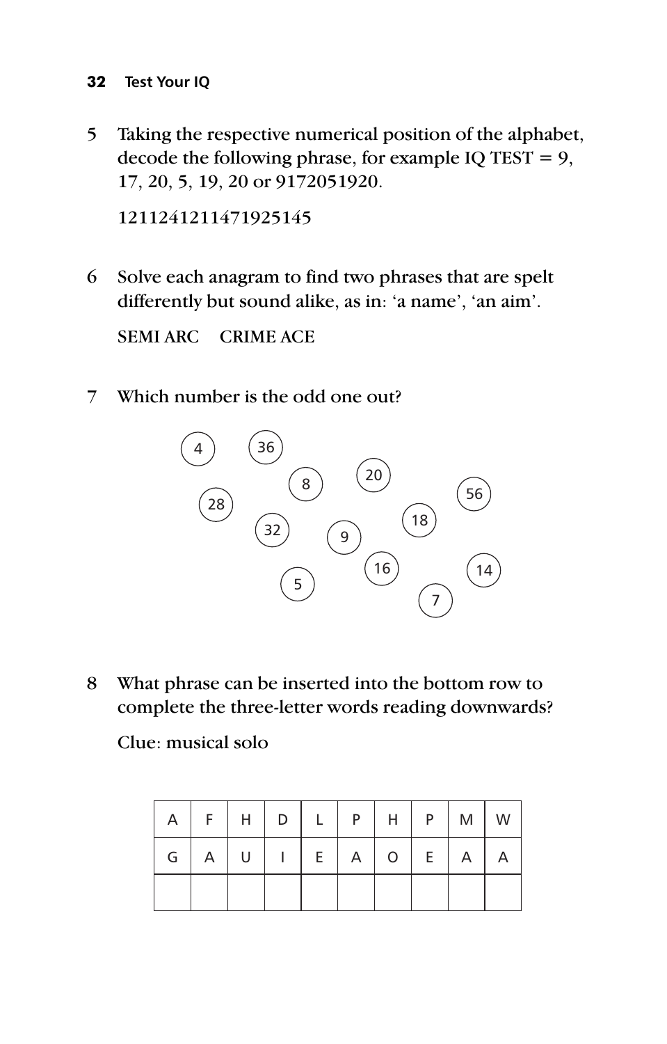5 Taking the respective numerical position of the alphabet, decode the following phrase, for example IQ TEST = 9, 17, 20, 5, 19, 20 or 9172051920.

    1211241211471925145

6 Solve each anagram to find two phrases that are spelt differently but sound alike, as in: 'a name', 'an aim'.

    SEMI ARC   CRIME ACE

7 Which number is the odd one out?

    4   36   8   20   28   56   32   18   9   16   14   5   7

8 What phrase can be inserted into the bottom row to complete the three-letter words reading downwards?

    Clue: musical solo

| A | F | H | D | L | P | H | P | M | W |
|---|---|---|---|---|---|---|---|---|---|
| G | A | U | I | E | A | O | E | A | A |
|   |   |   |   |   |   |   |   |   |   |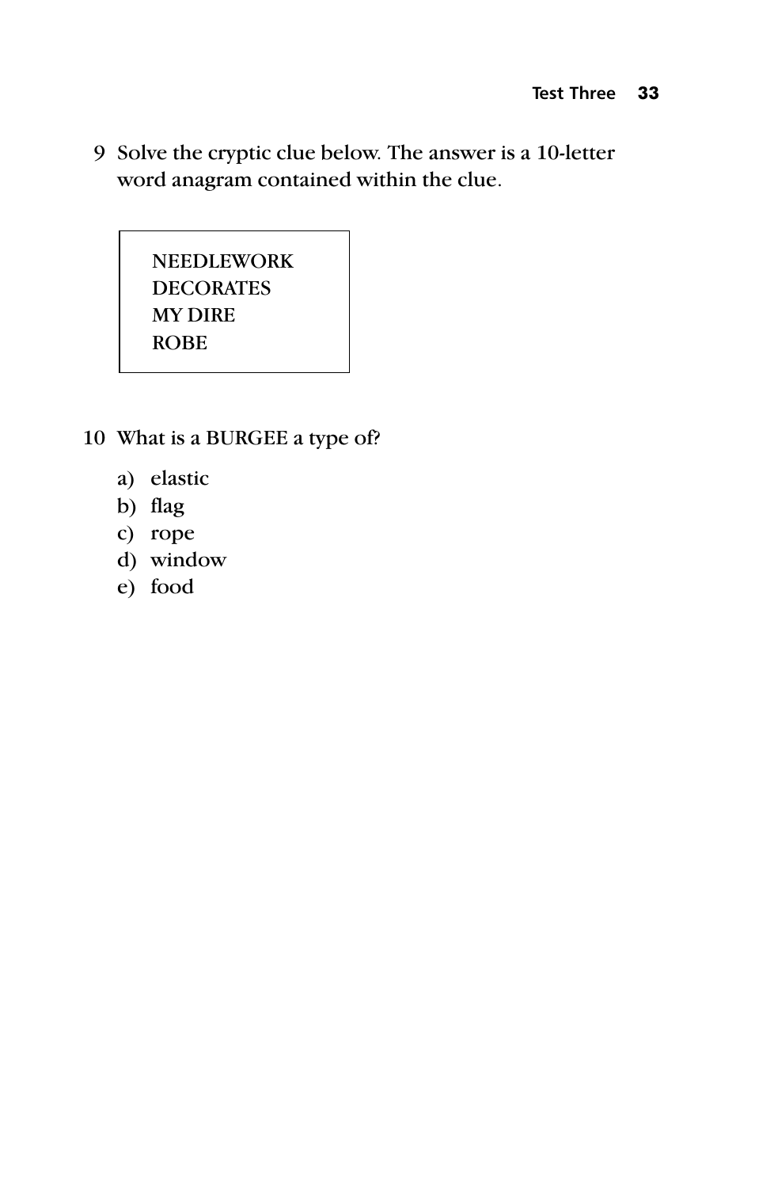9 Solve the cryptic clue below. The answer is a 10-letter word anagram contained within the clue.

| NEEDLEWORK DECORATES MY DIRE ROBE |
|---|

10 What is a BURGEE a type of?

a) elastic
b) flag
c) rope
d) window
e) food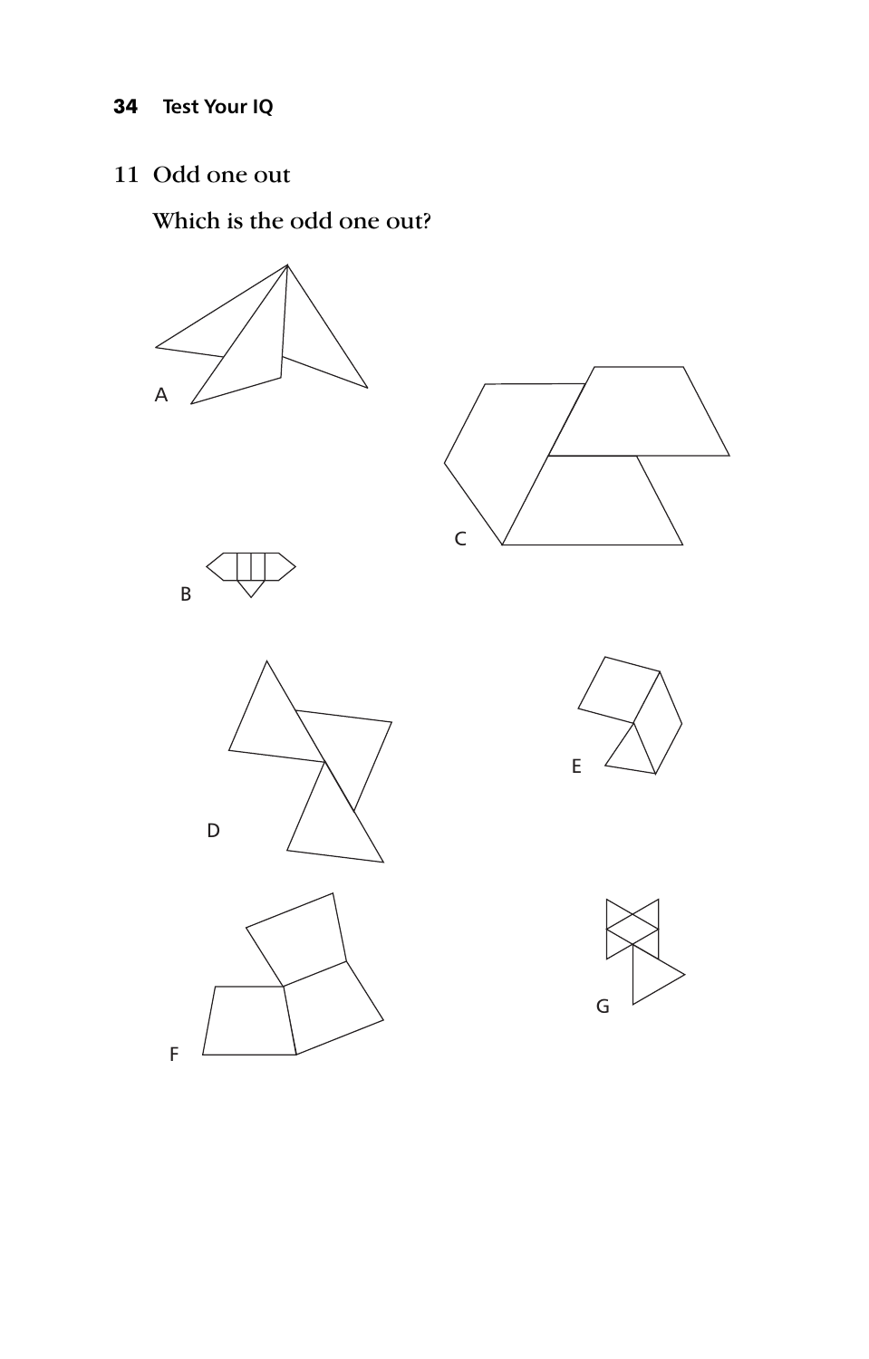## 11 Odd one out

Which is the odd one out?

A

C

B

D

E

F

G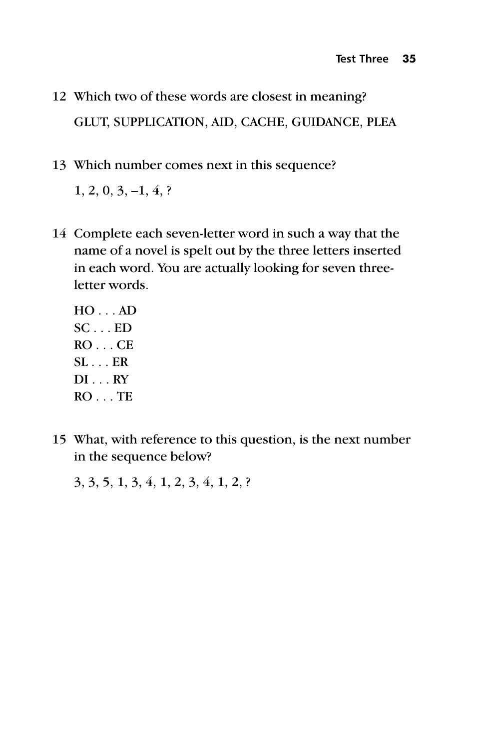12 Which two of these words are closest in meaning?

GLUT, SUPPLICATION, AID, CACHE, GUIDANCE, PLEA

13 Which number comes next in this sequence?

1, 2, 0, 3, –1, 4, ?

14 Complete each seven-letter word in such a way that the name of a novel is spelt out by the three letters inserted in each word. You are actually looking for seven three-letter words.

HO . . . AD  
SC . . . ED  
RO . . . CE  
SL . . . ER  
DI . . . RY  
RO . . . TE

15 What, with reference to this question, is the next number in the sequence below?

3, 3, 5, 1, 3, 4, 1, 2, 3, 4, 1, 2, ?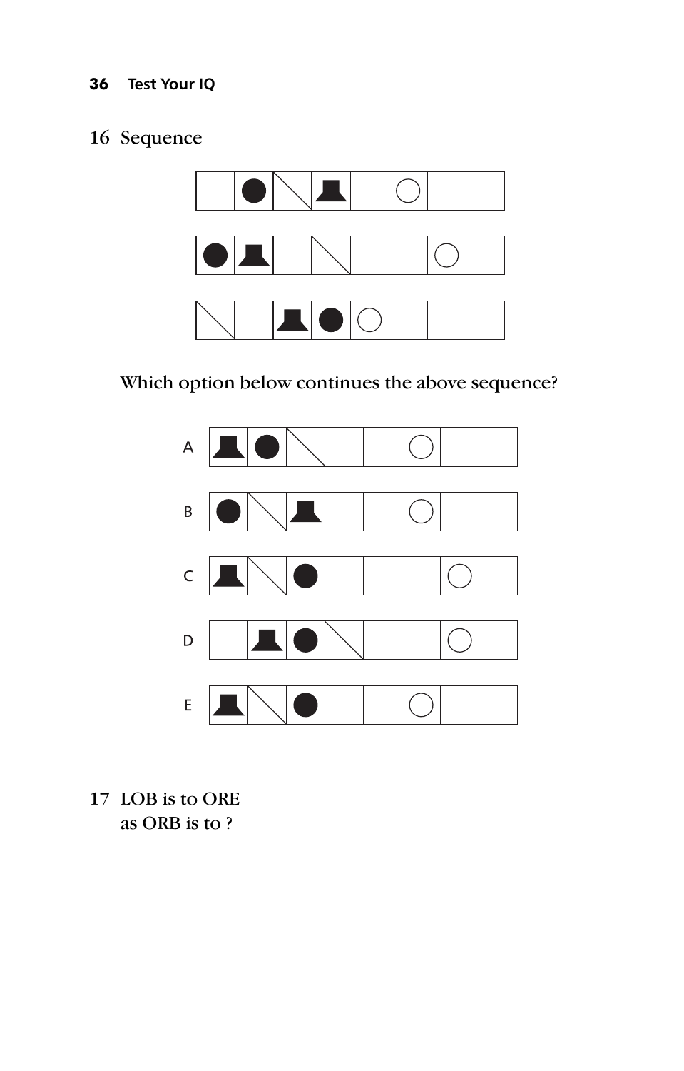16 Sequence

Which option below continues the above sequence?

A

B

C

D

E

17 LOB is to ORE
as ORB is to ?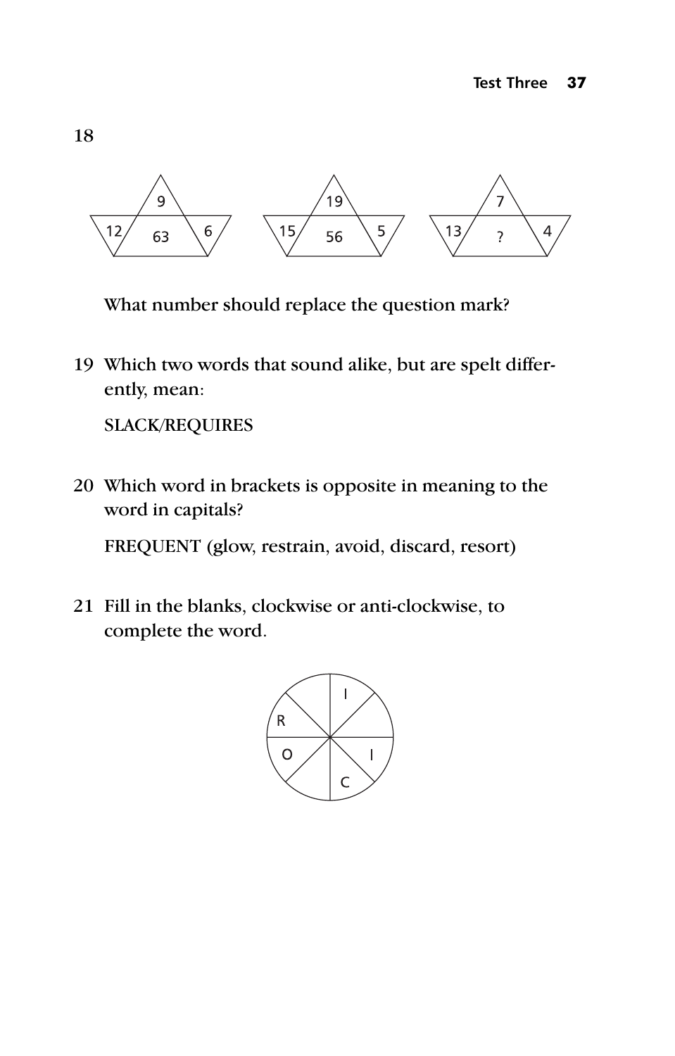18

| | Top | Left | Centre | Right |
|---|---|---|---|---|
| Figure 1 | 9 | 12 | 63 | 6 |
| Figure 2 | 19 | 15 | 56 | 5 |
| Figure 3 | 7 | 13 | ? | 4 |

What number should replace the question mark?

19 Which two words that sound alike, but are spelt differently, mean:

SLACK/REQUIRES

20 Which word in brackets is opposite in meaning to the word in capitals?

FREQUENT (glow, restrain, avoid, discard, resort)

21 Fill in the blanks, clockwise or anti-clockwise, to complete the word.

Circle divided into eight segments; reading clockwise from the top-right segment: I, (blank), I, C, (blank), O, R, (blank).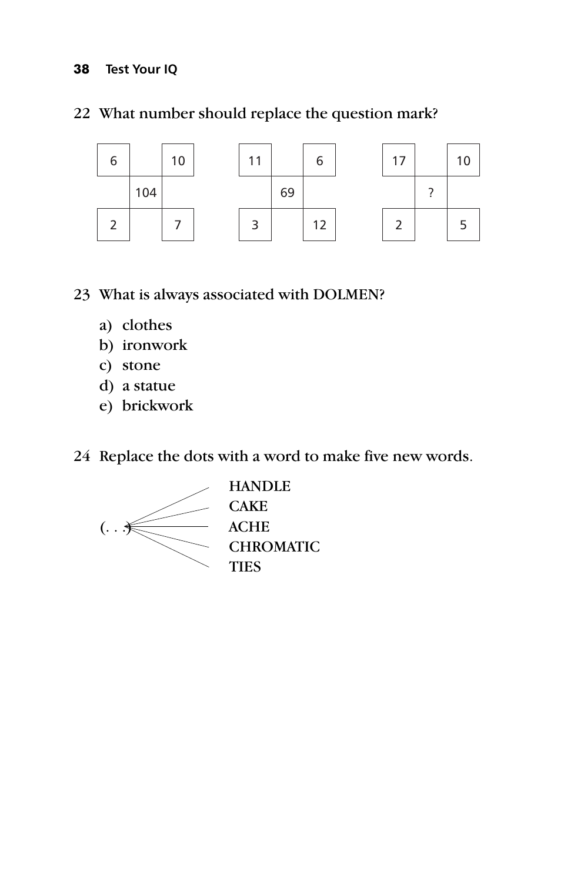22 What number should replace the question mark?

| 6 | | 10 |
|---|---|---|
| | 104 | |
| 2 | | 7 |

| 11 | | 6 |
|---|---|---|
| | 69 | |
| 3 | | 12 |

| 17 | | 10 |
|---|---|---|
| | ? | |
| 2 | | 5 |

23 What is always associated with DOLMEN?

a) clothes
b) ironwork
c) stone
d) a statue
e) brickwork

24 Replace the dots with a word to make five new words.

(. . .) HANDLE
(. . .) CAKE
(. . .) ACHE
(. . .) CHROMATIC
(. . .) TIES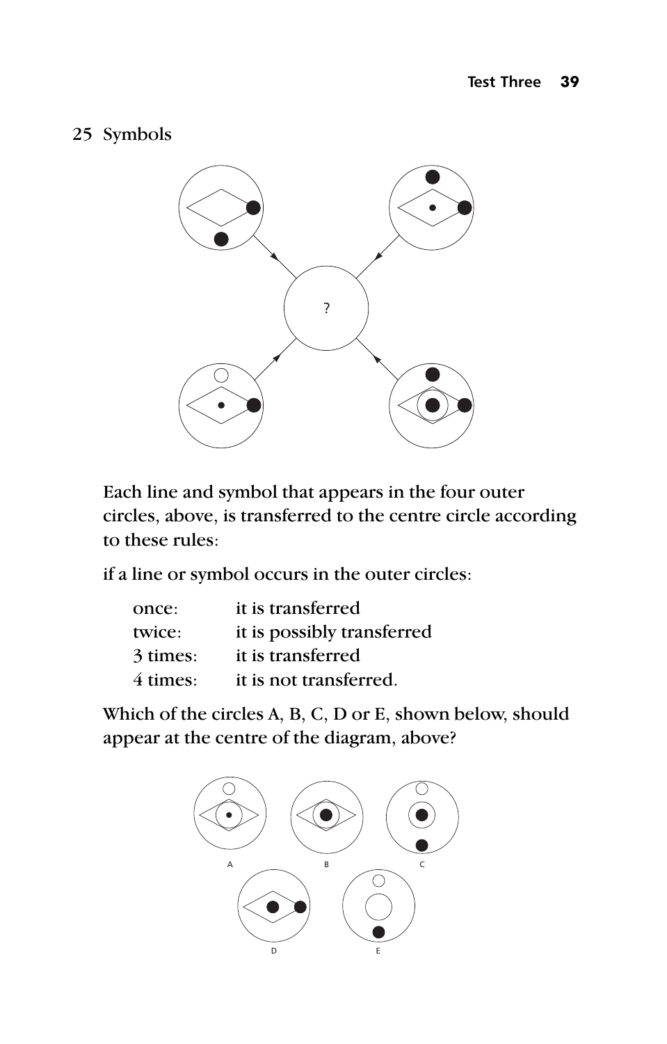## 25 Symbols

?

Each line and symbol that appears in the four outer circles, above, is transferred to the centre circle according to these rules:

if a line or symbol occurs in the outer circles:

| | |
|---|---|
| once: | it is transferred |
| twice: | it is possibly transferred |
| 3 times: | it is transferred |
| 4 times: | it is not transferred. |

Which of the circles A, B, C, D or E, shown below, should appear at the centre of the diagram, above?

A B C D E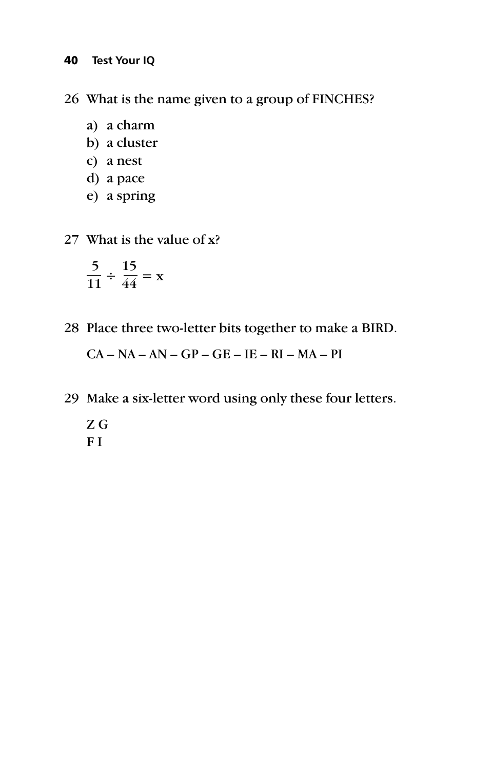26 What is the name given to a group of FINCHES?

a) a charm
b) a cluster
c) a nest
d) a pace
e) a spring

27 What is the value of x?

$$\frac{5}{11} \div \frac{15}{44} = x$$

28 Place three two-letter bits together to make a BIRD.

CA – NA – AN – GP – GE – IE – RI – MA – PI

29 Make a six-letter word using only these four letters.

Z G
F I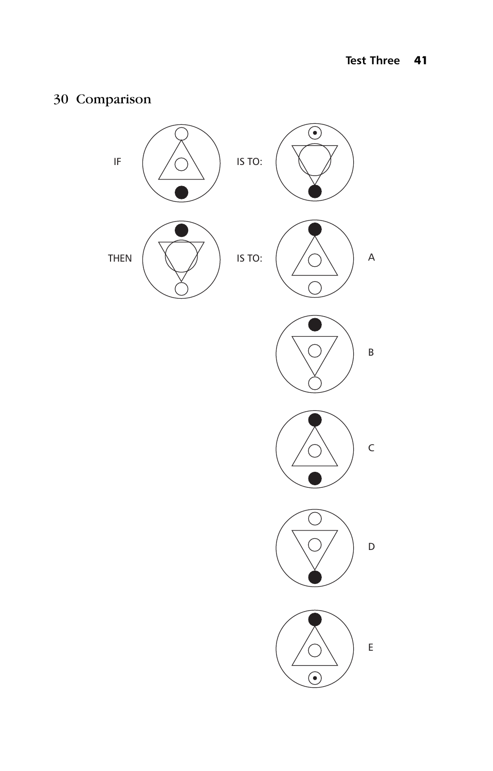## 30 Comparison

IF

IS TO:

THEN

IS TO:

A

B

C

D

E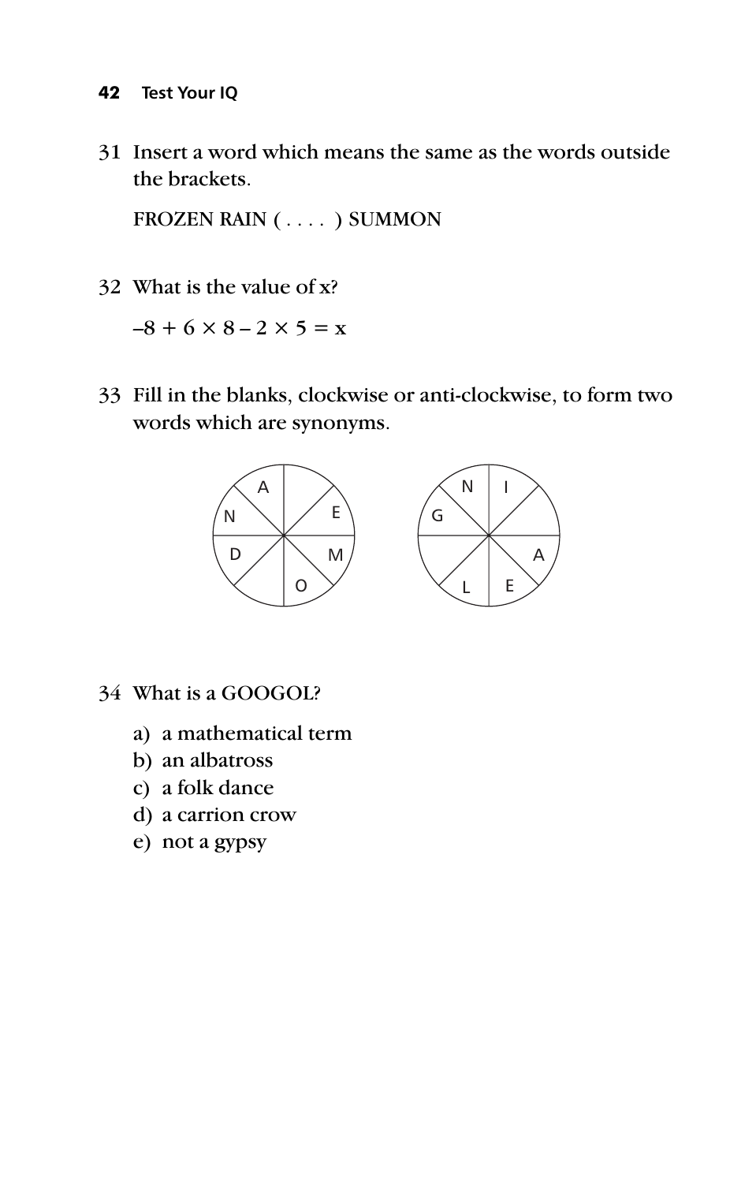31 Insert a word which means the same as the words outside the brackets.

FROZEN RAIN ( . . . . ) SUMMON

32 What is the value of x?

$-8 + 6 \times 8 - 2 \times 5 = x$

33 Fill in the blanks, clockwise or anti-clockwise, to form two words which are synonyms.

34 What is a GOOGOL?

a) a mathematical term
b) an albatross
c) a folk dance
d) a carrion crow
e) not a gypsy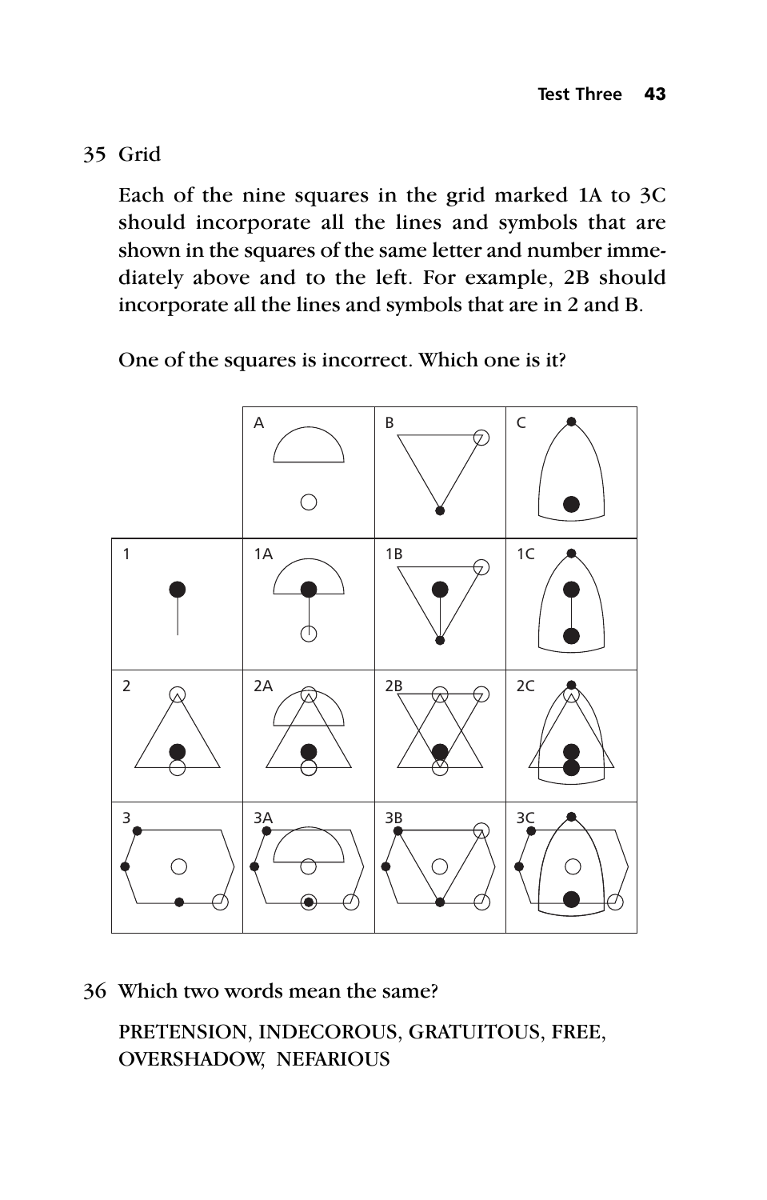35 Grid

Each of the nine squares in the grid marked 1A to 3C should incorporate all the lines and symbols that are shown in the squares of the same letter and number immediately above and to the left. For example, 2B should incorporate all the lines and symbols that are in 2 and B.

One of the squares is incorrect. Which one is it?

36 Which two words mean the same?

PRETENSION, INDECOROUS, GRATUITOUS, FREE, OVERSHADOW, NEFARIOUS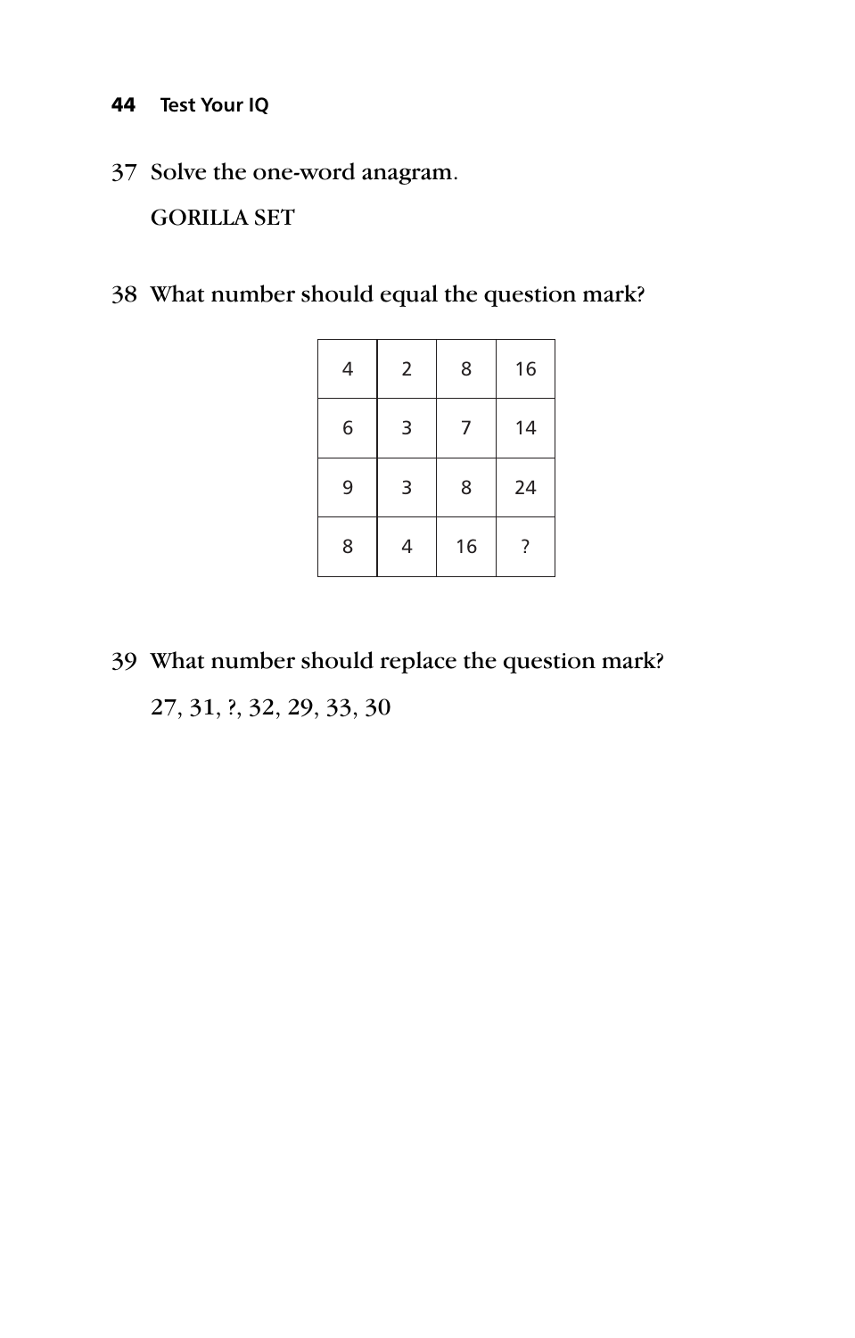37 Solve the one-word anagram.

GORILLA SET

38 What number should equal the question mark?

| 4 | 2 | 8 | 16 |
|---|---|---|---|
| 6 | 3 | 7 | 14 |
| 9 | 3 | 8 | 24 |
| 8 | 4 | 16 | ? |

39 What number should replace the question mark?

27, 31, ?, 32, 29, 33, 30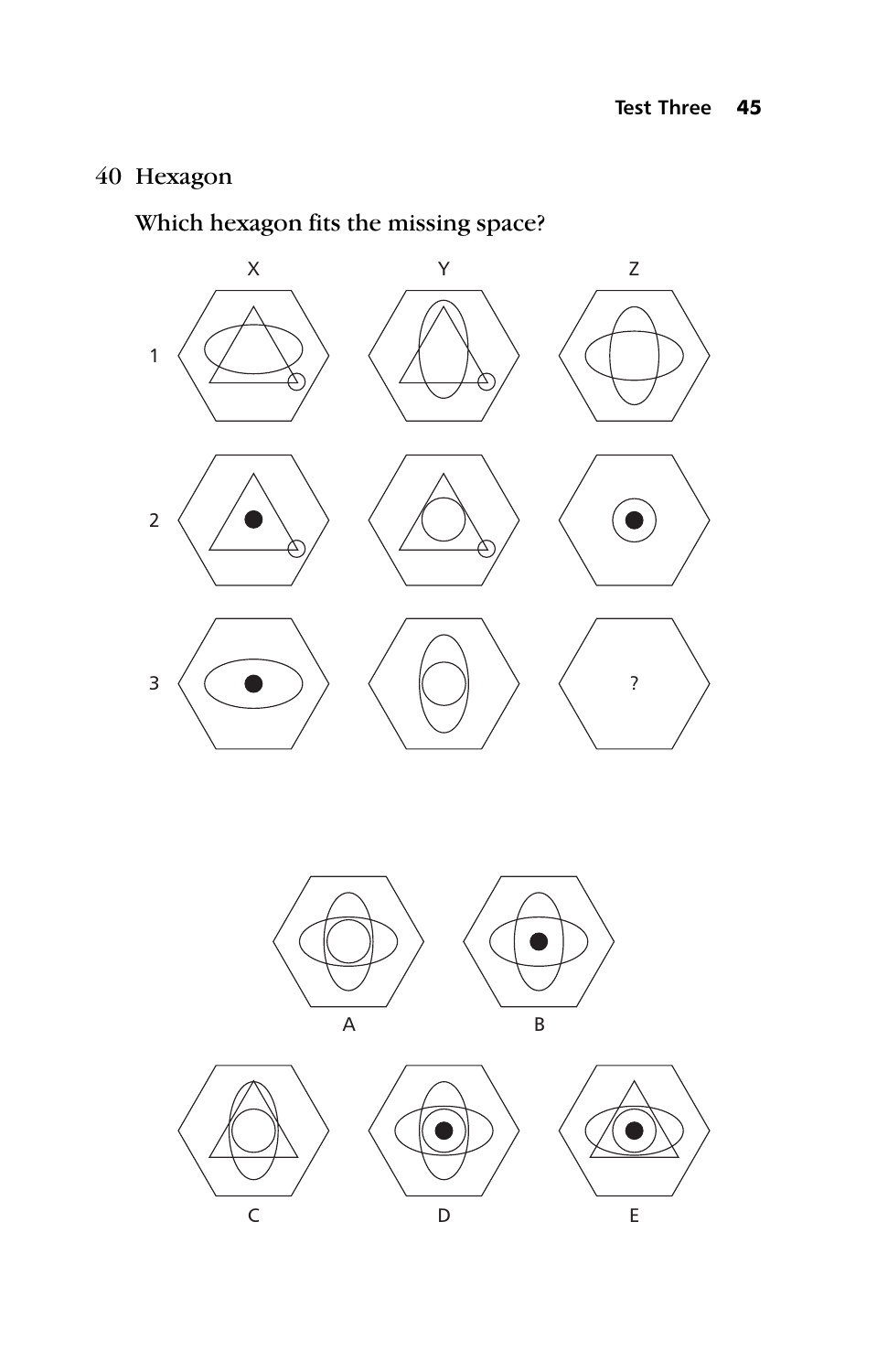## 40 Hexagon

**Which hexagon fits the missing space?**

X Y Z

1

2

3

?

A B

C D E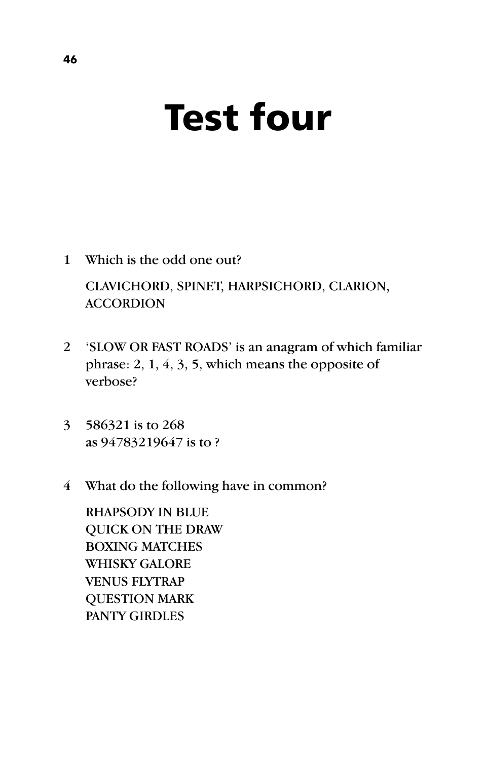# Test four

1 Which is the odd one out?

   CLAVICHORD, SPINET, HARPSICHORD, CLARION, ACCORDION

2 'SLOW OR FAST ROADS' is an anagram of which familiar phrase: 2, 1, 4, 3, 5, which means the opposite of verbose?

3 586321 is to 268
   as 94783219647 is to ?

4 What do the following have in common?

   RHAPSODY IN BLUE
   QUICK ON THE DRAW
   BOXING MATCHES
   WHISKY GALORE
   VENUS FLYTRAP
   QUESTION MARK
   PANTY GIRDLES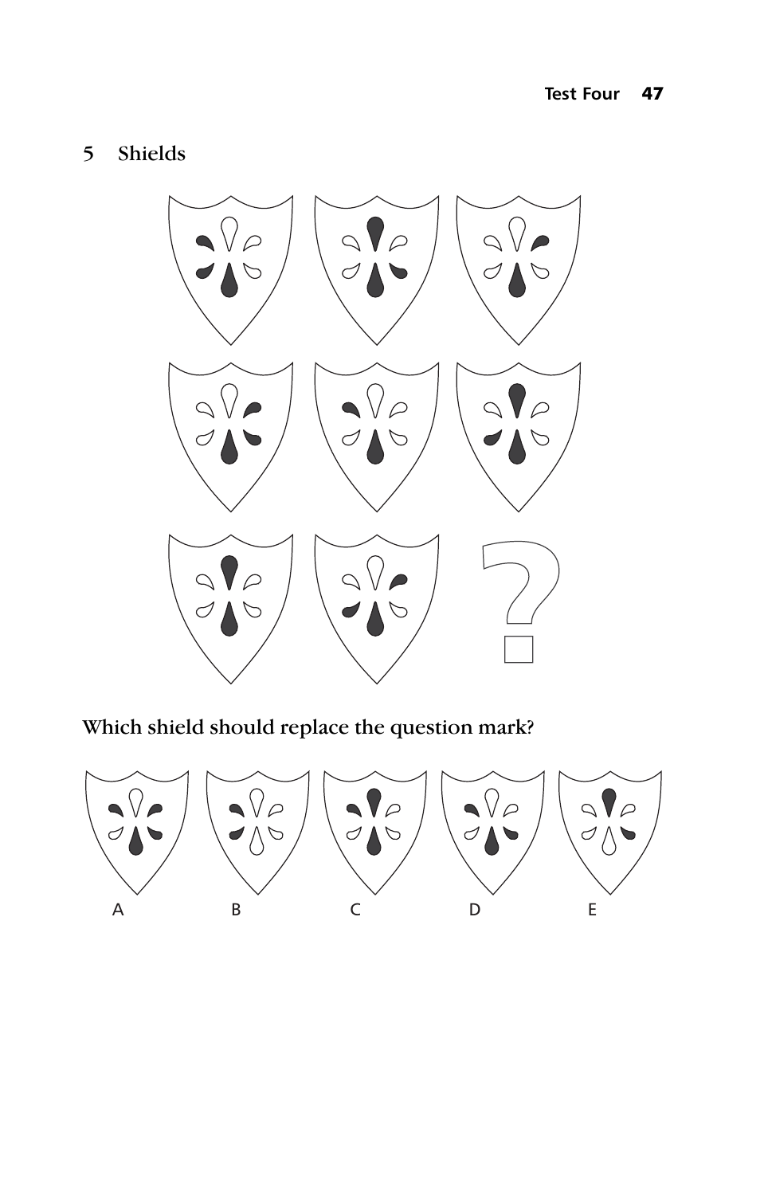## 5 Shields

?

Which shield should replace the question mark?

A B C D E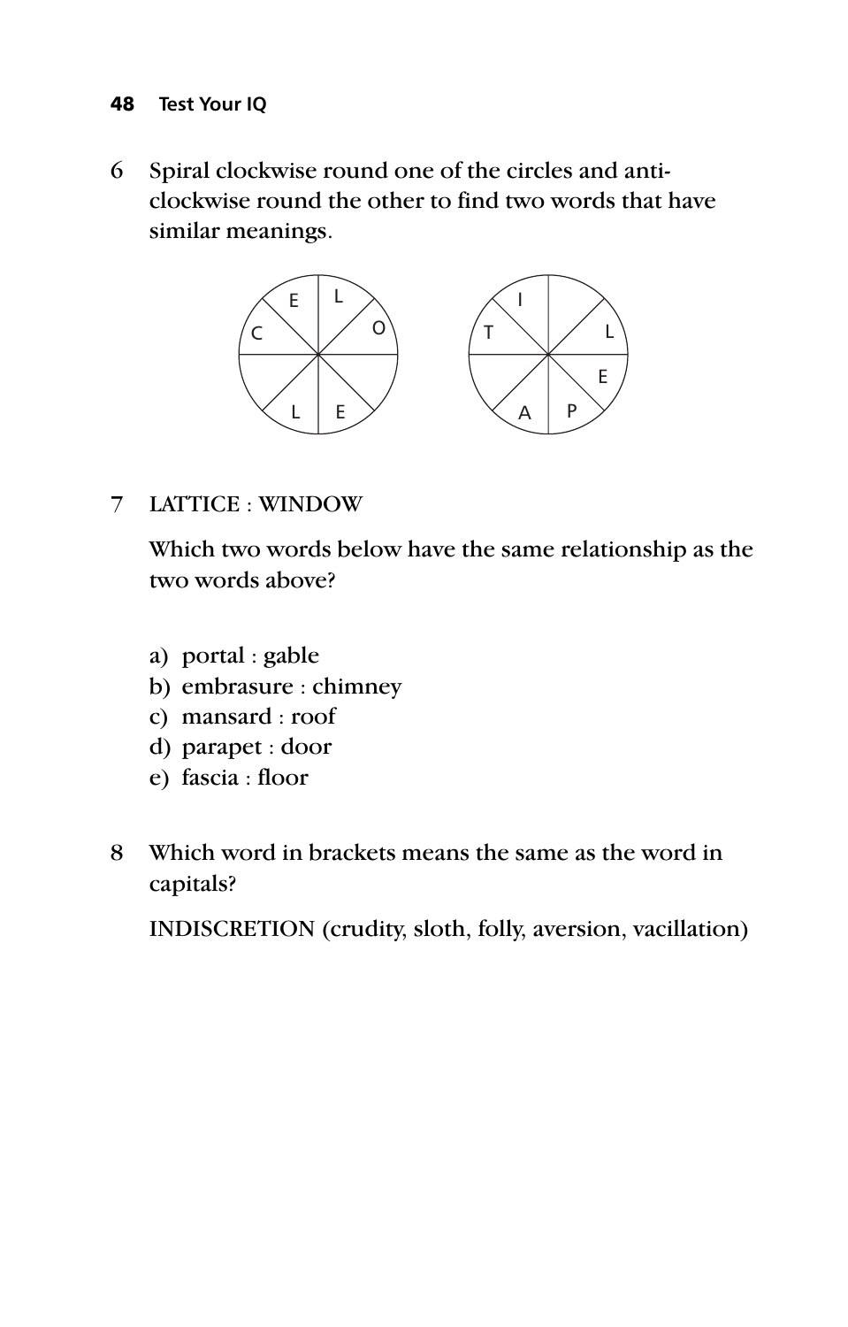6 Spiral clockwise round one of the circles and anti-clockwise round the other to find two words that have similar meanings.

7 LATTICE : WINDOW

Which two words below have the same relationship as the two words above?

a) portal : gable
b) embrasure : chimney
c) mansard : roof
d) parapet : door
e) fascia : floor

8 Which word in brackets means the same as the word in capitals?

INDISCRETION (crudity, sloth, folly, aversion, vacillation)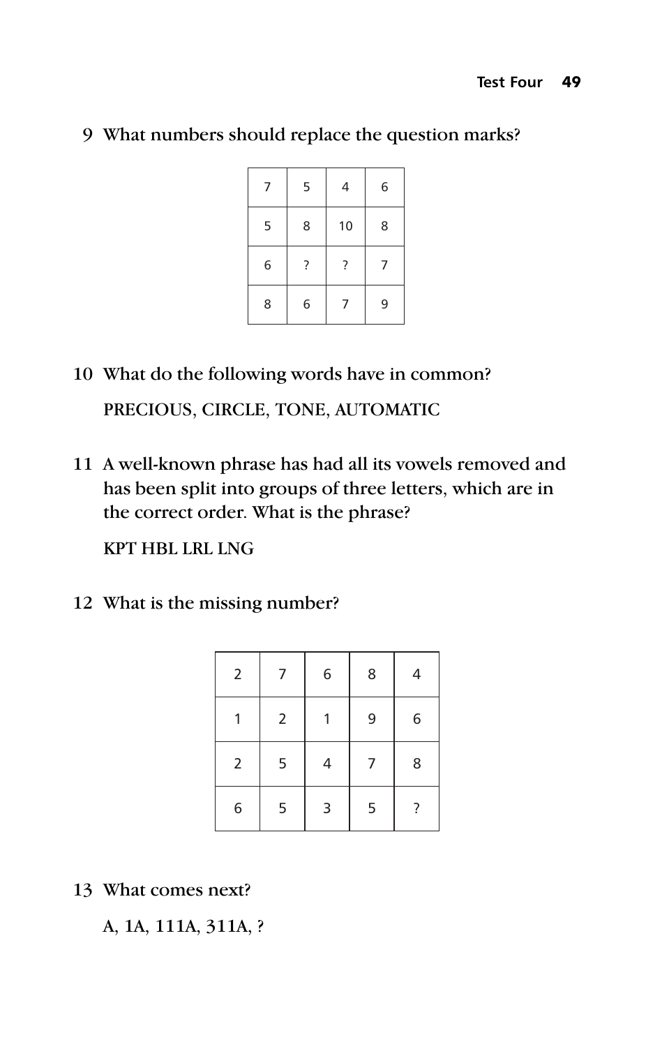9 What numbers should replace the question marks?

| | | | |
|---|---|---|---|
| 7 | 5 | 4 | 6 |
| 5 | 8 | 10 | 8 |
| 6 | ? | ? | 7 |
| 8 | 6 | 7 | 9 |

10 What do the following words have in common?

PRECIOUS, CIRCLE, TONE, AUTOMATIC

11 A well-known phrase has had all its vowels removed and has been split into groups of three letters, which are in the correct order. What is the phrase?

KPT HBL LRL LNG

12 What is the missing number?

| | | | | |
|---|---|---|---|---|
| 2 | 7 | 6 | 8 | 4 |
| 1 | 2 | 1 | 9 | 6 |
| 2 | 5 | 4 | 7 | 8 |
| 6 | 5 | 3 | 5 | ? |

13 What comes next?

A, 1A, 111A, 311A, ?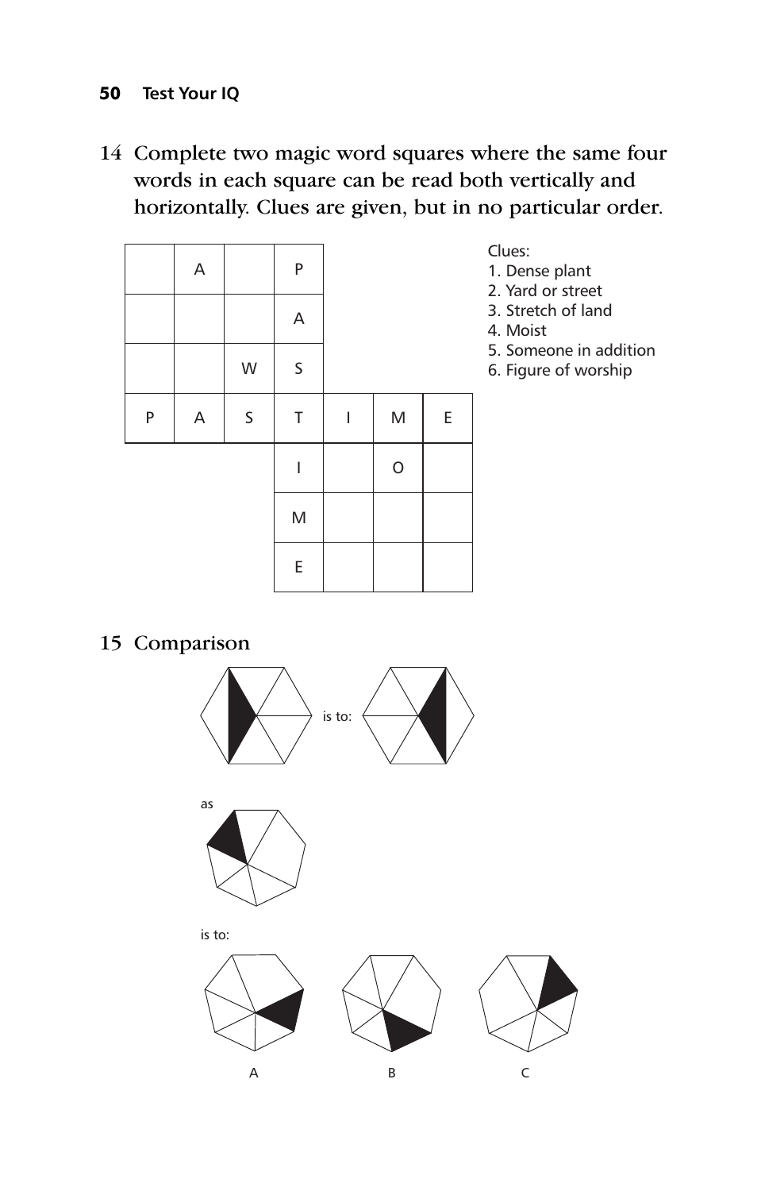14 Complete two magic word squares where the same four words in each square can be read both vertically and horizontally. Clues are given, but in no particular order.

| | | | | | | |
|---|---|---|---|---|---|---|
| | A | | P | | | |
| | | | A | | | |
| | | W | S | | | |
| P | A | S | T | I | M | E |
| | | | I | | O | |
| | | | M | | | |
| | | | E | | | |

Clues:
1. Dense plant
2. Yard or street
3. Stretch of land
4. Moist
5. Someone in addition
6. Figure of worship

15 Comparison

is to:

as

is to:

A B C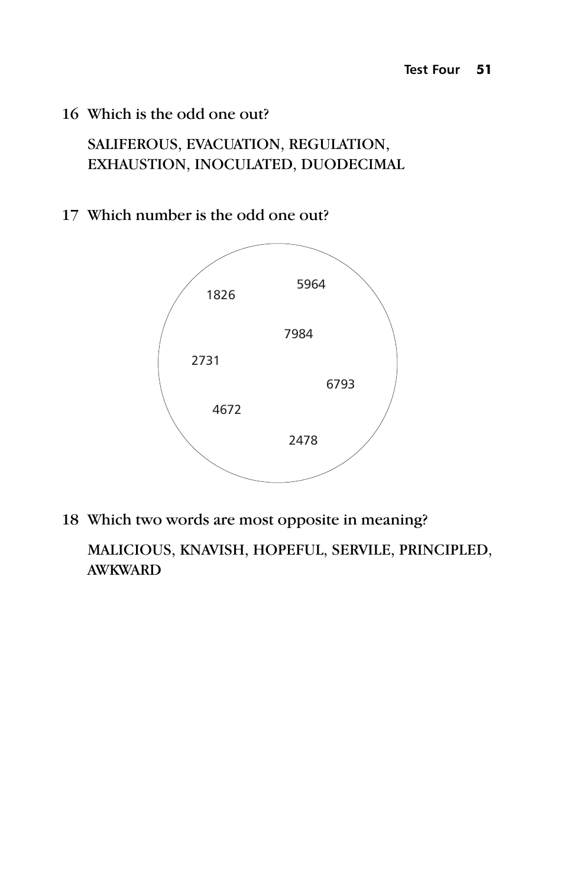16 Which is the odd one out?

SALIFEROUS, EVACUATION, REGULATION, EXHAUSTION, INOCULATED, DUODECIMAL

17 Which number is the odd one out?

1826

5964

7984

2731

6793

4672

2478

18 Which two words are most opposite in meaning?

MALICIOUS, KNAVISH, HOPEFUL, SERVILE, PRINCIPLED, AWKWARD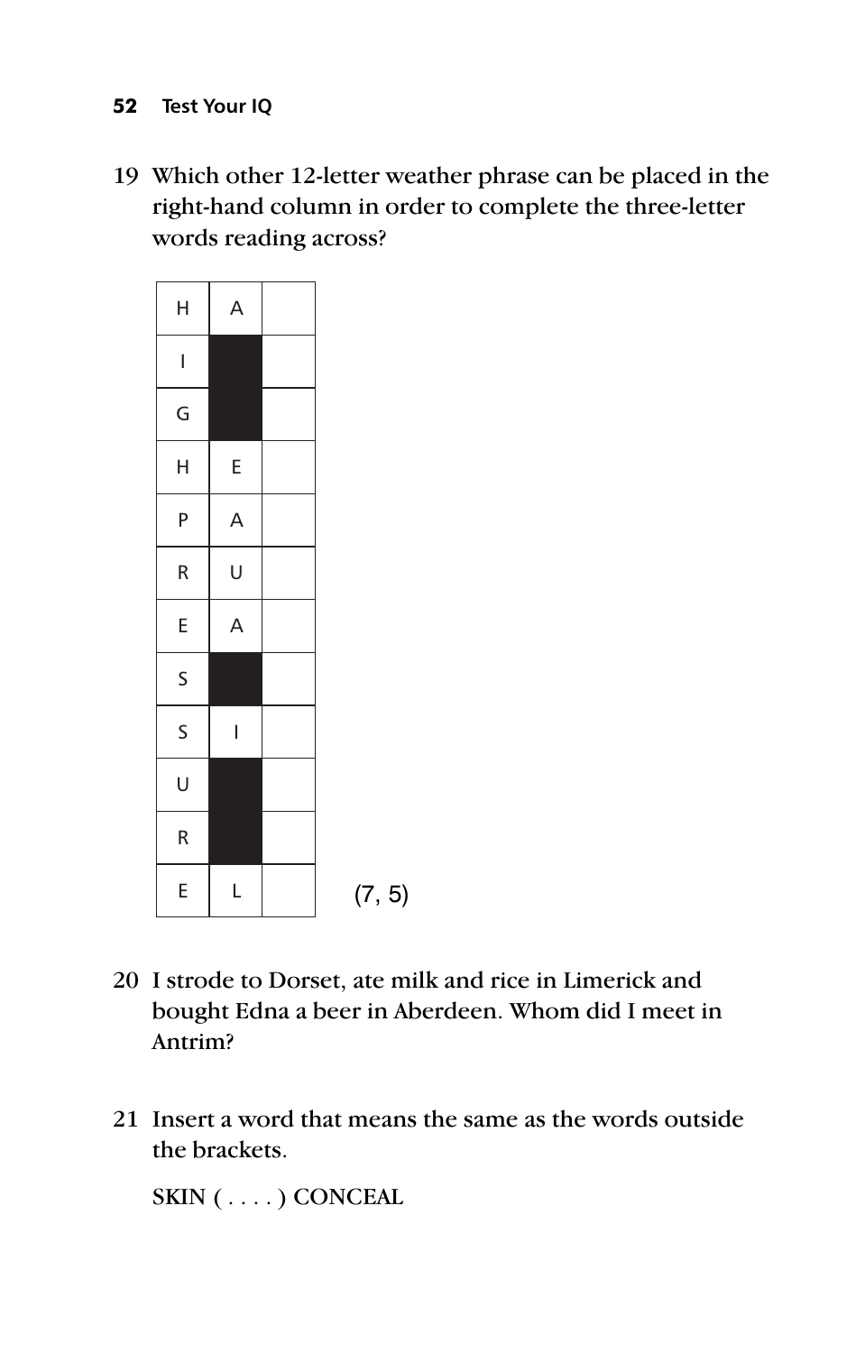19 Which other 12-letter weather phrase can be placed in the right-hand column in order to complete the three-letter words reading across?

| | | |
|---|---|---|
| H | A | |
| I | ■ | |
| G | ■ | |
| H | E | |
| P | A | |
| R | U | |
| E | A | |
| S | ■ | |
| S | I | |
| U | ■ | |
| R | ■ | |
| E | L | |

(7, 5)

20 I strode to Dorset, ate milk and rice in Limerick and bought Edna a beer in Aberdeen. Whom did I meet in Antrim?

21 Insert a word that means the same as the words outside the brackets.

SKIN ( . . . . ) CONCEAL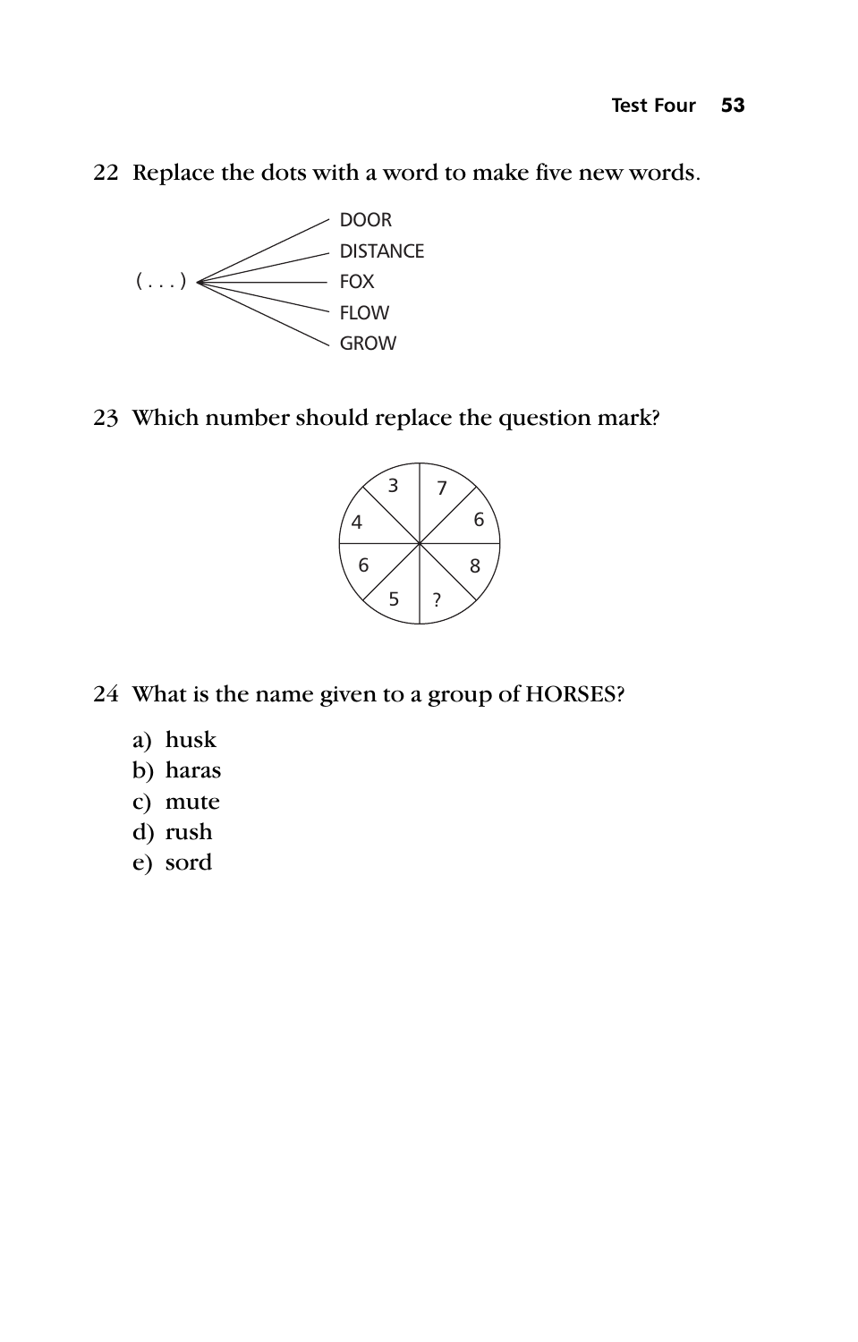22 Replace the dots with a word to make five new words.

( . . . ) → DOOR, DISTANCE, FOX, FLOW, GROW

23 Which number should replace the question mark?

| | |
|---|---|
| 3 | 7 |
| 4 | 6 |
| 6 | 8 |
| 5 | ? |

24 What is the name given to a group of HORSES?

a) husk
b) haras
c) mute
d) rush
e) sord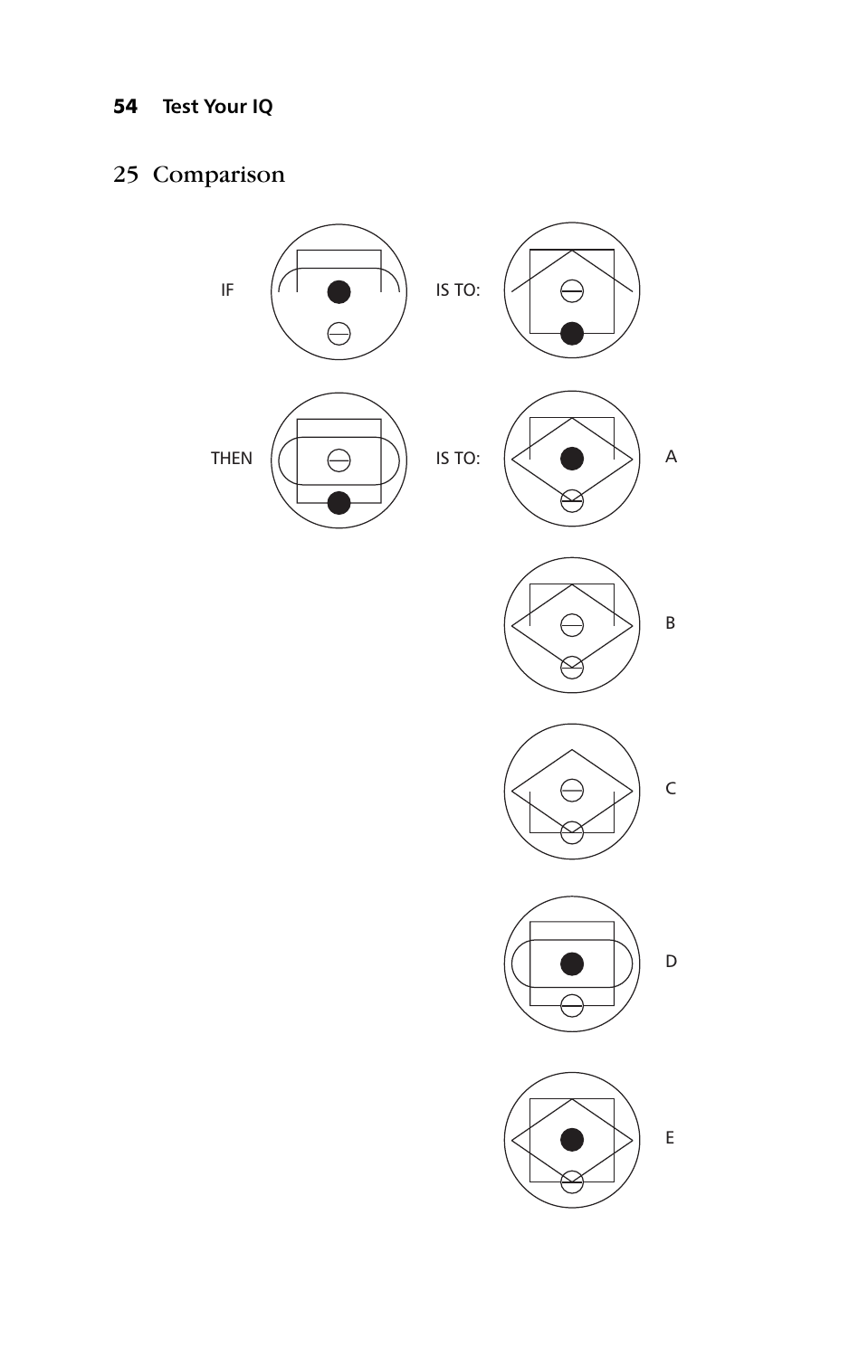## 25 Comparison

IF IS TO:

THEN IS TO:

A

B

C

D

E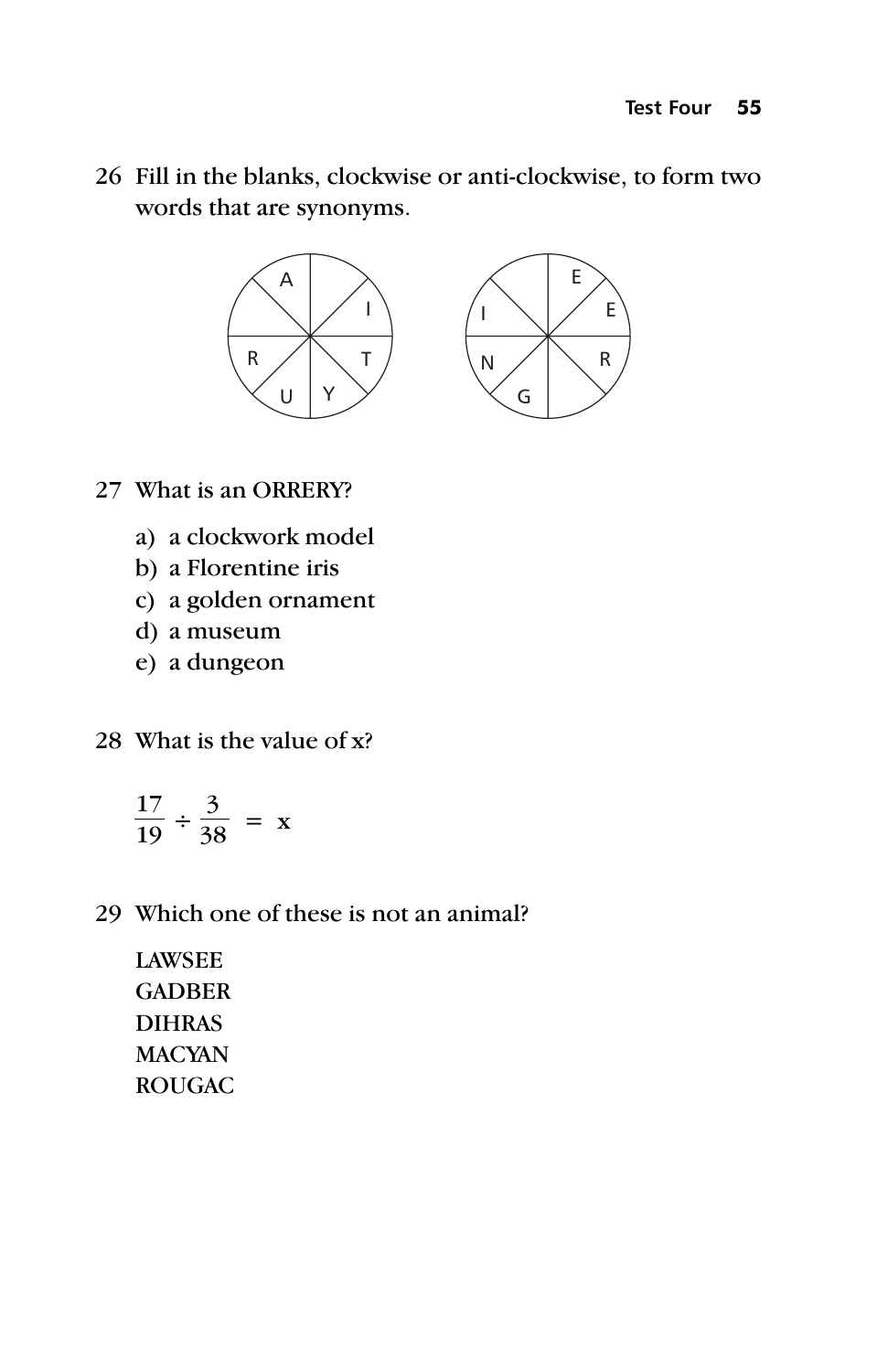26 Fill in the blanks, clockwise or anti-clockwise, to form two words that are synonyms.

27 What is an ORRERY?

a) a clockwork model
b) a Florentine iris
c) a golden ornament
d) a museum
e) a dungeon

28 What is the value of x?

$$\frac{17}{19} \div \frac{3}{38} = x$$

29 Which one of these is not an animal?

LAWSEE
GADBER
DIHRAS
MACYAN
ROUGAC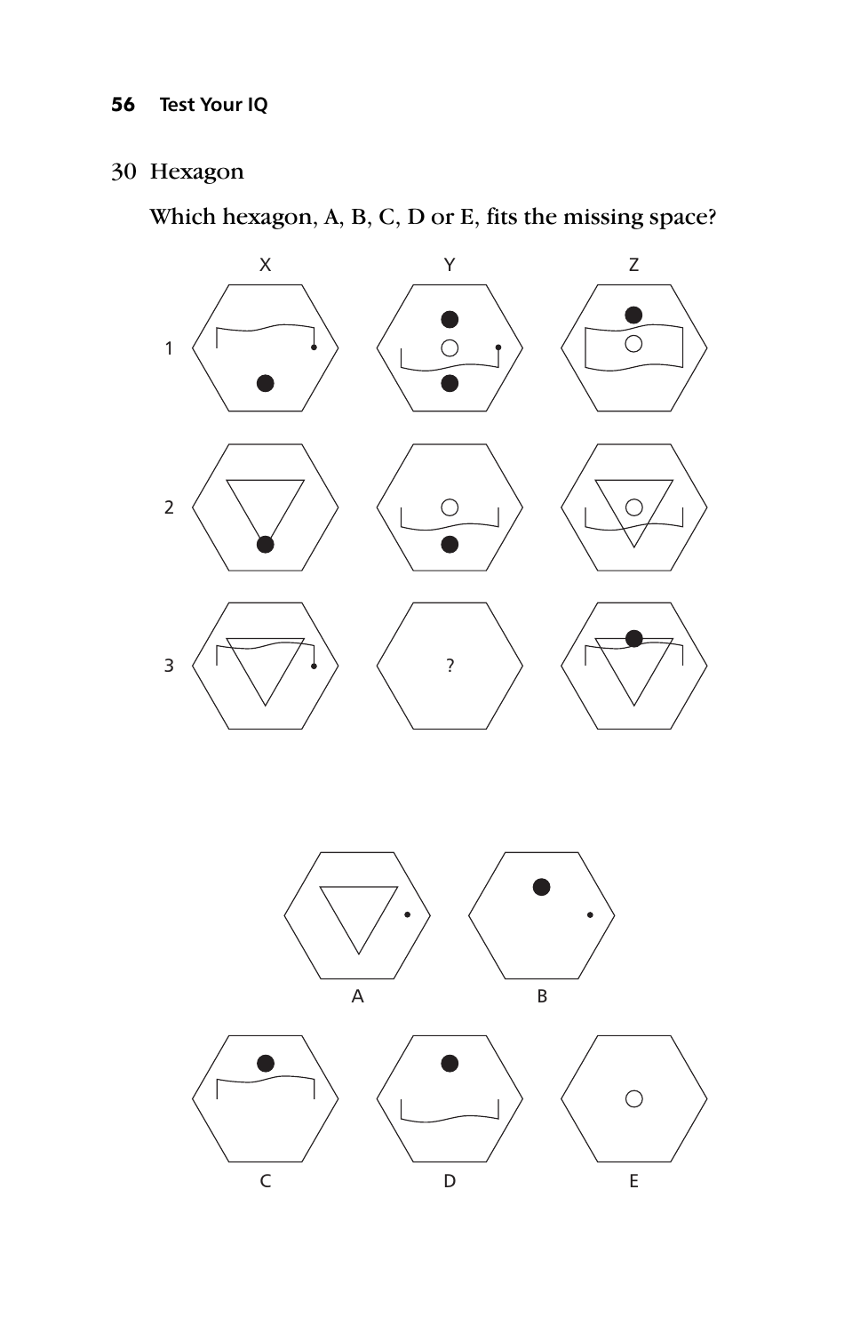## 30 Hexagon

Which hexagon, A, B, C, D or E, fits the missing space?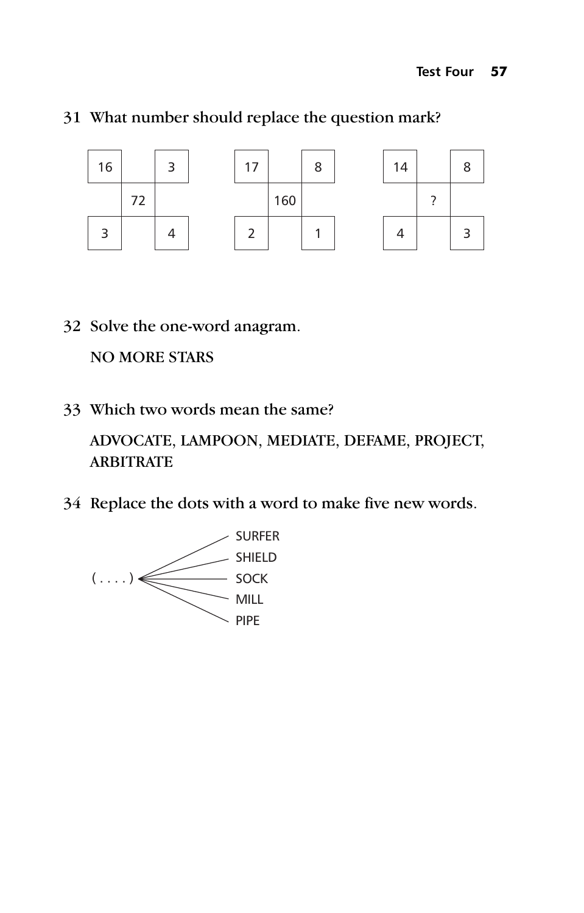31 What number should replace the question mark?

| 16 | | 3 |
|---|---|---|
| | 72 | |
| 3 | | 4 |

| 17 | | 8 |
|---|---|---|
| | 160 | |
| 2 | | 1 |

| 14 | | 8 |
|---|---|---|
| | ? | |
| 4 | | 3 |

32 Solve the one-word anagram.

NO MORE STARS

33 Which two words mean the same?

ADVOCATE, LAMPOON, MEDIATE, DEFAME, PROJECT, ARBITRATE

34 Replace the dots with a word to make five new words.

( . . . . ) → SURFER, SHIELD, SOCK, MILL, PIPE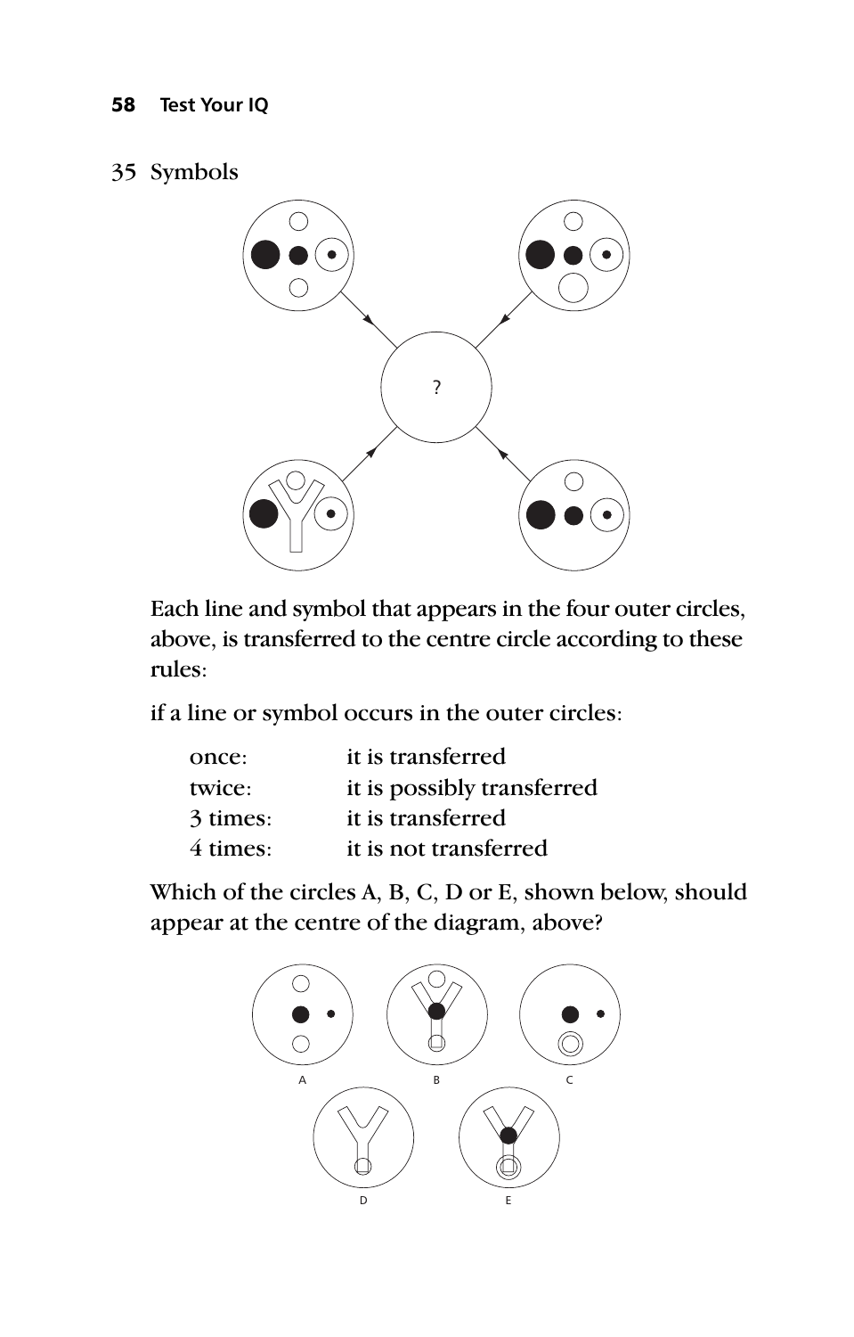## 35 Symbols

?

Each line and symbol that appears in the four outer circles, above, is transferred to the centre circle according to these rules:

if a line or symbol occurs in the outer circles:

| | |
|---|---|
| once: | it is transferred |
| twice: | it is possibly transferred |
| 3 times: | it is transferred |
| 4 times: | it is not transferred |

Which of the circles A, B, C, D or E, shown below, should appear at the centre of the diagram, above?

A B C

D E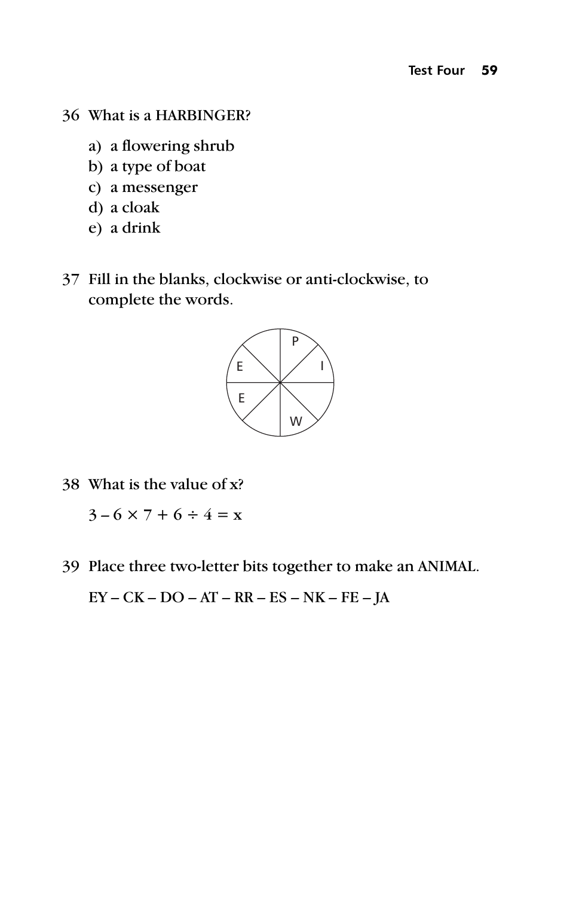36 What is a HARBINGER?

a) a flowering shrub
b) a type of boat
c) a messenger
d) a cloak
e) a drink

37 Fill in the blanks, clockwise or anti-clockwise, to complete the words.

| | |
|---|---|
| E | P |
| E | I |
| | W |

38 What is the value of x?

$3 - 6 \times 7 + 6 \div 4 = x$

39 Place three two-letter bits together to make an ANIMAL.

EY – CK – DO – AT – RR – ES – NK – FE – JA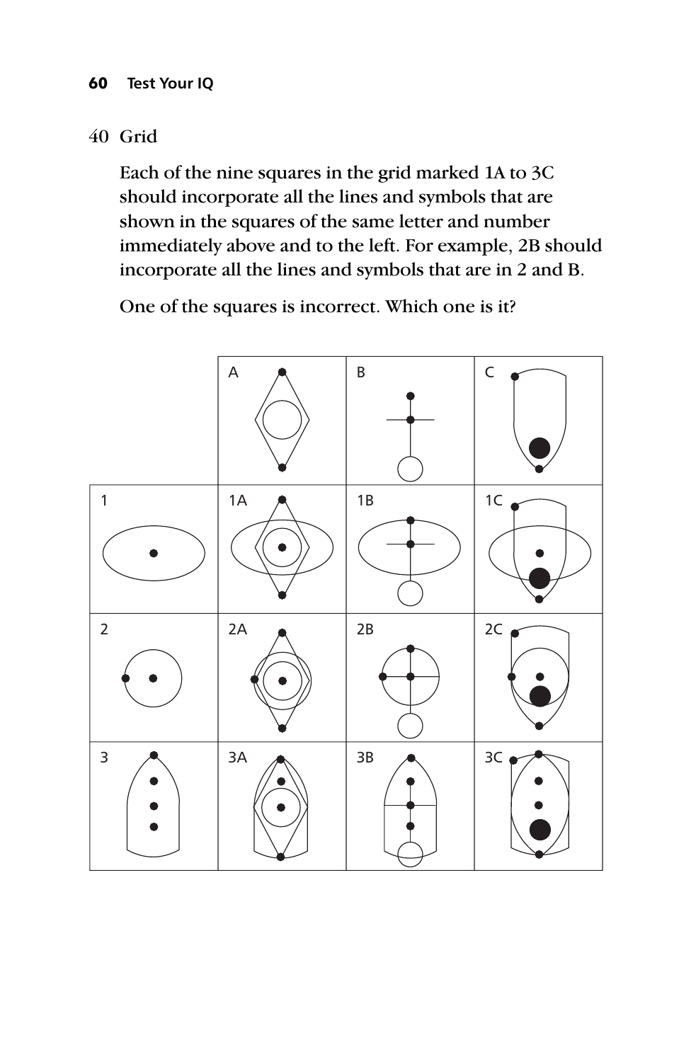## 40 Grid

Each of the nine squares in the grid marked 1A to 3C should incorporate all the lines and symbols that are shown in the squares of the same letter and number immediately above and to the left. For example, 2B should incorporate all the lines and symbols that are in 2 and B.

One of the squares is incorrect. Which one is it?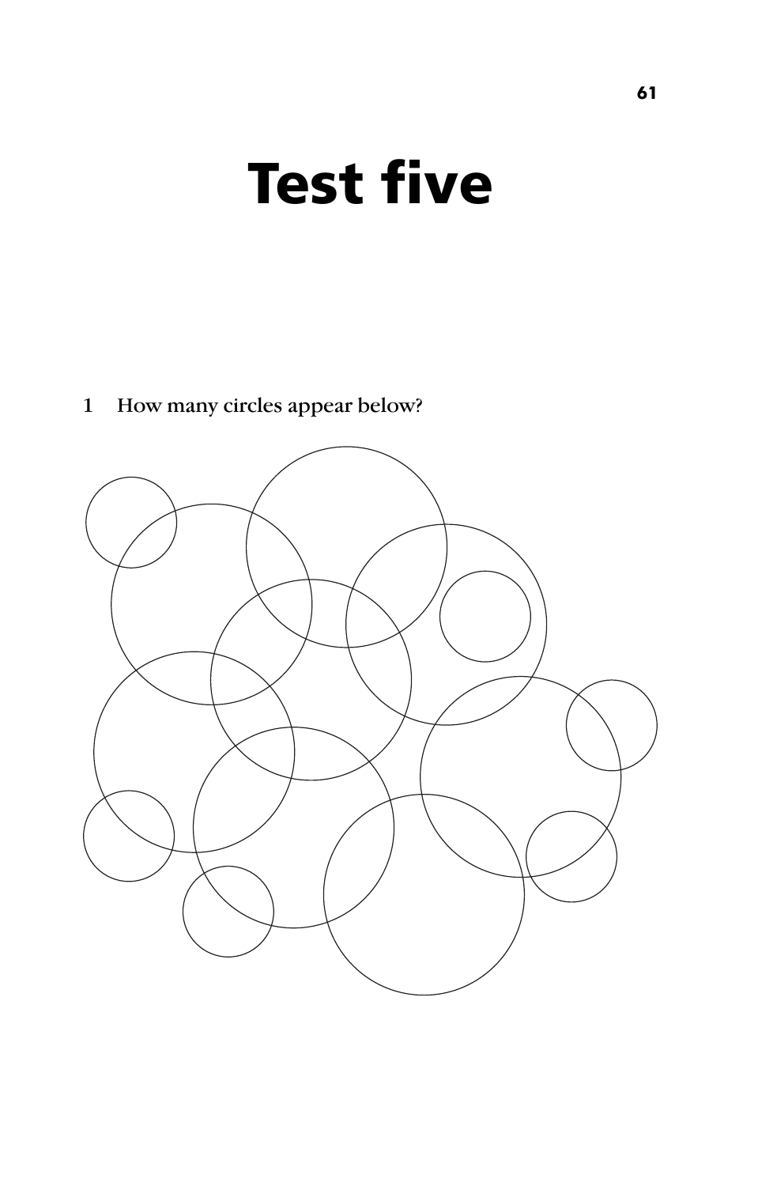# Test five

1 How many circles appear below?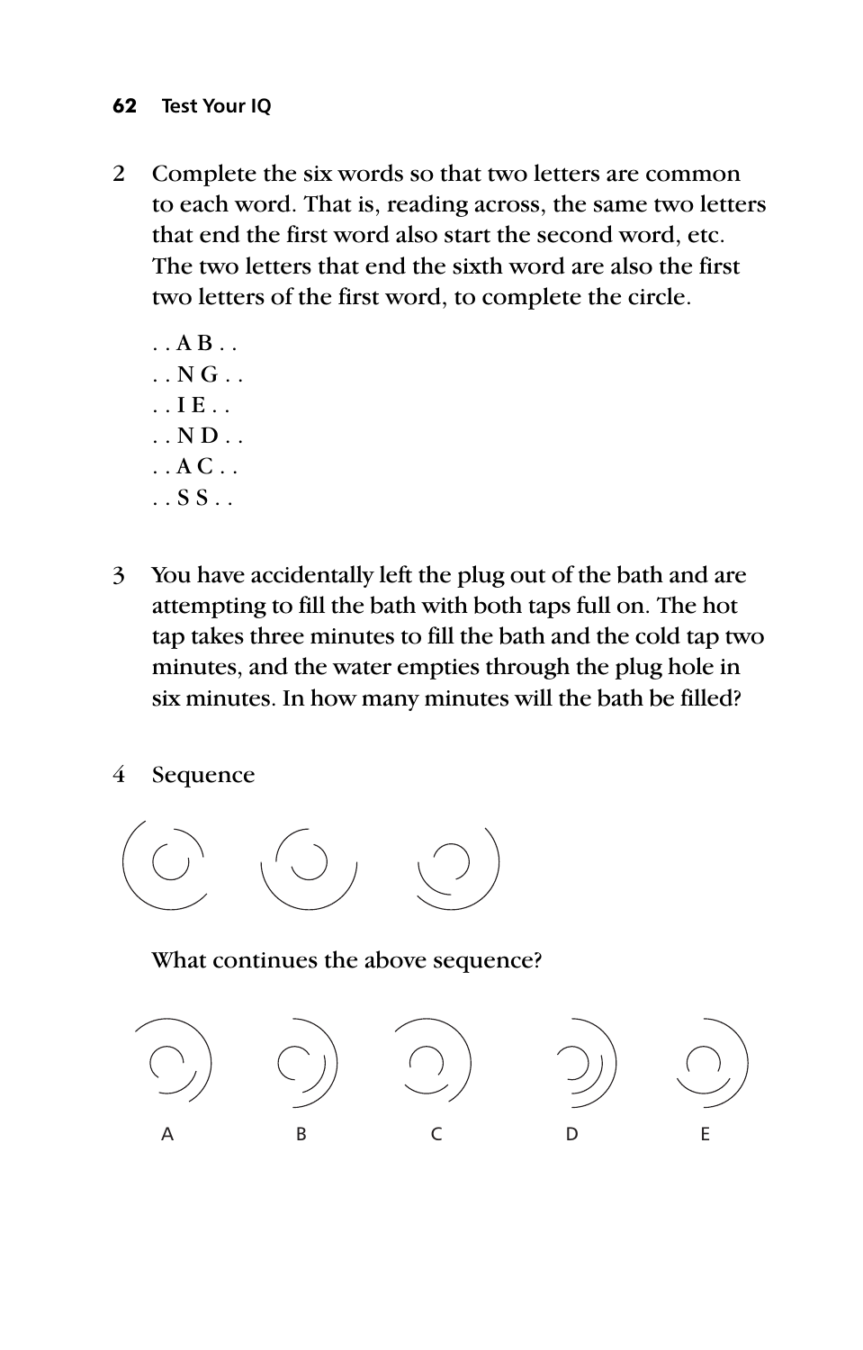2 Complete the six words so that two letters are common to each word. That is, reading across, the same two letters that end the first word also start the second word, etc. The two letters that end the sixth word are also the first two letters of the first word, to complete the circle.

. . A B . .
. . N G . .
. . I E . .
. . N D . .
. . A C . .
. . S S . .

3 You have accidentally left the plug out of the bath and are attempting to fill the bath with both taps full on. The hot tap takes three minutes to fill the bath and the cold tap two minutes, and the water empties through the plug hole in six minutes. In how many minutes will the bath be filled?

4 Sequence

What continues the above sequence?

A B C D E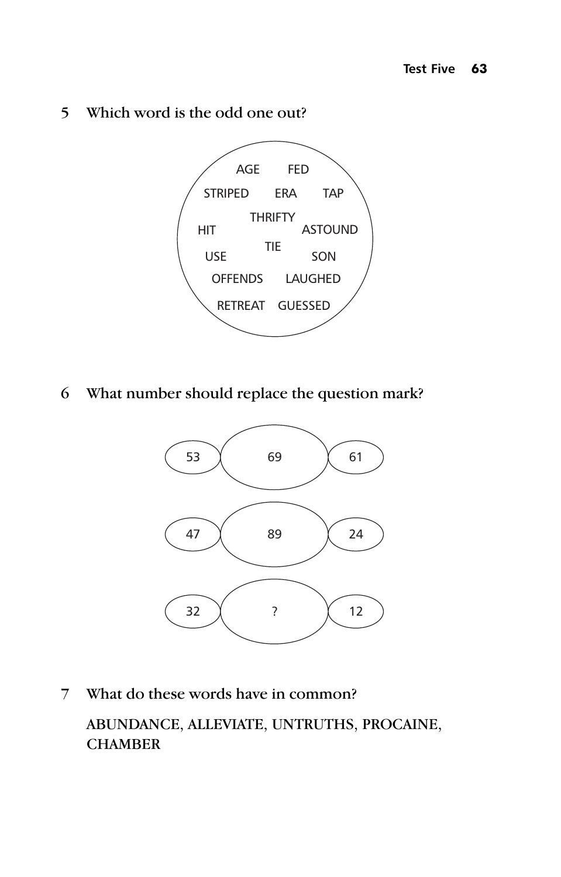5 Which word is the odd one out?

AGE FED
STRIPED ERA TAP
THRIFTY
HIT ASTOUND
TIE
USE SON
OFFENDS LAUGHED
RETREAT GUESSED

6 What number should replace the question mark?

| 53 | 69 | 61 |
|---|---|---|
| 47 | 89 | 24 |
| 32 | ? | 12 |

7 What do these words have in common?

ABUNDANCE, ALLEVIATE, UNTRUTHS, PROCAINE, CHAMBER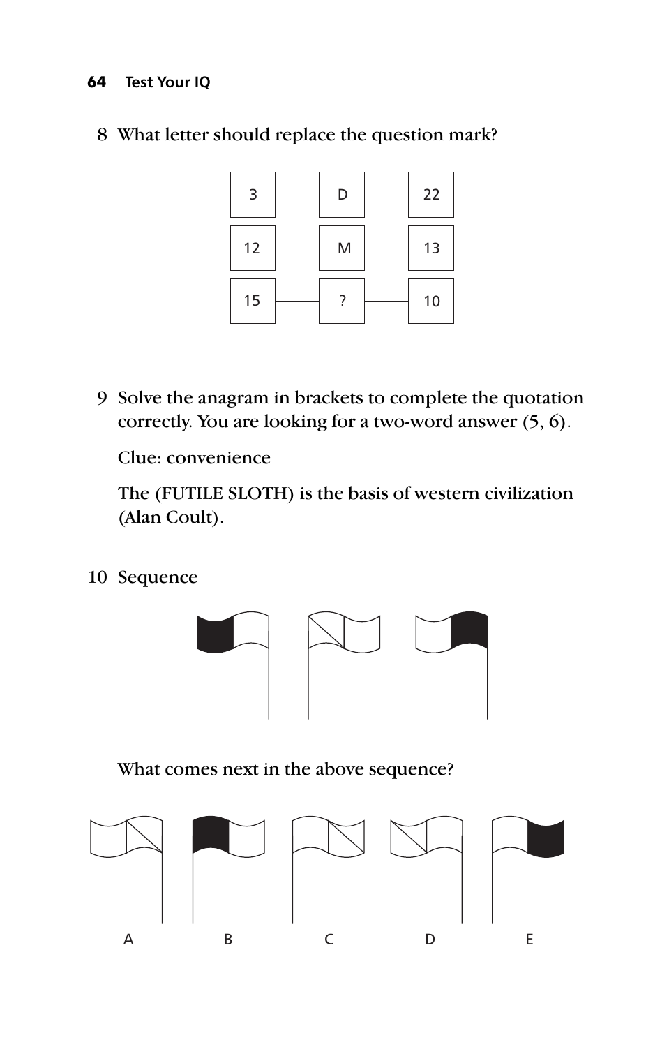8 What letter should replace the question mark?

| | | |
|---|---|---|
| 3 | D | 22 |
| 12 | M | 13 |
| 15 | ? | 10 |

9 Solve the anagram in brackets to complete the quotation correctly. You are looking for a two-word answer (5, 6).

Clue: convenience

The (FUTILE SLOTH) is the basis of western civilization (Alan Coult).

10 Sequence

What comes next in the above sequence?

A B C D E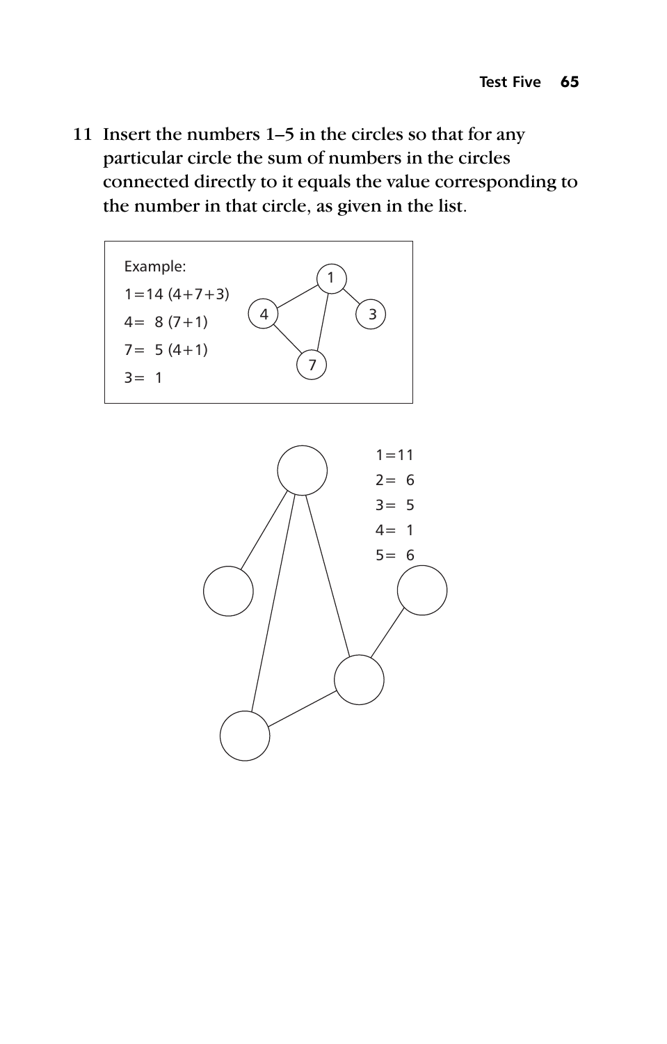11 Insert the numbers 1–5 in the circles so that for any particular circle the sum of numbers in the circles connected directly to it equals the value corresponding to the number in that circle, as given in the list.

Example:

1=14 (4+7+3)

4= 8 (7+1)

7= 5 (4+1)

3= 1

1=11

2= 6

3= 5

4= 1

5= 6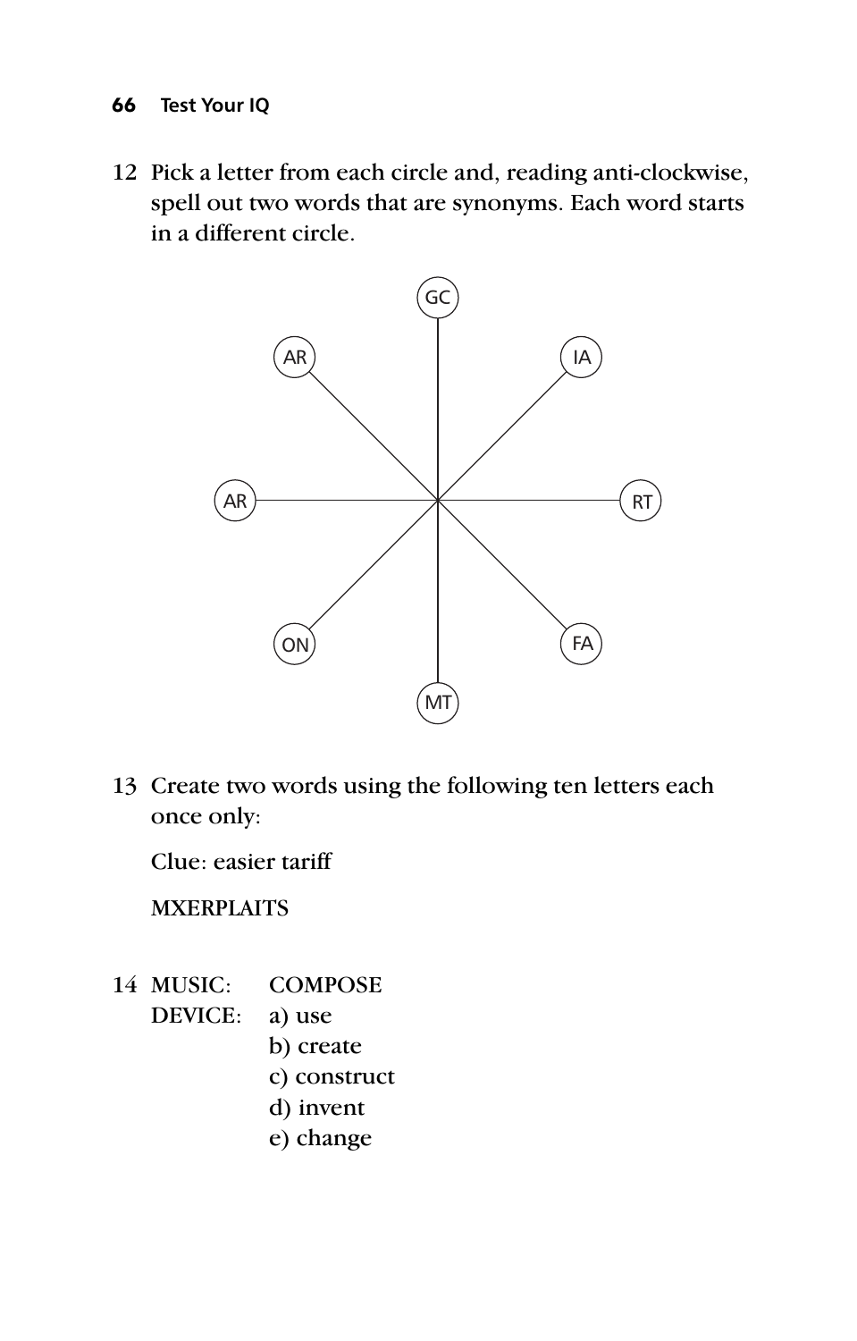12 Pick a letter from each circle and, reading anti-clockwise, spell out two words that are synonyms. Each word starts in a different circle.

| Position | Letters |
|---|---|
| Top | GC |
| Top-right | IA |
| Right | RT |
| Bottom-right | FA |
| Bottom | MT |
| Bottom-left | ON |
| Left | AR |
| Top-left | AR |

13 Create two words using the following ten letters each once only:

Clue: easier tariff

MXERPLAITS

14 MUSIC: COMPOSE

DEVICE:

a) use
b) create
c) construct
d) invent
e) change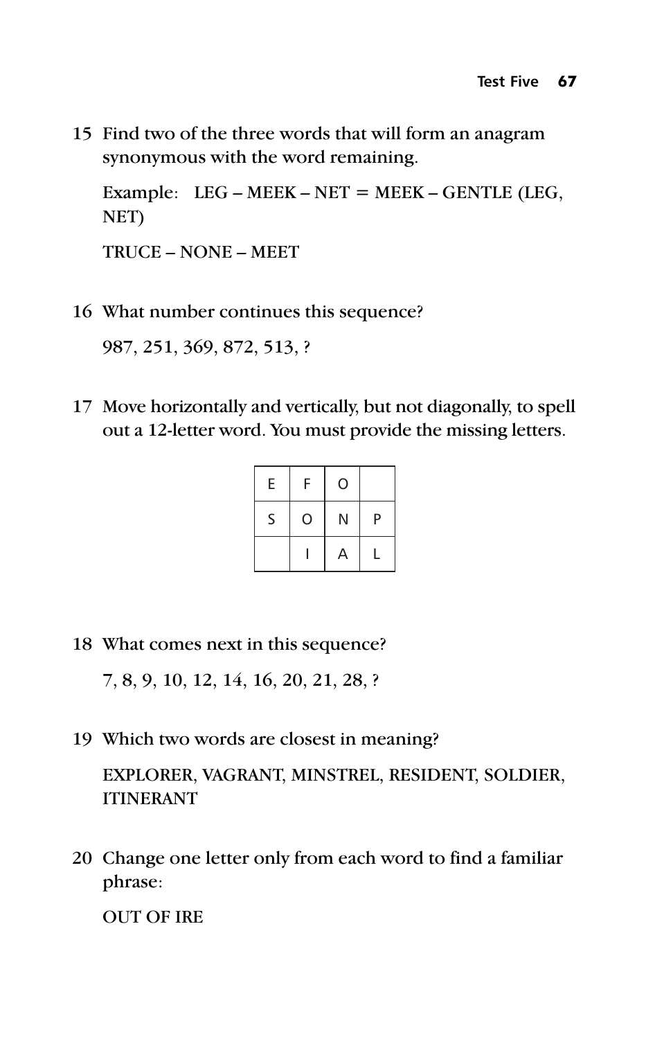15 Find two of the three words that will form an anagram synonymous with the word remaining.

Example: LEG – MEEK – NET = MEEK – GENTLE (LEG, NET)

TRUCE – NONE – MEET

16 What number continues this sequence?

987, 251, 369, 872, 513, ?

17 Move horizontally and vertically, but not diagonally, to spell out a 12-letter word. You must provide the missing letters.

| | | | |
|---|---|---|---|
| E | F | O | |
| S | O | N | P |
| | I | A | L |

18 What comes next in this sequence?

7, 8, 9, 10, 12, 14, 16, 20, 21, 28, ?

19 Which two words are closest in meaning?

EXPLORER, VAGRANT, MINSTREL, RESIDENT, SOLDIER, ITINERANT

20 Change one letter only from each word to find a familiar phrase:

OUT OF IRE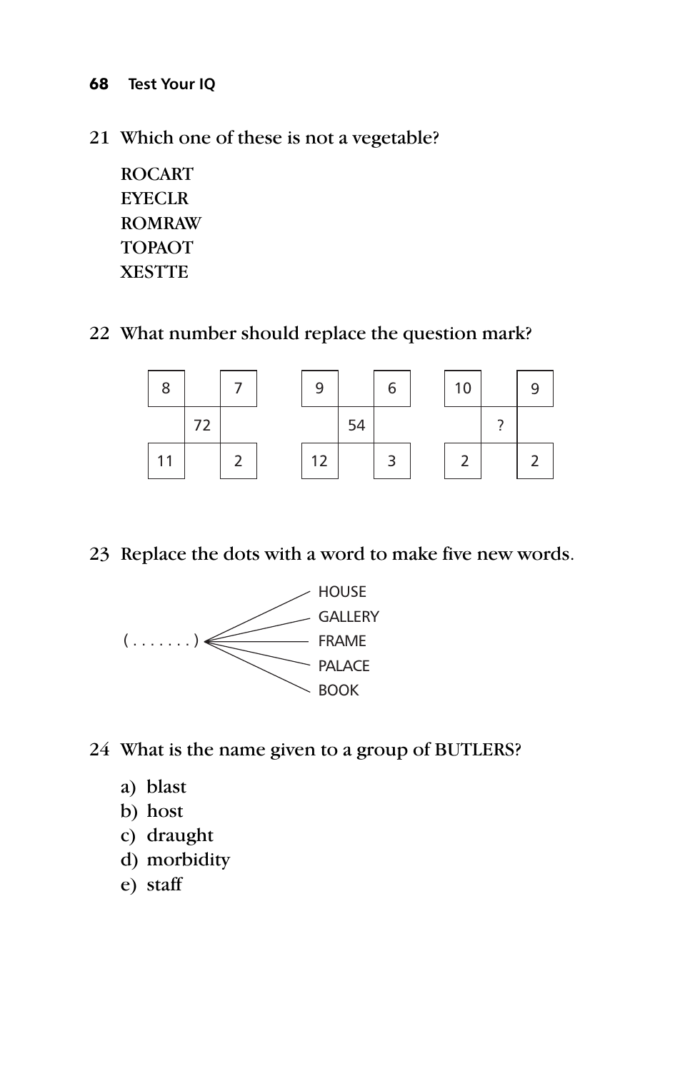21 Which one of these is not a vegetable?

ROCART
EYECLR
ROMRAW
TOPAOT
XESTTE

22 What number should replace the question mark?

| 8 | | 7 |
|---|---|---|
| | 72 | |
| 11 | | 2 |

| 9 | | 6 |
|---|---|---|
| | 54 | |
| 12 | | 3 |

| 10 | | 9 |
|---|---|---|
| | ? | |
| 2 | | 2 |

23 Replace the dots with a word to make five new words.

( . . . . . . . ) HOUSE
( . . . . . . . ) GALLERY
( . . . . . . . ) FRAME
( . . . . . . . ) PALACE
( . . . . . . . ) BOOK

24 What is the name given to a group of BUTLERS?

a) blast
b) host
c) draught
d) morbidity
e) staff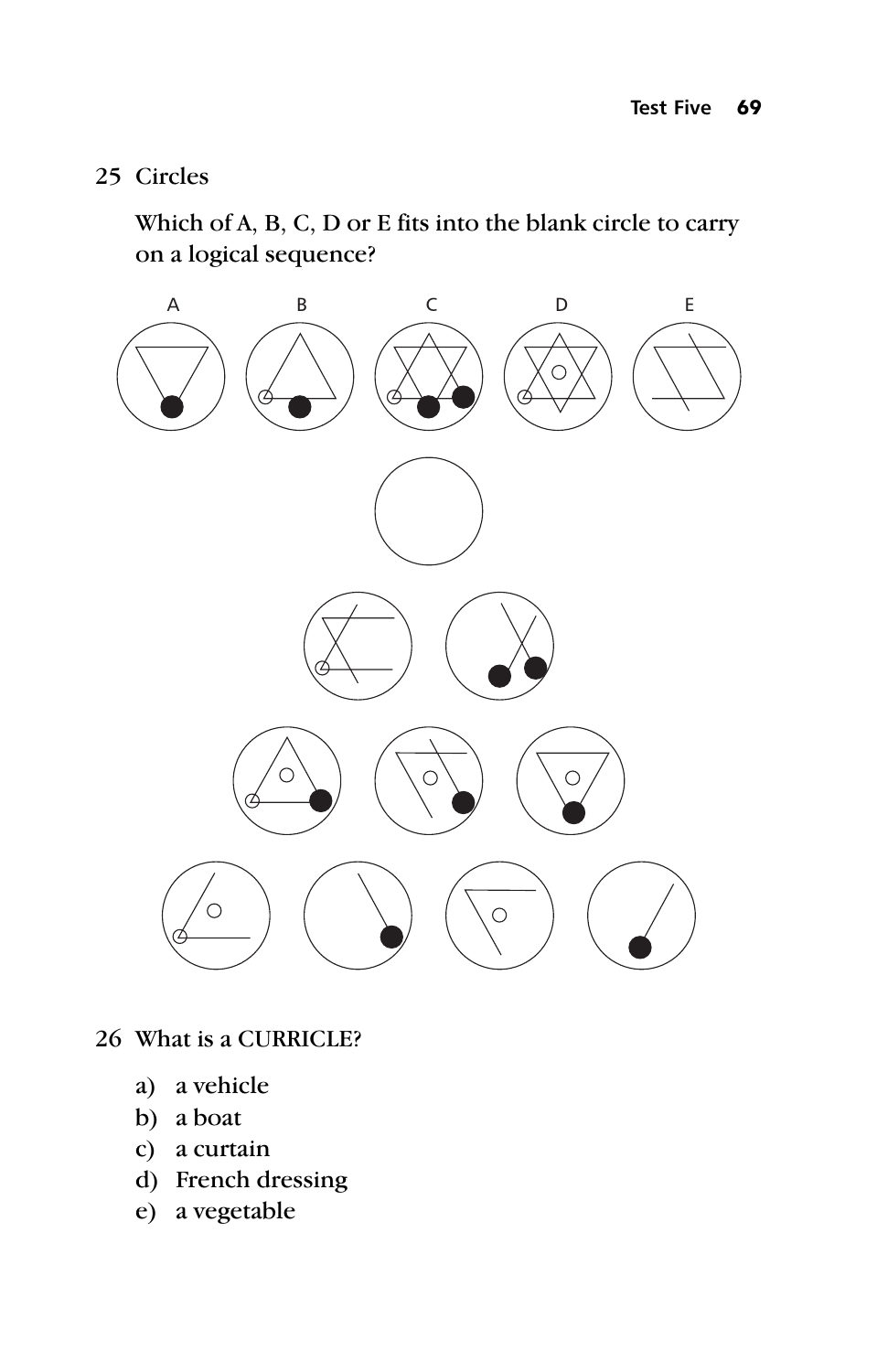25 Circles

Which of A, B, C, D or E fits into the blank circle to carry on a logical sequence?

A B C D E

26 What is a CURRICLE?

a) a vehicle
b) a boat
c) a curtain
d) French dressing
e) a vegetable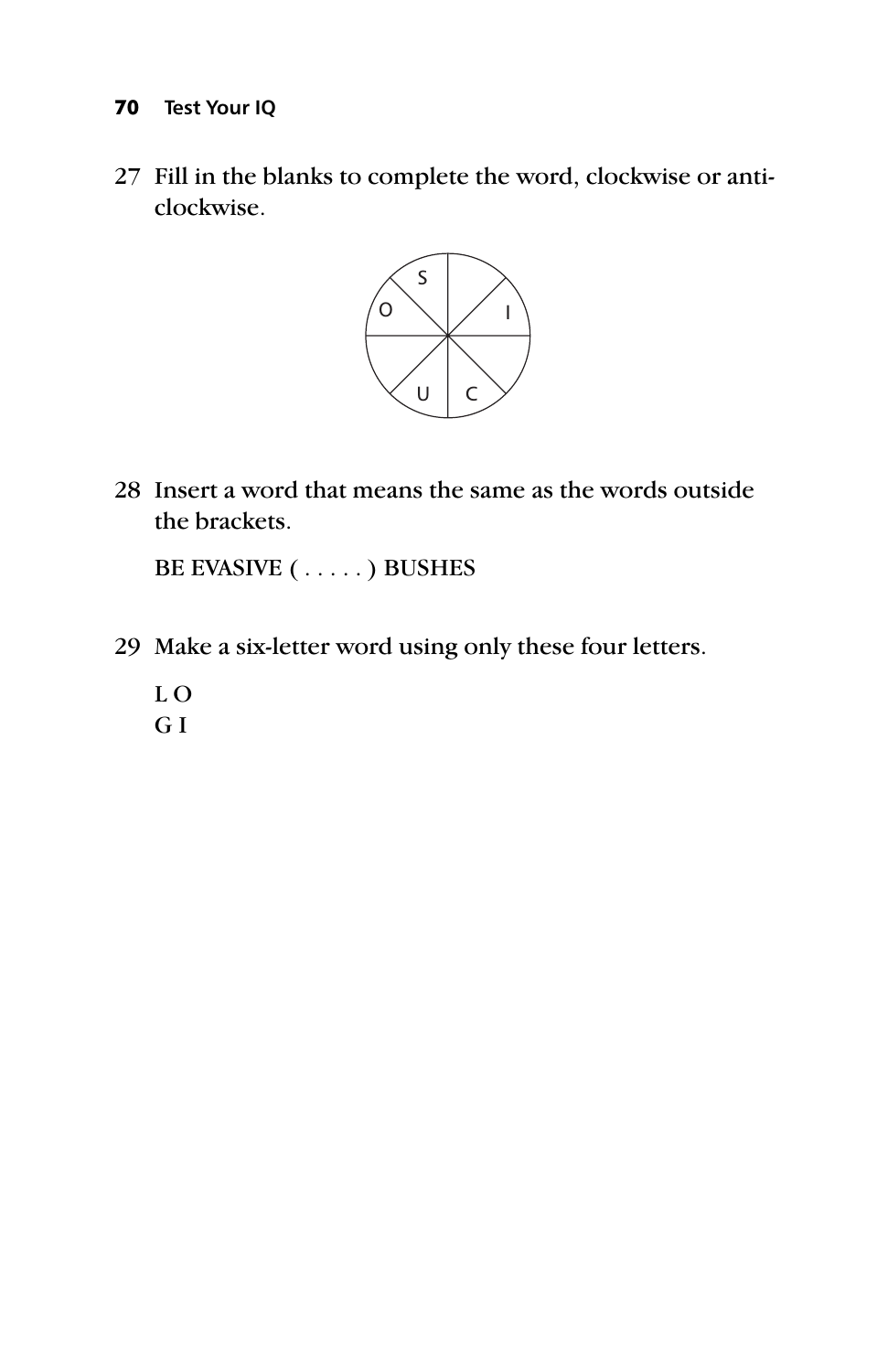27 Fill in the blanks to complete the word, clockwise or anti-clockwise.

28 Insert a word that means the same as the words outside the brackets.

BE EVASIVE ( . . . . . ) BUSHES

29 Make a six-letter word using only these four letters.

L O
G I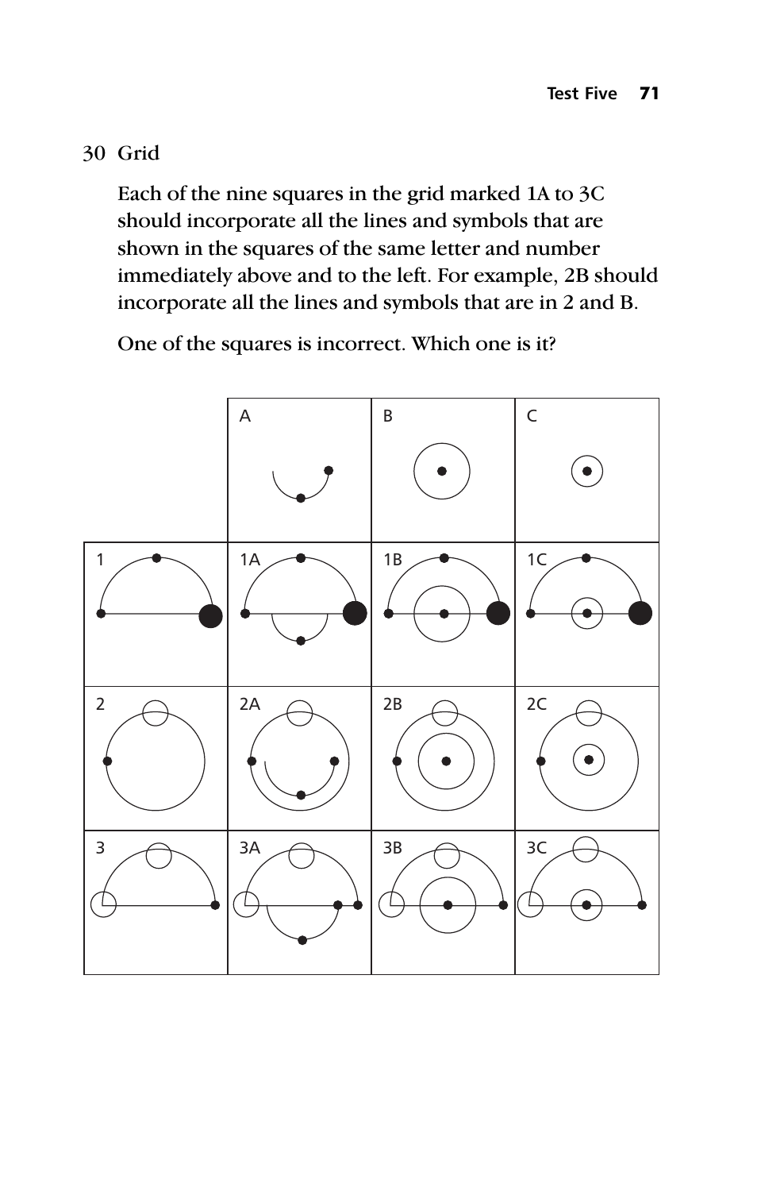## 30 Grid

Each of the nine squares in the grid marked 1A to 3C should incorporate all the lines and symbols that are shown in the squares of the same letter and number immediately above and to the left. For example, 2B should incorporate all the lines and symbols that are in 2 and B.

One of the squares is incorrect. Which one is it?

| | A | B | C |
|---|---|---|---|
| 1 | 1A | 1B | 1C |
| 2 | 2A | 2B | 2C |
| 3 | 3A | 3B | 3C |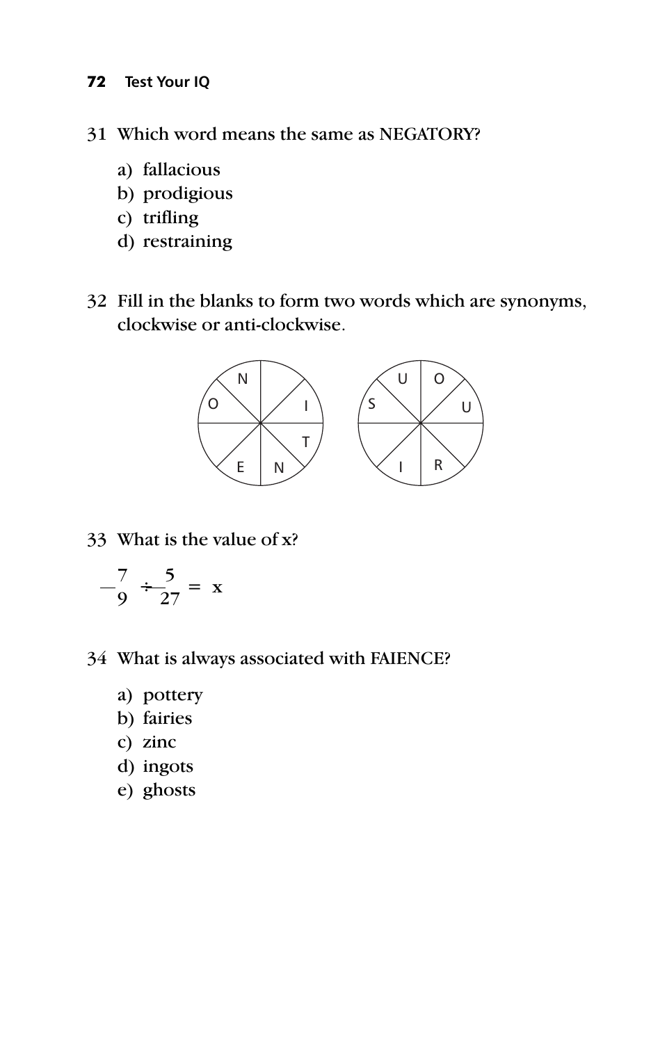31 Which word means the same as NEGATORY?

a) fallacious
b) prodigious
c) trifling
d) restraining

32 Fill in the blanks to form two words which are synonyms, clockwise or anti-clockwise.

| Circle 1 | Circle 2 |
|---|---|
| N, I, T, N, E, O (two blank segments) | U, O, U, R, I, S (two blank segments) |

33 What is the value of x?

$$\frac{7}{9} \div \frac{5}{27} = x$$

34 What is always associated with FAIENCE?

a) pottery
b) fairies
c) zinc
d) ingots
e) ghosts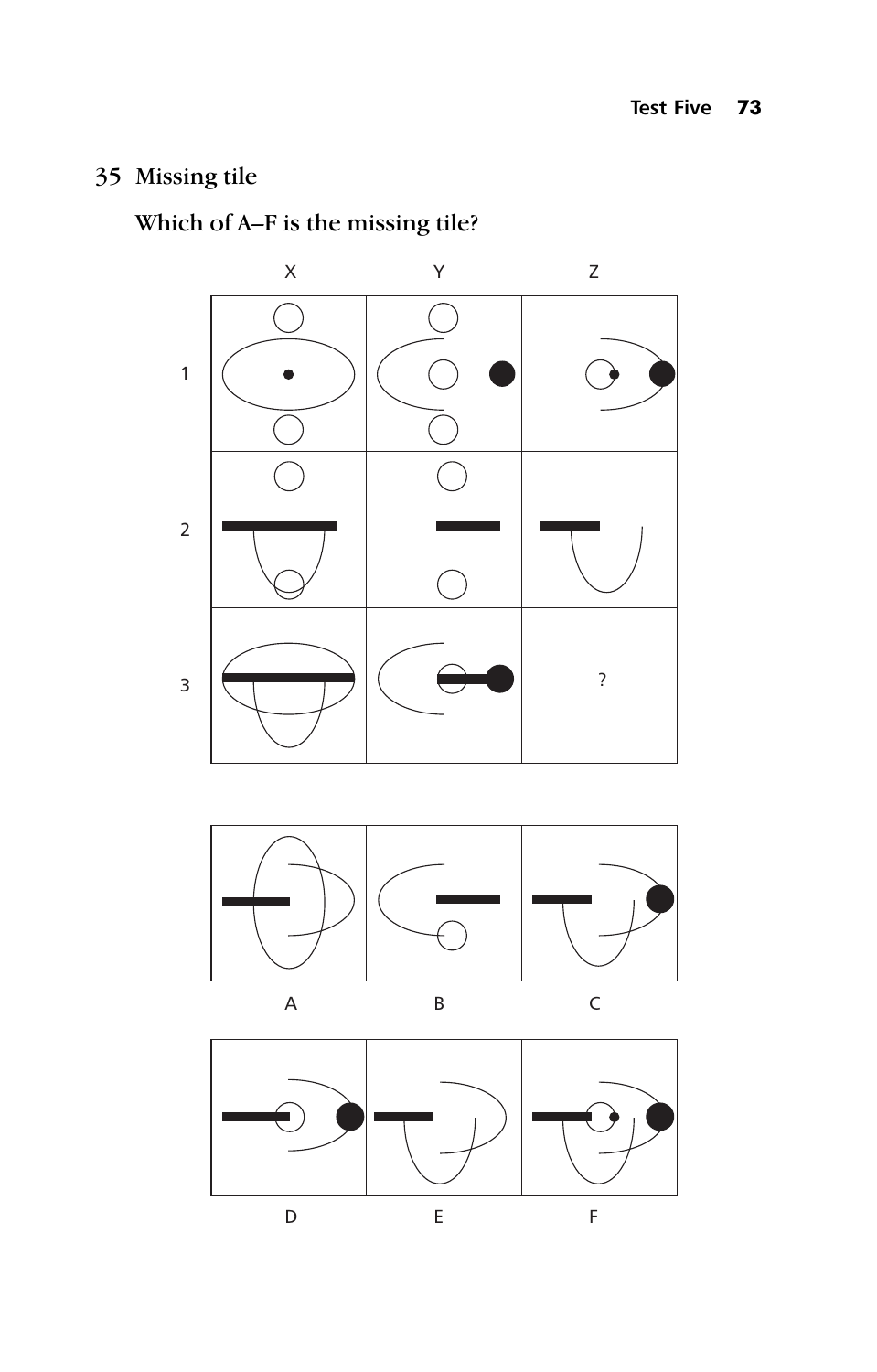## 35 Missing tile

Which of A–F is the missing tile?

X Y Z

1

2

3

?

A B C

D E F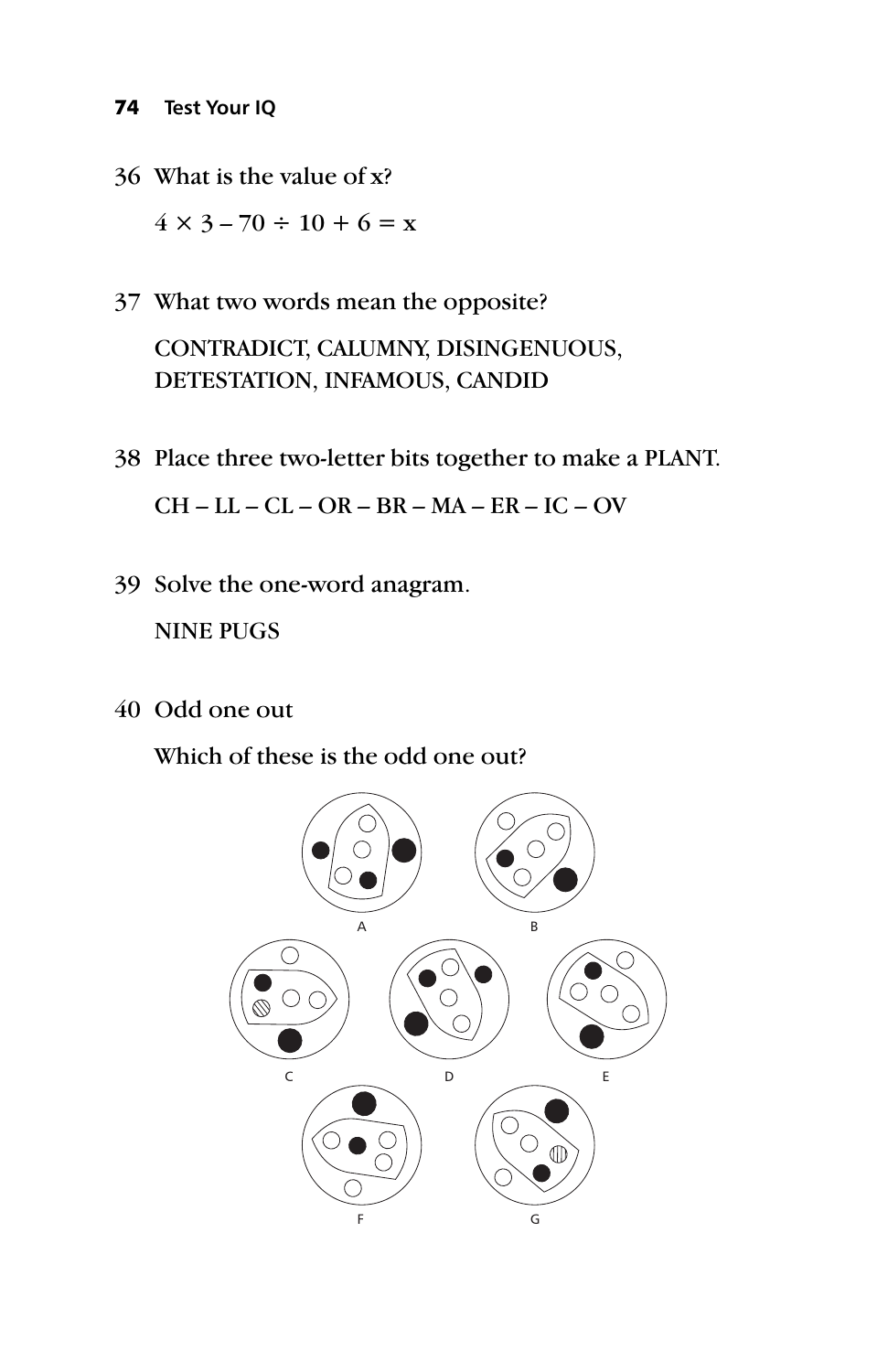36 What is the value of x?

$4 \times 3 - 70 \div 10 + 6 = x$

37 What two words mean the opposite?

CONTRADICT, CALUMNY, DISINGENUOUS, DETESTATION, INFAMOUS, CANDID

38 Place three two-letter bits together to make a PLANT.

CH – LL – CL – OR – BR – MA – ER – IC – OV

39 Solve the one-word anagram.

NINE PUGS

40 Odd one out

Which of these is the odd one out?

A B C D E F G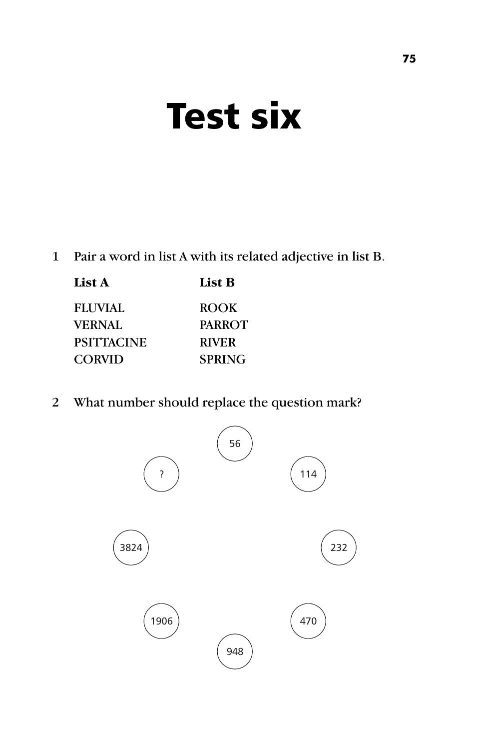# Test six

1 Pair a word in list A with its related adjective in list B.

| List A | List B |
|---|---|
| FLUVIAL | ROOK |
| VERNAL | PARROT |
| PSITTACINE | RIVER |
| CORVID | SPRING |

2 What number should replace the question mark?

56, 114, 232, 470, 948, 1906, 3824, ?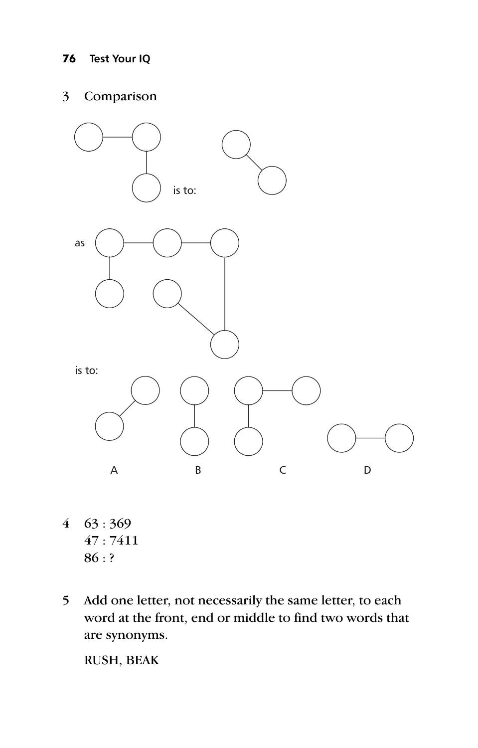3 Comparison

is to:

as

is to:

A B C D

4 63 : 369
47 : 7411
86 : ?

5 Add one letter, not necessarily the same letter, to each word at the front, end or middle to find two words that are synonyms.

RUSH, BEAK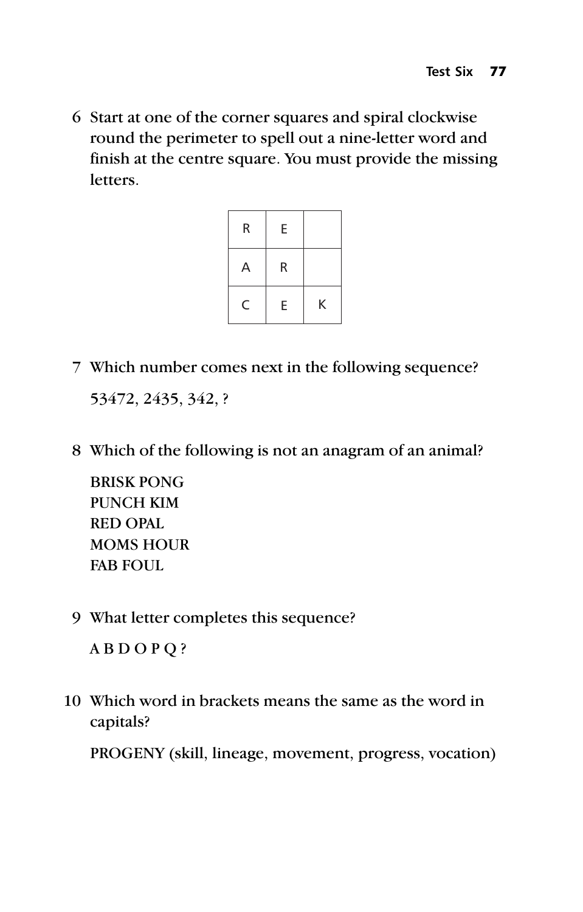6 Start at one of the corner squares and spiral clockwise round the perimeter to spell out a nine-letter word and finish at the centre square. You must provide the missing letters.

| | | |
|---|---|---|
| R | E | |
| A | R | |
| C | E | K |

7 Which number comes next in the following sequence?

53472, 2435, 342, ?

8 Which of the following is not an anagram of an animal?

BRISK PONG
PUNCH KIM
RED OPAL
MOMS HOUR
FAB FOUL

9 What letter completes this sequence?

A B D O P Q ?

10 Which word in brackets means the same as the word in capitals?

PROGENY (skill, lineage, movement, progress, vocation)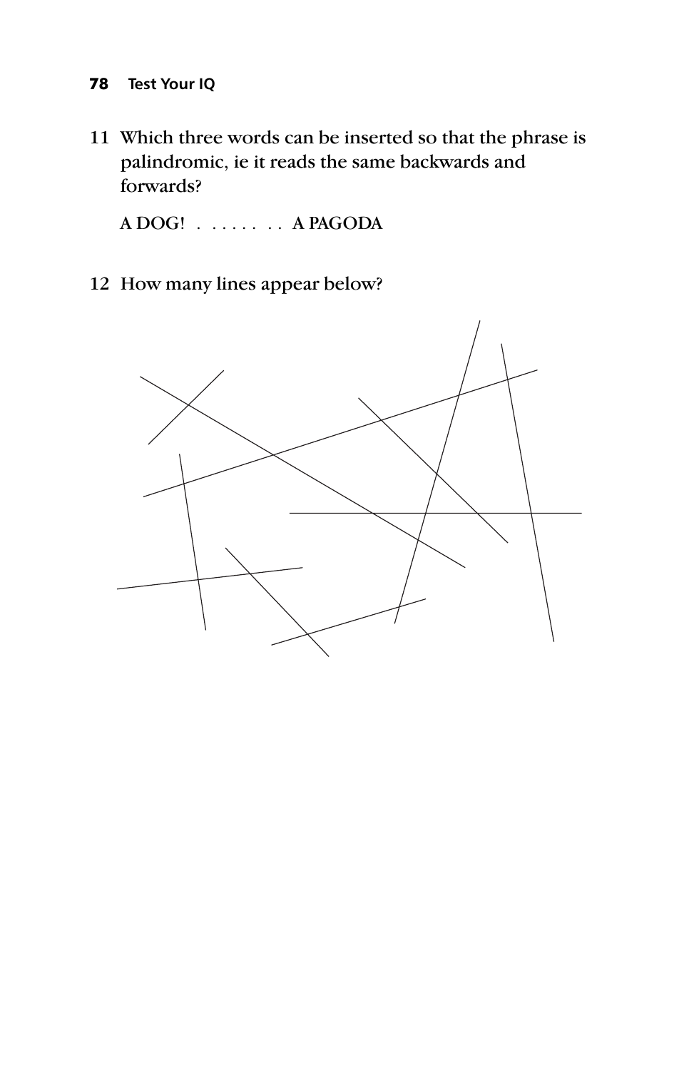11 Which three words can be inserted so that the phrase is palindromic, ie it reads the same backwards and forwards?

A DOG! . . . . . . . . A PAGODA

12 How many lines appear below?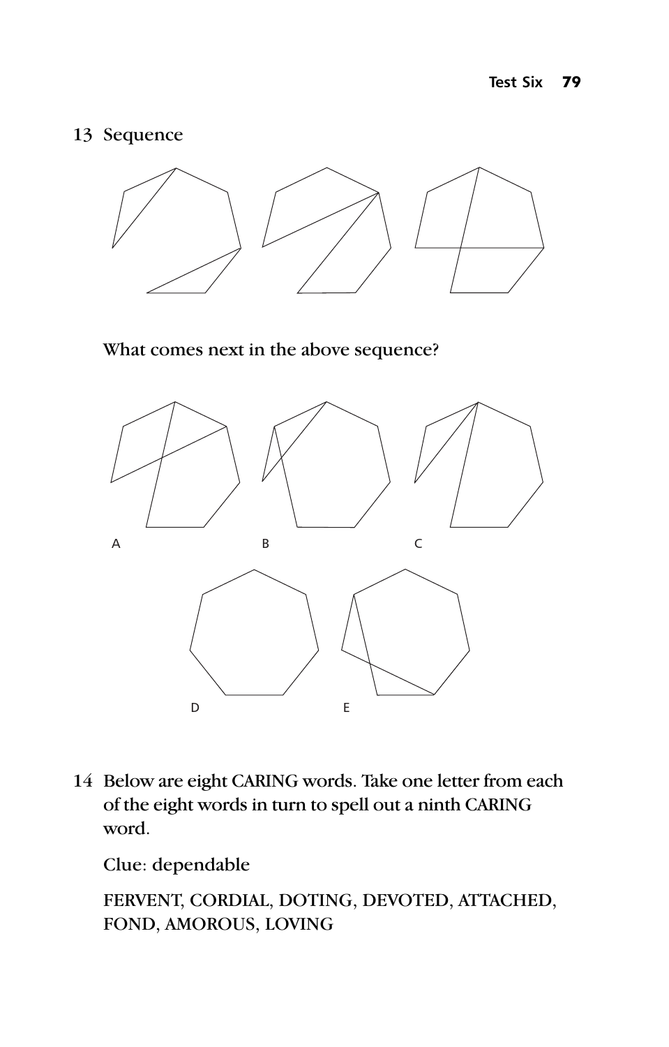13 Sequence

What comes next in the above sequence?

A B C

D E

14 Below are eight CARING words. Take one letter from each of the eight words in turn to spell out a ninth CARING word.

Clue: dependable

FERVENT, CORDIAL, DOTING, DEVOTED, ATTACHED, FOND, AMOROUS, LOVING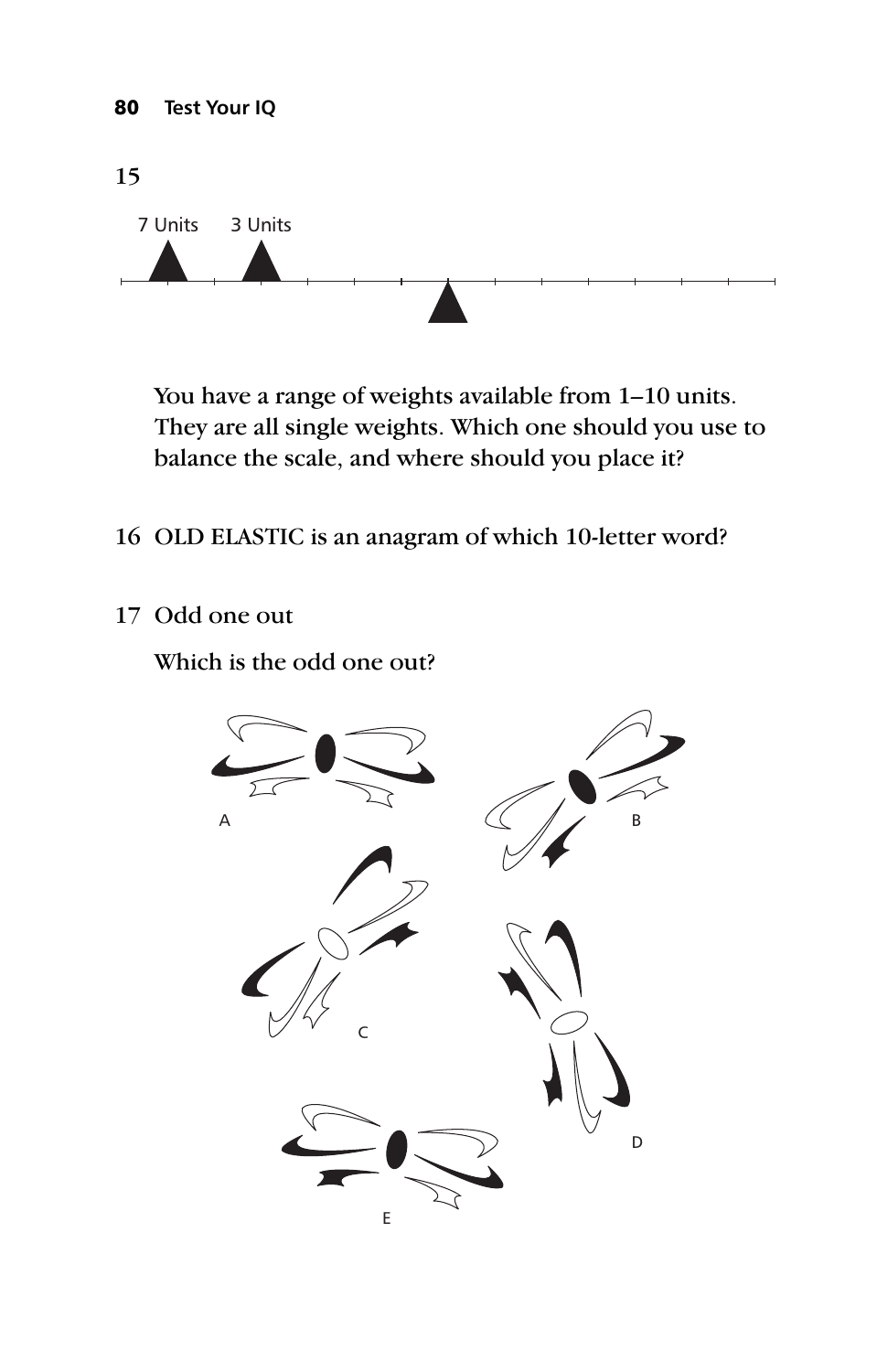15

7 Units 3 Units

You have a range of weights available from 1–10 units. They are all single weights. Which one should you use to balance the scale, and where should you place it?

16 OLD ELASTIC is an anagram of which 10-letter word?

17 Odd one out

Which is the odd one out?

A B C D E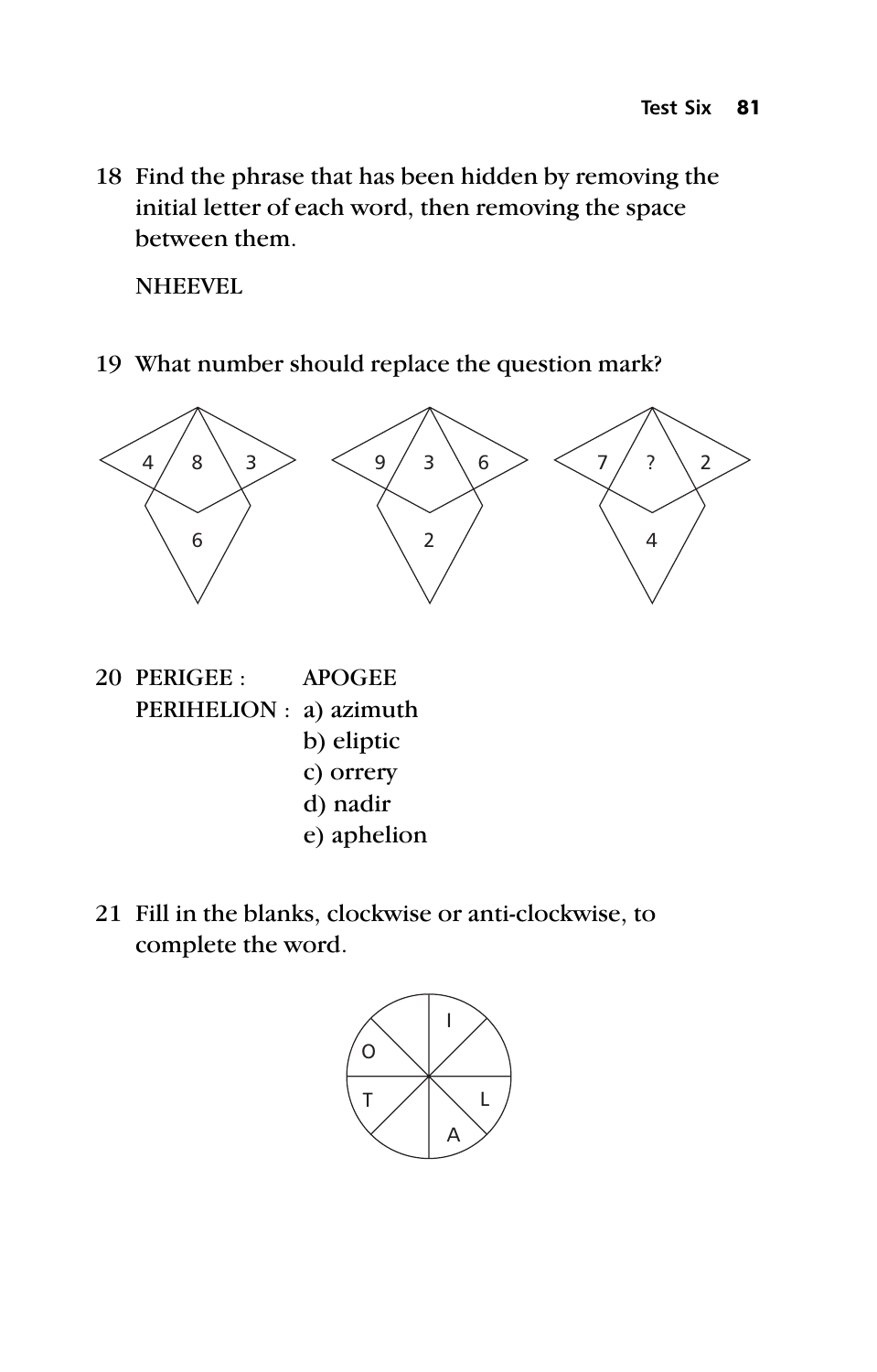18 Find the phrase that has been hidden by removing the initial letter of each word, then removing the space between them.

NHEEVEL

19 What number should replace the question mark?

| Left | Top | Right | Bottom |
|---|---|---|---|
| 4 | 8 | 3 | 6 |
| 9 | 3 | 6 | 2 |
| 7 | ? | 2 | 4 |

20 PERIGEE : APOGEE

PERIHELION :
a) azimuth
b) eliptic
c) orrery
d) nadir
e) aphelion

21 Fill in the blanks, clockwise or anti-clockwise, to complete the word.

(Circle divided into eight segments containing the letters: I, L, A, T, O, with three blank segments.)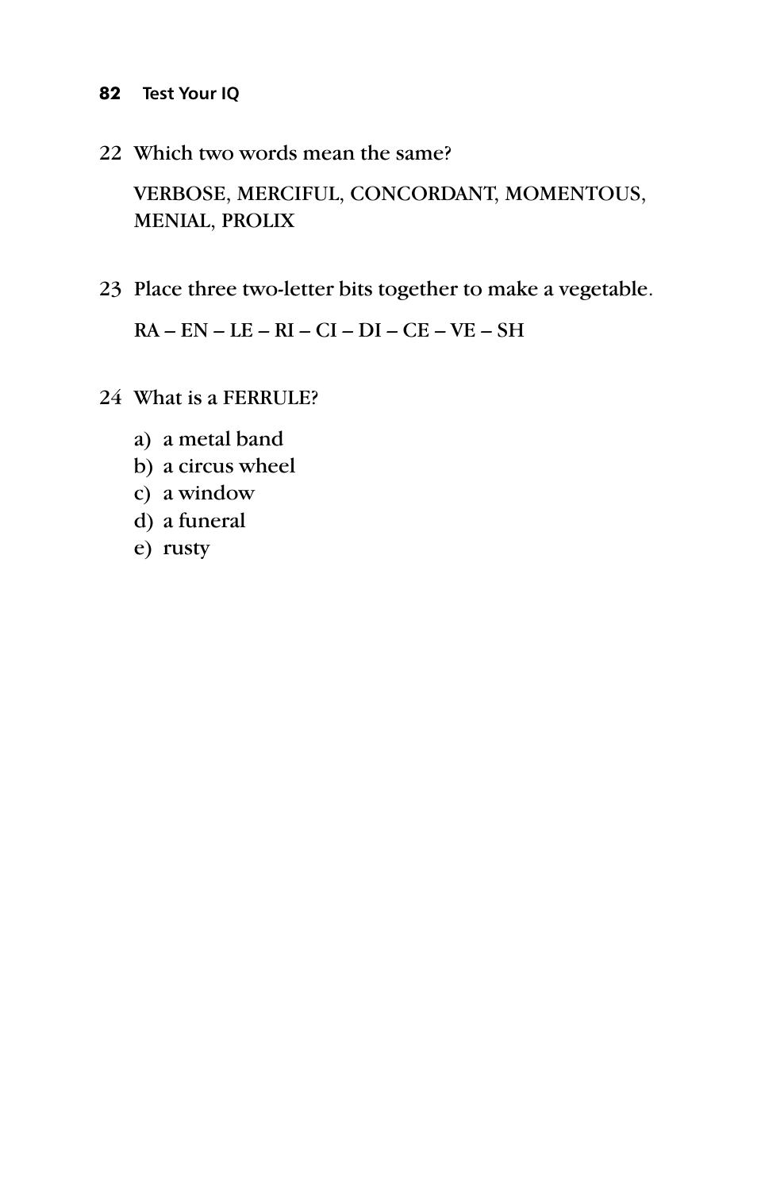22 Which two words mean the same?

VERBOSE, MERCIFUL, CONCORDANT, MOMENTOUS, MENIAL, PROLIX

23 Place three two-letter bits together to make a vegetable.

RA – EN – LE – RI – CI – DI – CE – VE – SH

24 What is a FERRULE?

a) a metal band
b) a circus wheel
c) a window
d) a funeral
e) rusty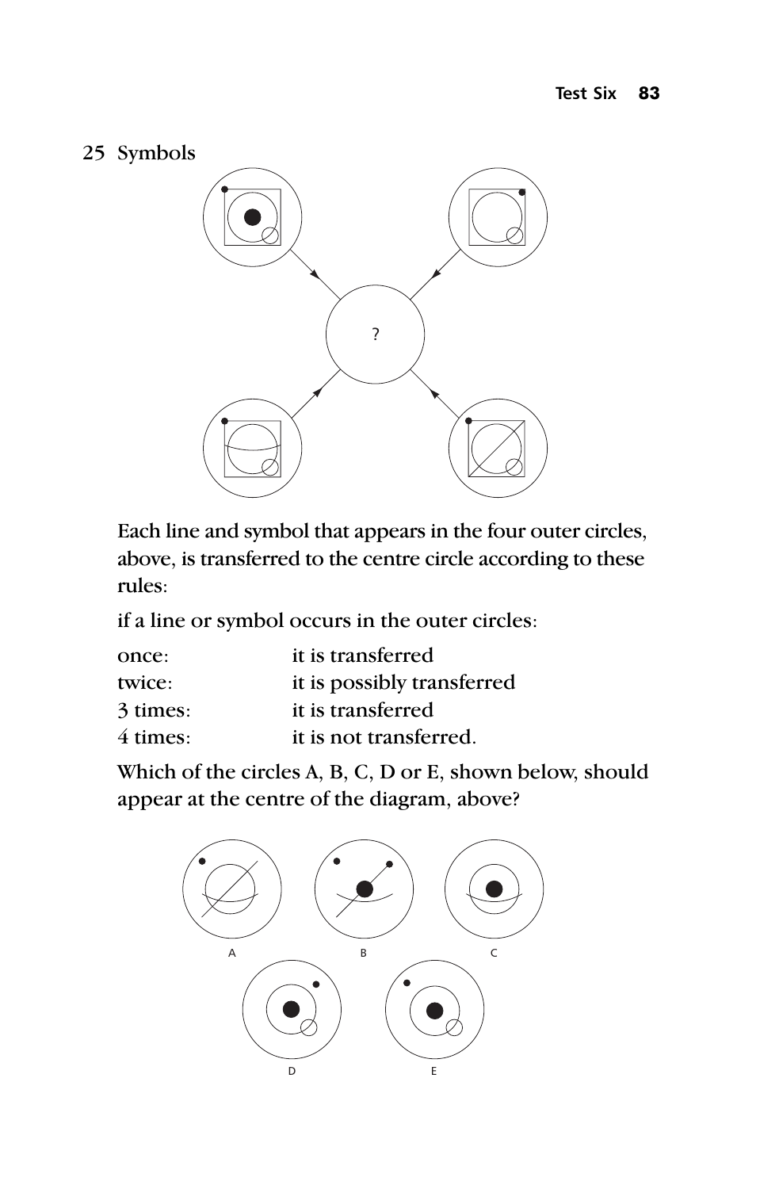25 Symbols

?

Each line and symbol that appears in the four outer circles, above, is transferred to the centre circle according to these rules:

if a line or symbol occurs in the outer circles:

| | |
|---|---|
| once: | it is transferred |
| twice: | it is possibly transferred |
| 3 times: | it is transferred |
| 4 times: | it is not transferred. |

Which of the circles A, B, C, D or E, shown below, should appear at the centre of the diagram, above?

A B C

D E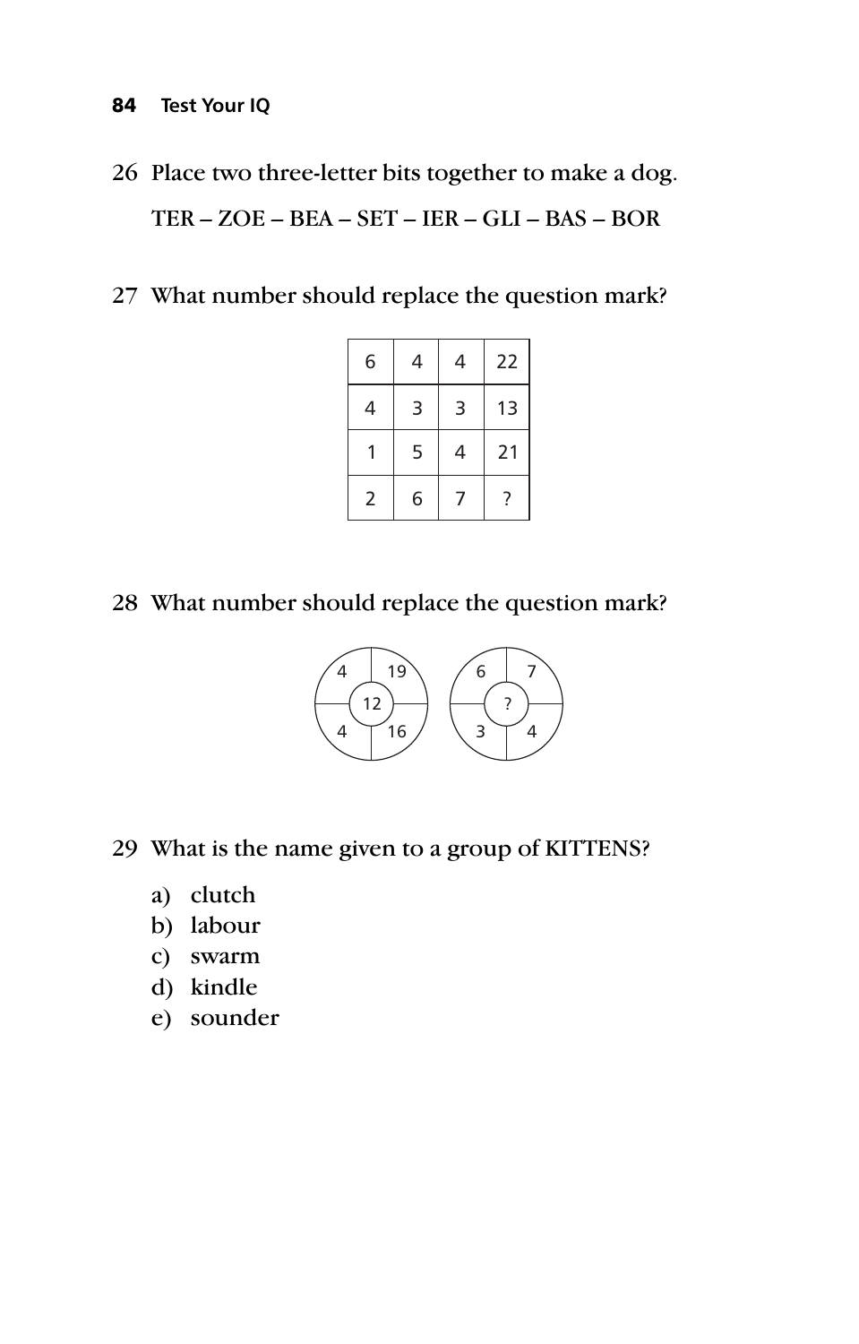26 Place two three-letter bits together to make a dog.

TER – ZOE – BEA – SET – IER – GLI – BAS – BOR

27 What number should replace the question mark?

| 6 | 4 | 4 | 22 |
|---|---|---|---|
| 4 | 3 | 3 | 13 |
| 1 | 5 | 4 | 21 |
| 2 | 6 | 7 | ? |

28 What number should replace the question mark?

First circle: top-left 4, top-right 19, bottom-left 4, bottom-right 16, centre 12

Second circle: top-left 6, top-right 7, bottom-left 3, bottom-right 4, centre ?

29 What is the name given to a group of KITTENS?

a) clutch
b) labour
c) swarm
d) kindle
e) sounder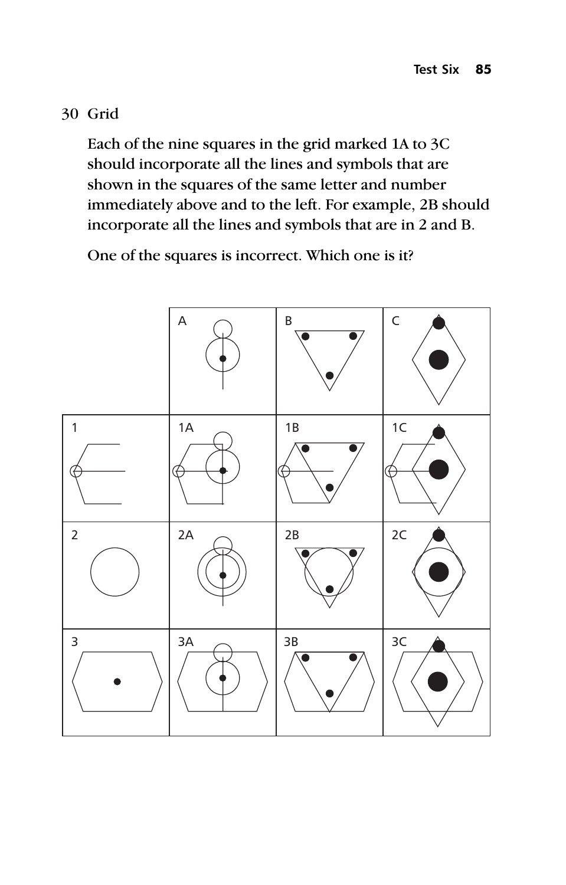30 Grid

Each of the nine squares in the grid marked 1A to 3C should incorporate all the lines and symbols that are shown in the squares of the same letter and number immediately above and to the left. For example, 2B should incorporate all the lines and symbols that are in 2 and B.

One of the squares is incorrect. Which one is it?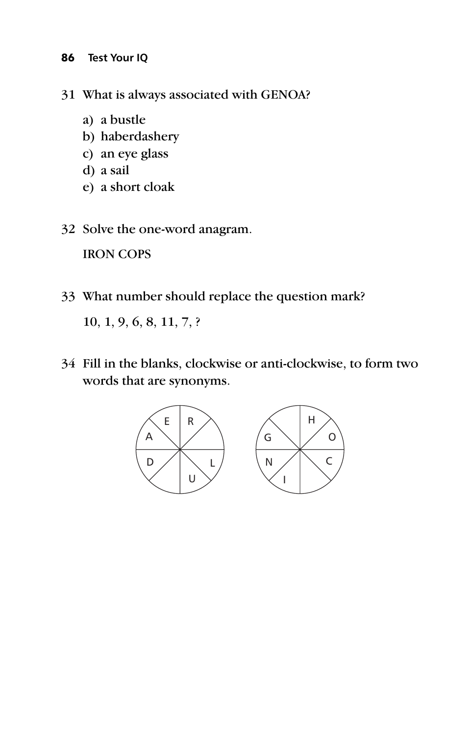31 What is always associated with GENOA?

a) a bustle
b) haberdashery
c) an eye glass
d) a sail
e) a short cloak

32 Solve the one-word anagram.

IRON COPS

33 What number should replace the question mark?

10, 1, 9, 6, 8, 11, 7, ?

34 Fill in the blanks, clockwise or anti-clockwise, to form two words that are synonyms.

E R
A
D L
U

H
G O
N C
I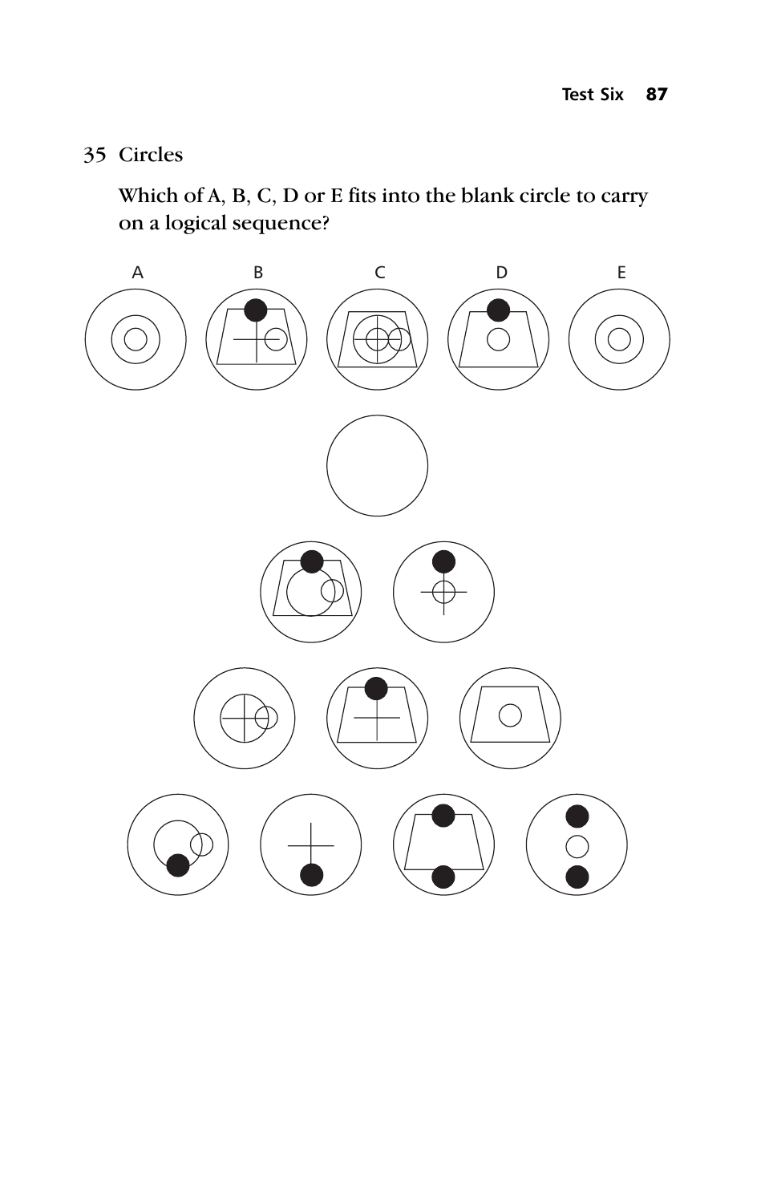## 35 Circles

Which of A, B, C, D or E fits into the blank circle to carry on a logical sequence?

A B C D E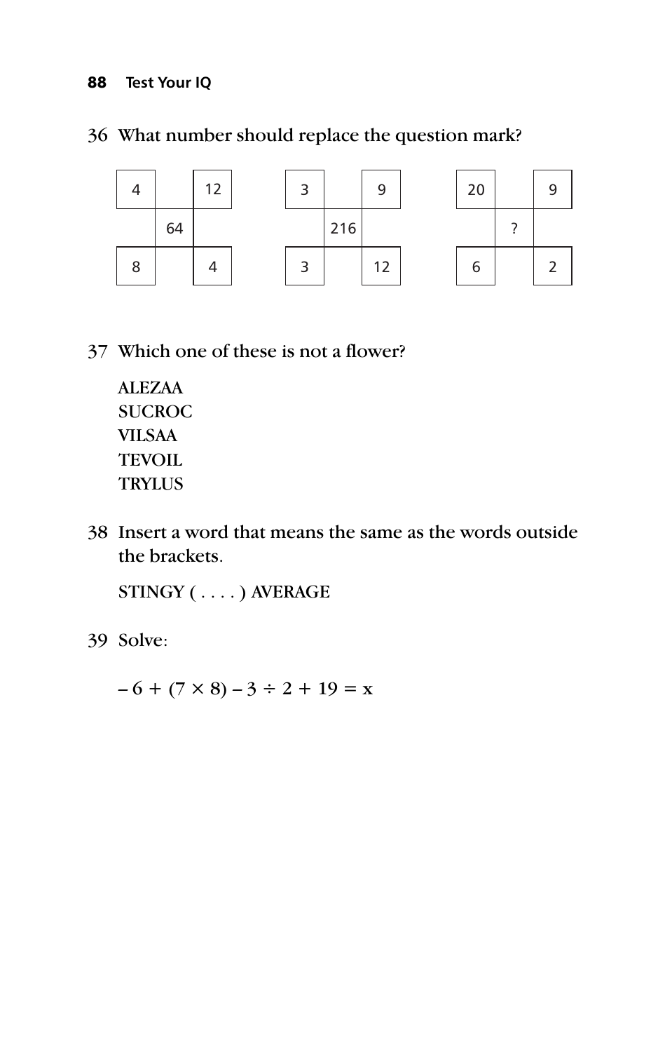36 What number should replace the question mark?

| 4 | | 12 |
|---|---|---|
| | 64 | |
| 8 | | 4 |

| 3 | | 9 |
|---|---|---|
| | 216 | |
| 3 | | 12 |

| 20 | | 9 |
|---|---|---|
| | ? | |
| 6 | | 2 |

37 Which one of these is not a flower?

ALEZAA  
SUCROC  
VILSAA  
TEVOIL  
TRYLUS

38 Insert a word that means the same as the words outside the brackets.

STINGY ( . . . . ) AVERAGE

39 Solve:

$$-6 + (7 \times 8) - 3 \div 2 + 19 = x$$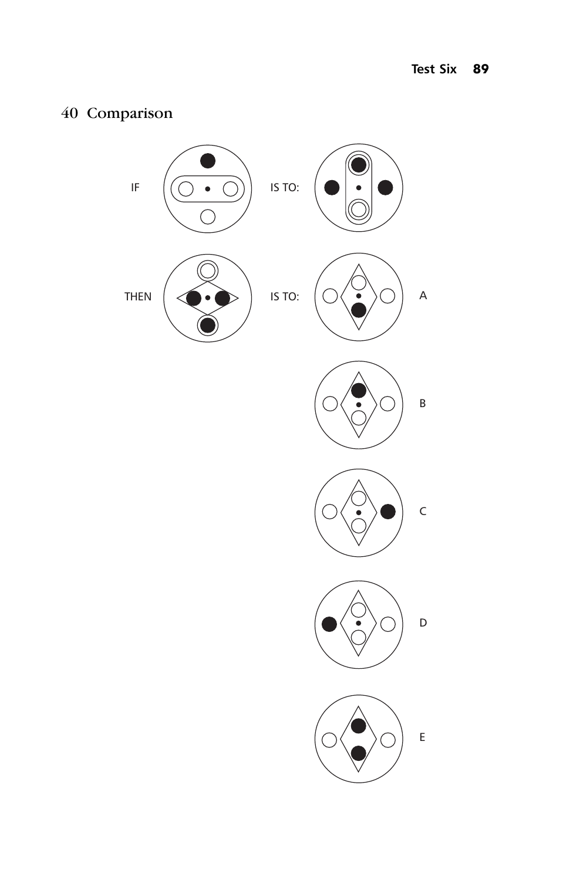## 40 Comparison

IF IS TO:

THEN IS TO: A

B

C

D

E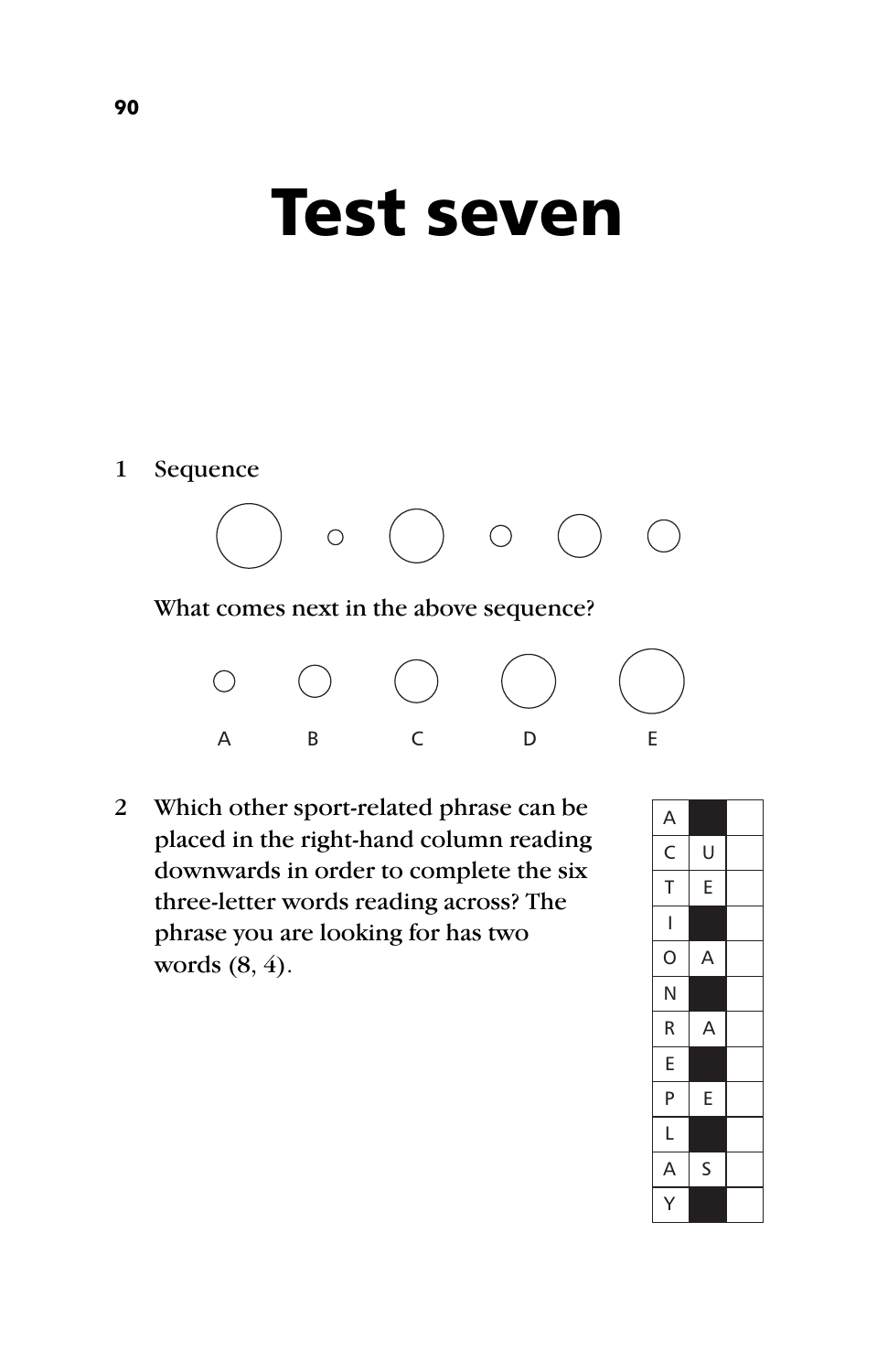# Test seven

1 Sequence

What comes next in the above sequence?

A B C D E

2 Which other sport-related phrase can be placed in the right-hand column reading downwards in order to complete the six three-letter words reading across? The phrase you are looking for has two words (8, 4).

| | | |
|---|---|---|
| A | ■ | |
| C | U | |
| T | E | |
| I | ■ | |
| O | A | |
| N | ■ | |
| R | A | |
| E | ■ | |
| P | E | |
| L | ■ | |
| A | S | |
| Y | ■ | |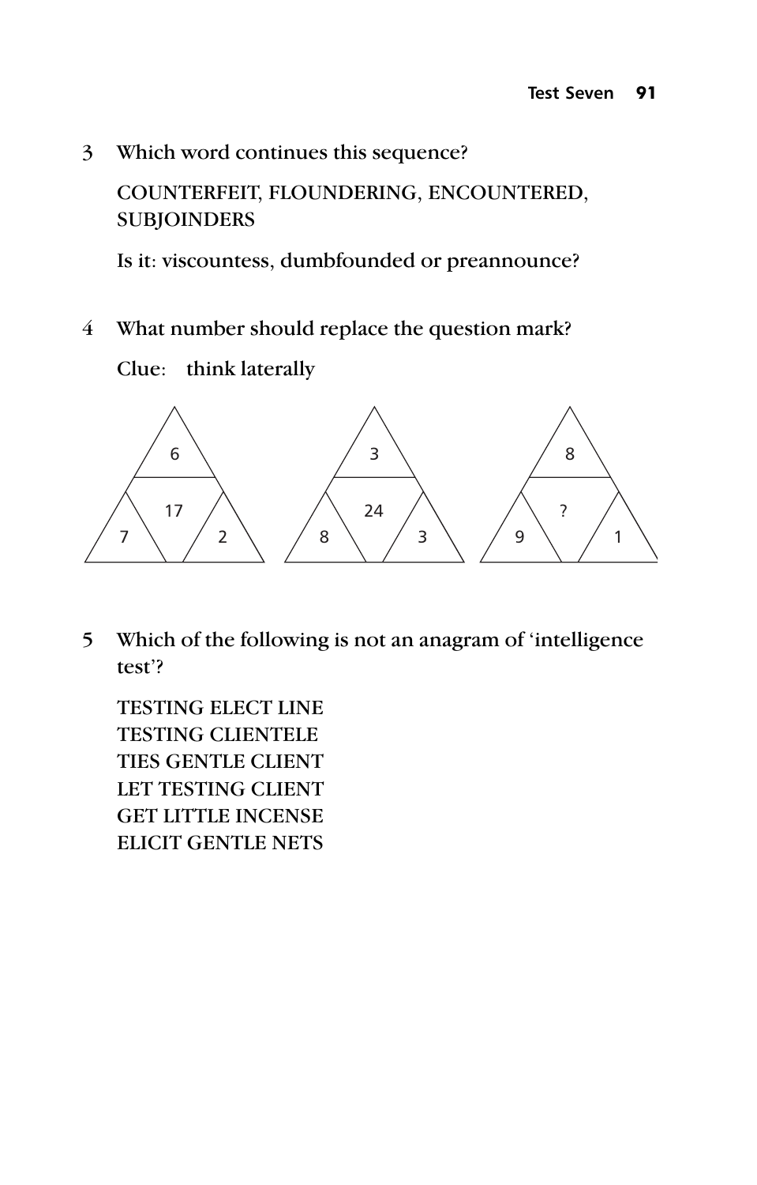3 Which word continues this sequence?

COUNTERFEIT, FLOUNDERING, ENCOUNTERED, SUBJOINDERS

Is it: viscountess, dumbfounded or preannounce?

4 What number should replace the question mark?

Clue: think laterally

| Triangle | Top | Centre | Bottom left | Bottom right |
|---|---|---|---|---|
| 1 | 6 | 17 | 7 | 2 |
| 2 | 3 | 24 | 8 | 3 |
| 3 | 8 | ? | 9 | 1 |

5 Which of the following is not an anagram of 'intelligence test'?

TESTING ELECT LINE
TESTING CLIENTELE
TIES GENTLE CLIENT
LET TESTING CLIENT
GET LITTLE INCENSE
ELICIT GENTLE NETS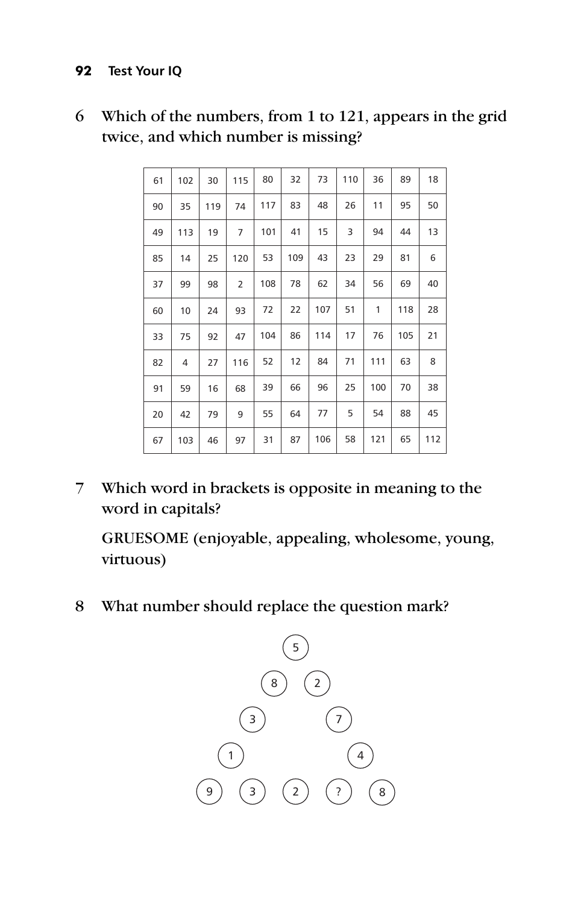6 Which of the numbers, from 1 to 121, appears in the grid twice, and which number is missing?

| | | | | | | | | | | |
|---|---|---|---|---|---|---|---|---|---|---|
| 61 | 102 | 30 | 115 | 80 | 32 | 73 | 110 | 36 | 89 | 18 |
| 90 | 35 | 119 | 74 | 117 | 83 | 48 | 26 | 11 | 95 | 50 |
| 49 | 113 | 19 | 7 | 101 | 41 | 15 | 3 | 94 | 44 | 13 |
| 85 | 14 | 25 | 120 | 53 | 109 | 43 | 23 | 29 | 81 | 6 |
| 37 | 99 | 98 | 2 | 108 | 78 | 62 | 34 | 56 | 69 | 40 |
| 60 | 10 | 24 | 93 | 72 | 22 | 107 | 51 | 1 | 118 | 28 |
| 33 | 75 | 92 | 47 | 104 | 86 | 114 | 17 | 76 | 105 | 21 |
| 82 | 4 | 27 | 116 | 52 | 12 | 84 | 71 | 111 | 63 | 8 |
| 91 | 59 | 16 | 68 | 39 | 66 | 96 | 25 | 100 | 70 | 38 |
| 20 | 42 | 79 | 9 | 55 | 64 | 77 | 5 | 54 | 88 | 45 |
| 67 | 103 | 46 | 97 | 31 | 87 | 106 | 58 | 121 | 65 | 112 |

7 Which word in brackets is opposite in meaning to the word in capitals?

GRUESOME (enjoyable, appealing, wholesome, young, virtuous)

8 What number should replace the question mark?

```
            5
         8     2
      3           7
   1                 4
9     3     2     ?     8
```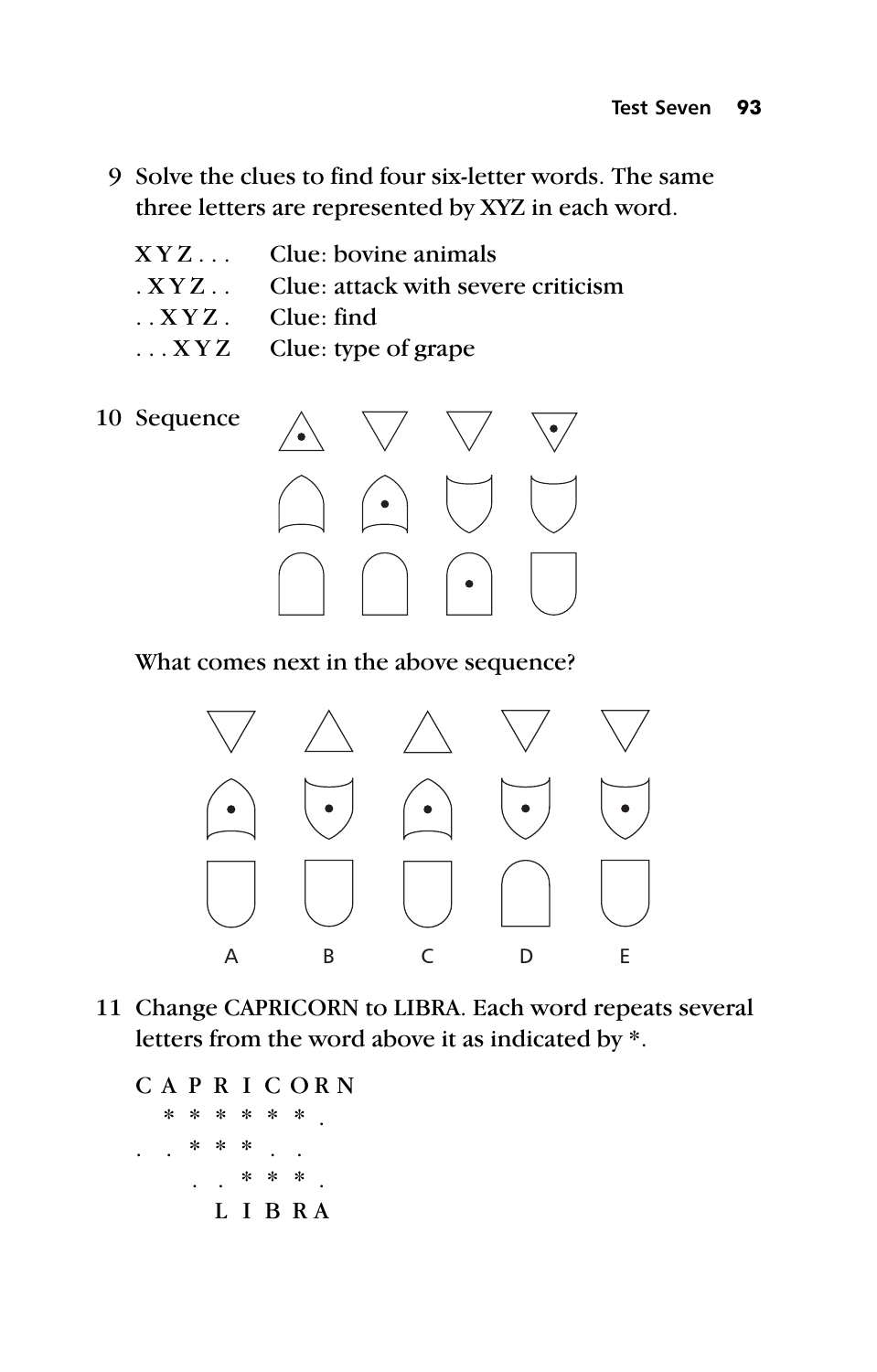9 Solve the clues to find four six-letter words. The same three letters are represented by XYZ in each word.

| | |
|---|---|
| X Y Z . . . | Clue: bovine animals |
| . X Y Z . . | Clue: attack with severe criticism |
| . . X Y Z . | Clue: find |
| . . . X Y Z | Clue: type of grape |

10 Sequence

What comes next in the above sequence?

A B C D E

11 Change CAPRICORN to LIBRA. Each word repeats several letters from the word above it as indicated by *.

```
C A P R I C O R N
  * * * * * * .
. . * * * . .
    . . * * * .
      L I B R A
```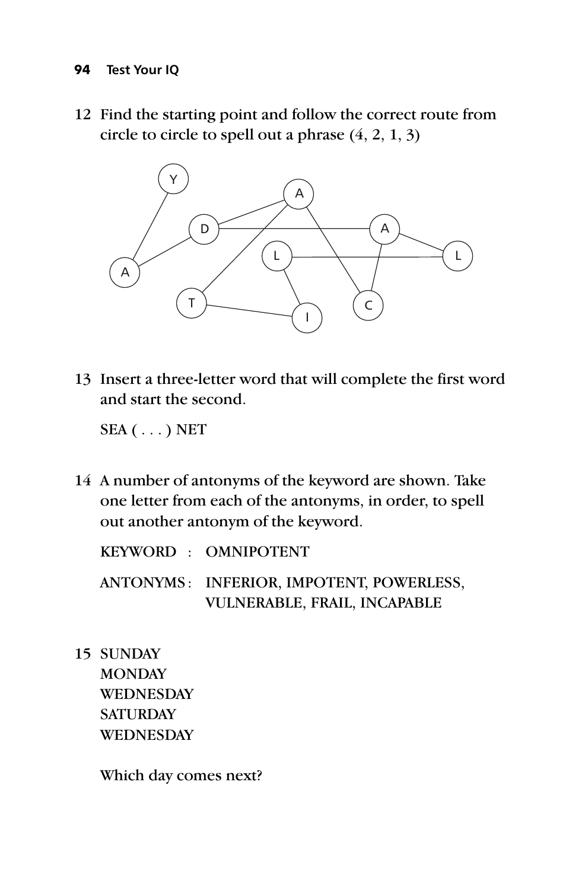12 Find the starting point and follow the correct route from circle to circle to spell out a phrase (4, 2, 1, 3)

13 Insert a three-letter word that will complete the first word and start the second.

SEA ( . . . ) NET

14 A number of antonyms of the keyword are shown. Take one letter from each of the antonyms, in order, to spell out another antonym of the keyword.

KEYWORD : OMNIPOTENT

ANTONYMS : INFERIOR, IMPOTENT, POWERLESS, VULNERABLE, FRAIL, INCAPABLE

15 SUNDAY
MONDAY
WEDNESDAY
SATURDAY
WEDNESDAY

Which day comes next?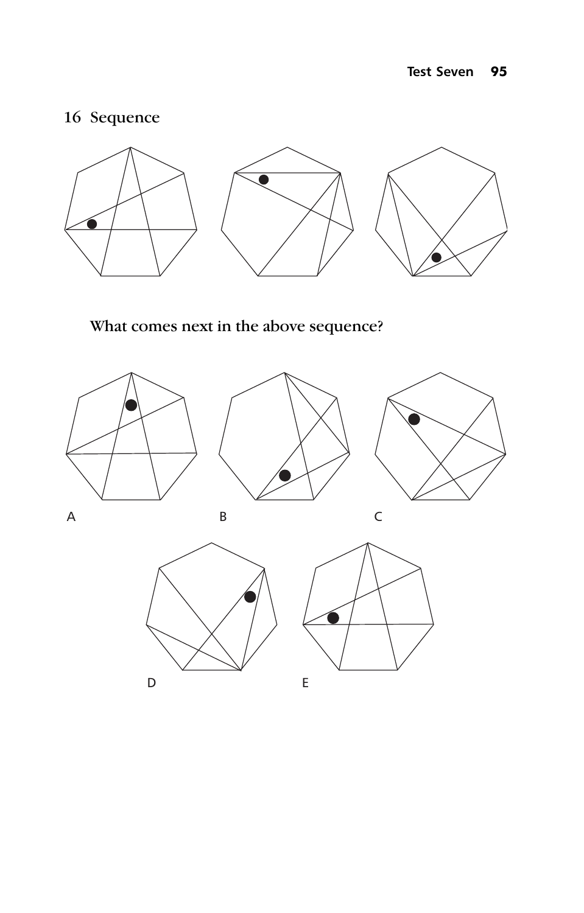## 16 Sequence

What comes next in the above sequence?

A

B

C

D

E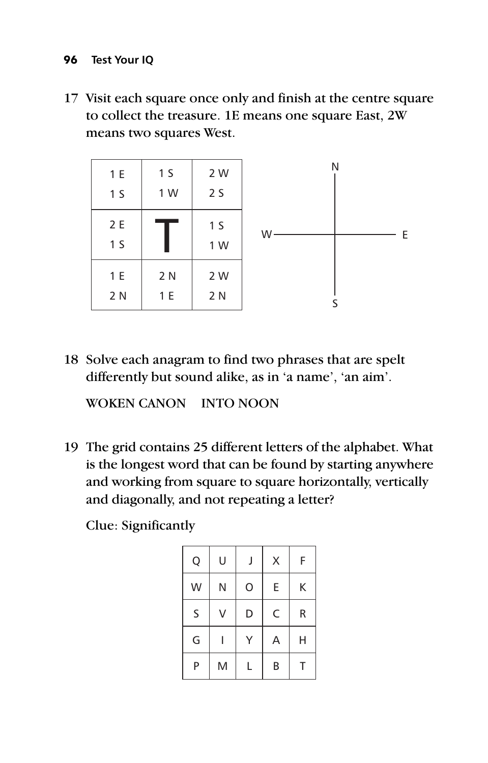17 Visit each square once only and finish at the centre square to collect the treasure. 1E means one square East, 2W means two squares West.

| | | |
|---|---|---|
| 1 E<br>1 S | 1 S<br>1 W | 2 W<br>2 S |
| 2 E<br>1 S | T | 1 S<br>1 W |
| 1 E<br>2 N | 2 N<br>1 E | 2 W<br>2 N |

N

W — E

S

18 Solve each anagram to find two phrases that are spelt differently but sound alike, as in 'a name', 'an aim'.

WOKEN CANON INTO NOON

19 The grid contains 25 different letters of the alphabet. What is the longest word that can be found by starting anywhere and working from square to square horizontally, vertically and diagonally, and not repeating a letter?

Clue: Significantly

| | | | | |
|---|---|---|---|---|
| Q | U | J | X | F |
| W | N | O | E | K |
| S | V | D | C | R |
| G | I | Y | A | H |
| P | M | L | B | T |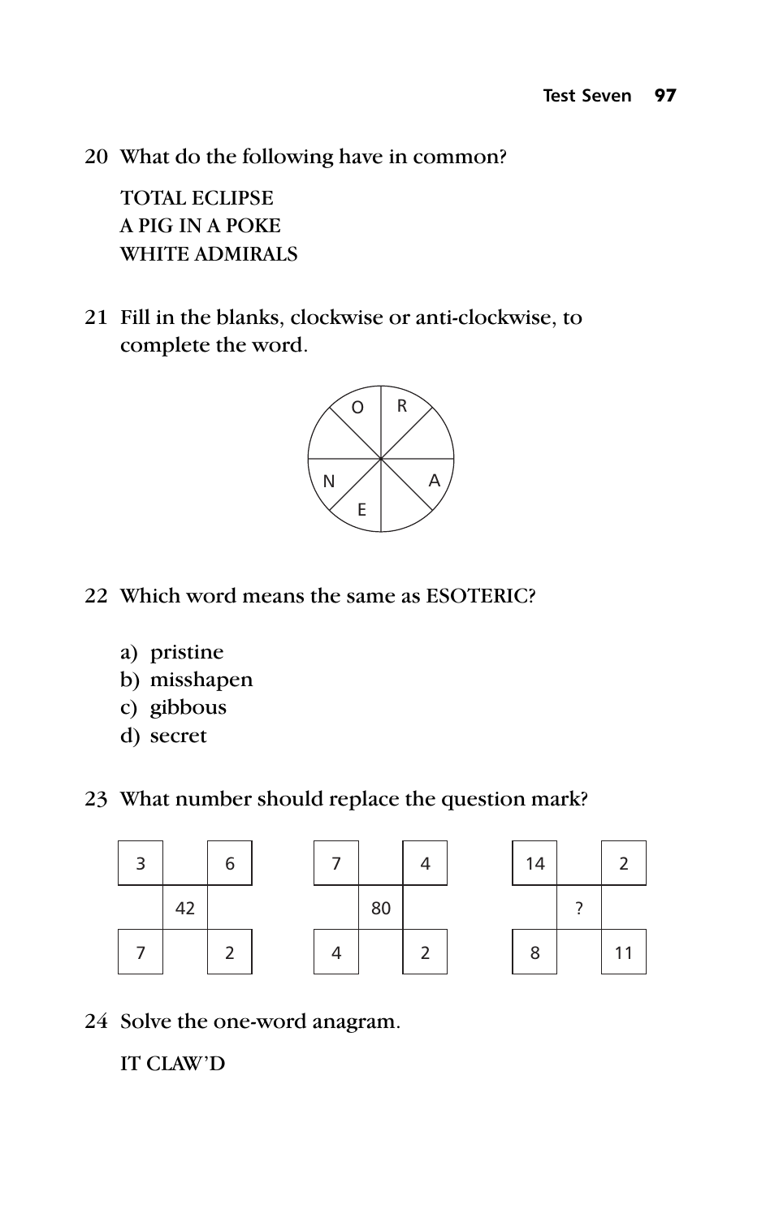20 What do the following have in common?

TOTAL ECLIPSE
A PIG IN A POKE
WHITE ADMIRALS

21 Fill in the blanks, clockwise or anti-clockwise, to complete the word.

| O | R |
|---|---|
|   |   |
| N | A |
| E |   |

22 Which word means the same as ESOTERIC?

a) pristine
b) misshapen
c) gibbous
d) secret

23 What number should replace the question mark?

| 3 |    | 6 |
|---|----|---|
|   | 42 |   |
| 7 |    | 2 |

| 7 |    | 4 |
|---|----|---|
|   | 80 |   |
| 4 |    | 2 |

| 14 |   | 2 |
|----|---|---|
|    | ? |   |
| 8  |   | 11 |

24 Solve the one-word anagram.

IT CLAW'D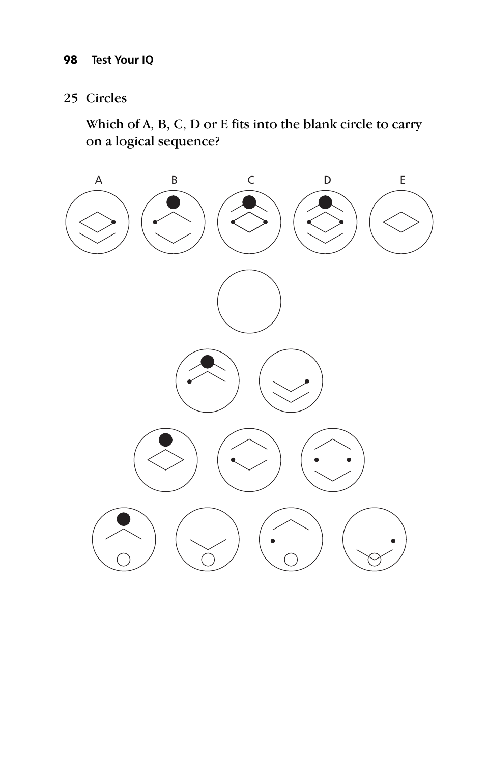## 25 Circles

Which of A, B, C, D or E fits into the blank circle to carry on a logical sequence?

A B C D E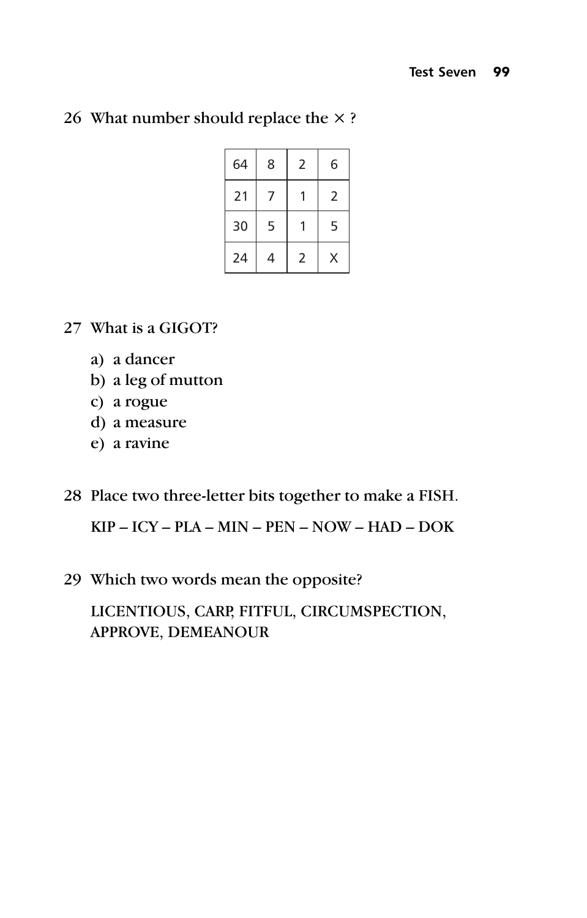26 What number should replace the × ?

| | | | |
|---|---|---|---|
| 64 | 8 | 2 | 6 |
| 21 | 7 | 1 | 2 |
| 30 | 5 | 1 | 5 |
| 24 | 4 | 2 | X |

27 What is a GIGOT?

a) a dancer
b) a leg of mutton
c) a rogue
d) a measure
e) a ravine

28 Place two three-letter bits together to make a FISH.

KIP – ICY – PLA – MIN – PEN – NOW – HAD – DOK

29 Which two words mean the opposite?

LICENTIOUS, CARP, FITFUL, CIRCUMSPECTION, APPROVE, DEMEANOUR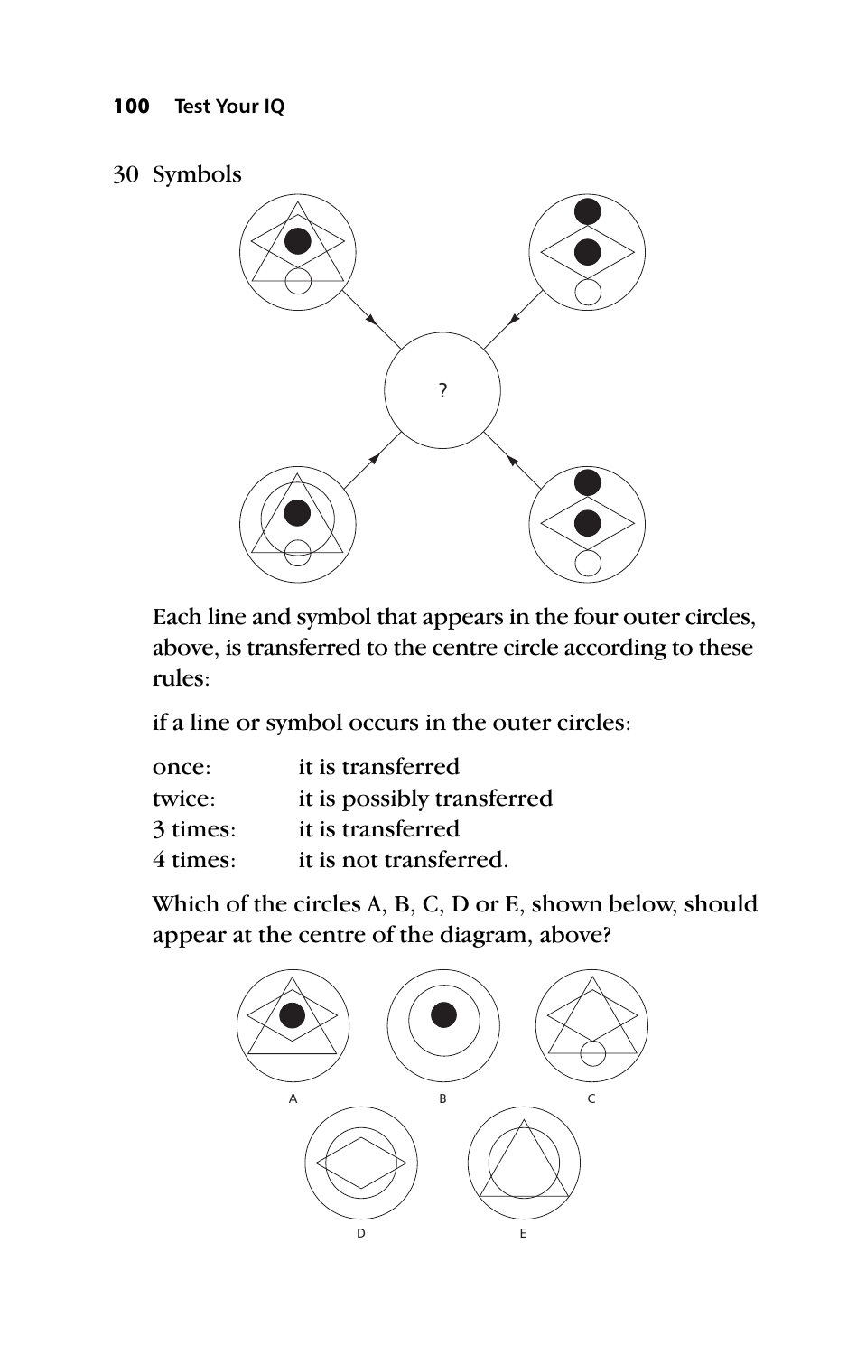30 Symbols

Each line and symbol that appears in the four outer circles, above, is transferred to the centre circle according to these rules:

if a line or symbol occurs in the outer circles:

| | |
|---|---|
| once: | it is transferred |
| twice: | it is possibly transferred |
| 3 times: | it is transferred |
| 4 times: | it is not transferred. |

Which of the circles A, B, C, D or E, shown below, should appear at the centre of the diagram, above?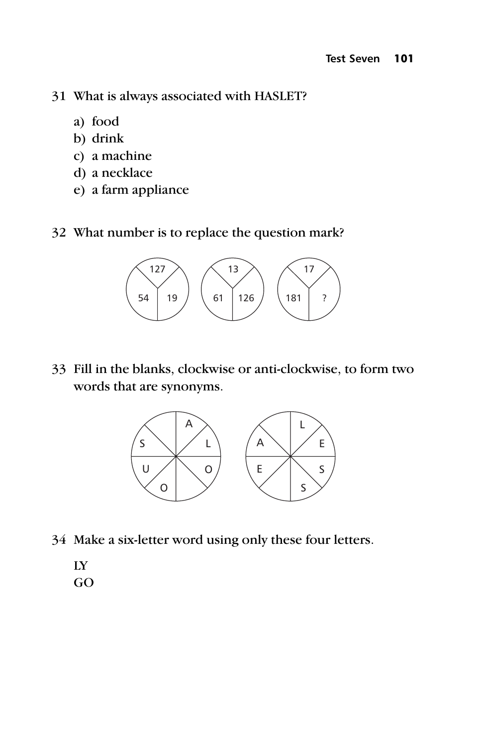31 What is always associated with HASLET?

a) food
b) drink
c) a machine
d) a necklace
e) a farm appliance

32 What number is to replace the question mark?

| Top | Bottom left | Bottom right |
|---|---|---|
| 127 | 54 | 19 |
| 13 | 61 | 126 |
| 17 | 181 | ? |

33 Fill in the blanks, clockwise or anti-clockwise, to form two words that are synonyms.

Circle 1 (clockwise from top right): A, L, O, _, O, U, S, _

Circle 2 (clockwise from top right): L, E, S, S, E, A, _, _

34 Make a six-letter word using only these four letters.

LY
GO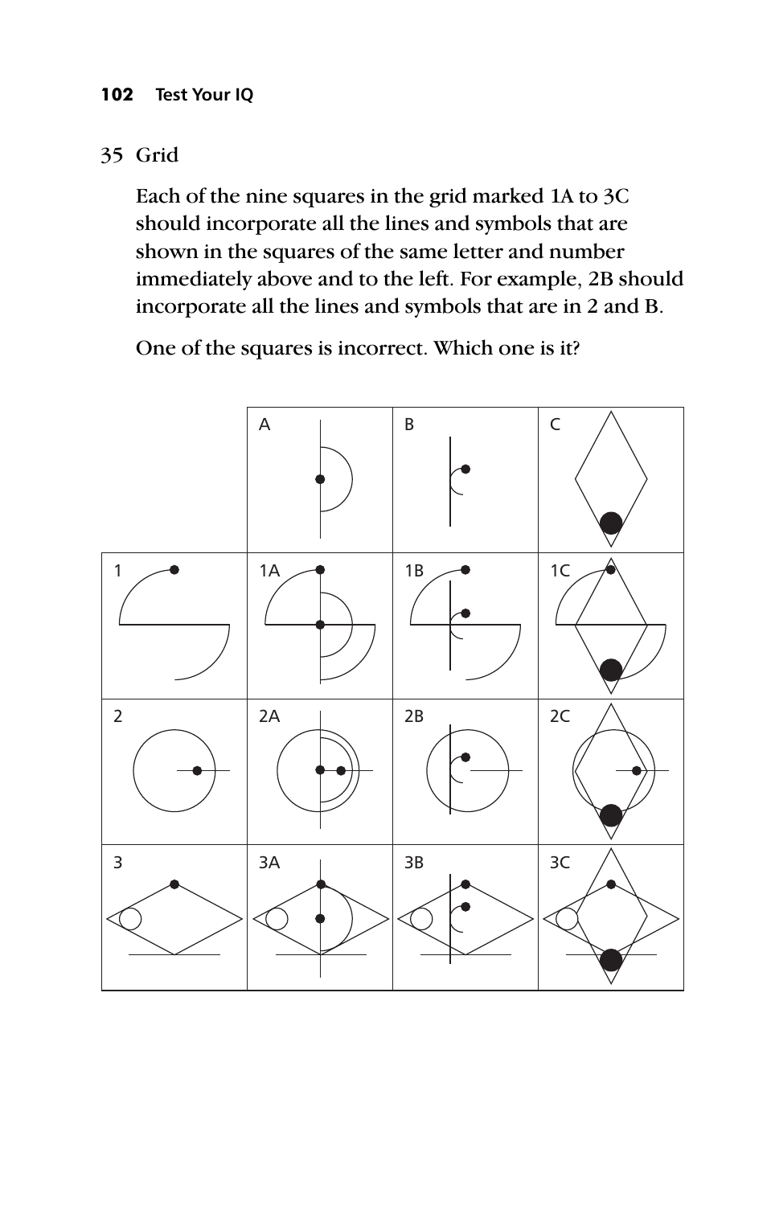## 35 Grid

Each of the nine squares in the grid marked 1A to 3C should incorporate all the lines and symbols that are shown in the squares of the same letter and number immediately above and to the left. For example, 2B should incorporate all the lines and symbols that are in 2 and B.

One of the squares is incorrect. Which one is it?

| | A | B | C |
|---|---|---|---|
| 1 | 1A | 1B | 1C |
| 2 | 2A | 2B | 2C |
| 3 | 3A | 3B | 3C |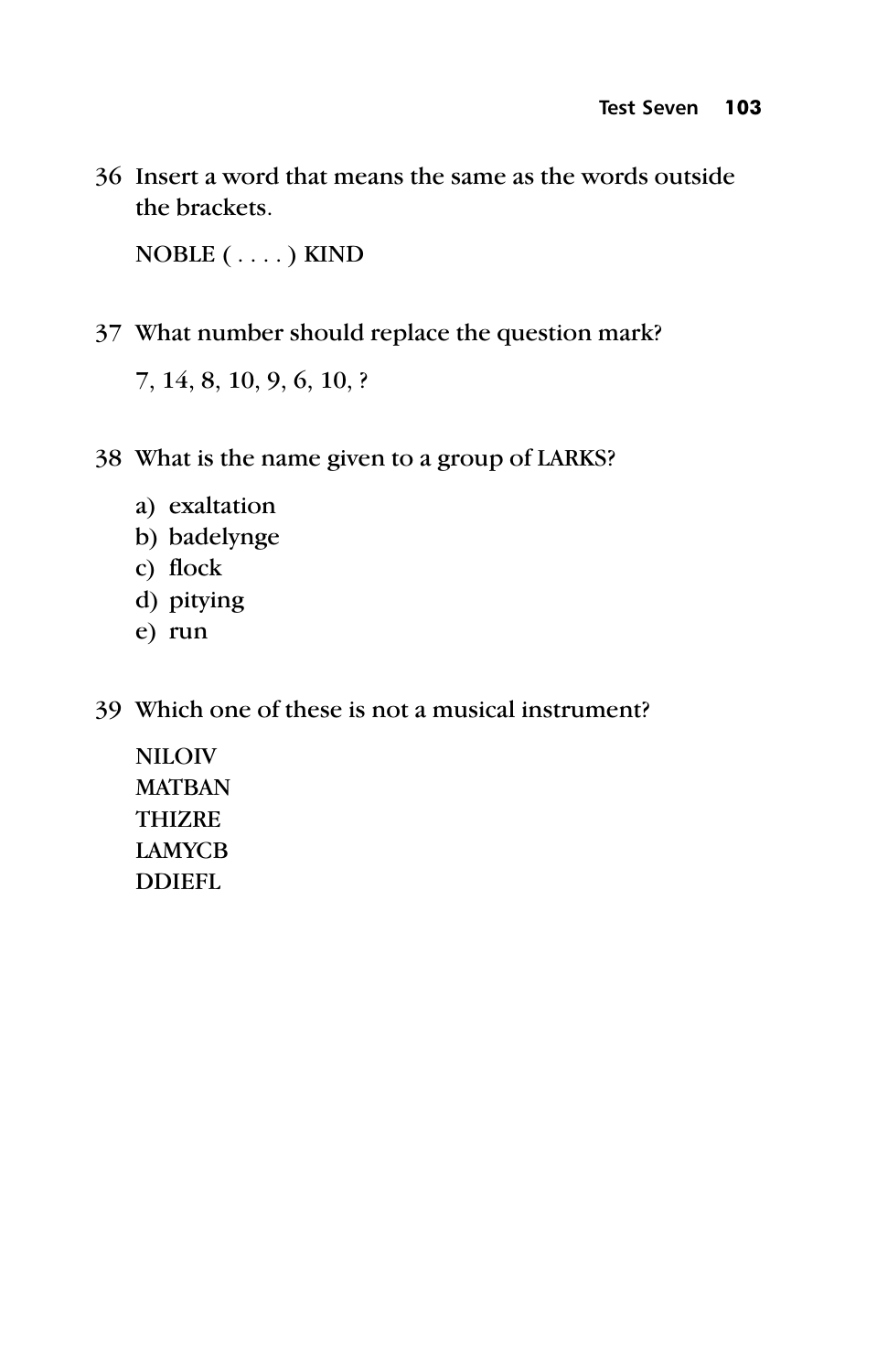36 Insert a word that means the same as the words outside the brackets.

NOBLE ( . . . . ) KIND

37 What number should replace the question mark?

7, 14, 8, 10, 9, 6, 10, ?

38 What is the name given to a group of LARKS?

a) exaltation
b) badelynge
c) flock
d) pitying
e) run

39 Which one of these is not a musical instrument?

NILOIV  
MATBAN  
THIZRE  
LAMYCB  
DDIEFL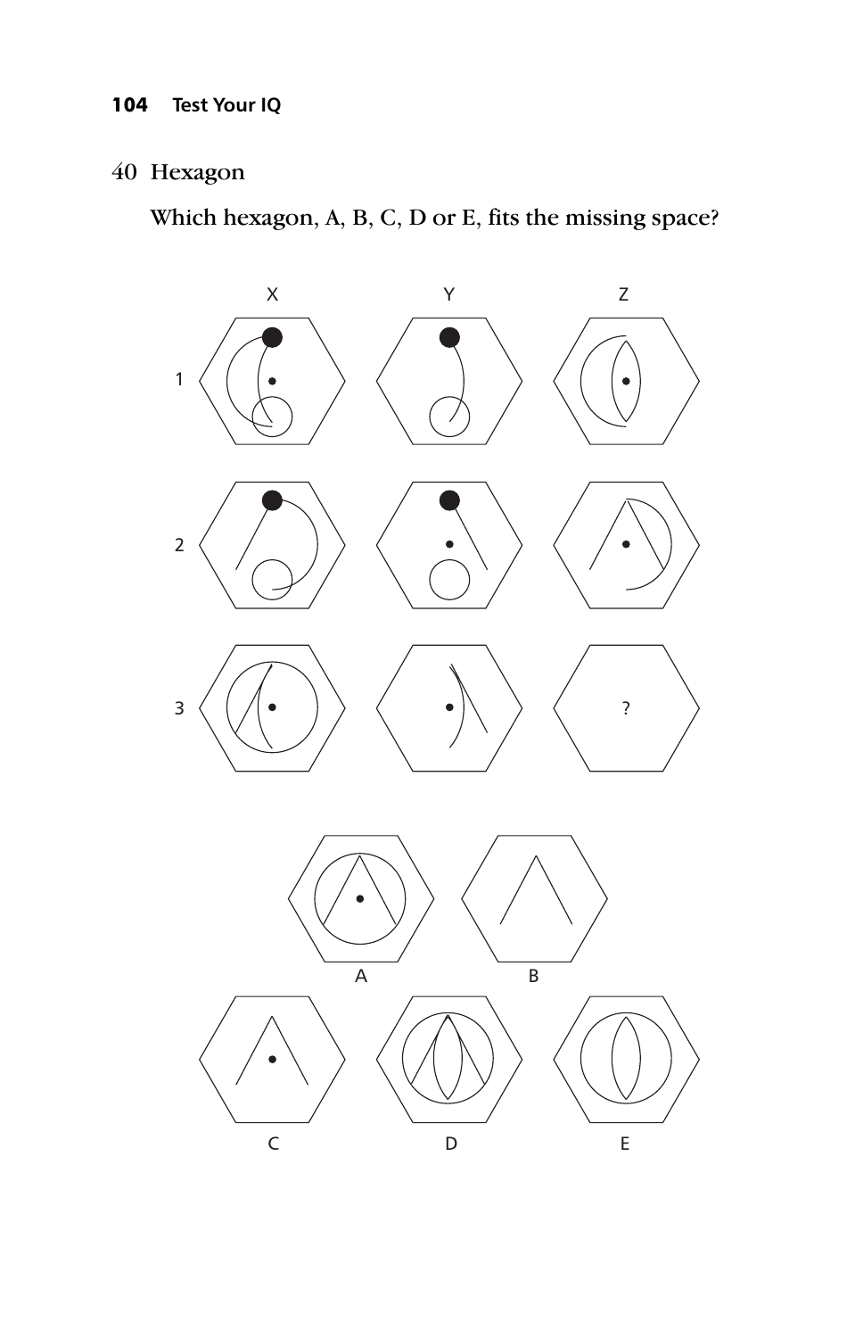## 40 Hexagon

**Which hexagon, A, B, C, D or E, fits the missing space?**

X Y Z

1

2

3 ?

A B

C D E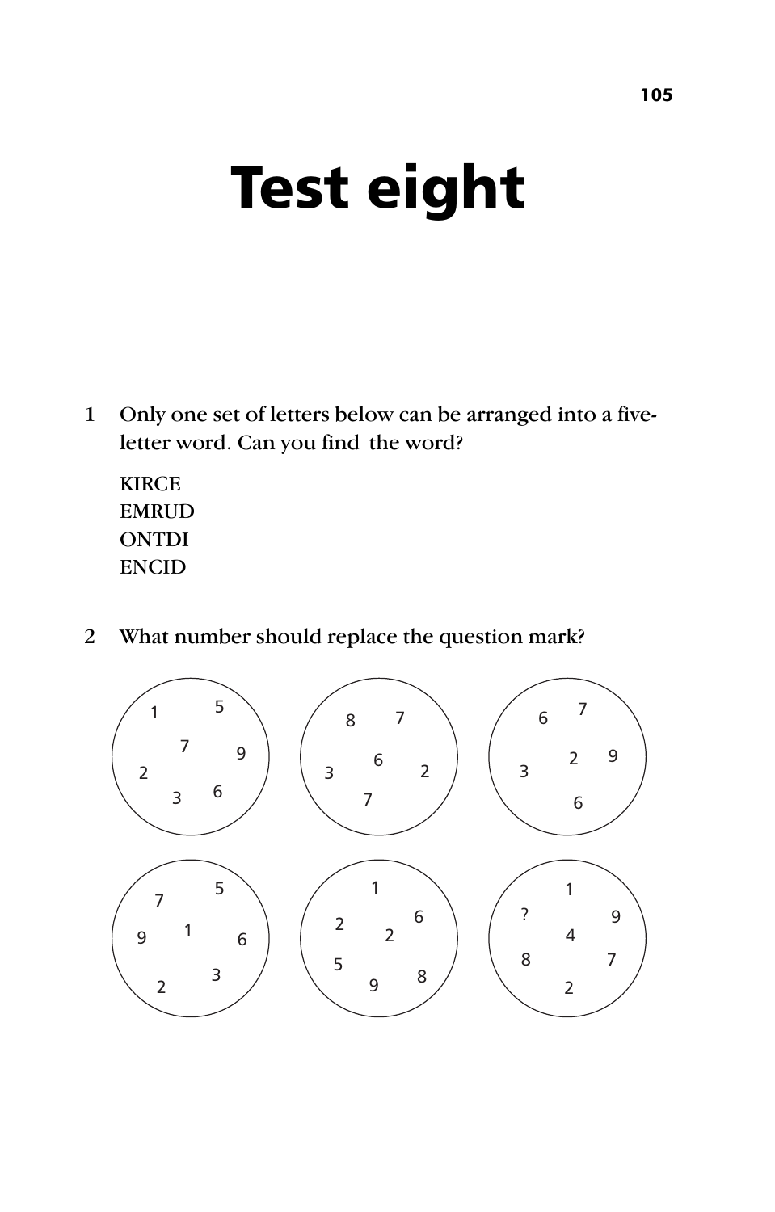# Test eight

1 Only one set of letters below can be arranged into a five-letter word. Can you find the word?

KIRCE
EMRUD
ONTDI
ENCID

2 What number should replace the question mark?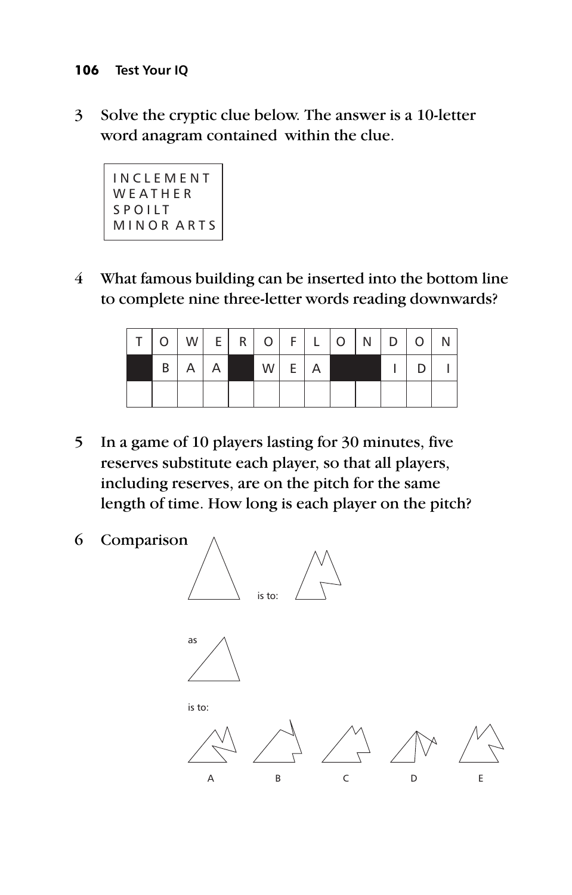3 Solve the cryptic clue below. The answer is a 10-letter word anagram contained within the clue.

```
INCLEMENT
WEATHER
SPOILT
MINOR ARTS
```

4 What famous building can be inserted into the bottom line to complete nine three-letter words reading downwards?

| T | O | W | E | R | O | F | L | O | N | D | O | N |
|---|---|---|---|---|---|---|---|---|---|---|---|---|
| ■ | B | A | A | ■ | W | E | A | ■ | ■ | I | D | I |
| | | | | | | | | | | | | |

5 In a game of 10 players lasting for 30 minutes, five reserves substitute each player, so that all players, including reserves, are on the pitch for the same length of time. How long is each player on the pitch?

6 Comparison

is to:

as

is to:

A B C D E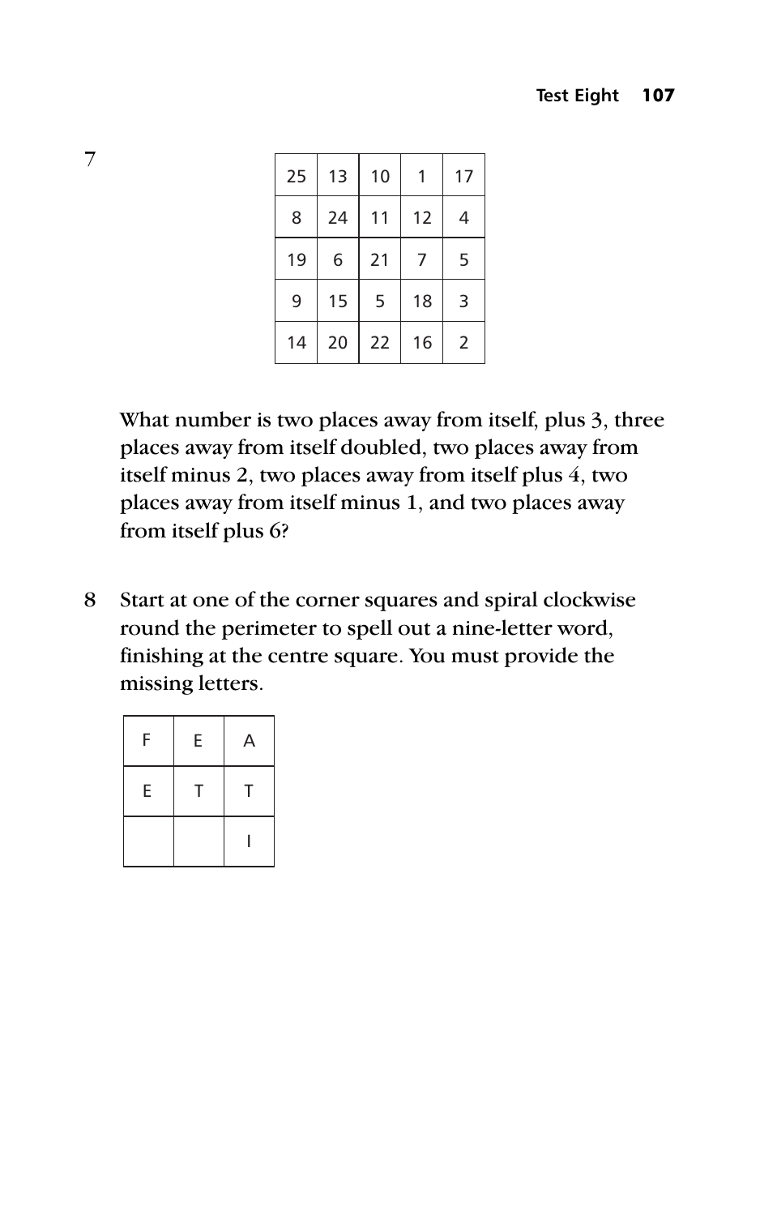7

| 25 | 13 | 10 | 1 | 17 |
|---|---|---|---|---|
| 8 | 24 | 11 | 12 | 4 |
| 19 | 6 | 21 | 7 | 5 |
| 9 | 15 | 5 | 18 | 3 |
| 14 | 20 | 22 | 16 | 2 |

What number is two places away from itself, plus 3, three places away from itself doubled, two places away from itself minus 2, two places away from itself plus 4, two places away from itself minus 1, and two places away from itself plus 6?

8 Start at one of the corner squares and spiral clockwise round the perimeter to spell out a nine-letter word, finishing at the centre square. You must provide the missing letters.

| F | E | A |
|---|---|---|
| E | T | T |
| | | I |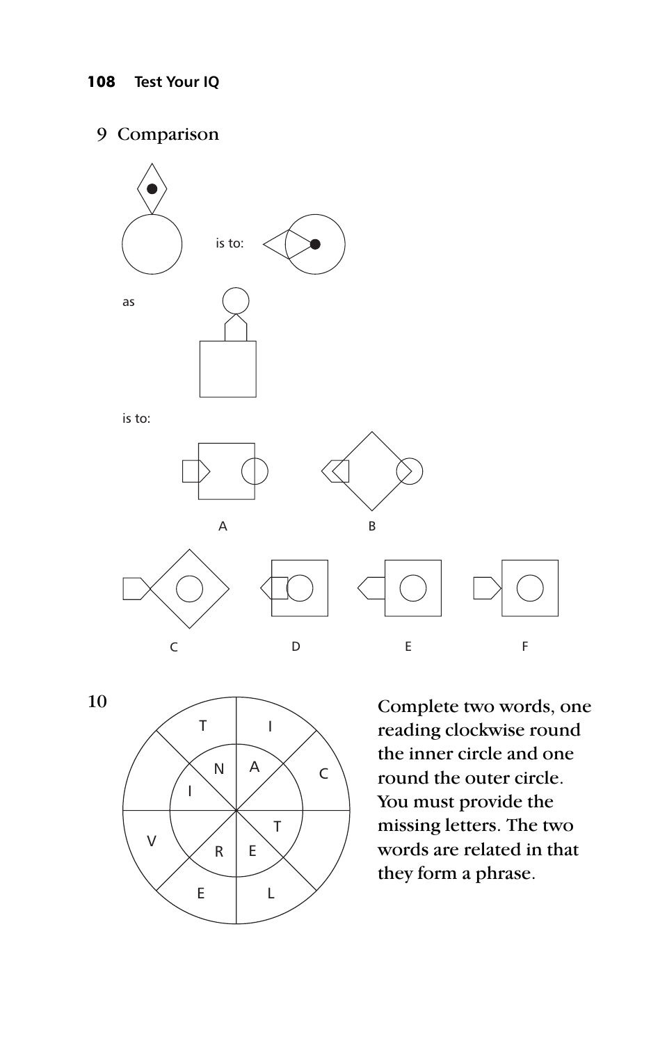## 9 Comparison

is to:

as

is to:

A

B

C

D

E

F

**10**

Complete two words, one reading clockwise round the inner circle and one round the outer circle. You must provide the missing letters. The two words are related in that they form a phrase.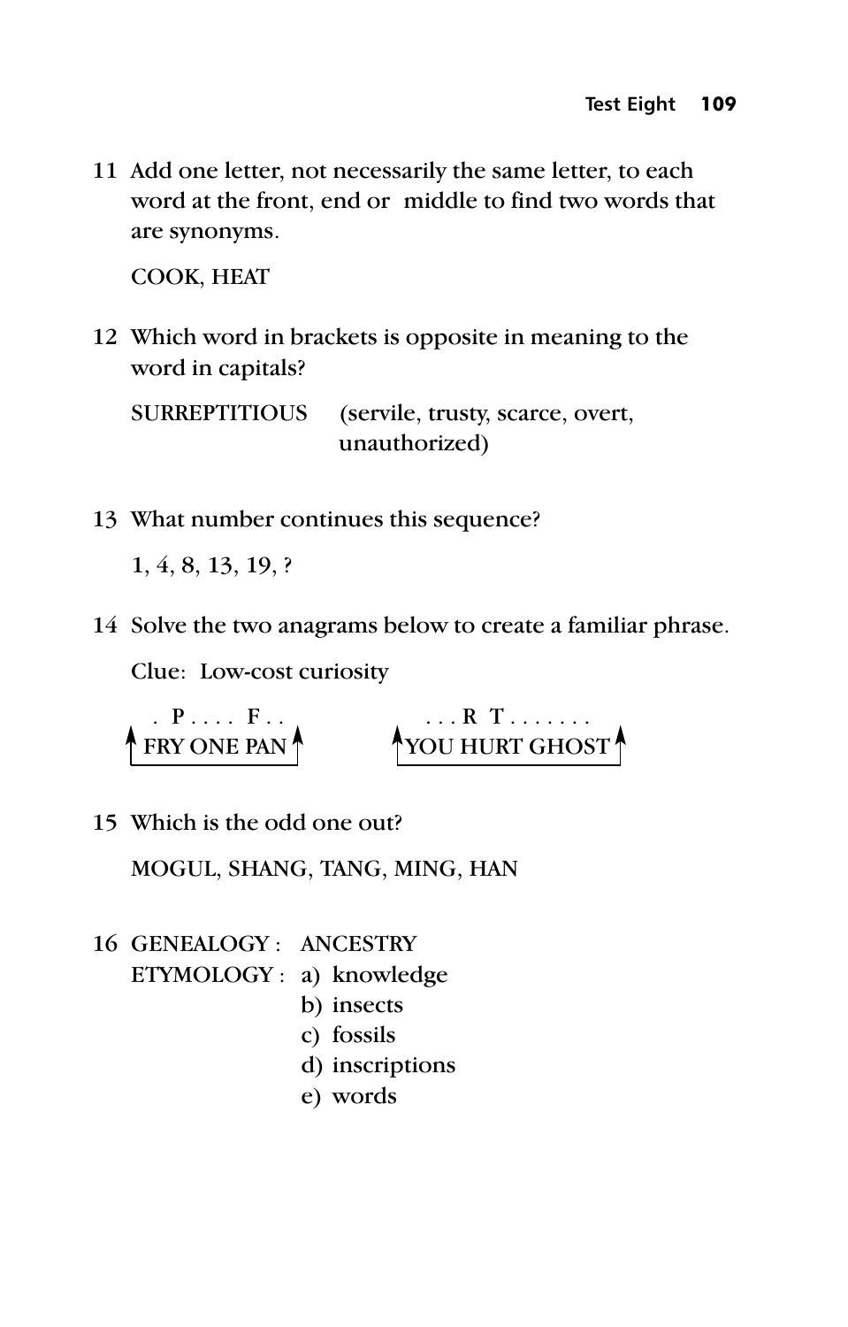11 Add one letter, not necessarily the same letter, to each word at the front, end or middle to find two words that are synonyms.

COOK, HEAT

12 Which word in brackets is opposite in meaning to the word in capitals?

SURREPTITIOUS (servile, trusty, scarce, overt, unauthorized)

13 What number continues this sequence?

1, 4, 8, 13, 19, ?

14 Solve the two anagrams below to create a familiar phrase.

Clue: Low-cost curiosity

| . P . . . . F . . | . . . R T . . . . . . . |
|---|---|
| FRY ONE PAN | YOU HURT GHOST |

15 Which is the odd one out?

MOGUL, SHANG, TANG, MING, HAN

16 GENEALOGY : ANCESTRY

ETYMOLOGY :
- a) knowledge
- b) insects
- c) fossils
- d) inscriptions
- e) words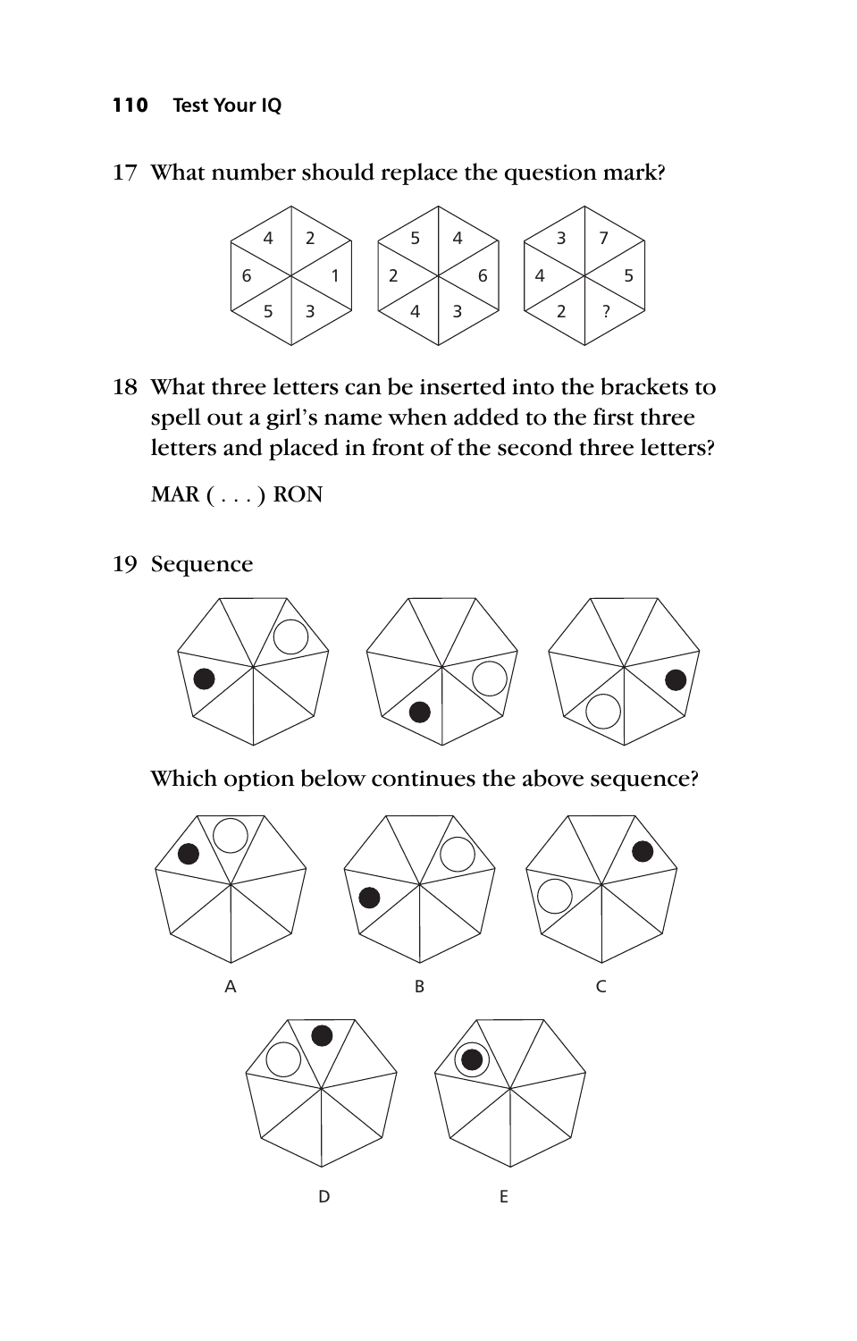17 What number should replace the question mark?

18 What three letters can be inserted into the brackets to spell out a girl's name when added to the first three letters and placed in front of the second three letters?

MAR ( . . . ) RON

19 Sequence

Which option below continues the above sequence?

A B C

D E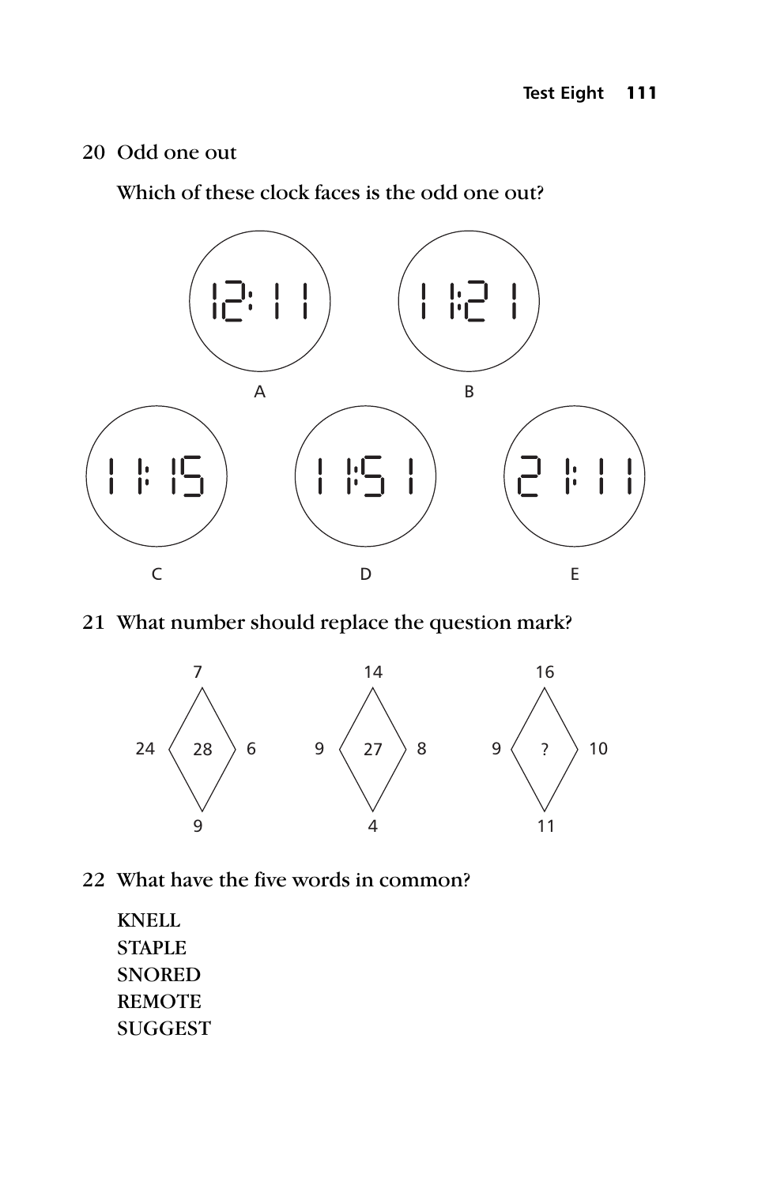20 Odd one out

Which of these clock faces is the odd one out?

A: 12:11

B: 11:21

C: 11:15

D: 11:51

E: 21:11

21 What number should replace the question mark?

| | Top | Left | Centre | Right | Bottom |
|---|---|---|---|---|---|
| 1 | 7 | 24 | 28 | 6 | 9 |
| 2 | 14 | 9 | 27 | 8 | 4 |
| 3 | 16 | 9 | ? | 10 | 11 |

22 What have the five words in common?

KNELL
STAPLE
SNORED
REMOTE
SUGGEST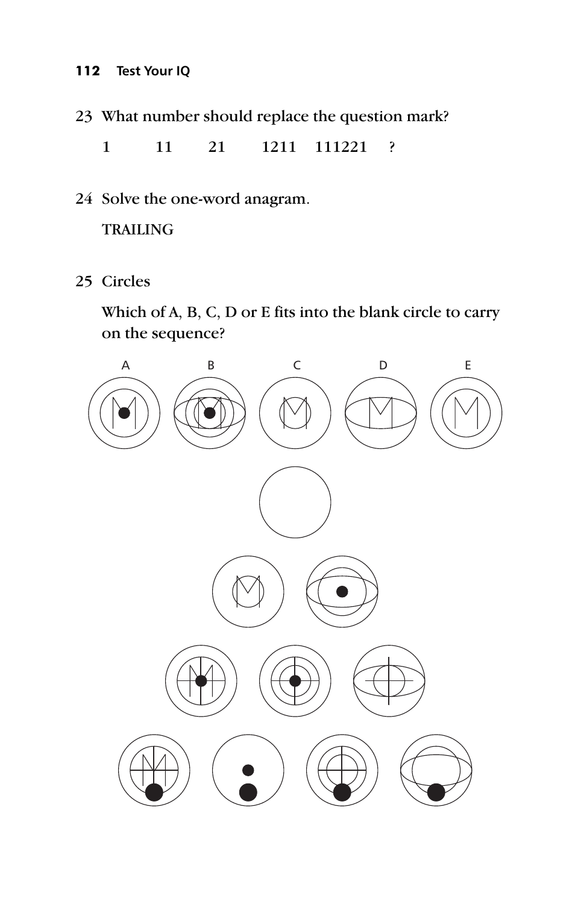23 What number should replace the question mark?

1 11 21 1211 111221 ?

24 Solve the one-word anagram.

TRAILING

25 Circles

Which of A, B, C, D or E fits into the blank circle to carry on the sequence?

A B C D E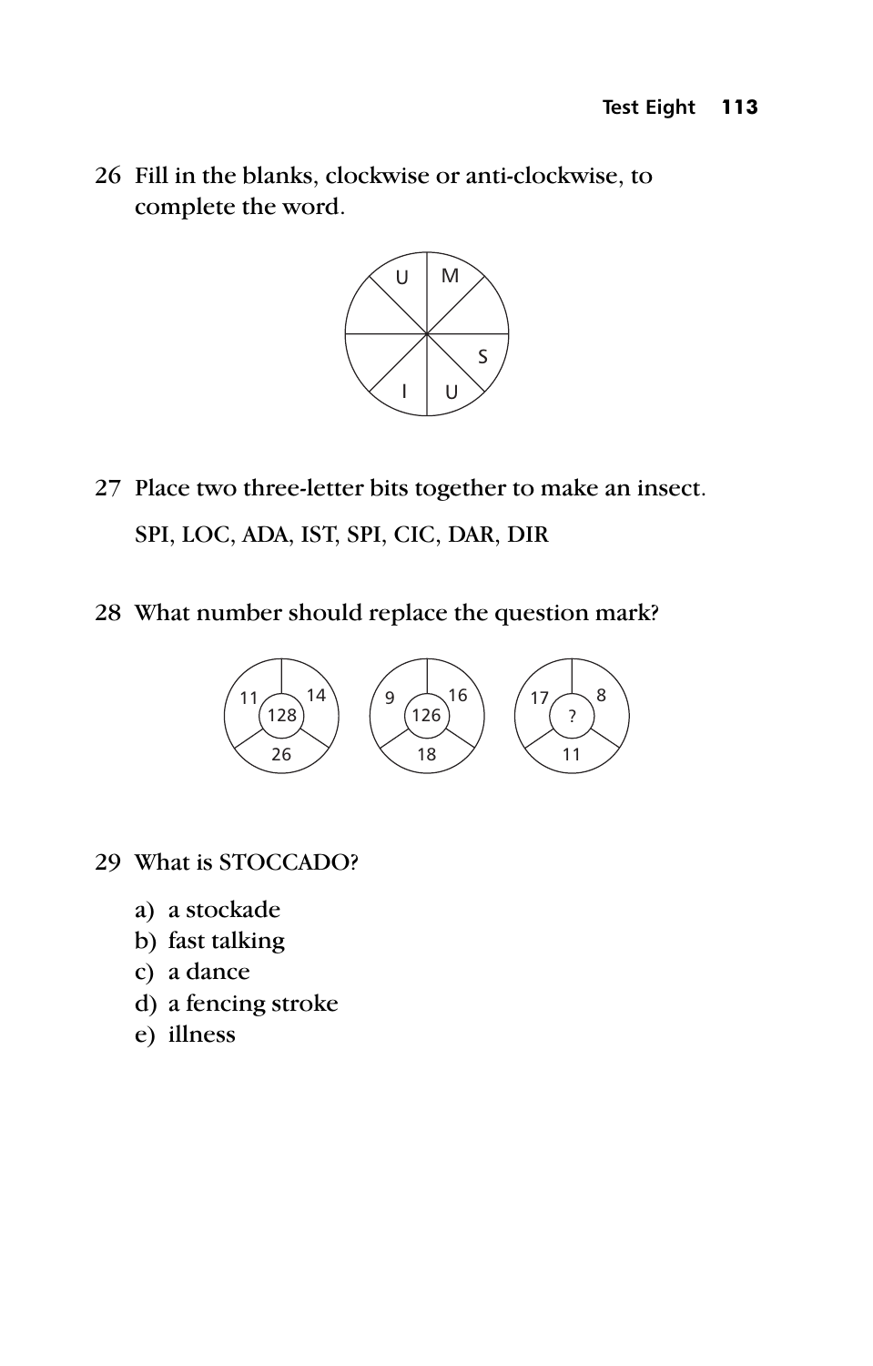26 Fill in the blanks, clockwise or anti-clockwise, to complete the word.

| U | M |
|---|---|
|   |   |
|   | S |
| I | U |

27 Place two three-letter bits together to make an insect.

SPI, LOC, ADA, IST, SPI, CIC, DAR, DIR

28 What number should replace the question mark?

| Outer | Outer | Outer | Centre |
|---|---|---|---|
| 11 | 14 | 26 | 128 |
| 9 | 16 | 18 | 126 |
| 17 | 8 | 11 | ? |

29 What is STOCCADO?

a) a stockade
b) fast talking
c) a dance
d) a fencing stroke
e) illness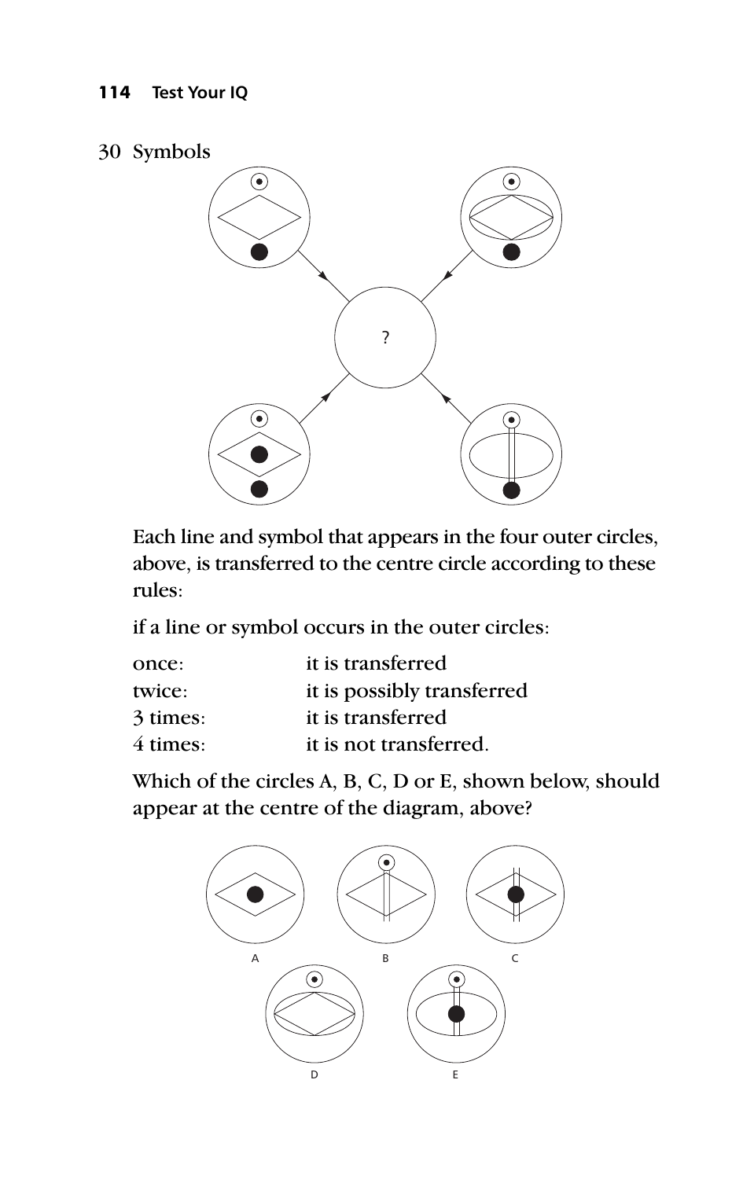30 Symbols

?

Each line and symbol that appears in the four outer circles, above, is transferred to the centre circle according to these rules:

if a line or symbol occurs in the outer circles:

| | |
|---|---|
| once: | it is transferred |
| twice: | it is possibly transferred |
| 3 times: | it is transferred |
| 4 times: | it is not transferred. |

Which of the circles A, B, C, D or E, shown below, should appear at the centre of the diagram, above?

A B C

D E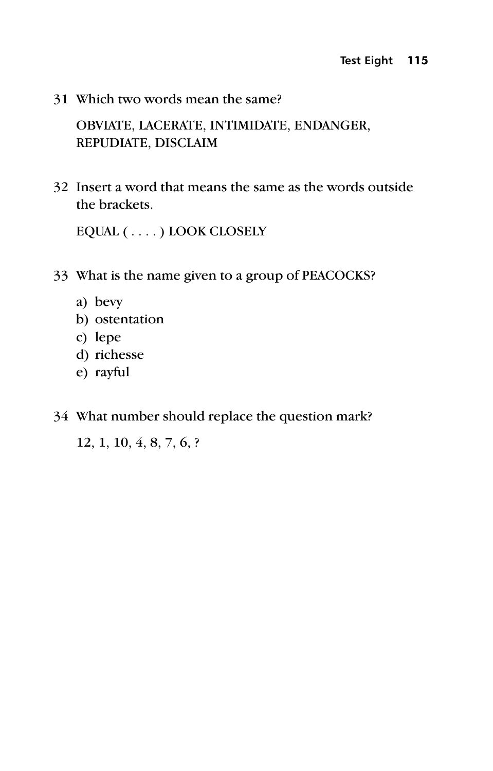31 Which two words mean the same?

OBVIATE, LACERATE, INTIMIDATE, ENDANGER, REPUDIATE, DISCLAIM

32 Insert a word that means the same as the words outside the brackets.

EQUAL ( . . . . ) LOOK CLOSELY

33 What is the name given to a group of PEACOCKS?

a) bevy
b) ostentation
c) lepe
d) richesse
e) rayful

34 What number should replace the question mark?

12, 1, 10, 4, 8, 7, 6, ?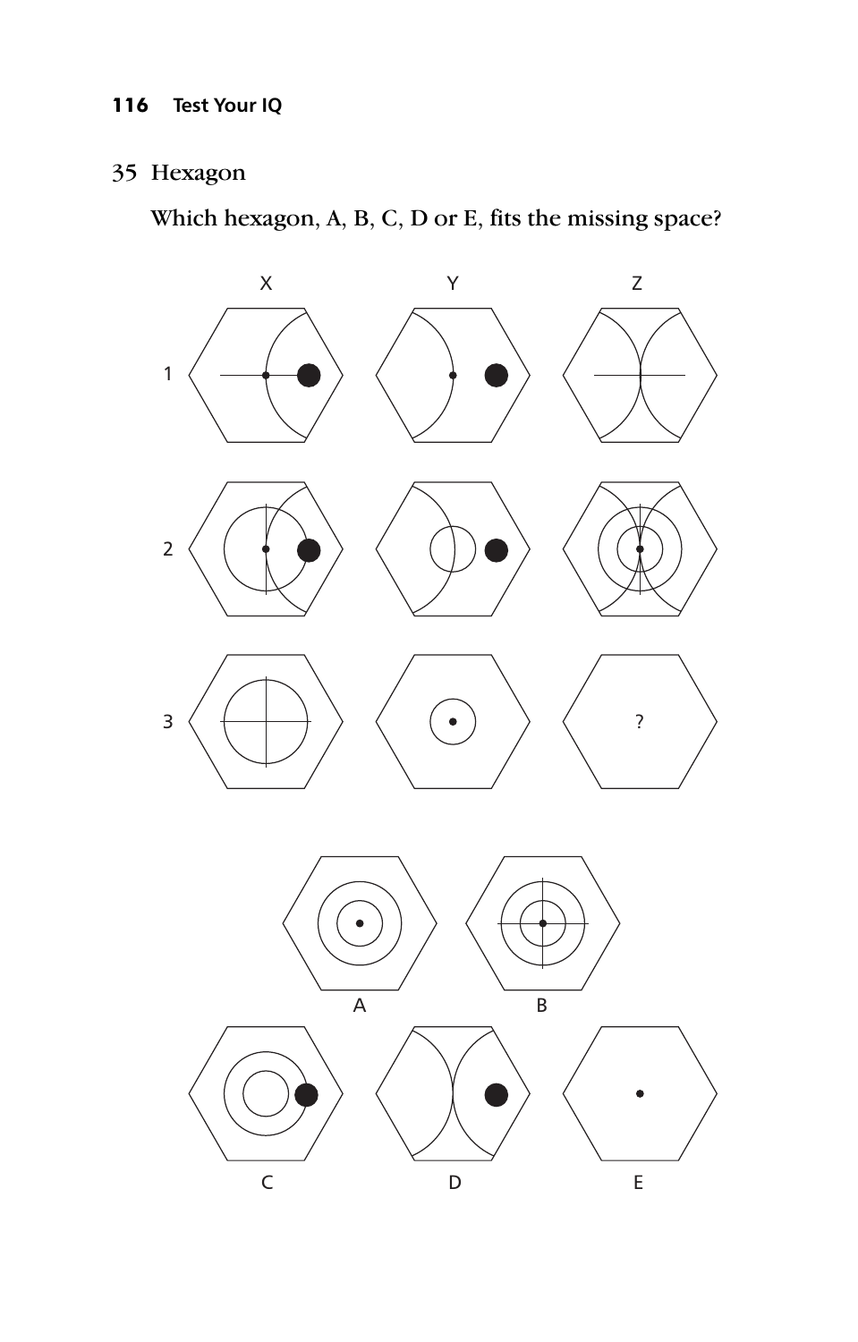## 35 Hexagon

Which hexagon, A, B, C, D or E, fits the missing space?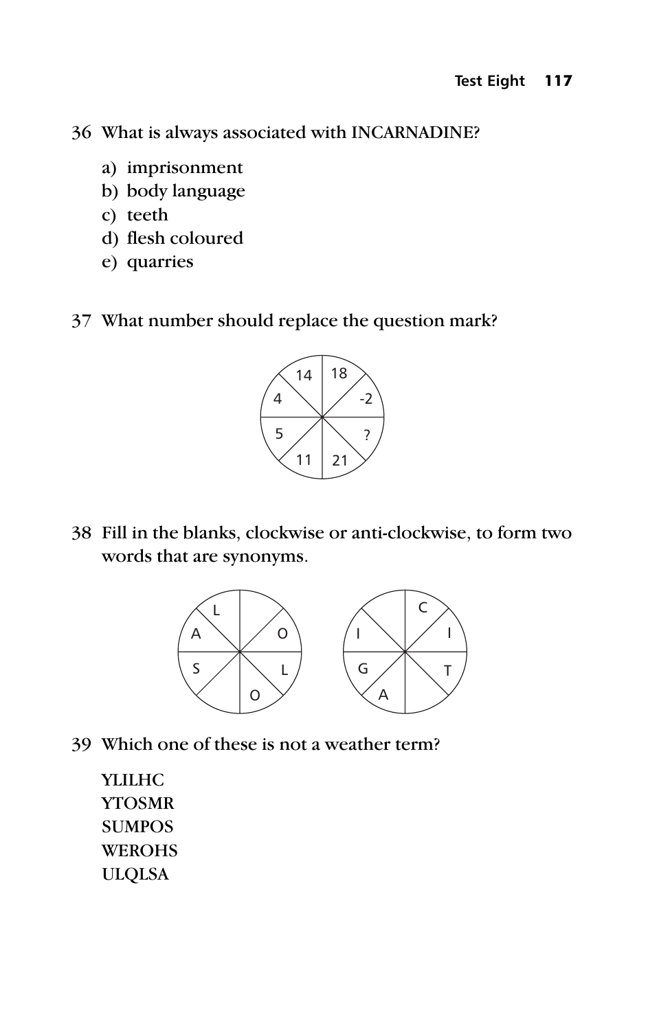36 What is always associated with INCARNADINE?

a) imprisonment
b) body language
c) teeth
d) flesh coloured
e) quarries

37 What number should replace the question mark?

| Segment | Value |
|---|---|
| Top-left | 14 |
| Top-right | 18 |
| Right-upper | -2 |
| Right-lower | ? |
| Bottom-right | 21 |
| Bottom-left | 11 |
| Left-lower | 5 |
| Left-upper | 4 |

38 Fill in the blanks, clockwise or anti-clockwise, to form two words that are synonyms.

First circle (clockwise from top-left): L, _, O, L, O, _, S, A

Second circle (clockwise from top-left): _, C, I, T, A, G, I, _

39 Which one of these is not a weather term?

YLILHC
YTOSMR
SUMPOS
WEROHS
ULQLSA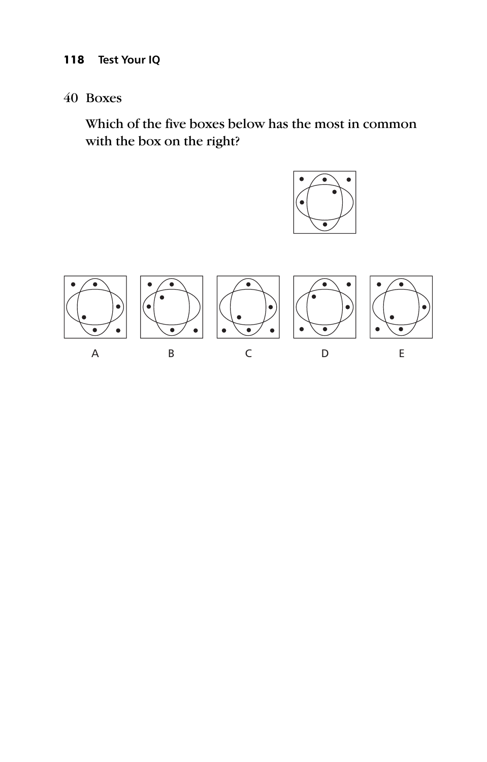## 40 Boxes

Which of the five boxes below has the most in common with the box on the right?

A B C D E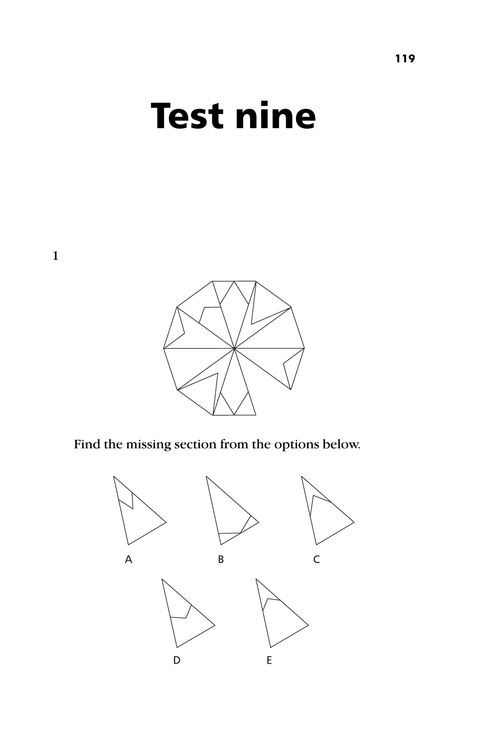# Test nine

1

Find the missing section from the options below.

A B C

D E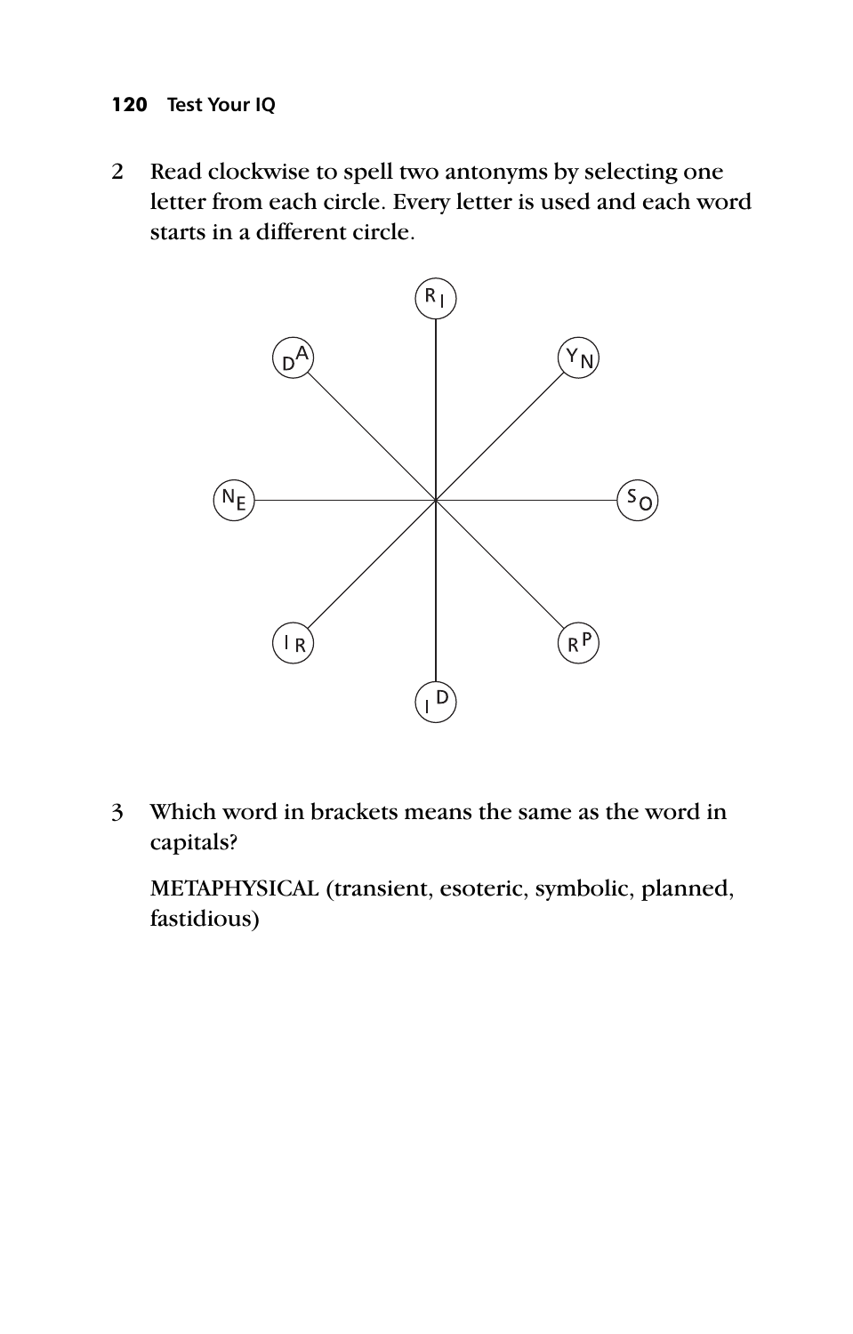2 Read clockwise to spell two antonyms by selecting one letter from each circle. Every letter is used and each word starts in a different circle.

- Top: R I
- Top-right: Y N
- Right: S O
- Bottom-right: R P
- Bottom: I D
- Bottom-left: I R
- Left: N E
- Top-left: D A

3 Which word in brackets means the same as the word in capitals?

METAPHYSICAL (transient, esoteric, symbolic, planned, fastidious)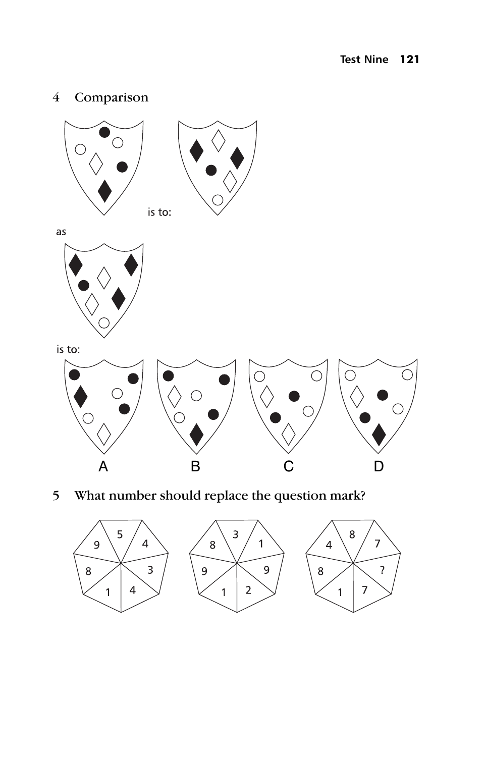4 Comparison

is to:

as

is to:

A B C D

5 What number should replace the question mark?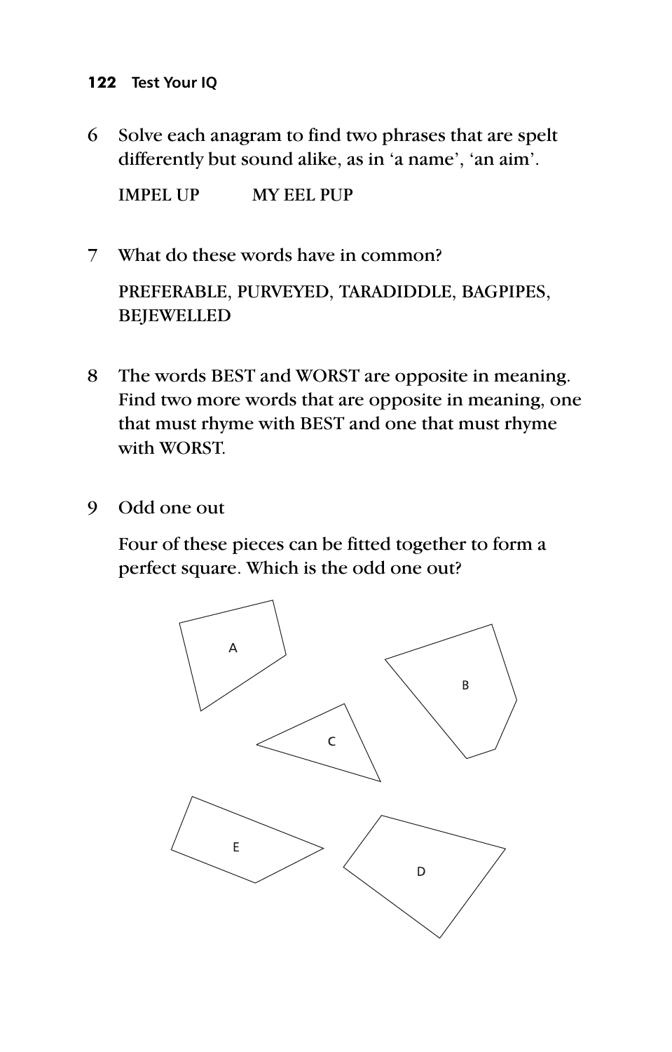6 Solve each anagram to find two phrases that are spelt differently but sound alike, as in 'a name', 'an aim'.

IMPEL UP MY EEL PUP

7 What do these words have in common?

PREFERABLE, PURVEYED, TARADIDDLE, BAGPIPES, BEJEWELLED

8 The words BEST and WORST are opposite in meaning. Find two more words that are opposite in meaning, one that must rhyme with BEST and one that must rhyme with WORST.

9 Odd one out

Four of these pieces can be fitted together to form a perfect square. Which is the odd one out?

A B C E D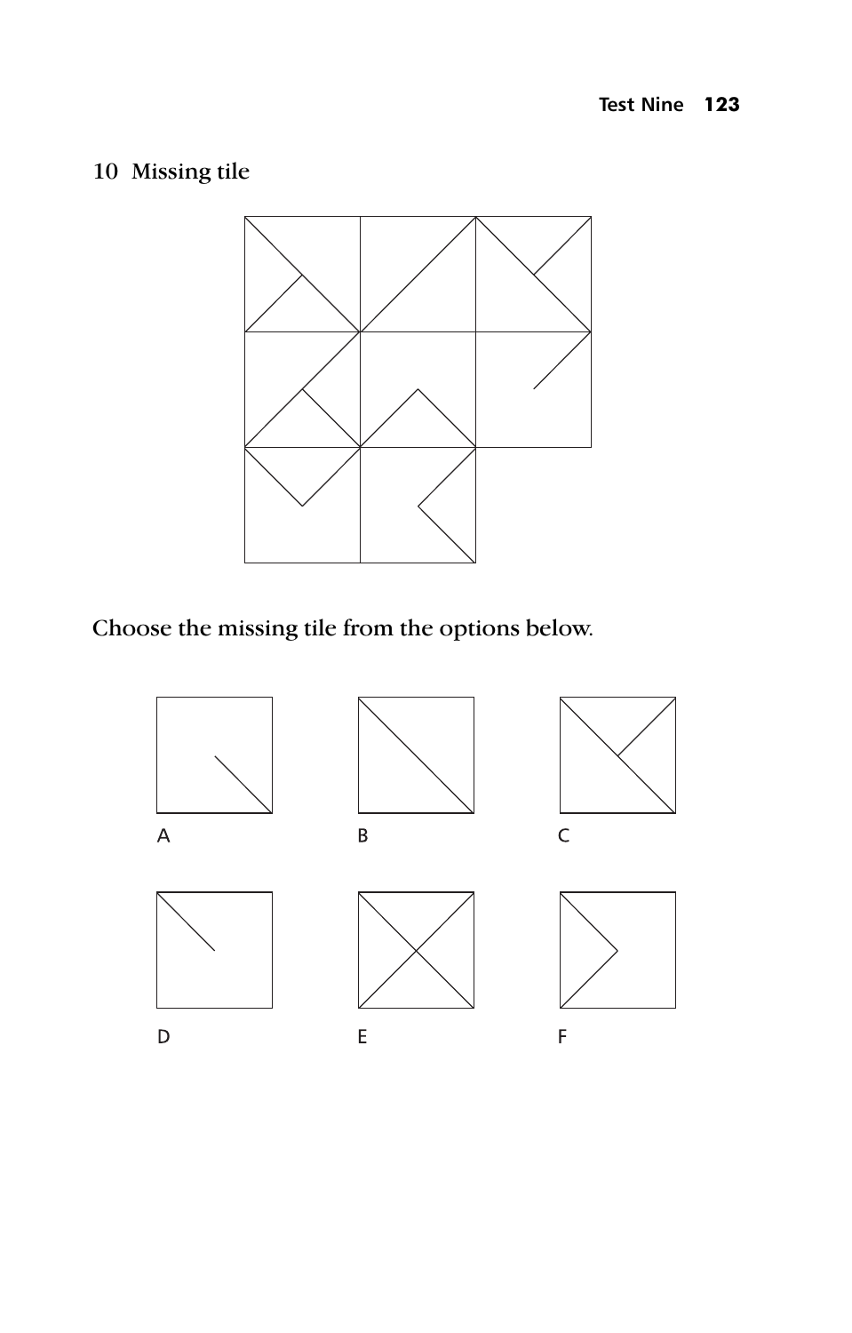## 10 Missing tile

Choose the missing tile from the options below.

A

B

C

D

E

F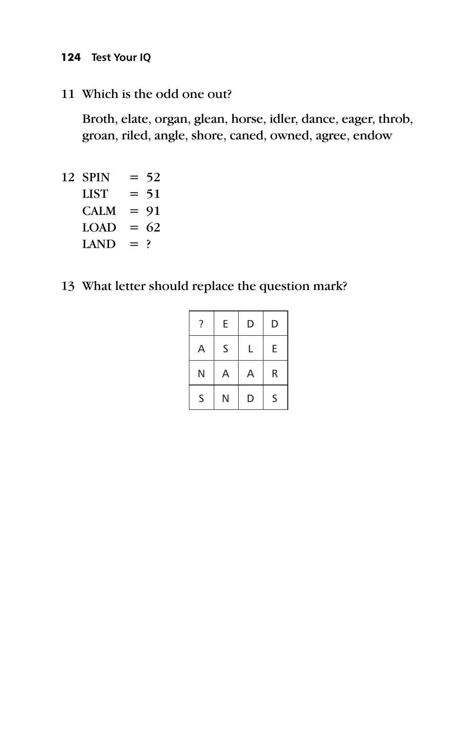11 Which is the odd one out?

Broth, elate, organ, glean, horse, idler, dance, eager, throb, groan, riled, angle, shore, caned, owned, agree, endow

12 SPIN = 52
LIST = 51
CALM = 91
LOAD = 62
LAND = ?

13 What letter should replace the question mark?

| ? | E | D | D |
|---|---|---|---|
| A | S | L | E |
| N | A | A | R |
| S | N | D | S |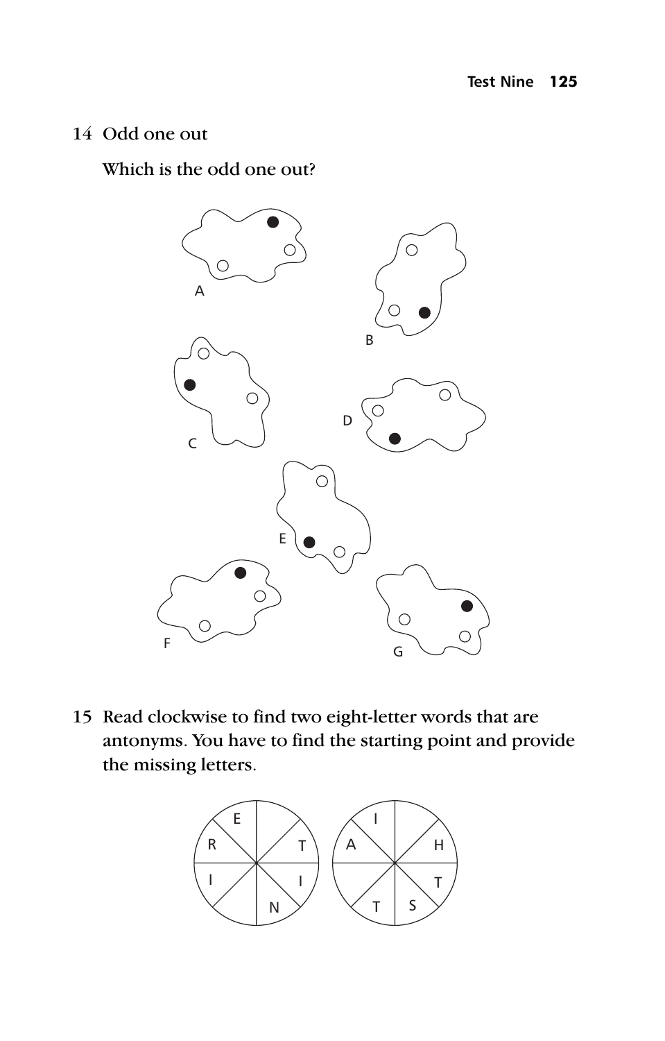14 Odd one out

Which is the odd one out?

A

B

C

D

E

F

G

15 Read clockwise to find two eight-letter words that are antonyms. You have to find the starting point and provide the missing letters.

E R I N I T

I A T S T H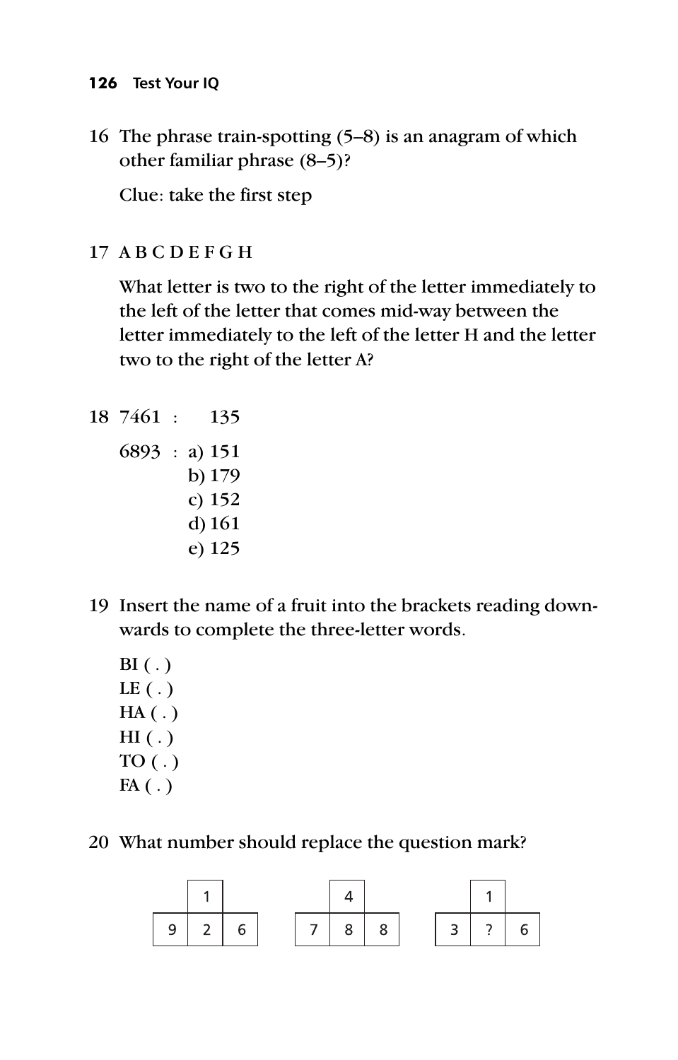16 The phrase train-spotting (5–8) is an anagram of which other familiar phrase (8–5)?

Clue: take the first step

17 A B C D E F G H

What letter is two to the right of the letter immediately to the left of the letter that comes mid-way between the letter immediately to the left of the letter H and the letter two to the right of the letter A?

18 7461 : 135

6893 :
a) 151
b) 179
c) 152
d) 161
e) 125

19 Insert the name of a fruit into the brackets reading downwards to complete the three-letter words.

BI ( . )
LE ( . )
HA ( . )
HI ( . )
TO ( . )
FA ( . )

20 What number should replace the question mark?

| | 1 | |
|---|---|---|
| 9 | 2 | 6 |

| | 4 | |
|---|---|---|
| 7 | 8 | 8 |

| | 1 | |
|---|---|---|
| 3 | ? | 6 |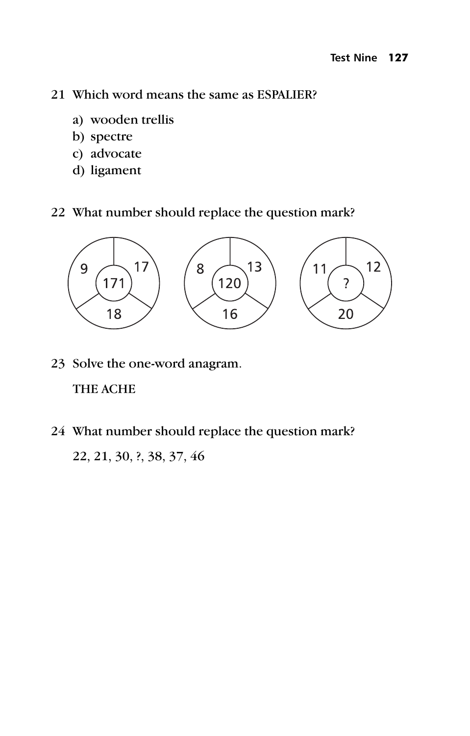21 Which word means the same as ESPALIER?

a) wooden trellis
b) spectre
c) advocate
d) ligament

22 What number should replace the question mark?

| Circle | Top left | Top right | Bottom | Centre |
|---|---|---|---|---|
| 1 | 9 | 17 | 18 | 171 |
| 2 | 8 | 13 | 16 | 120 |
| 3 | 11 | 12 | 20 | ? |

23 Solve the one-word anagram.

THE ACHE

24 What number should replace the question mark?

22, 21, 30, ?, 38, 37, 46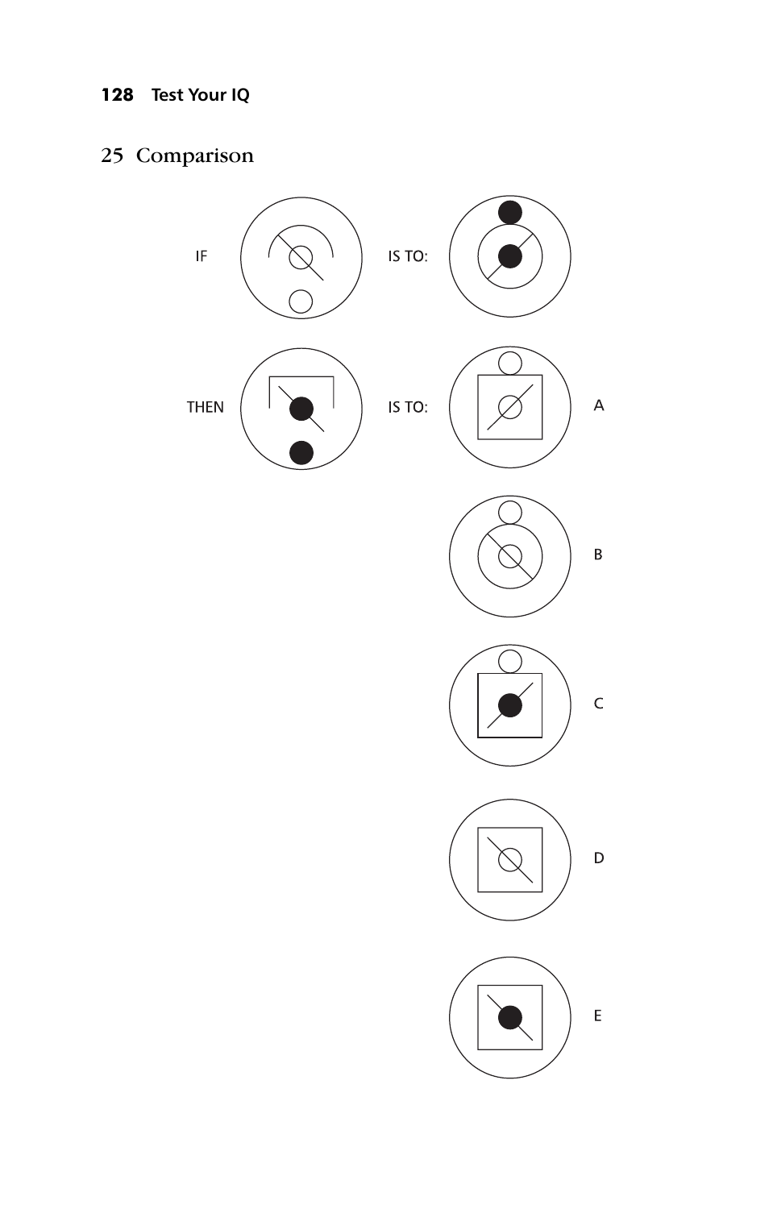## 25 Comparison

IF IS TO:

THEN IS TO:

A

B

C

D

E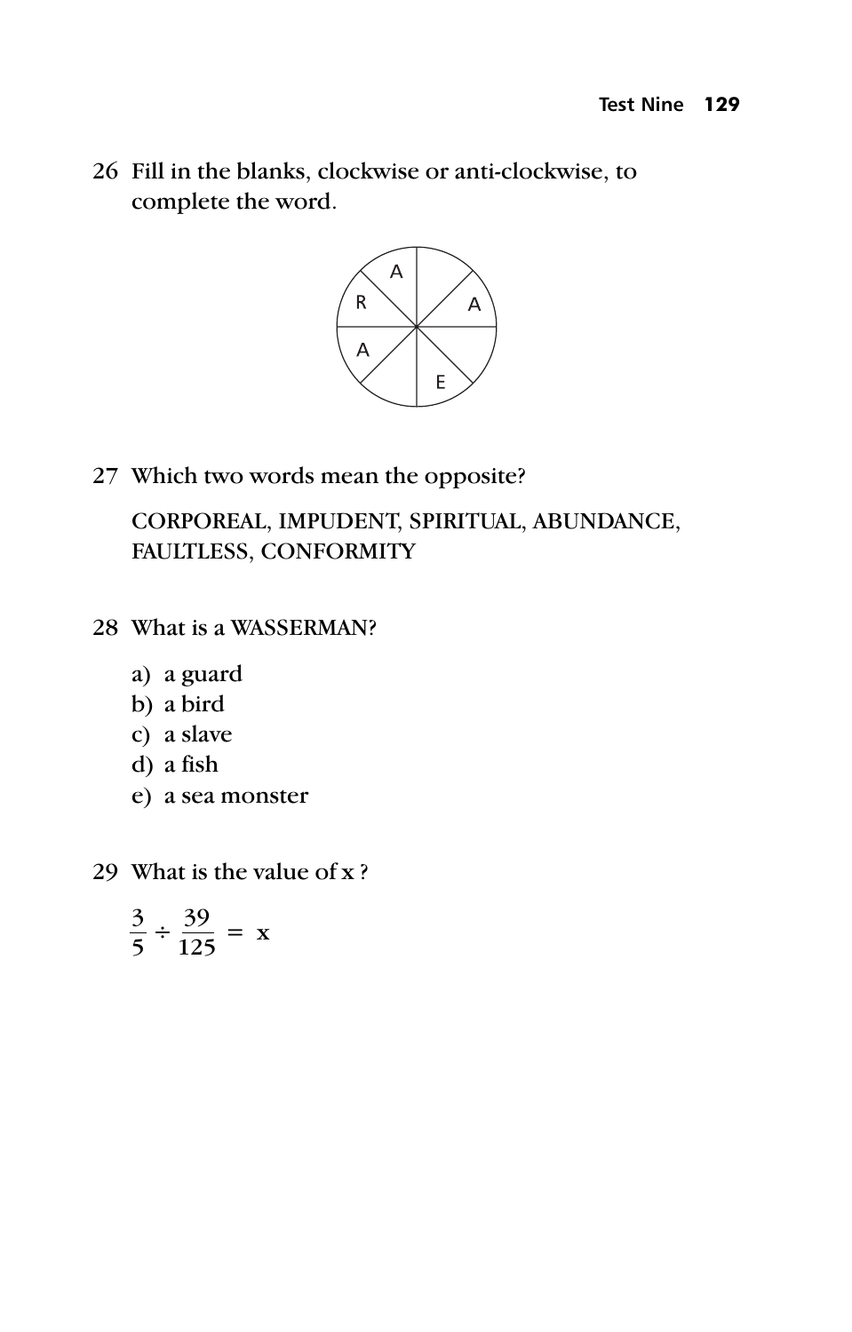26 Fill in the blanks, clockwise or anti-clockwise, to complete the word.

| | |
|---|---|
| Segments (clockwise from top-left) | A, _, A, _, E, _, A, R |

27 Which two words mean the opposite?

CORPOREAL, IMPUDENT, SPIRITUAL, ABUNDANCE, FAULTLESS, CONFORMITY

28 What is a WASSERMAN?

a) a guard
b) a bird
c) a slave
d) a fish
e) a sea monster

29 What is the value of x ?

$$\frac{3}{5} \div \frac{39}{125} = x$$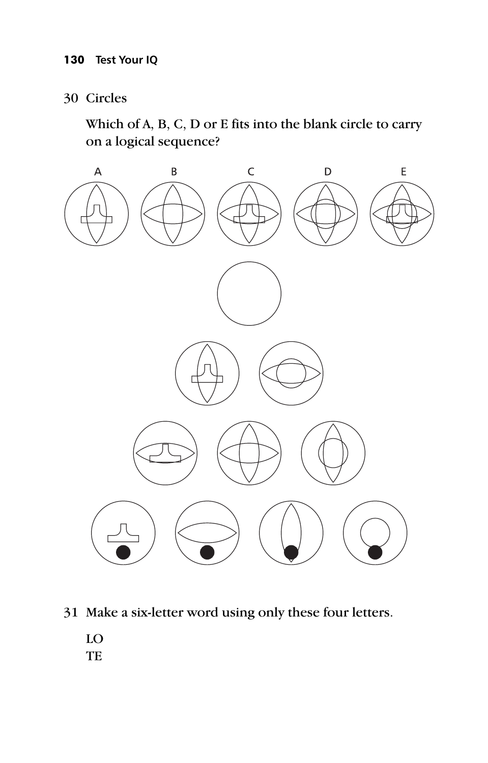30 Circles

Which of A, B, C, D or E fits into the blank circle to carry on a logical sequence?

A B C D E

31 Make a six-letter word using only these four letters.

LO
TE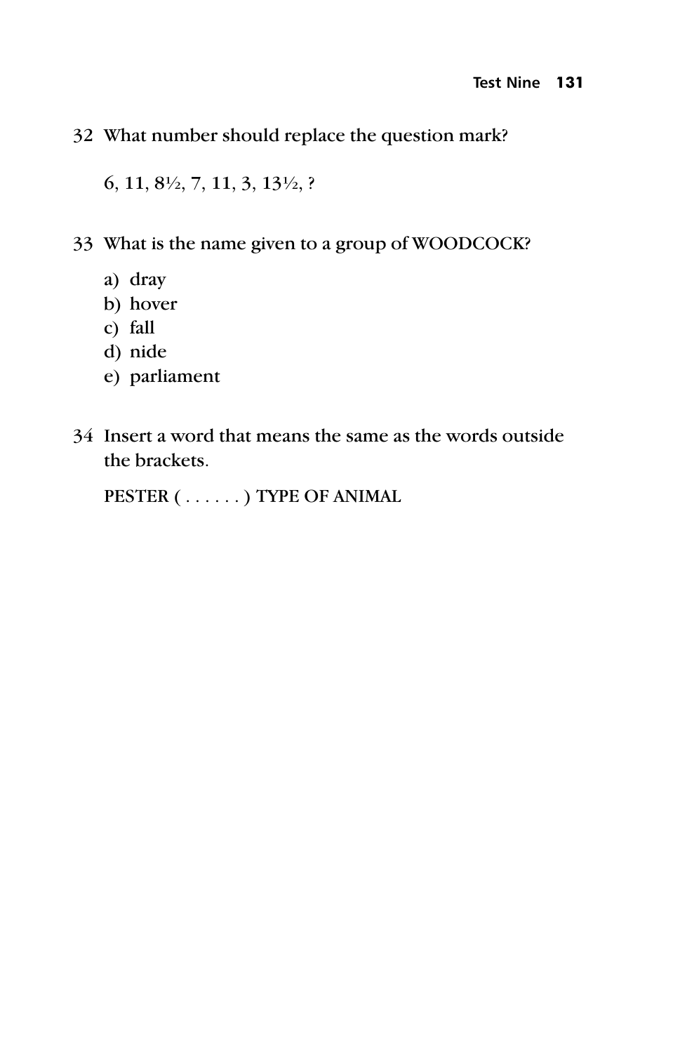32 What number should replace the question mark?

6, 11, 8½, 7, 11, 3, 13½, ?

33 What is the name given to a group of WOODCOCK?

a) dray
b) hover
c) fall
d) nide
e) parliament

34 Insert a word that means the same as the words outside the brackets.

PESTER ( . . . . . . ) TYPE OF ANIMAL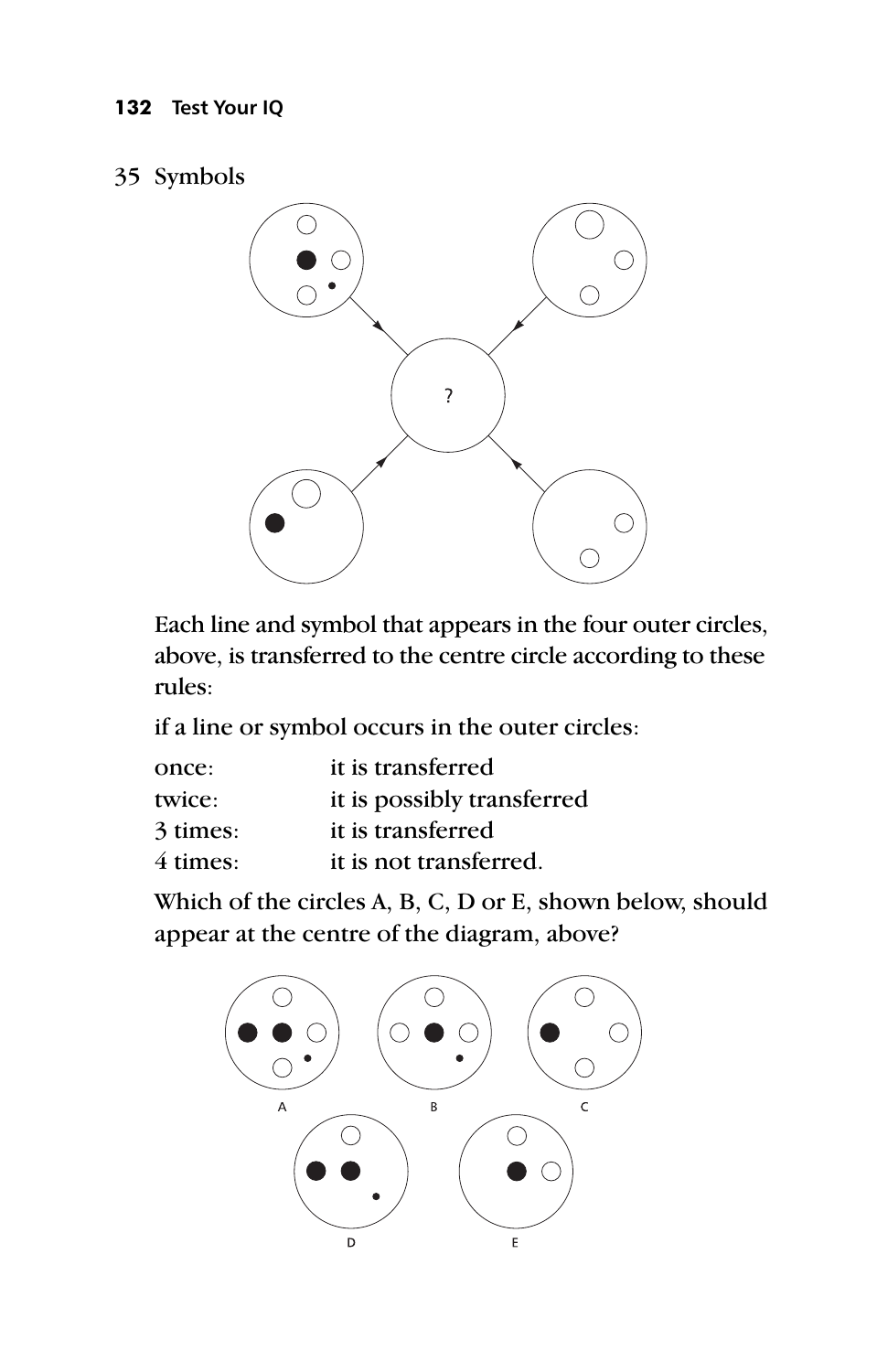## 35 Symbols

?

Each line and symbol that appears in the four outer circles, above, is transferred to the centre circle according to these rules:

if a line or symbol occurs in the outer circles:

| | |
|---|---|
| once: | it is transferred |
| twice: | it is possibly transferred |
| 3 times: | it is transferred |
| 4 times: | it is not transferred. |

Which of the circles A, B, C, D or E, shown below, should appear at the centre of the diagram, above?

A B C

D E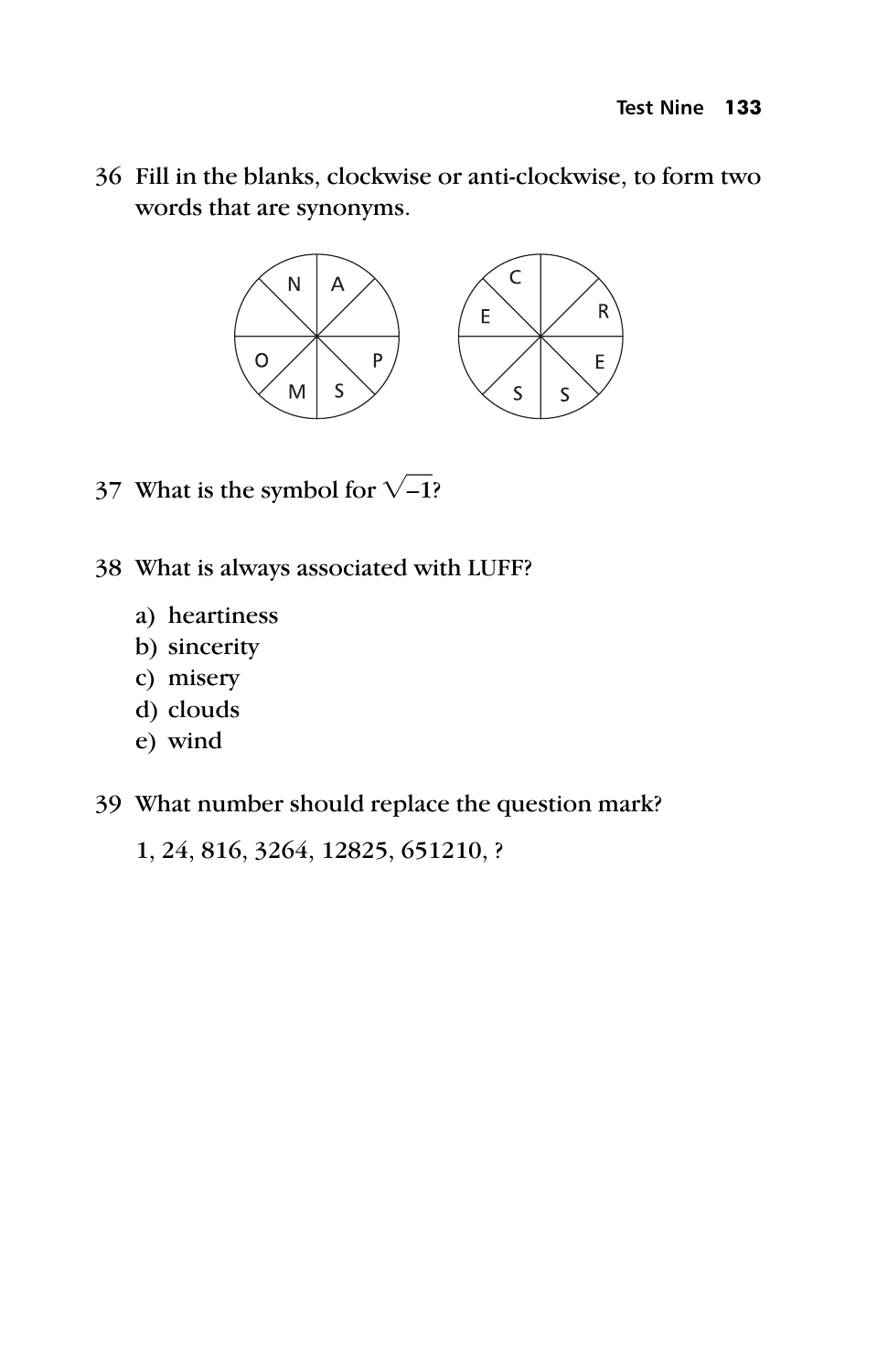36 Fill in the blanks, clockwise or anti-clockwise, to form two words that are synonyms.

37 What is the symbol for $\sqrt{-1}$?

38 What is always associated with LUFF?

a) heartiness
b) sincerity
c) misery
d) clouds
e) wind

39 What number should replace the question mark?

1, 24, 816, 3264, 12825, 651210, ?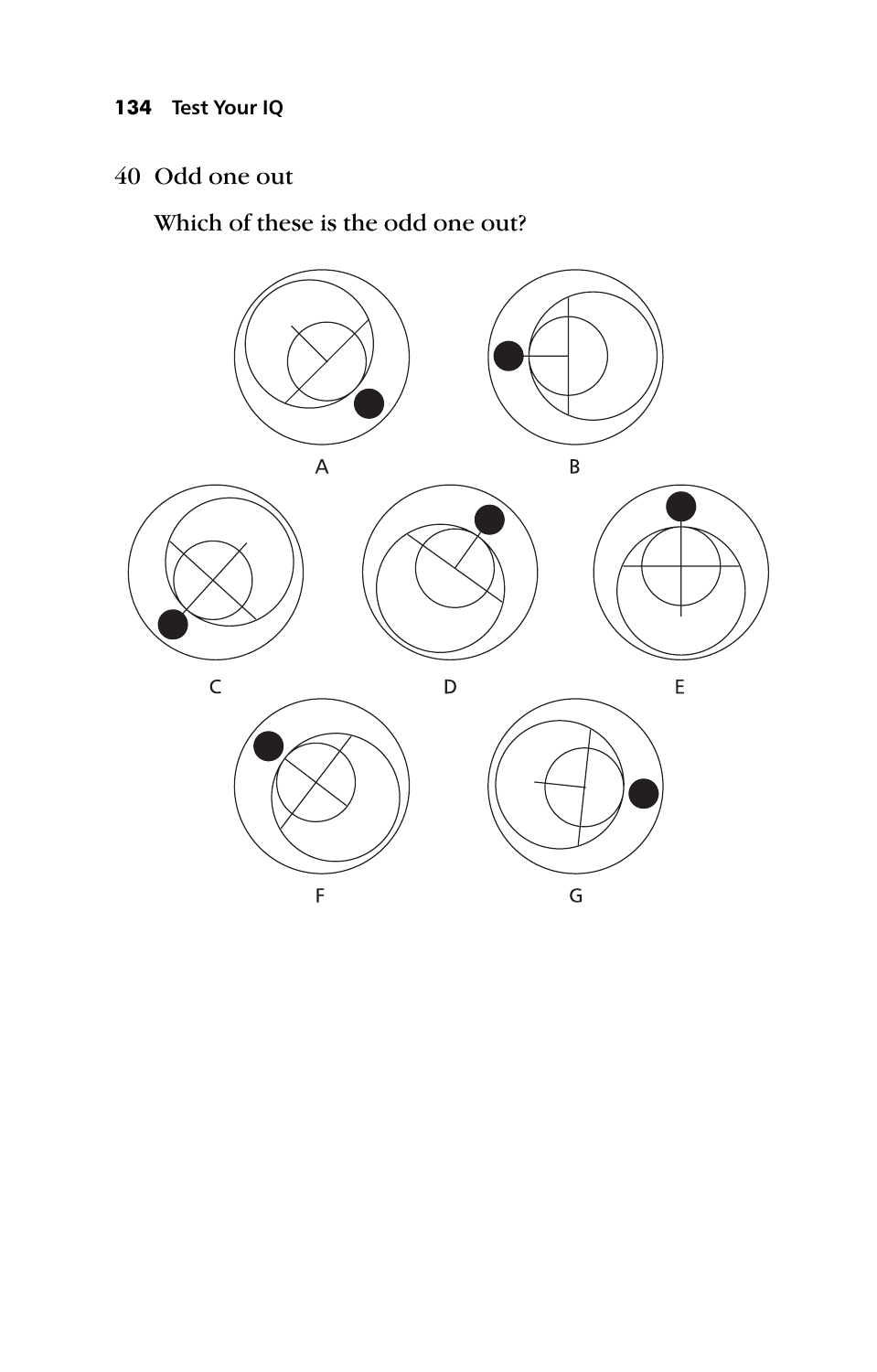## 40 Odd one out

Which of these is the odd one out?

A

B

C

D

E

F

G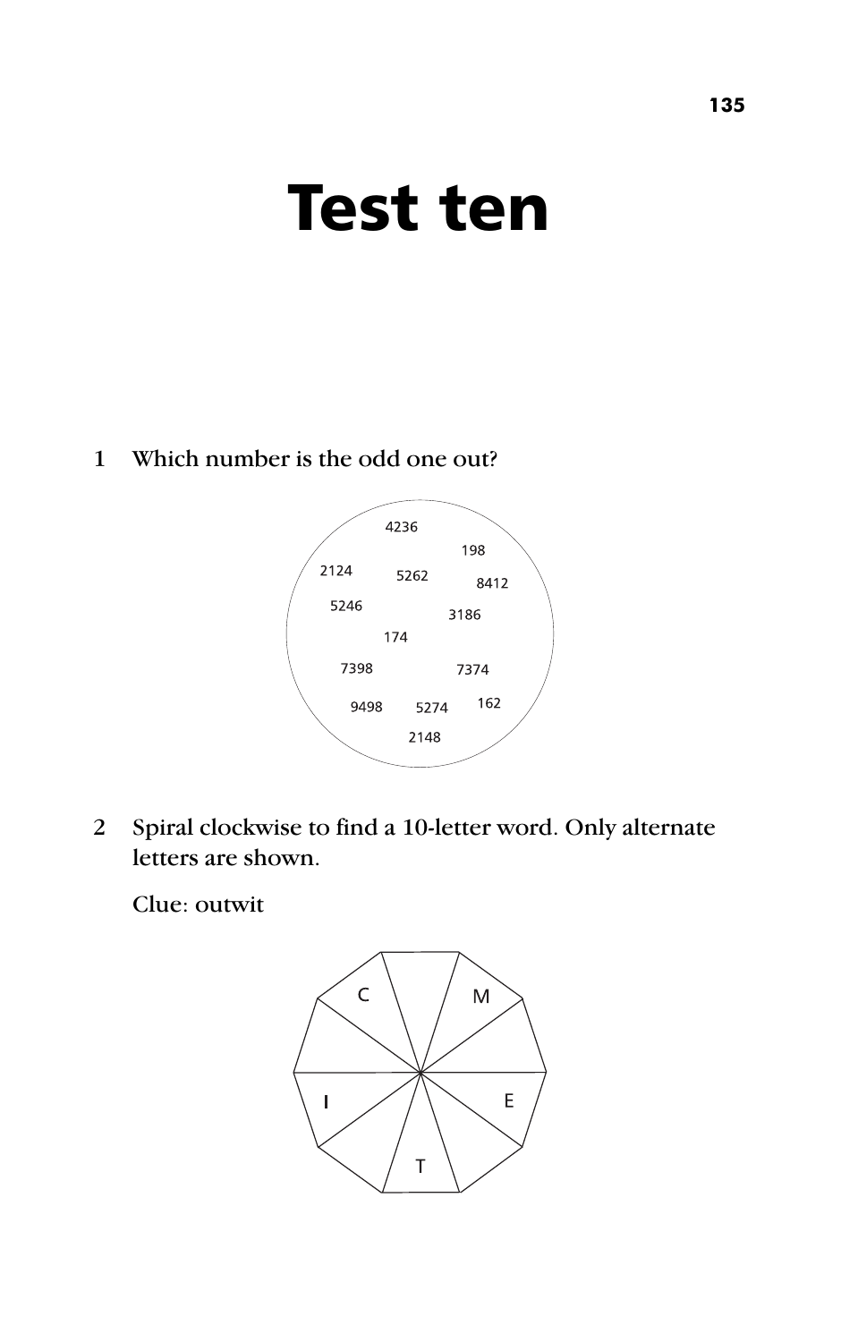# Test ten

1 Which number is the odd one out?

4236, 198, 2124, 5262, 8412, 5246, 3186, 174, 7398, 7374, 9498, 5274, 162, 2148

2 Spiral clockwise to find a 10-letter word. Only alternate letters are shown.

Clue: outwit

C, M, E, T, I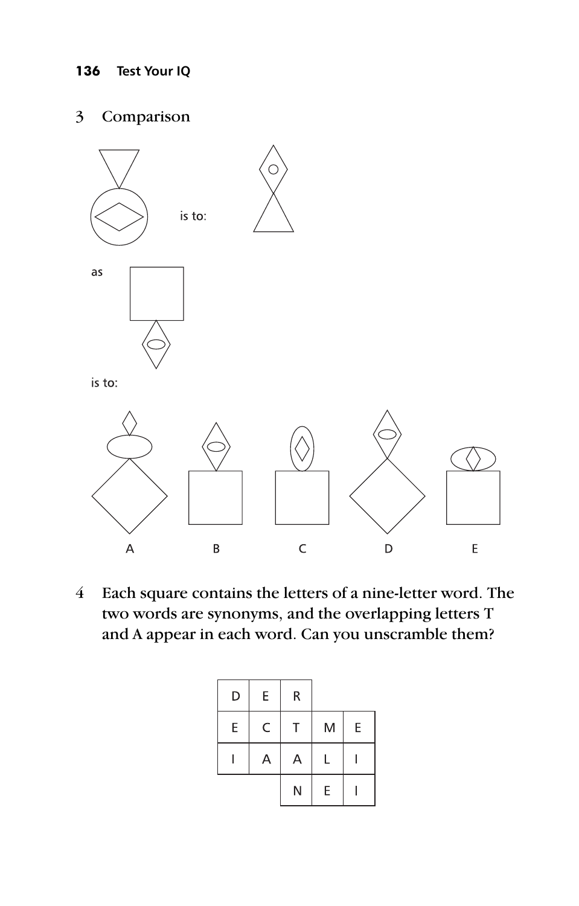3 Comparison

is to:

as

is to:

A B C D E

4 Each square contains the letters of a nine-letter word. The two words are synonyms, and the overlapping letters T and A appear in each word. Can you unscramble them?

| D | E | R | | |
|---|---|---|---|---|
| E | C | T | M | E |
| I | A | A | L | I |
| | | N | E | I |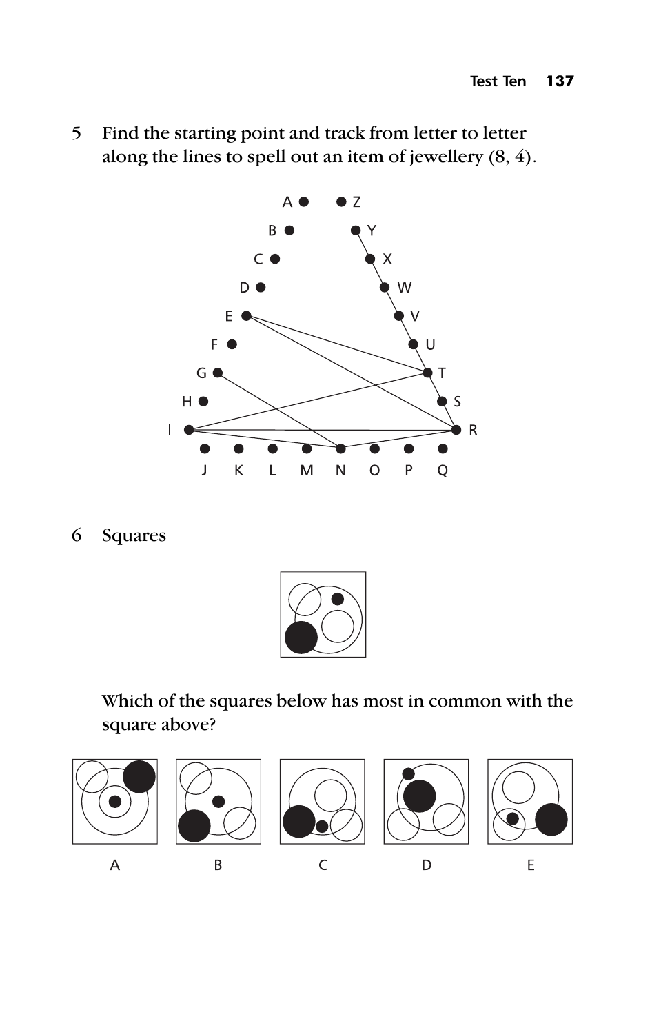5 Find the starting point and track from letter to letter along the lines to spell out an item of jewellery (8, 4).

6 Squares

Which of the squares below has most in common with the square above?

A B C D E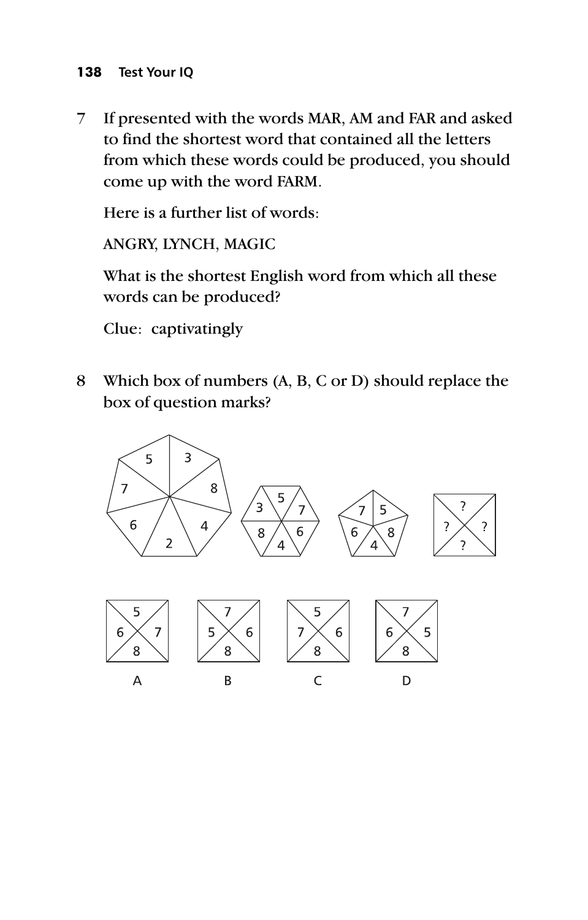7 If presented with the words MAR, AM and FAR and asked to find the shortest word that contained all the letters from which these words could be produced, you should come up with the word FARM.

Here is a further list of words:

ANGRY, LYNCH, MAGIC

What is the shortest English word from which all these words can be produced?

Clue: captivatingly

8 Which box of numbers (A, B, C or D) should replace the box of question marks?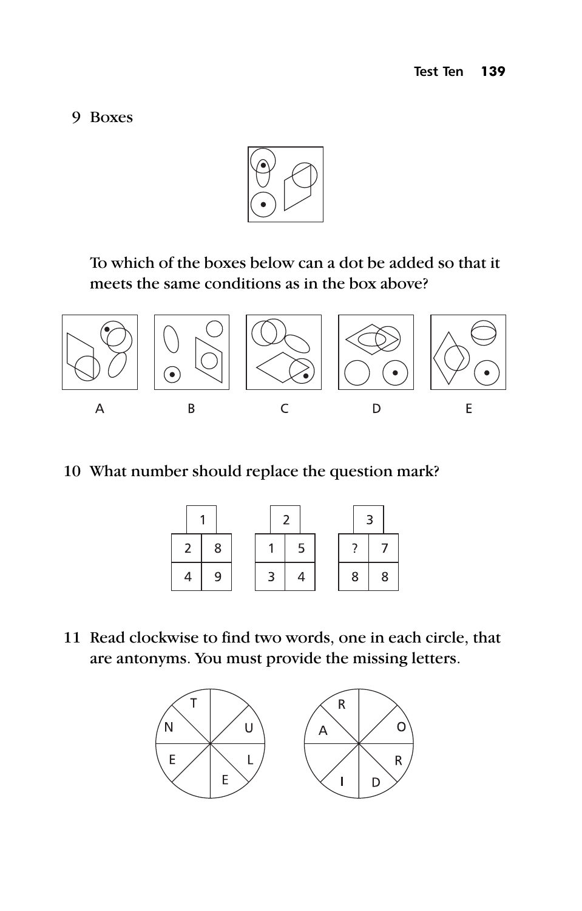9 Boxes

To which of the boxes below can a dot be added so that it meets the same conditions as in the box above?

A B C D E

10 What number should replace the question mark?

| | 1 | |
|---|---|---|
| | 2 | 8 |
| | 4 | 9 |

| | 2 | |
|---|---|---|
| | 1 | 5 |
| | 3 | 4 |

| | 3 | |
|---|---|---|
| | ? | 7 |
| | 8 | 8 |

11 Read clockwise to find two words, one in each circle, that are antonyms. You must provide the missing letters.

T U L E E N

R O R D I A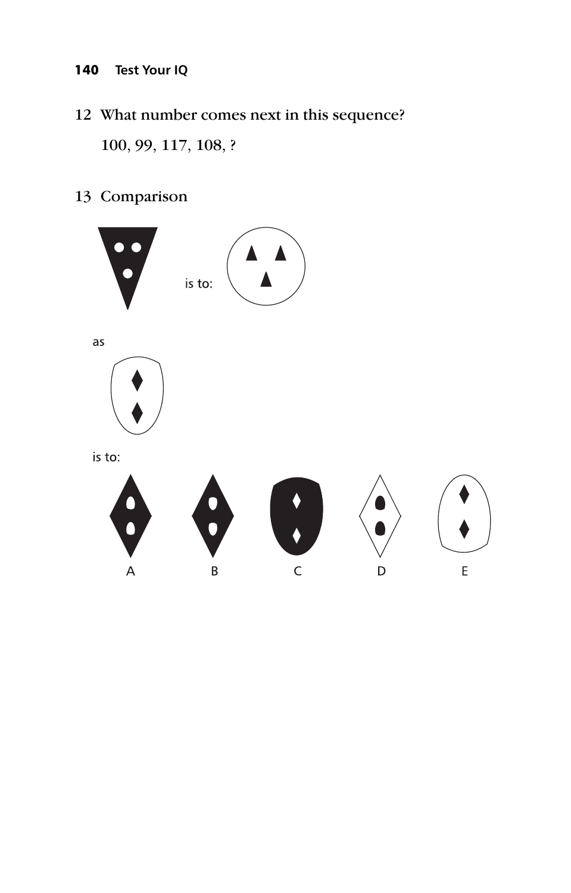12 What number comes next in this sequence?

100, 99, 117, 108, ?

13 Comparison

is to:

as

is to:

A B C D E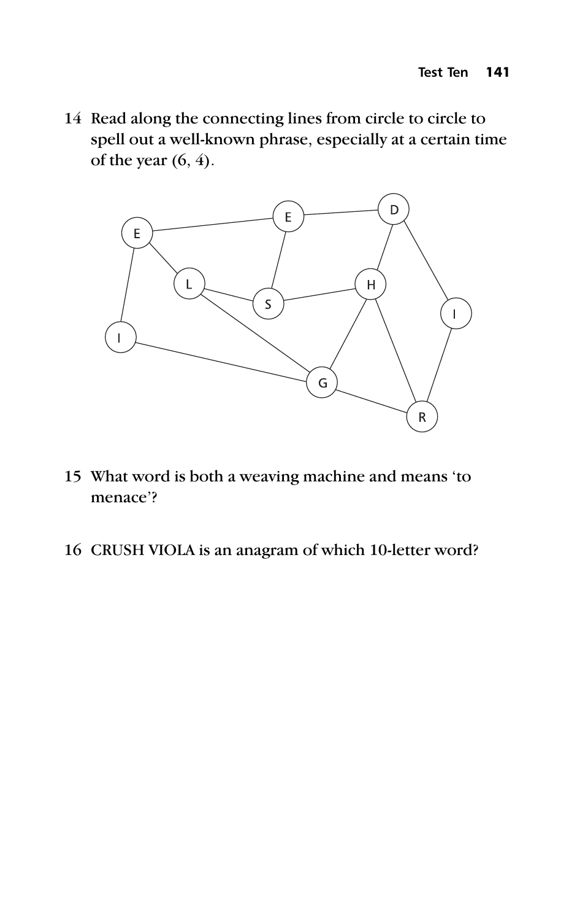14 Read along the connecting lines from circle to circle to spell out a well-known phrase, especially at a certain time of the year (6, 4).

15 What word is both a weaving machine and means 'to menace'?

16 CRUSH VIOLA is an anagram of which 10-letter word?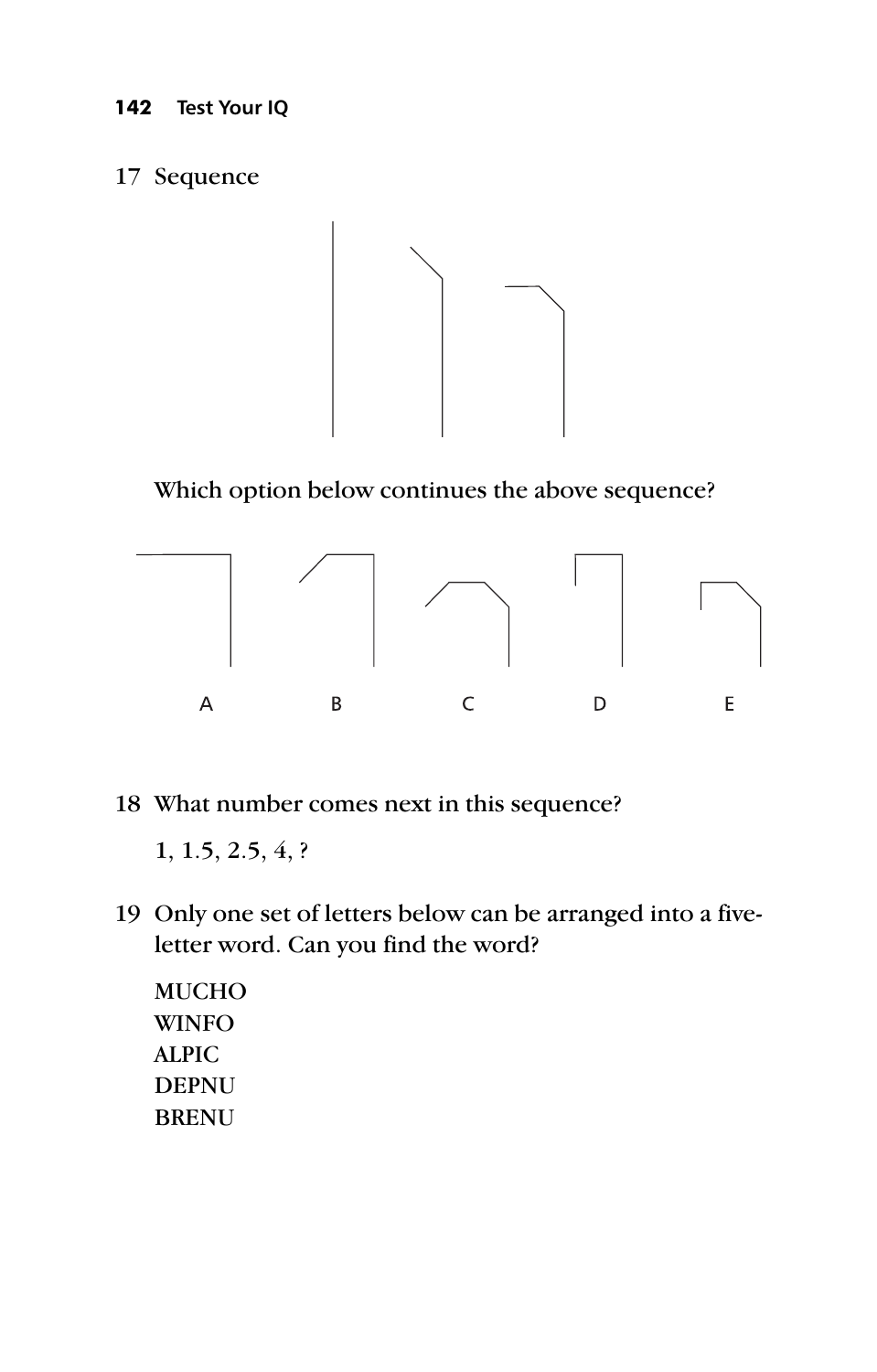17 Sequence

Which option below continues the above sequence?

A B C D E

18 What number comes next in this sequence?

1, 1.5, 2.5, 4, ?

19 Only one set of letters below can be arranged into a five-letter word. Can you find the word?

MUCHO
WINFO
ALPIC
DEPNU
BRENU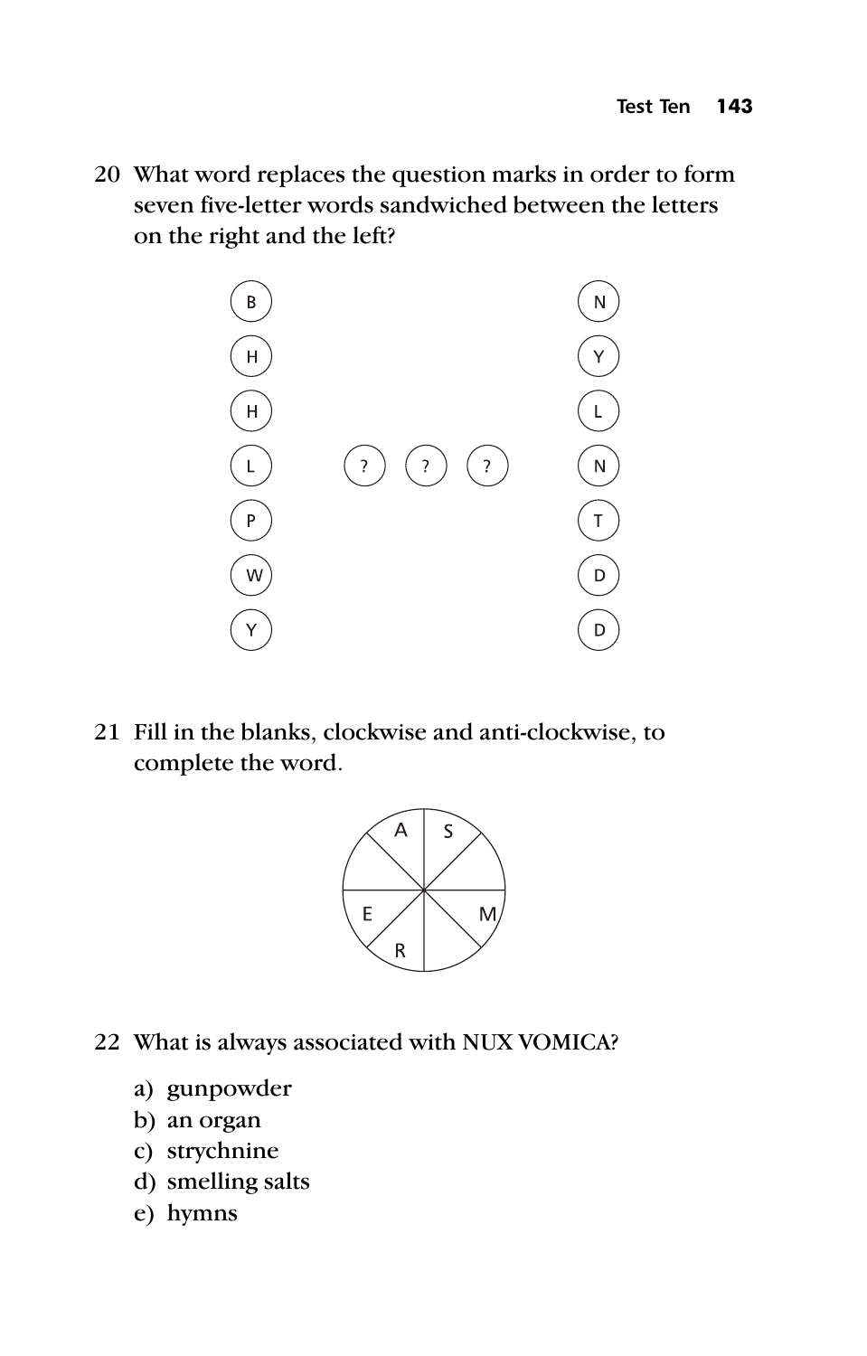20 What word replaces the question marks in order to form seven five-letter words sandwiched between the letters on the right and the left?

| Left | | | | Right |
|---|---|---|---|---|
| B | | | | N |
| H | | | | Y |
| H | | | | L |
| L | ? | ? | ? | N |
| P | | | | T |
| W | | | | D |
| Y | | | | D |

21 Fill in the blanks, clockwise and anti-clockwise, to complete the word.

Circle divided into eight segments containing the letters: A, S, M, R, E (three segments blank).

22 What is always associated with NUX VOMICA?

a) gunpowder
b) an organ
c) strychnine
d) smelling salts
e) hymns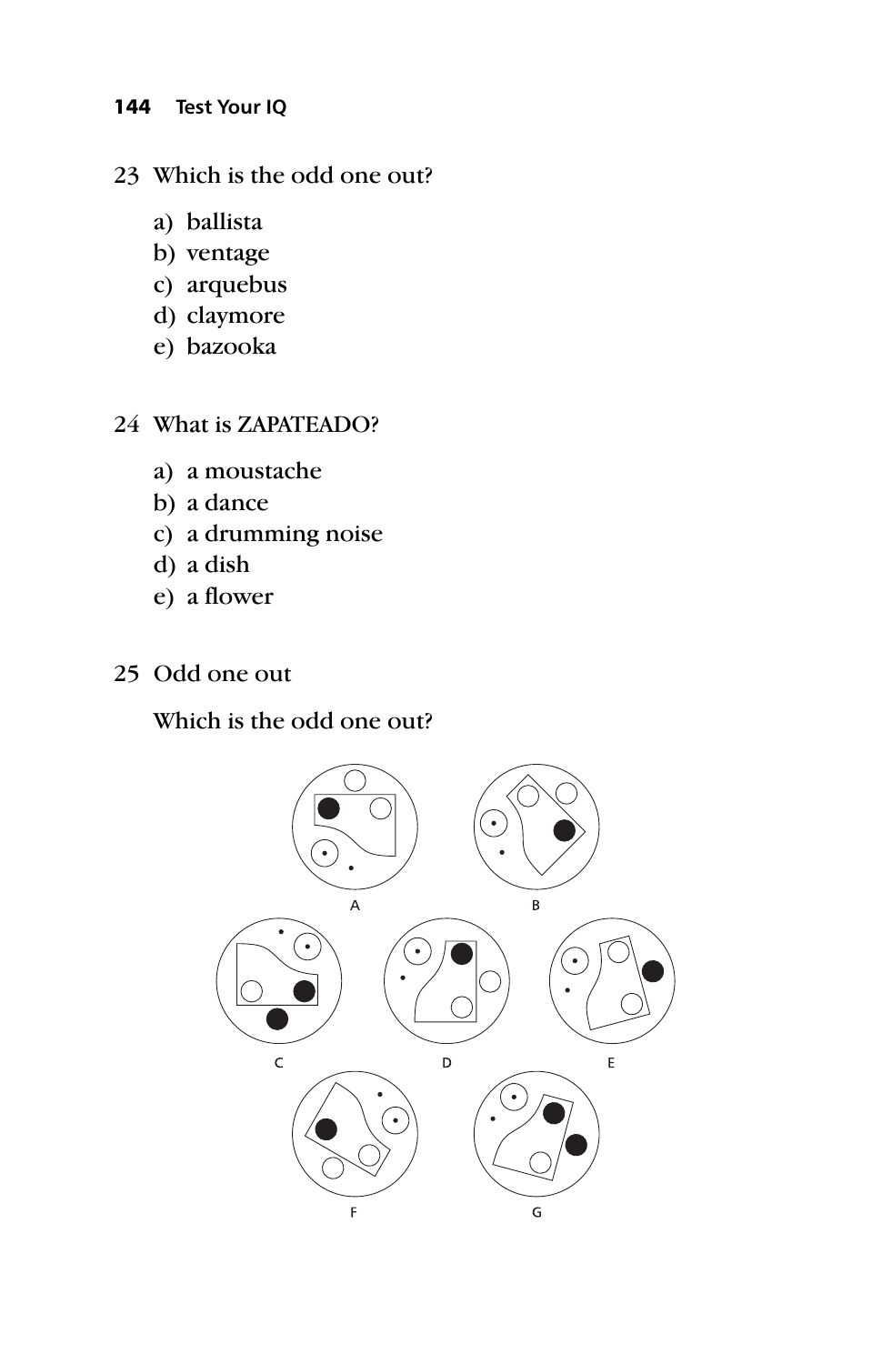23 Which is the odd one out?

a) ballista
b) ventage
c) arquebus
d) claymore
e) bazooka

24 What is ZAPATEADO?

a) a moustache
b) a dance
c) a drumming noise
d) a dish
e) a flower

25 Odd one out

Which is the odd one out?

A B C D E F G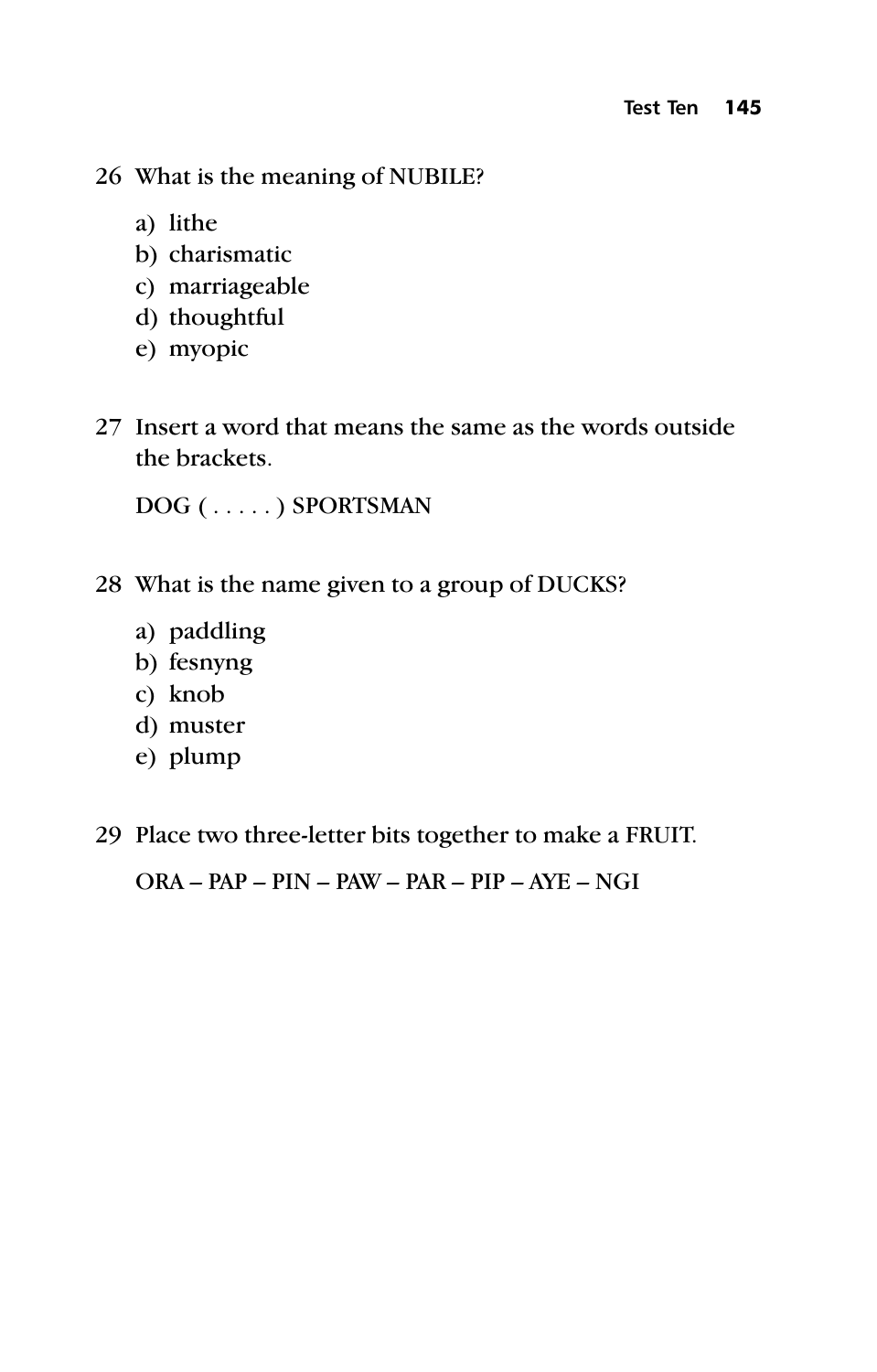26 What is the meaning of NUBILE?

a) lithe
b) charismatic
c) marriageable
d) thoughtful
e) myopic

27 Insert a word that means the same as the words outside the brackets.

DOG ( . . . . . ) SPORTSMAN

28 What is the name given to a group of DUCKS?

a) paddling
b) fesnyng
c) knob
d) muster
e) plump

29 Place two three-letter bits together to make a FRUIT.

ORA – PAP – PIN – PAW – PAR – PIP – AYE – NGI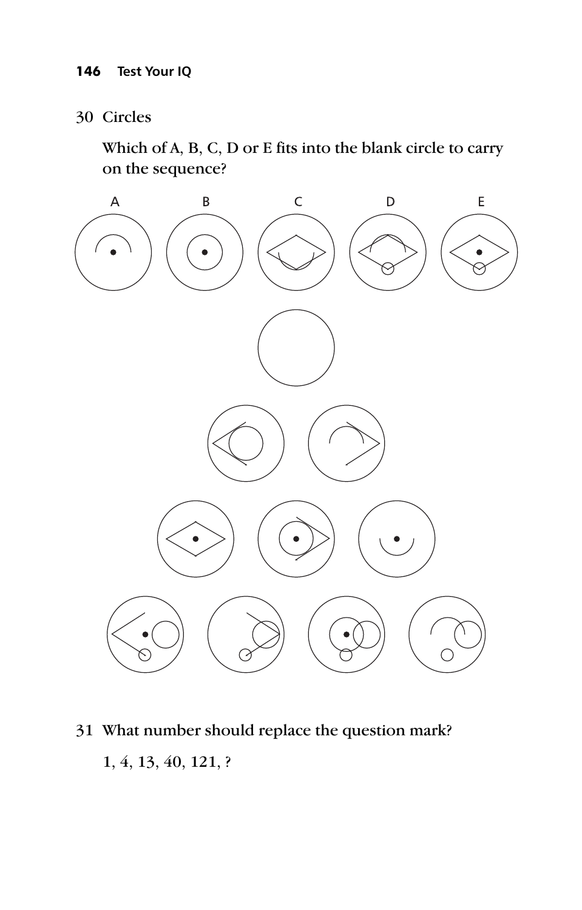30 Circles

Which of A, B, C, D or E fits into the blank circle to carry on the sequence?

A B C D E

31 What number should replace the question mark?

1, 4, 13, 40, 121, ?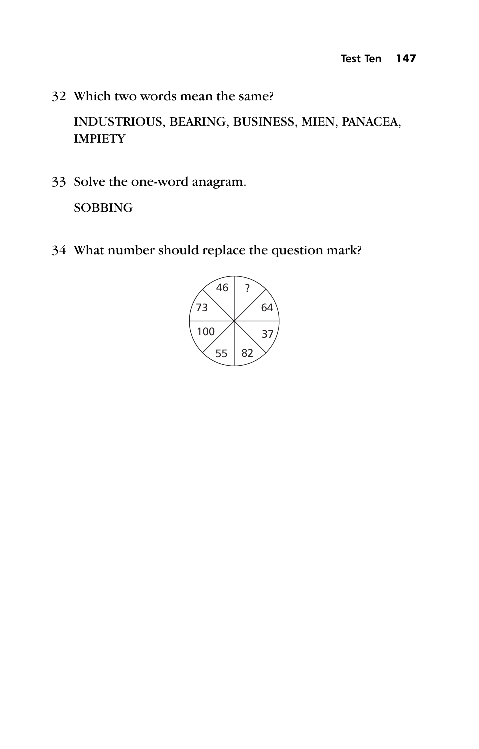32 Which two words mean the same?

INDUSTRIOUS, BEARING, BUSINESS, MIEN, PANACEA, IMPIETY

33 Solve the one-word anagram.

SOBBING

34 What number should replace the question mark?

46 | ?
73 | 64
100 | 37
55 | 82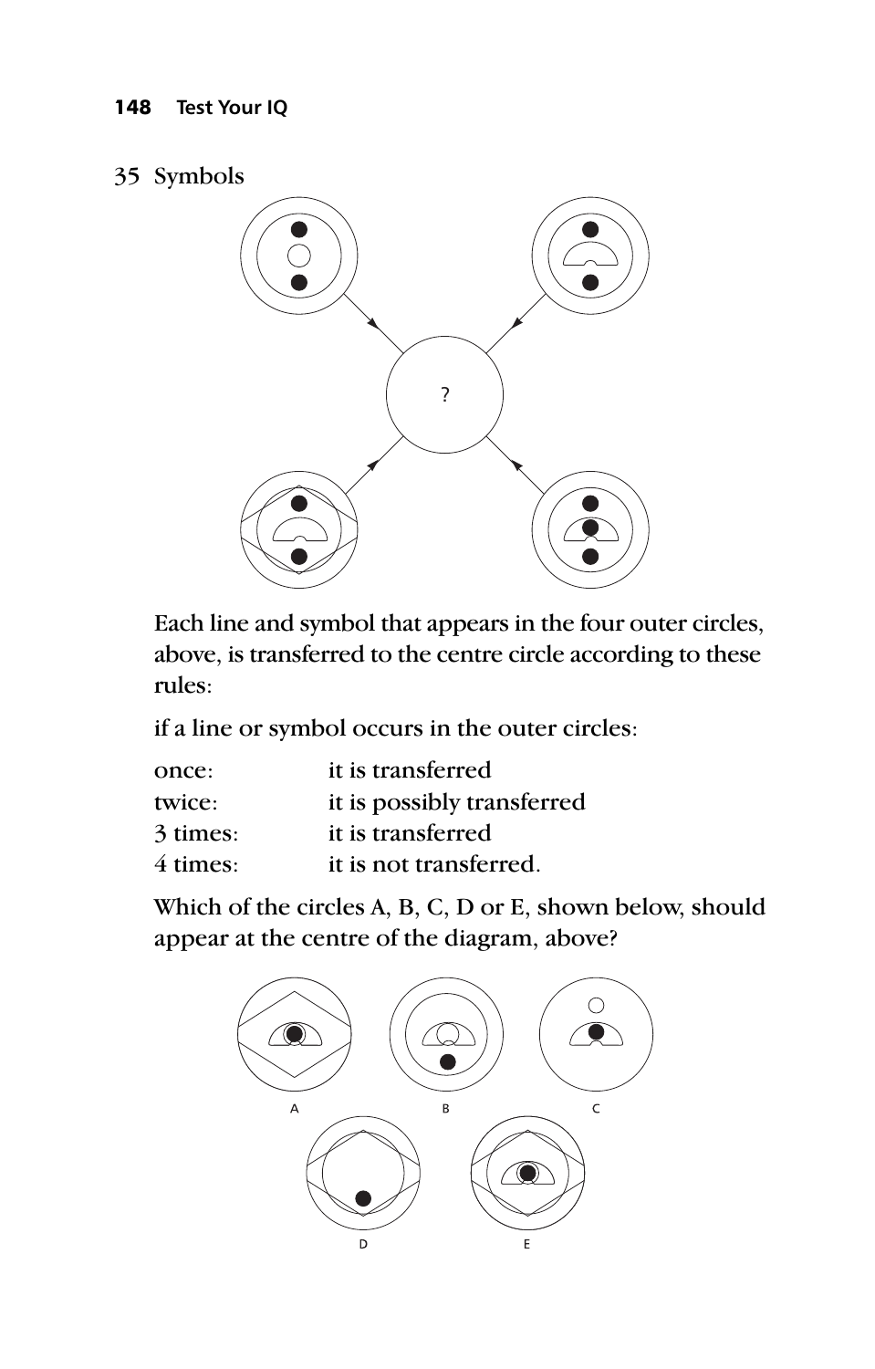35 Symbols

?

Each line and symbol that appears in the four outer circles, above, is transferred to the centre circle according to these rules:

if a line or symbol occurs in the outer circles:

| | |
|---|---|
| once: | it is transferred |
| twice: | it is possibly transferred |
| 3 times: | it is transferred |
| 4 times: | it is not transferred. |

Which of the circles A, B, C, D or E, shown below, should appear at the centre of the diagram, above?

A B C

D E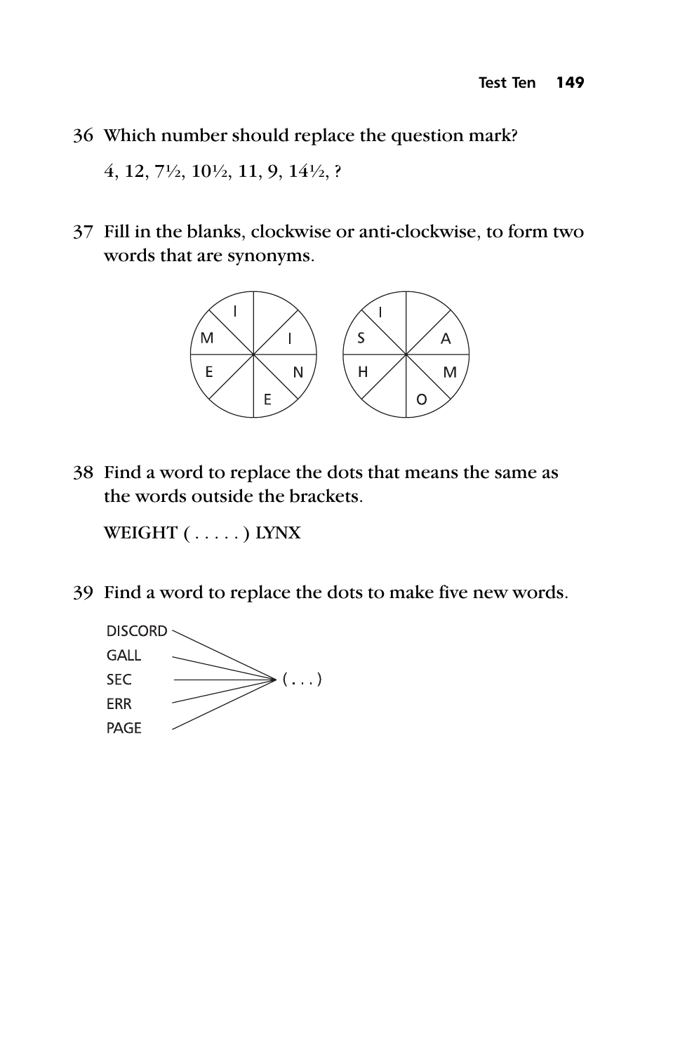36 Which number should replace the question mark?

4, 12, 7½, 10½, 11, 9, 14½, ?

37 Fill in the blanks, clockwise or anti-clockwise, to form two words that are synonyms.

38 Find a word to replace the dots that means the same as the words outside the brackets.

WEIGHT ( . . . . . ) LYNX

39 Find a word to replace the dots to make five new words.

DISCORD
GALL
SEC → ( . . . )
ERR
PAGE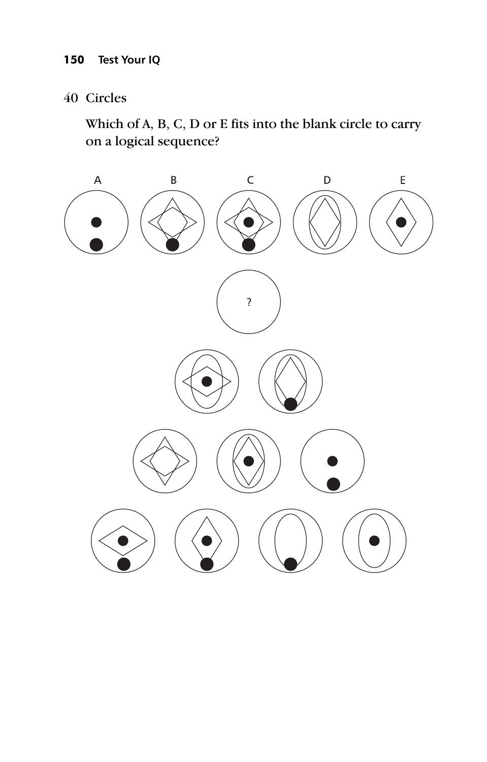## 40 Circles

Which of A, B, C, D or E fits into the blank circle to carry on a logical sequence?

A B C D E

?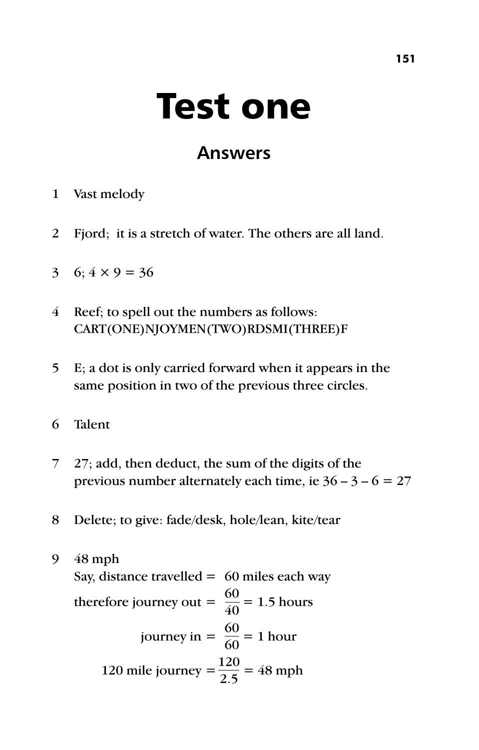# Test one

## Answers

1. Vast melody

2. Fjord; it is a stretch of water. The others are all land.

3. 6; $4 \times 9 = 36$

4. Reef; to spell out the numbers as follows: CART(ONE)NJOYMEN(TWO)RDSMI(THREE)F

5. E; a dot is only carried forward when it appears in the same position in two of the previous three circles.

6. Talent

7. 27; add, then deduct, the sum of the digits of the previous number alternately each time, ie $36 - 3 - 6 = 27$

8. Delete; to give: fade/desk, hole/lean, kite/tear

9. 48 mph

   Say, distance travelled = 60 miles each way

   $$\text{therefore journey out} = \frac{60}{40} = 1.5 \text{ hours}$$

   $$\text{journey in} = \frac{60}{60} = 1 \text{ hour}$$

   $$\text{120 mile journey} = \frac{120}{2.5} = 48 \text{ mph}$$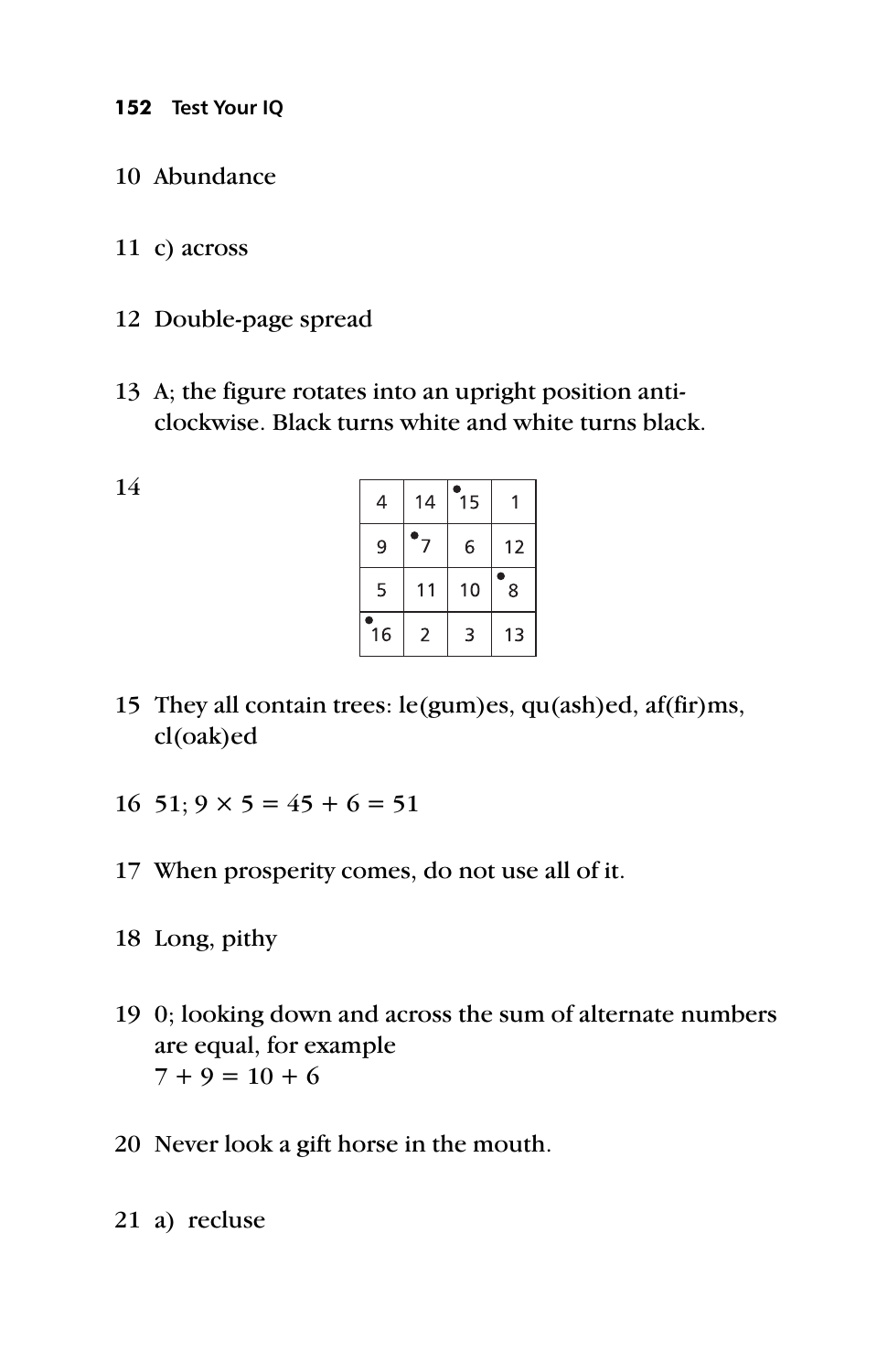10 Abundance

11 c) across

12 Double-page spread

13 A; the figure rotates into an upright position anti-clockwise. Black turns white and white turns black.

14

| 4 | 14 | •15 | 1 |
|---|---|---|---|
| 9 | •7 | 6 | 12 |
| 5 | 11 | 10 | •8 |
| •16 | 2 | 3 | 13 |

15 They all contain trees: le(gum)es, qu(ash)ed, af(fir)ms, cl(oak)ed

16 51; $9 \times 5 = 45 + 6 = 51$

17 When prosperity comes, do not use all of it.

18 Long, pithy

19 0; looking down and across the sum of alternate numbers are equal, for example
$7 + 9 = 10 + 6$

20 Never look a gift horse in the mouth.

21 a) recluse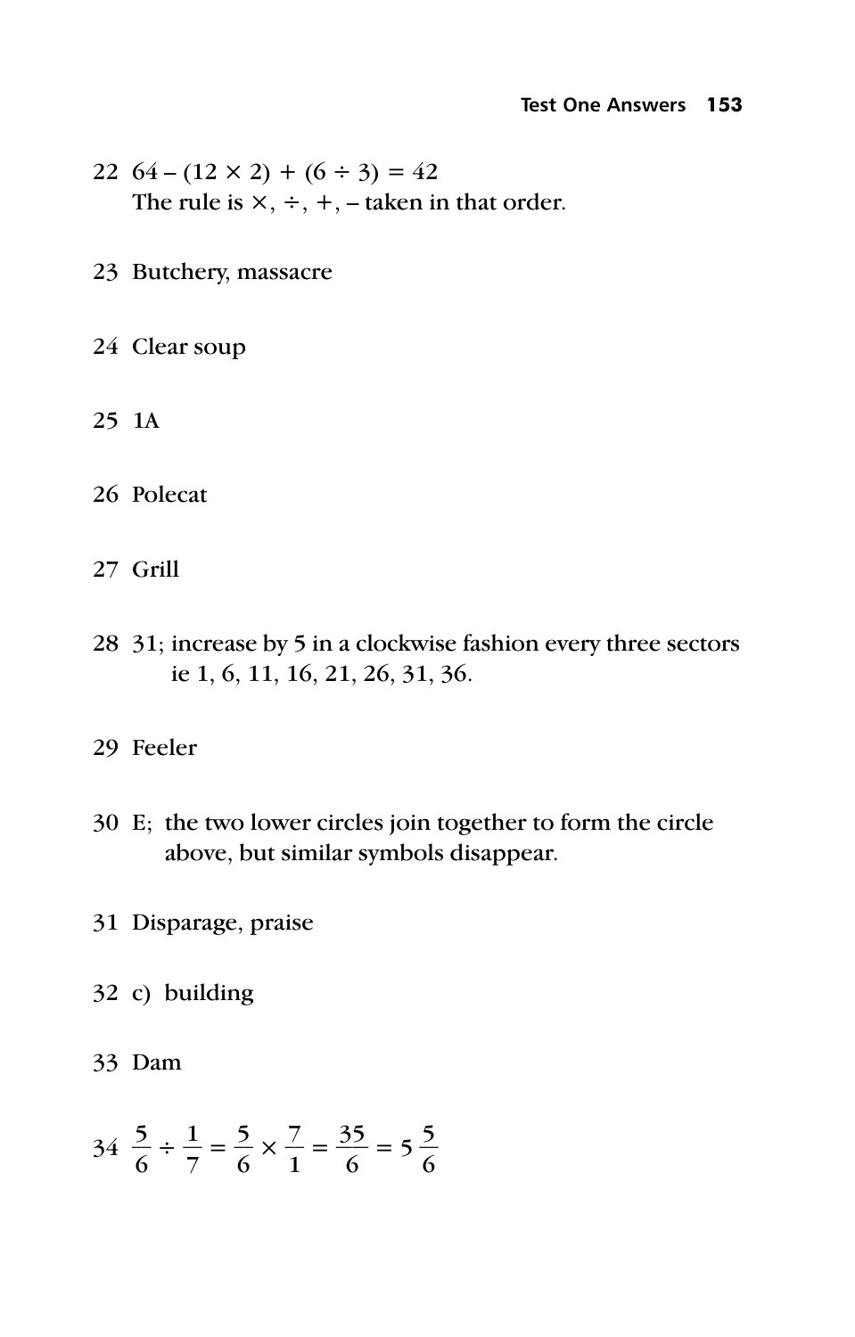22 $64 - (12 \times 2) + (6 \div 3) = 42$
The rule is $\times$, $\div$, $+$, $-$ taken in that order.

23 Butchery, massacre

24 Clear soup

25 1A

26 Polecat

27 Grill

28 31; increase by 5 in a clockwise fashion every three sectors ie 1, 6, 11, 16, 21, 26, 31, 36.

29 Feeler

30 E; the two lower circles join together to form the circle above, but similar symbols disappear.

31 Disparage, praise

32 c) building

33 Dam

34 $\frac{5}{6} \div \frac{1}{7} = \frac{5}{6} \times \frac{7}{1} = \frac{35}{6} = 5\frac{5}{6}$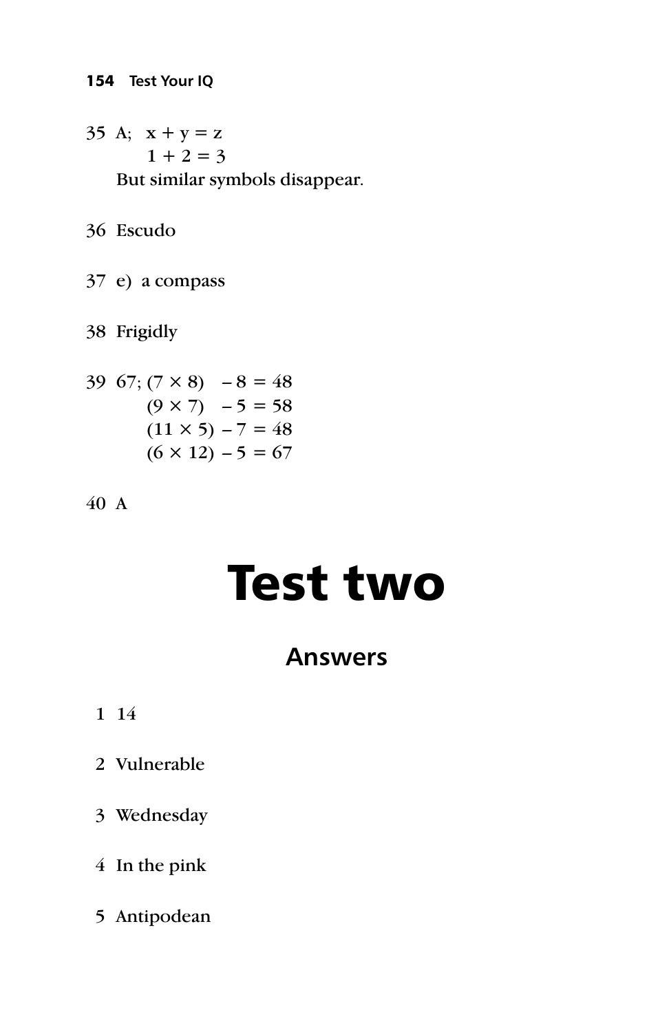35 A; $x + y = z$

$1 + 2 = 3$

But similar symbols disappear.

36 Escudo

37 e) a compass

38 Frigidly

39 67; $(7 \times 8) - 8 = 48$

$(9 \times 7) - 5 = 58$

$(11 \times 5) - 7 = 48$

$(6 \times 12) - 5 = 67$

40 A

# Test two

## Answers

1 14

2 Vulnerable

3 Wednesday

4 In the pink

5 Antipodean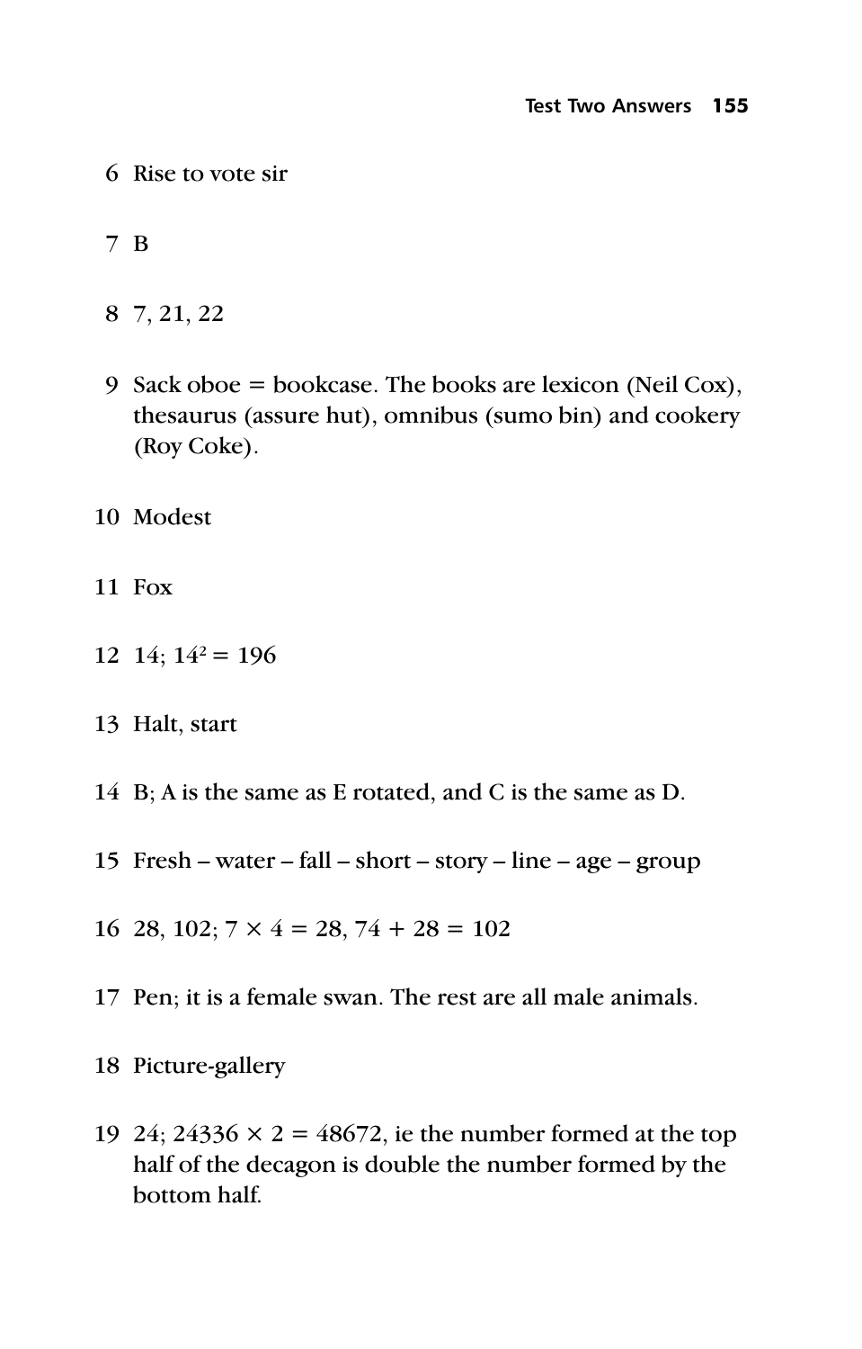6 Rise to vote sir

7 B

8 7, 21, 22

9 Sack oboe = bookcase. The books are lexicon (Neil Cox), thesaurus (assure hut), omnibus (sumo bin) and cookery (Roy Coke).

10 Modest

11 Fox

12 14; $14^2 = 196$

13 Halt, start

14 B; A is the same as E rotated, and C is the same as D.

15 Fresh – water – fall – short – story – line – age – group

16 28, 102; $7 \times 4 = 28$, $74 + 28 = 102$

17 Pen; it is a female swan. The rest are all male animals.

18 Picture-gallery

19 24; $24336 \times 2 = 48672$, ie the number formed at the top half of the decagon is double the number formed by the bottom half.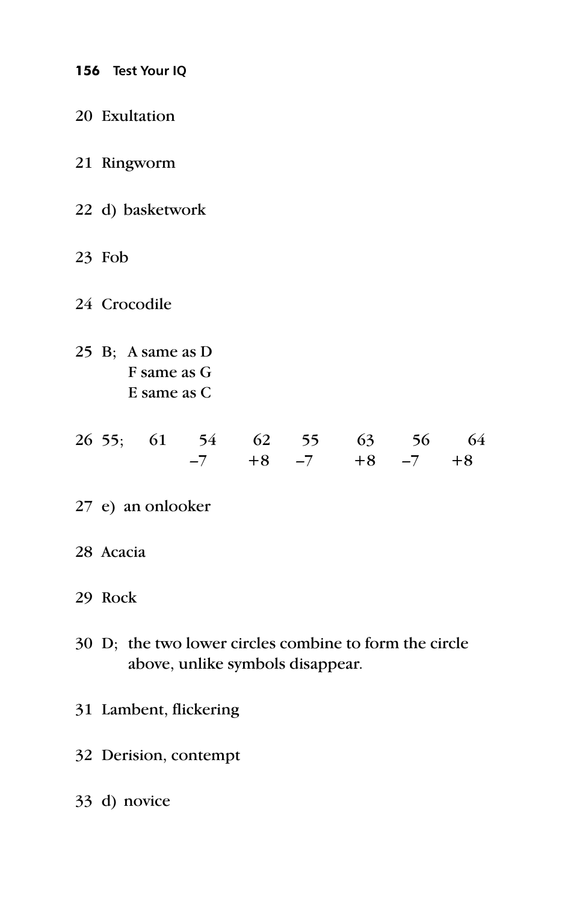20 Exultation

21 Ringworm

22 d) basketwork

23 Fob

24 Crocodile

25 B; A same as D
F same as G
E same as C

26 55;

| 61 | 54 | 62 | 55 | 63 | 56 | 64 |
|---|---|---|---|---|---|---|
| | –7 | +8 | –7 | +8 | –7 | +8 |

27 e) an onlooker

28 Acacia

29 Rock

30 D; the two lower circles combine to form the circle above, unlike symbols disappear.

31 Lambent, flickering

32 Derision, contempt

33 d) novice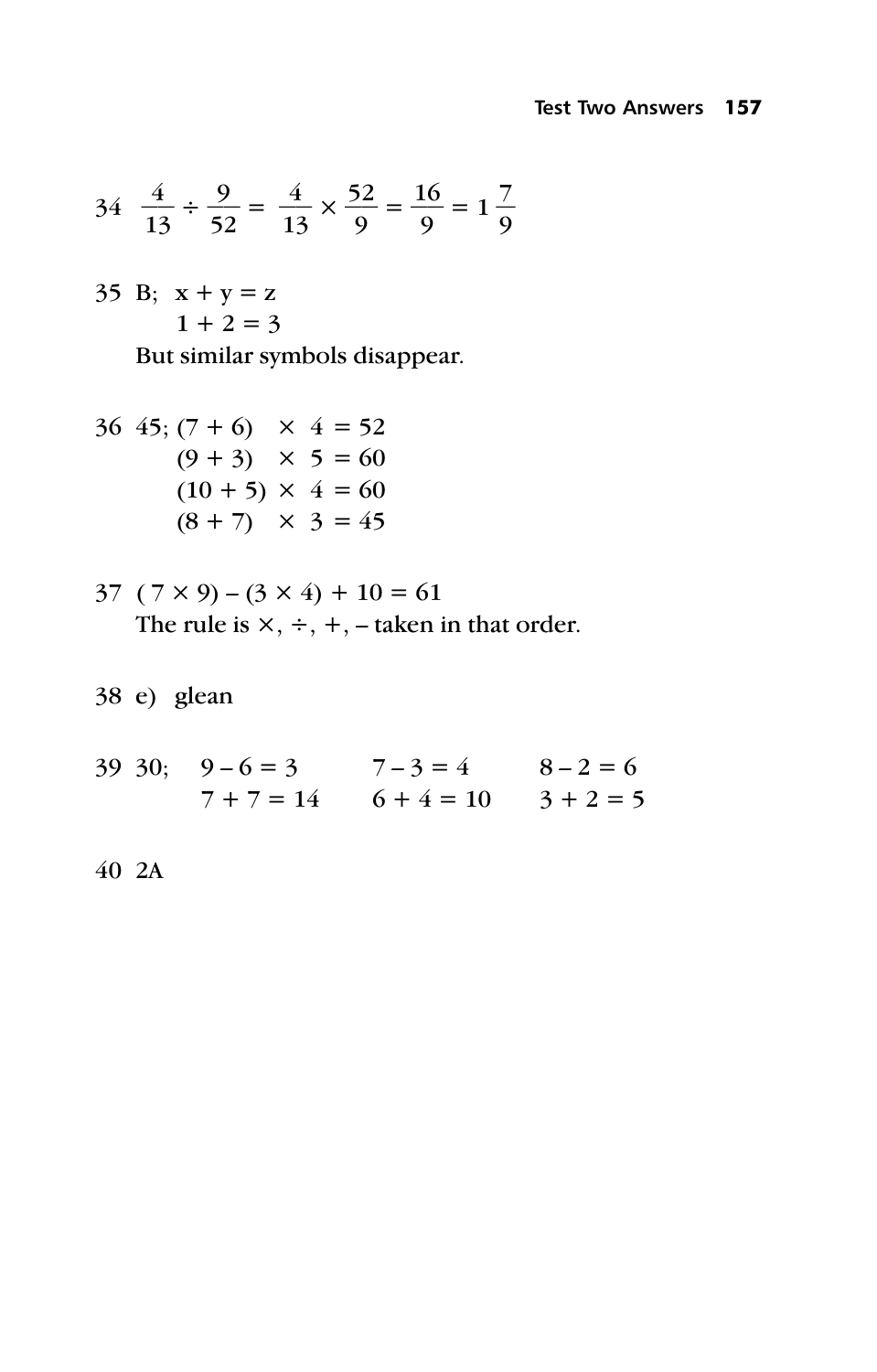34 $\frac{4}{13} \div \frac{9}{52} = \frac{4}{13} \times \frac{52}{9} = \frac{16}{9} = 1\frac{7}{9}$

35 B; $x + y = z$

$1 + 2 = 3$

But similar symbols disappear.

36 45; $(7 + 6) \times 4 = 52$

$(9 + 3) \times 5 = 60$

$(10 + 5) \times 4 = 60$

$(8 + 7) \times 3 = 45$

37 $(7 \times 9) - (3 \times 4) + 10 = 61$

The rule is $\times$, $\div$, $+$, $-$ taken in that order.

38 e) glean

39 30; $9 - 6 = 3$ $\quad 7 - 3 = 4$ $\quad 8 - 2 = 6$

$7 + 7 = 14$ $\quad 6 + 4 = 10$ $\quad 3 + 2 = 5$

40 2A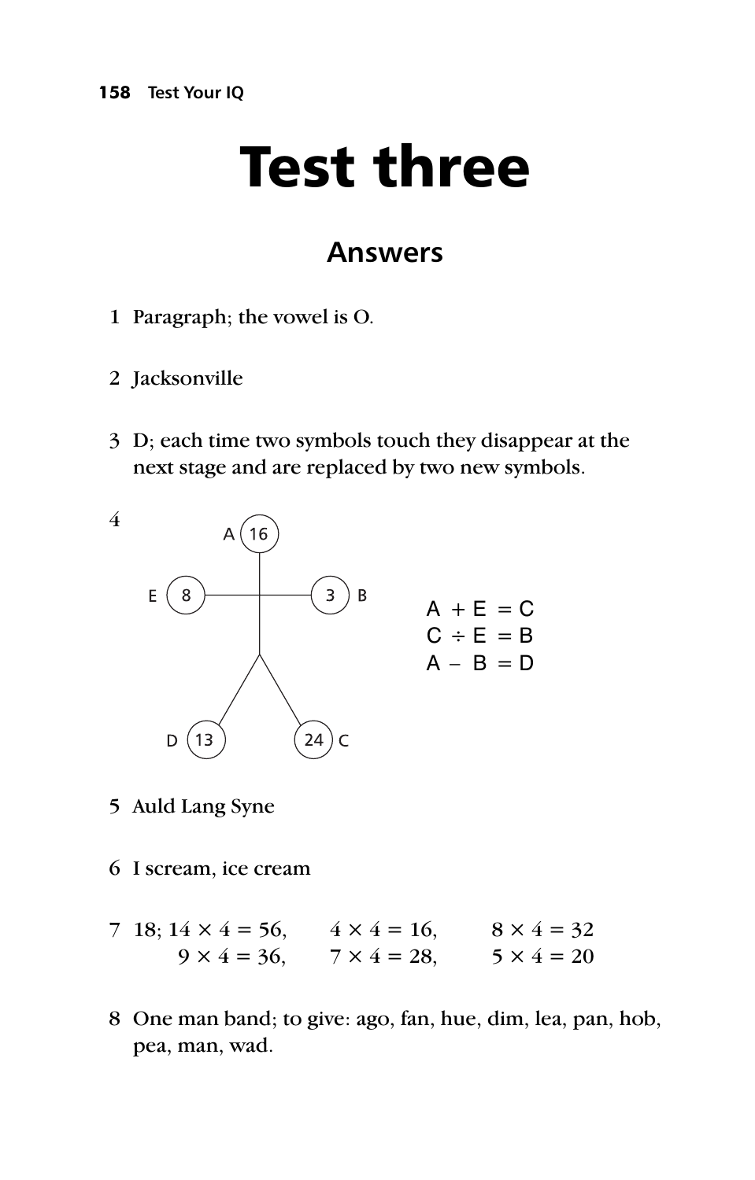# Test three

## Answers

1 Paragraph; the vowel is O.

2 Jacksonville

3 D; each time two symbols touch they disappear at the next stage and are replaced by two new symbols.

4

A (16), E (8), B (3), D (13), C (24)

A + E = C
C ÷ E = B
A − B = D

5 Auld Lang Syne

6 I scream, ice cream

7 18; $14 \times 4 = 56$, $4 \times 4 = 16$, $8 \times 4 = 32$
$9 \times 4 = 36$, $7 \times 4 = 28$, $5 \times 4 = 20$

8 One man band; to give: ago, fan, hue, dim, lea, pan, hob, pea, man, wad.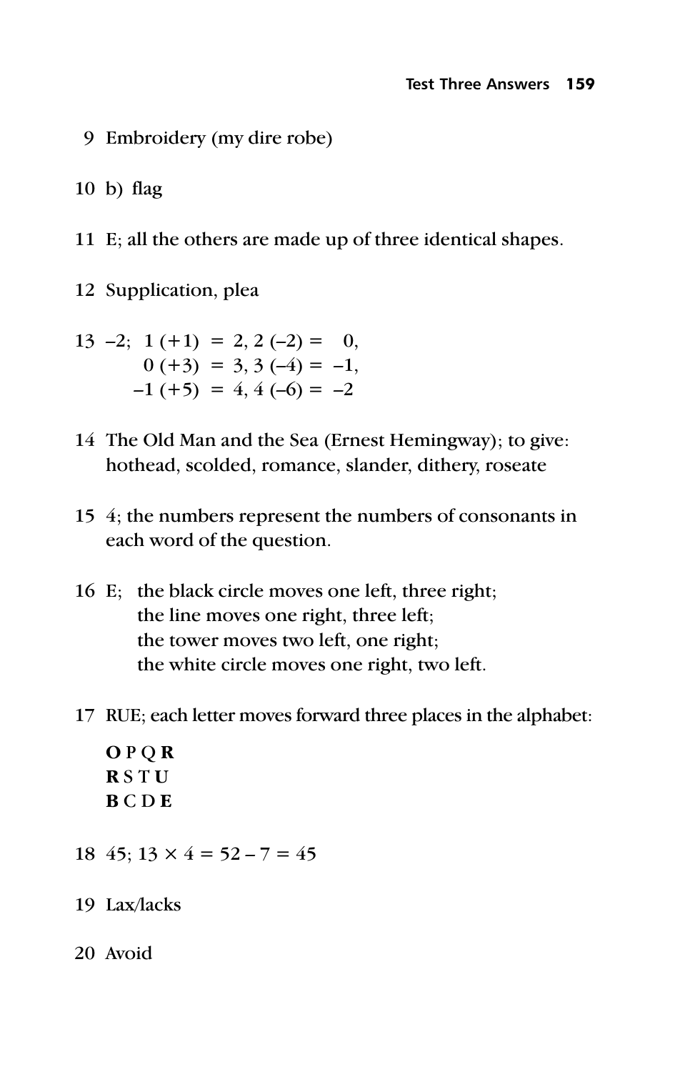9 Embroidery (my dire robe)

10 b) flag

11 E; all the others are made up of three identical shapes.

12 Supplication, plea

13 –2; 1 (+1) = 2, 2 (–2) = 0,
   0 (+3) = 3, 3 (–4) = –1,
   –1 (+5) = 4, 4 (–6) = –2

14 The Old Man and the Sea (Ernest Hemingway); to give: hothead, scolded, romance, slander, dithery, roseate

15 4; the numbers represent the numbers of consonants in each word of the question.

16 E; the black circle moves one left, three right;
   the line moves one right, three left;
   the tower moves two left, one right;
   the white circle moves one right, two left.

17 RUE; each letter moves forward three places in the alphabet:

   **O** P Q **R**
   **R** S T **U**
   **B** C D **E**

18 45; $13 \times 4 = 52 - 7 = 45$

19 Lax/lacks

20 Avoid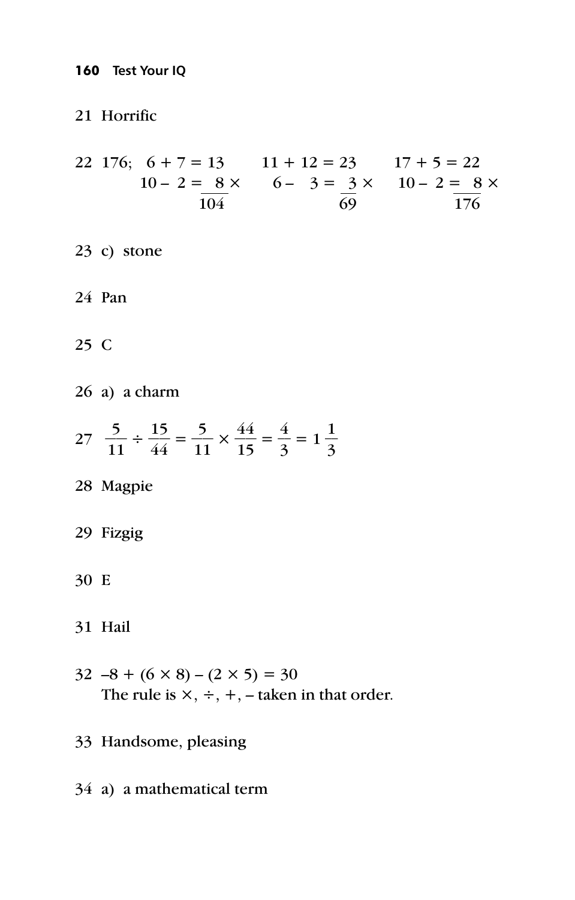21 Horrific

22 176;

$$\begin{array}{r} 6 + 7 = 13 \\ 10 - 2 = \underline{\;\;8} \times \\ 104 \end{array} \qquad \begin{array}{r} 11 + 12 = 23 \\ 6 - \;\;3 = \underline{\;\;3} \times \\ 69 \end{array} \qquad \begin{array}{r} 17 + 5 = 22 \\ 10 - 2 = \underline{\;\;8} \times \\ 176 \end{array}$$

23 c) stone

24 Pan

25 C

26 a) a charm

27 $\frac{5}{11} \div \frac{15}{44} = \frac{5}{11} \times \frac{44}{15} = \frac{4}{3} = 1\frac{1}{3}$

28 Magpie

29 Fizgig

30 E

31 Hail

32 $-8 + (6 \times 8) - (2 \times 5) = 30$
The rule is $\times$, $\div$, $+$, $-$ taken in that order.

33 Handsome, pleasing

34 a) a mathematical term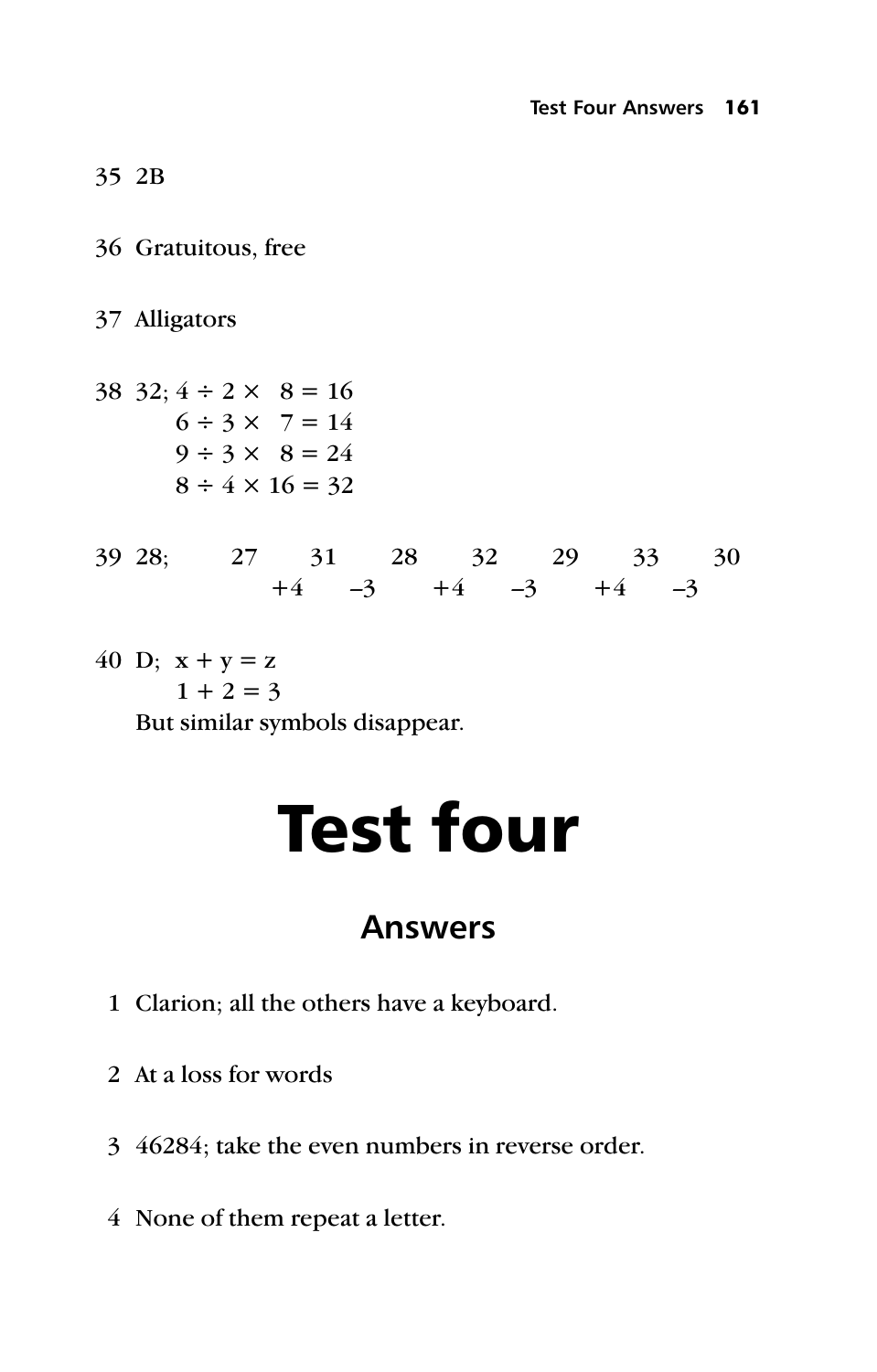35 2B

36 Gratuitous, free

37 Alligators

38 32; $4 \div 2 \times 8 = 16$
$6 \div 3 \times 7 = 14$
$9 \div 3 \times 8 = 24$
$8 \div 4 \times 16 = 32$

39 28;

| 27 | | 31 | | 28 | | 32 | | 29 | | 33 | | 30 |
|---|---|---|---|---|---|---|---|---|---|---|---|---|
| | +4 | | –3 | | +4 | | –3 | | +4 | | –3 | |

40 D; $x + y = z$
$1 + 2 = 3$
But similar symbols disappear.

# Test four

## Answers

1 Clarion; all the others have a keyboard.

2 At a loss for words

3 46284; take the even numbers in reverse order.

4 None of them repeat a letter.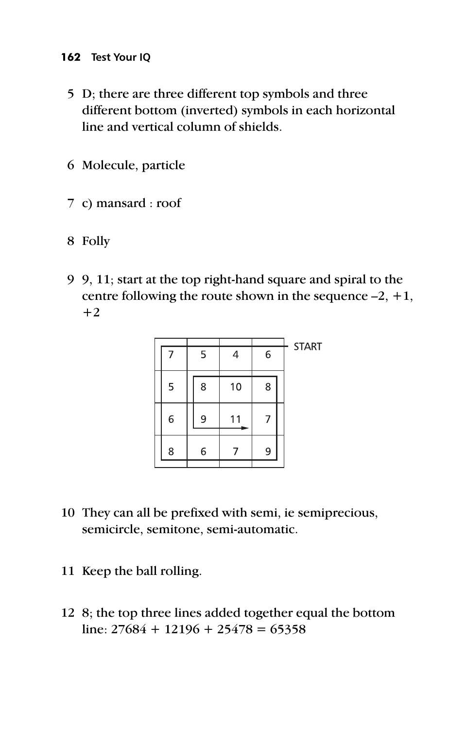5 D; there are three different top symbols and three different bottom (inverted) symbols in each horizontal line and vertical column of shields.

6 Molecule, particle

7 c) mansard : roof

8 Folly

9 9, 11; start at the top right-hand square and spiral to the centre following the route shown in the sequence –2, +1, +2

| 7 | 5 | 4 | 6 |
|---|---|---|---|
| 5 | 8 | 10 | 8 |
| 6 | 9 | 11 | 7 |
| 8 | 6 | 7 | 9 |

START

10 They can all be prefixed with semi, ie semiprecious, semicircle, semitone, semi-automatic.

11 Keep the ball rolling.

12 8; the top three lines added together equal the bottom line: 27684 + 12196 + 25478 = 65358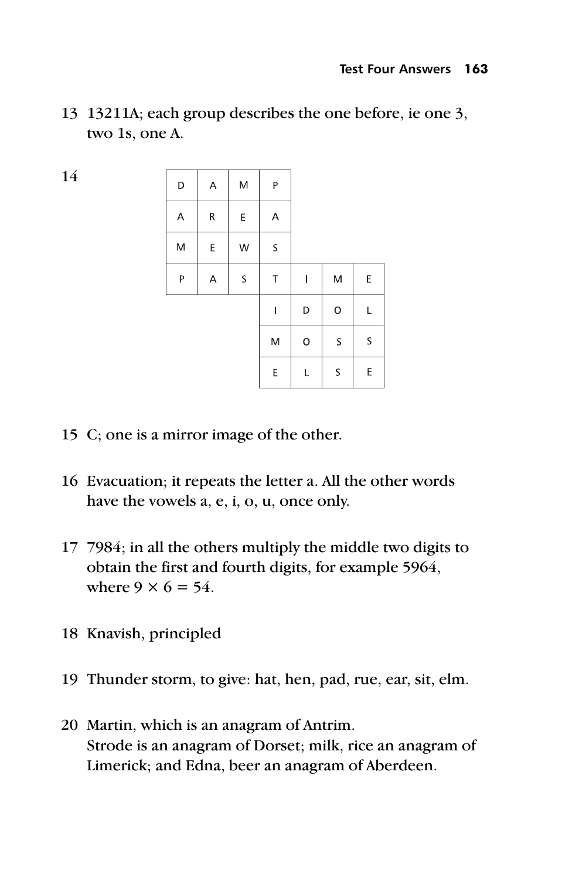13 13211A; each group describes the one before, ie one 3, two 1s, one A.

14

| D | A | M | P | | | |
|---|---|---|---|---|---|---|
| A | R | E | A | | | |
| M | E | W | S | | | |
| P | A | S | T | I | M | E |
| | | | I | D | O | L |
| | | | M | O | S | S |
| | | | E | L | S | E |

15 C; one is a mirror image of the other.

16 Evacuation; it repeats the letter a. All the other words have the vowels a, e, i, o, u, once only.

17 7984; in all the others multiply the middle two digits to obtain the first and fourth digits, for example 5964, where $9 \times 6 = 54$.

18 Knavish, principled

19 Thunder storm, to give: hat, hen, pad, rue, ear, sit, elm.

20 Martin, which is an anagram of Antrim.
Strode is an anagram of Dorset; milk, rice an anagram of Limerick; and Edna, beer an anagram of Aberdeen.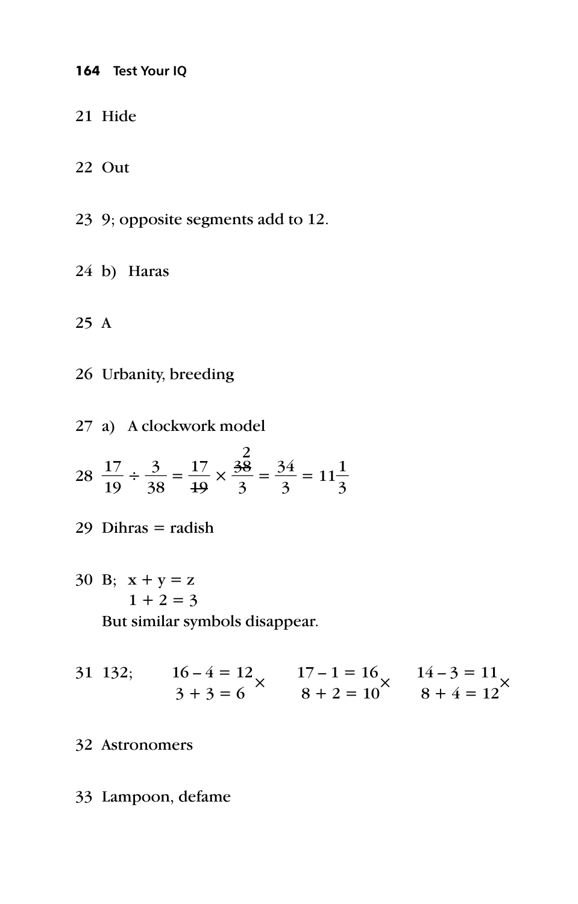21 Hide

22 Out

23 9; opposite segments add to 12.

24 b) Haras

25 A

26 Urbanity, breeding

27 a) A clockwork model

28 $\frac{17}{19} \div \frac{3}{38} = \frac{17}{\cancel{19}} \times \frac{\overset{2}{\cancel{38}}}{3} = \frac{34}{3} = 11\frac{1}{3}$

29 Dihras = radish

30 B; x + y = z
1 + 2 = 3
But similar symbols disappear.

31 132;

$$\begin{array}{l} 16 - 4 = 12 \\ 3 + 3 = 6 \end{array} \times \qquad \begin{array}{l} 17 - 1 = 16 \\ 8 + 2 = 10 \end{array} \times \qquad \begin{array}{l} 14 - 3 = 11 \\ 8 + 4 = 12 \end{array} \times$$

32 Astronomers

33 Lampoon, defame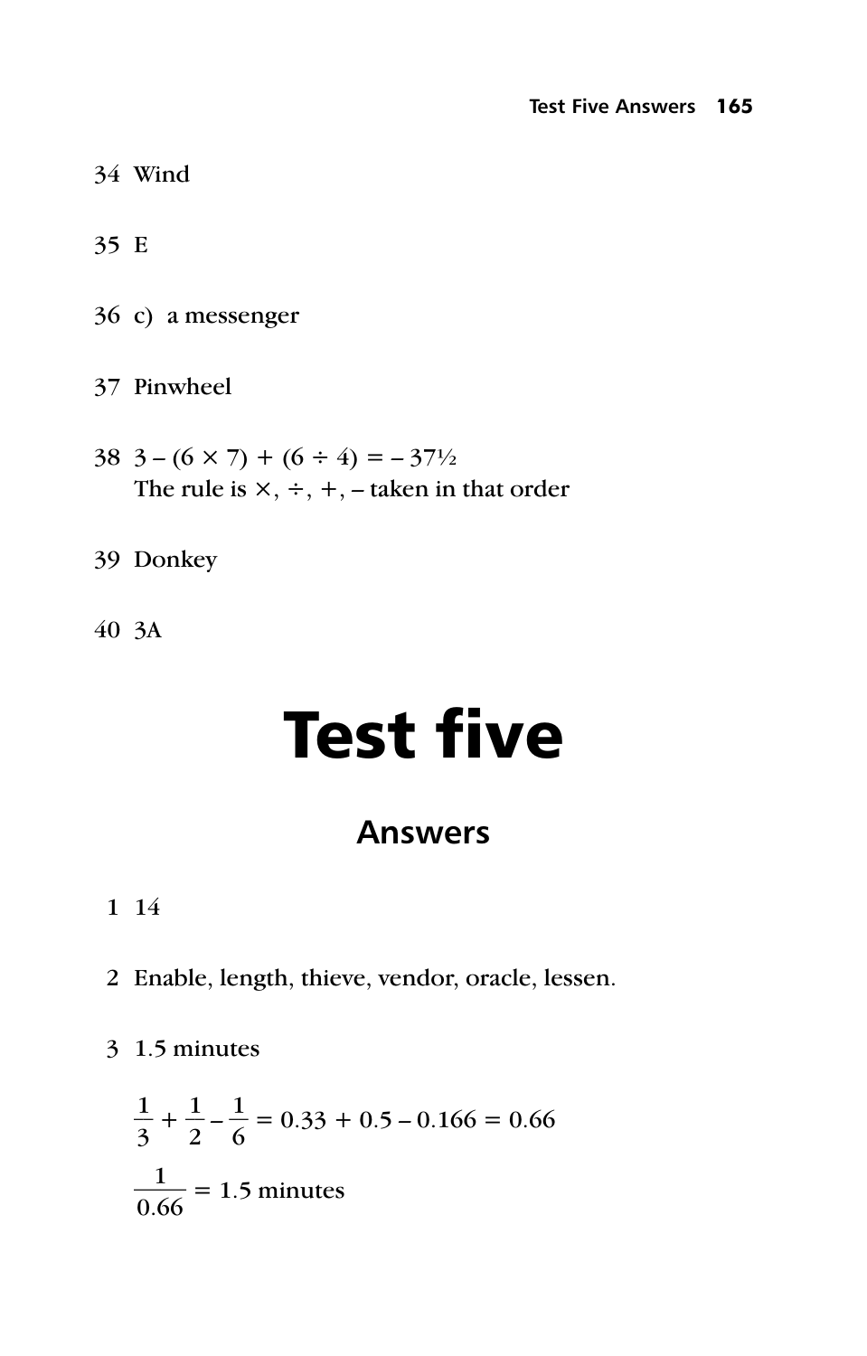34 Wind

35 E

36 c) a messenger

37 Pinwheel

38 $3 - (6 \times 7) + (6 \div 4) = -37\frac{1}{2}$
The rule is $\times$, $\div$, $+$, $-$ taken in that order

39 Donkey

40 3A

# Test five

## Answers

1 14

2 Enable, length, thieve, vendor, oracle, lessen.

3 1.5 minutes

$$\frac{1}{3} + \frac{1}{2} - \frac{1}{6} = 0.33 + 0.5 - 0.166 = 0.66$$

$$\frac{1}{0.66} = 1.5 \text{ minutes}$$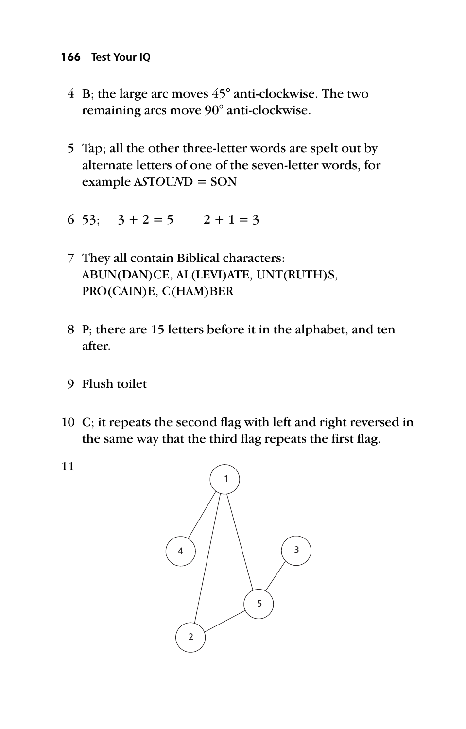4 B; the large arc moves 45° anti-clockwise. The two remaining arcs move 90° anti-clockwise.

5 Tap; all the other three-letter words are spelt out by alternate letters of one of the seven-letter words, for example A*S*T*O*U*N*D = SON

6 53;  $3 + 2 = 5$  $2 + 1 = 3$

7 They all contain Biblical characters: ABUN(DAN)CE, AL(LEVI)ATE, UNT(RUTH)S, PRO(CAIN)E, C(HAM)BER

8 P; there are 15 letters before it in the alphabet, and ten after.

9 Flush toilet

10 C; it repeats the second flag with left and right reversed in the same way that the third flag repeats the first flag.

11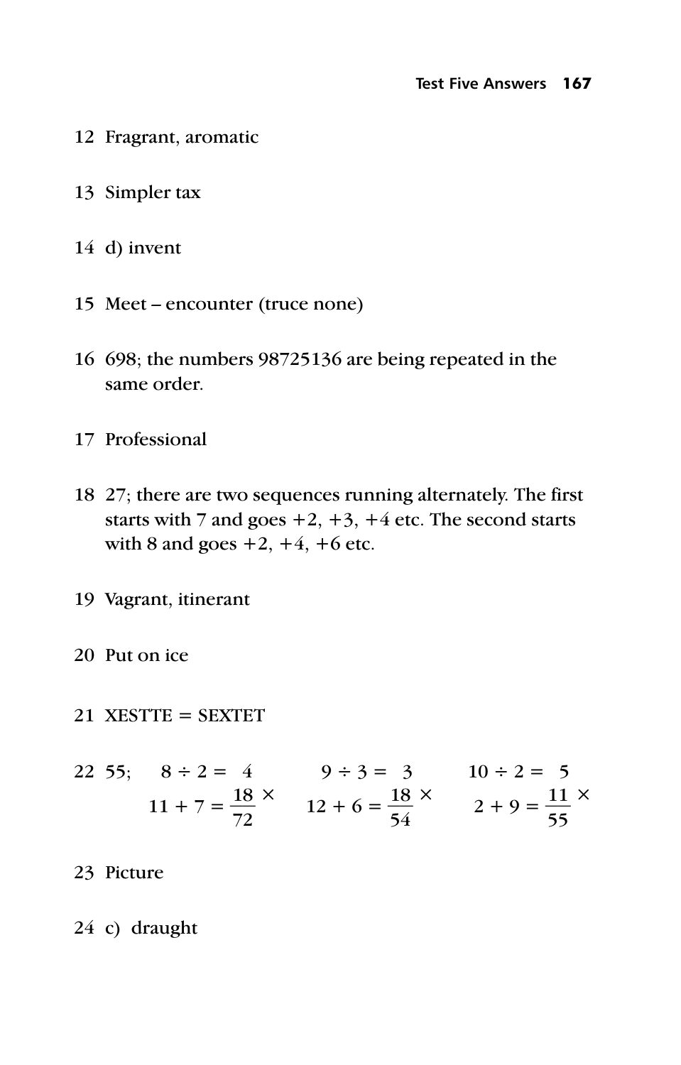12 Fragrant, aromatic

13 Simpler tax

14 d) invent

15 Meet – encounter (truce none)

16 698; the numbers 98725136 are being repeated in the same order.

17 Professional

18 27; there are two sequences running alternately. The first starts with 7 and goes +2, +3, +4 etc. The second starts with 8 and goes +2, +4, +6 etc.

19 Vagrant, itinerant

20 Put on ice

21 XESTTE = SEXTET

22 55; $\quad 8 \div 2 = 4 \qquad 9 \div 3 = 3 \qquad 10 \div 2 = 5$

$$11 + 7 = \frac{18}{72} \times \qquad 12 + 6 = \frac{18}{54} \times \qquad 2 + 9 = \frac{11}{55} \times$$

23 Picture

24 c) draught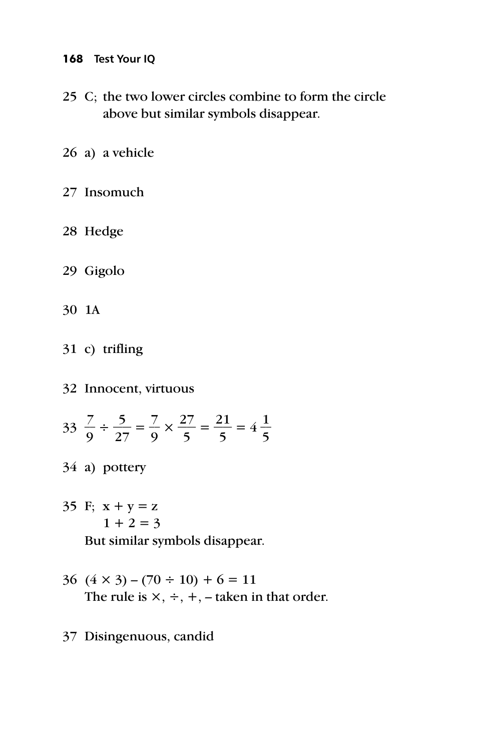25 C; the two lower circles combine to form the circle above but similar symbols disappear.

26 a) a vehicle

27 Insomuch

28 Hedge

29 Gigolo

30 1A

31 c) trifling

32 Innocent, virtuous

33 $\frac{7}{9} \div \frac{5}{27} = \frac{7}{9} \times \frac{27}{5} = \frac{21}{5} = 4\frac{1}{5}$

34 a) pottery

35 F; x + y = z  
1 + 2 = 3  
But similar symbols disappear.

36 $(4 \times 3) - (70 \div 10) + 6 = 11$  
The rule is $\times$, $\div$, +, – taken in that order.

37 Disingenuous, candid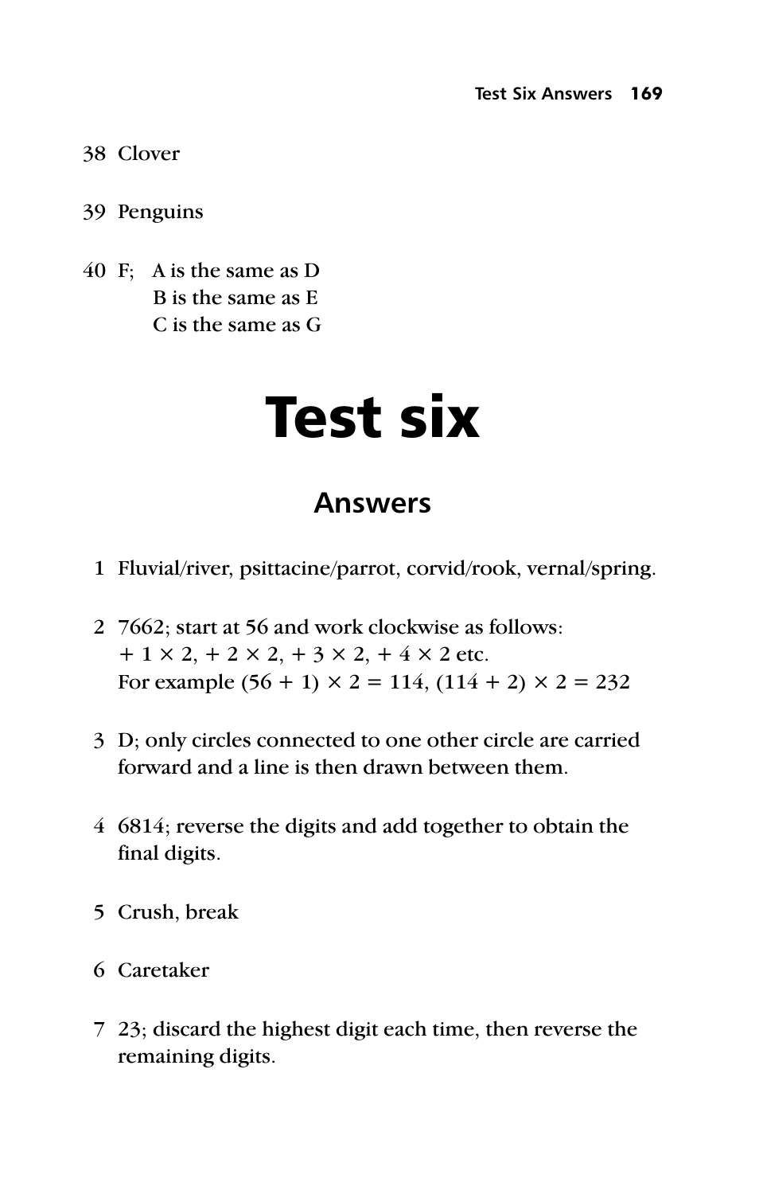38 Clover

39 Penguins

40 F; A is the same as D
B is the same as E
C is the same as G

# Test six

## Answers

1 Fluvial/river, psittacine/parrot, corvid/rook, vernal/spring.

2 7662; start at 56 and work clockwise as follows:
$+ 1 \times 2$, $+ 2 \times 2$, $+ 3 \times 2$, $+ 4 \times 2$ etc.
For example $(56 + 1) \times 2 = 114$, $(114 + 2) \times 2 = 232$

3 D; only circles connected to one other circle are carried forward and a line is then drawn between them.

4 6814; reverse the digits and add together to obtain the final digits.

5 Crush, break

6 Caretaker

7 23; discard the highest digit each time, then reverse the remaining digits.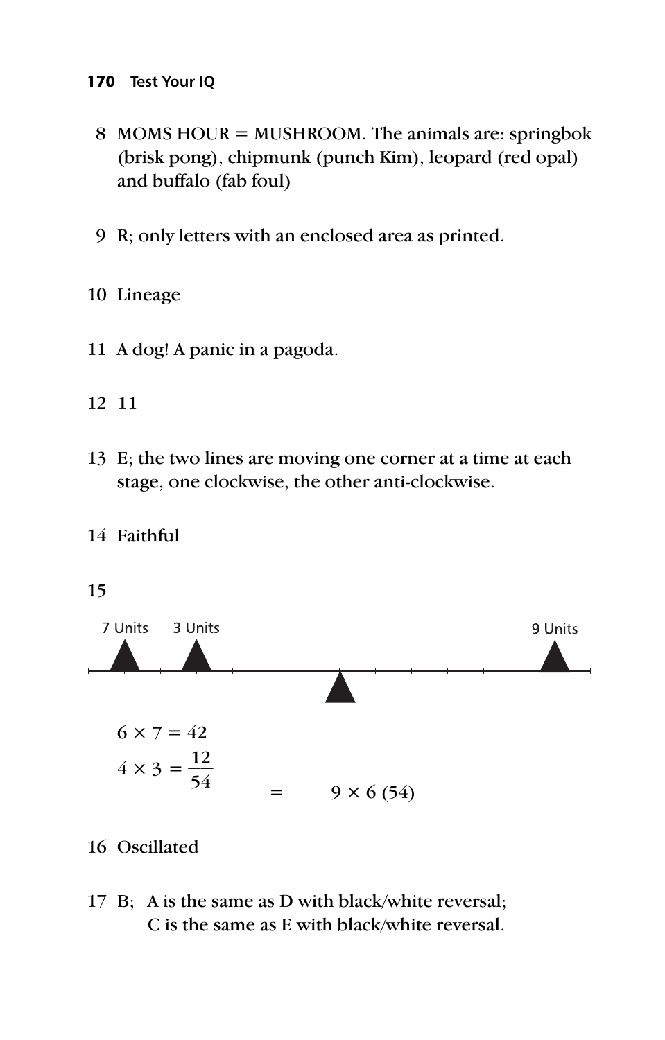8 MOMS HOUR = MUSHROOM. The animals are: springbok (brisk pong), chipmunk (punch Kim), leopard (red opal) and buffalo (fab foul)

9 R; only letters with an enclosed area as printed.

10 Lineage

11 A dog! A panic in a pagoda.

12 11

13 E; the two lines are moving one corner at a time at each stage, one clockwise, the other anti-clockwise.

14 Faithful

15

7 Units  3 Units  9 Units

$6 \times 7 = 42$

$4 \times 3 = \frac{12}{54} \quad = \quad 9 \times 6\ (54)$

16 Oscillated

17 B; A is the same as D with black/white reversal;
C is the same as E with black/white reversal.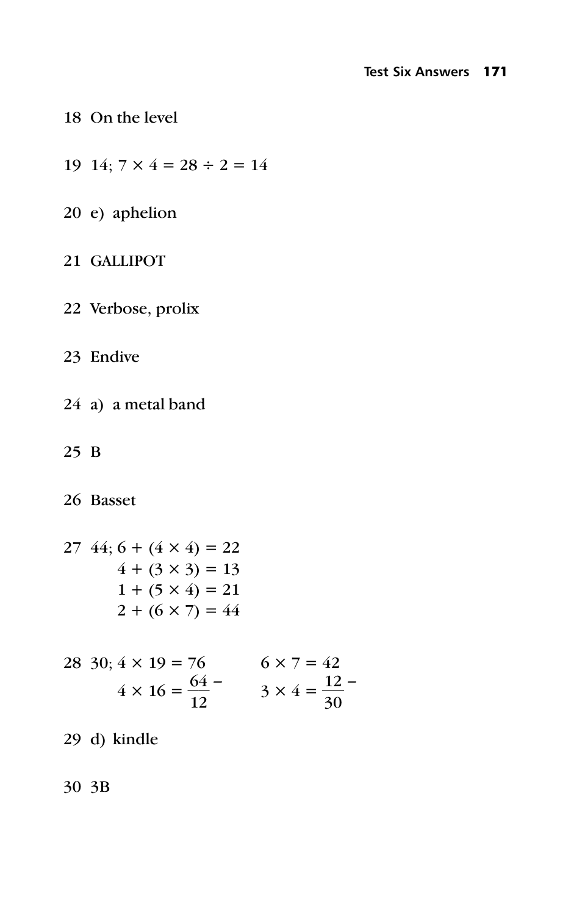18 On the level

19 14; $7 \times 4 = 28 \div 2 = 14$

20 e) aphelion

21 GALLIPOT

22 Verbose, prolix

23 Endive

24 a) a metal band

25 B

26 Basset

27 44; $6 + (4 \times 4) = 22$
$4 + (3 \times 3) = 13$
$1 + (5 \times 4) = 21$
$2 + (6 \times 7) = 44$

28 30; $4 \times 19 = 76$ $\quad 6 \times 7 = 42$
$4 \times 16 = \frac{64}{12} -$ $\quad 3 \times 4 = \frac{12}{30} -$

29 d) kindle

30 3B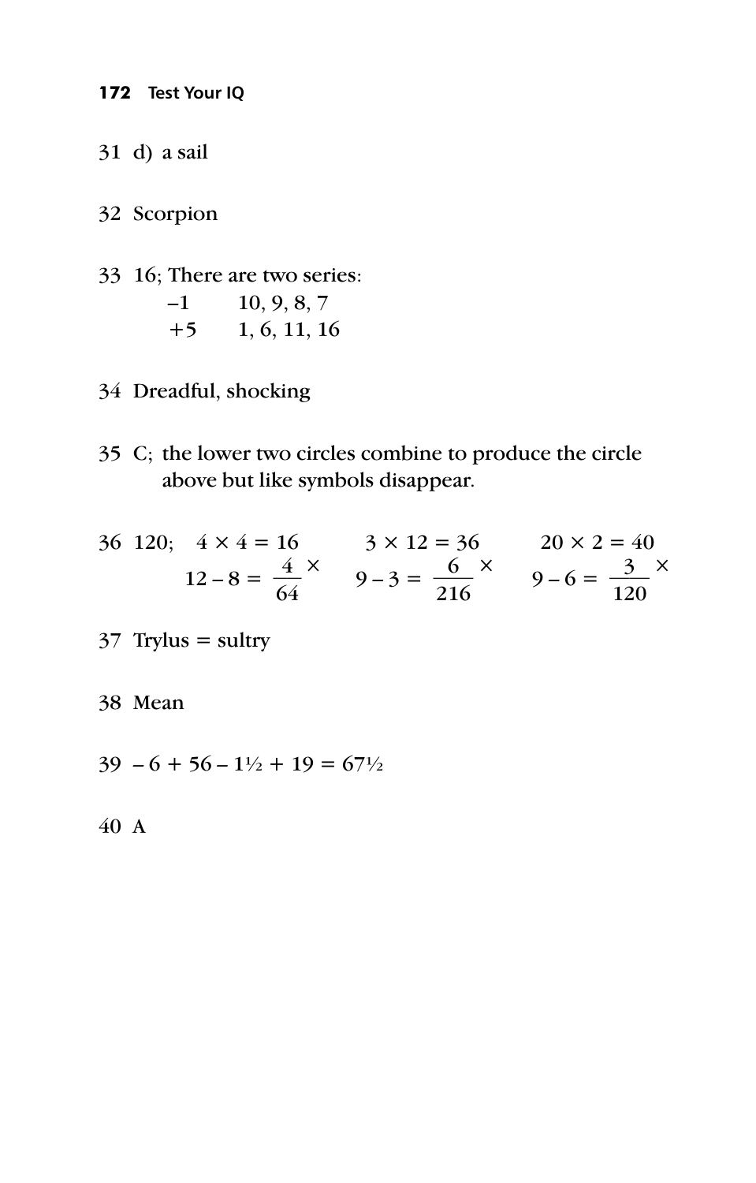31 d) a sail

32 Scorpion

33 16; There are two series:

| | |
|---|---|
| –1 | 10, 9, 8, 7 |
| +5 | 1, 6, 11, 16 |

34 Dreadful, shocking

35 C; the lower two circles combine to produce the circle above but like symbols disappear.

36 120;

$$4 \times 4 = 16 \qquad 3 \times 12 = 36 \qquad 20 \times 2 = 40$$

$$12 - 8 = \frac{4}{64} \times \qquad 9 - 3 = \frac{6}{216} \times \qquad 9 - 6 = \frac{3}{120} \times$$

37 Trylus = sultry

38 Mean

39 – 6 + 56 – 1½ + 19 = 67½

40 A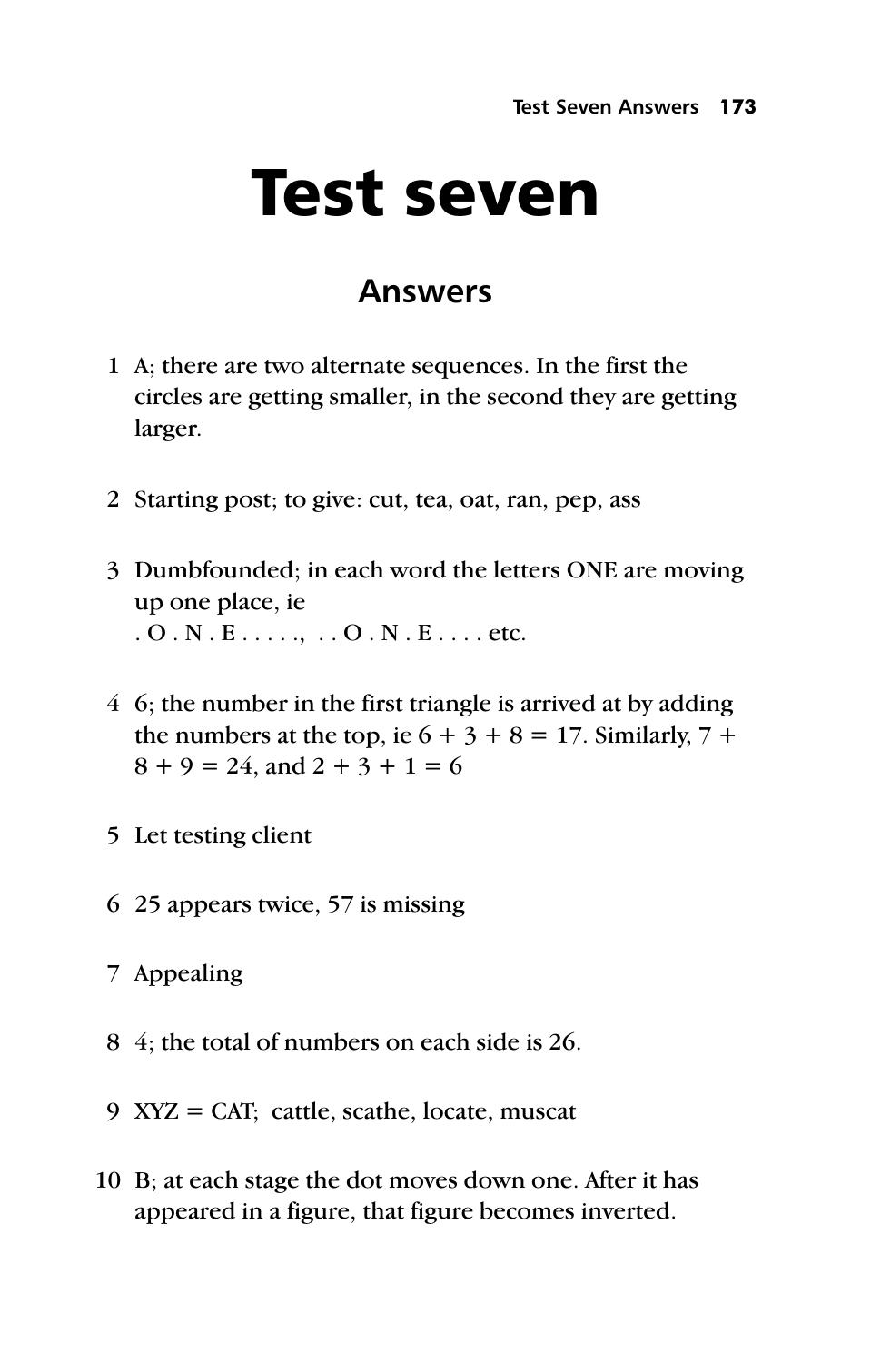# Test seven

## Answers

1 A; there are two alternate sequences. In the first the circles are getting smaller, in the second they are getting larger.

2 Starting post; to give: cut, tea, oat, ran, pep, ass

3 Dumbfounded; in each word the letters ONE are moving up one place, ie
. O . N . E . . . . ., . . O . N . E . . . . etc.

4 6; the number in the first triangle is arrived at by adding the numbers at the top, ie $6 + 3 + 8 = 17$. Similarly, $7 + 8 + 9 = 24$, and $2 + 3 + 1 = 6$

5 Let testing client

6 25 appears twice, 57 is missing

7 Appealing

8 4; the total of numbers on each side is 26.

9 XYZ = CAT; cattle, scathe, locate, muscat

10 B; at each stage the dot moves down one. After it has appeared in a figure, that figure becomes inverted.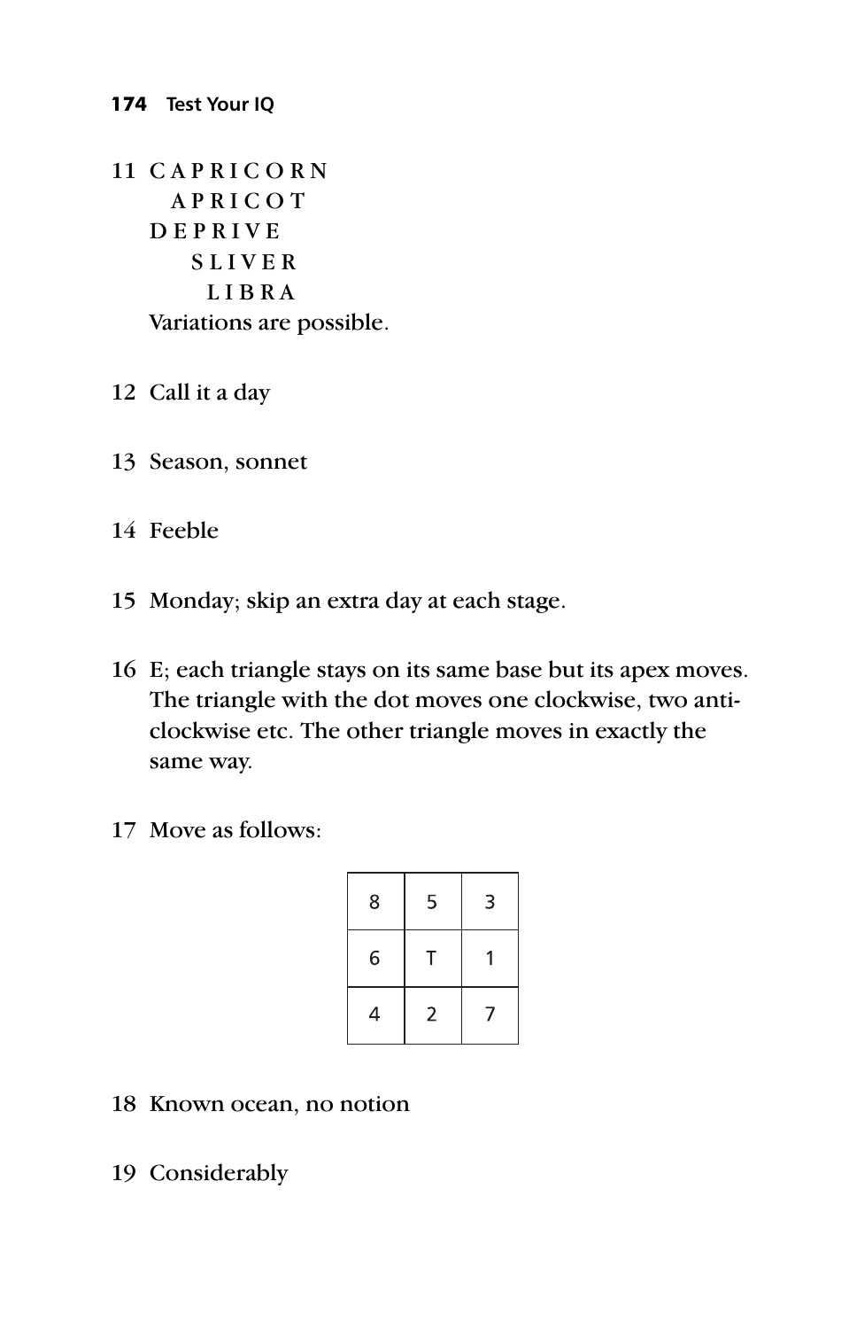11 C A P R I C O R N
   A P R I C O T
D E P R I V E
   S L I V E R
   L I B R A

Variations are possible.

12 Call it a day

13 Season, sonnet

14 Feeble

15 Monday; skip an extra day at each stage.

16 E; each triangle stays on its same base but its apex moves. The triangle with the dot moves one clockwise, two anti-clockwise etc. The other triangle moves in exactly the same way.

17 Move as follows:

| | | |
|---|---|---|
| 8 | 5 | 3 |
| 6 | T | 1 |
| 4 | 2 | 7 |

18 Known ocean, no notion

19 Considerably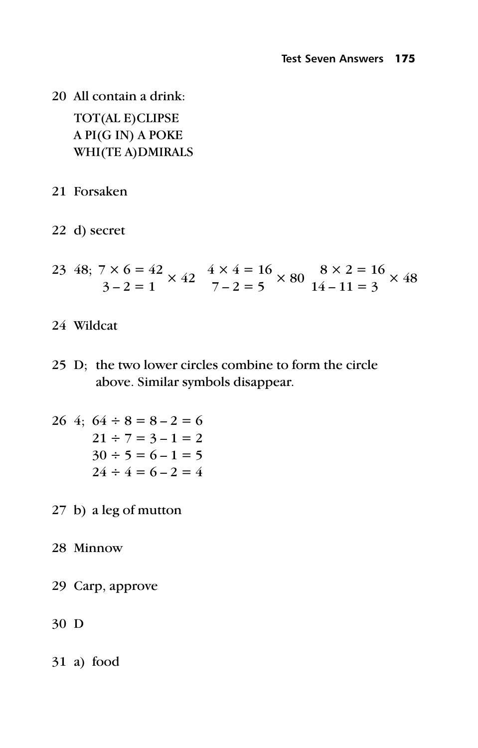20 All contain a drink:

TOT(AL E)CLIPSE
A PI(G IN) A POKE
WHI(TE A)DMIRALS

21 Forsaken

22 d) secret

23 48; $\begin{matrix} 7 \times 6 = 42 \\ 3 - 2 = 1 \end{matrix} \times 42 \quad \begin{matrix} 4 \times 4 = 16 \\ 7 - 2 = 5 \end{matrix} \times 80 \quad \begin{matrix} 8 \times 2 = 16 \\ 14 - 11 = 3 \end{matrix} \times 48$

24 Wildcat

25 D; the two lower circles combine to form the circle above. Similar symbols disappear.

26 4; $64 \div 8 = 8 - 2 = 6$
$21 \div 7 = 3 - 1 = 2$
$30 \div 5 = 6 - 1 = 5$
$24 \div 4 = 6 - 2 = 4$

27 b) a leg of mutton

28 Minnow

29 Carp, approve

30 D

31 a) food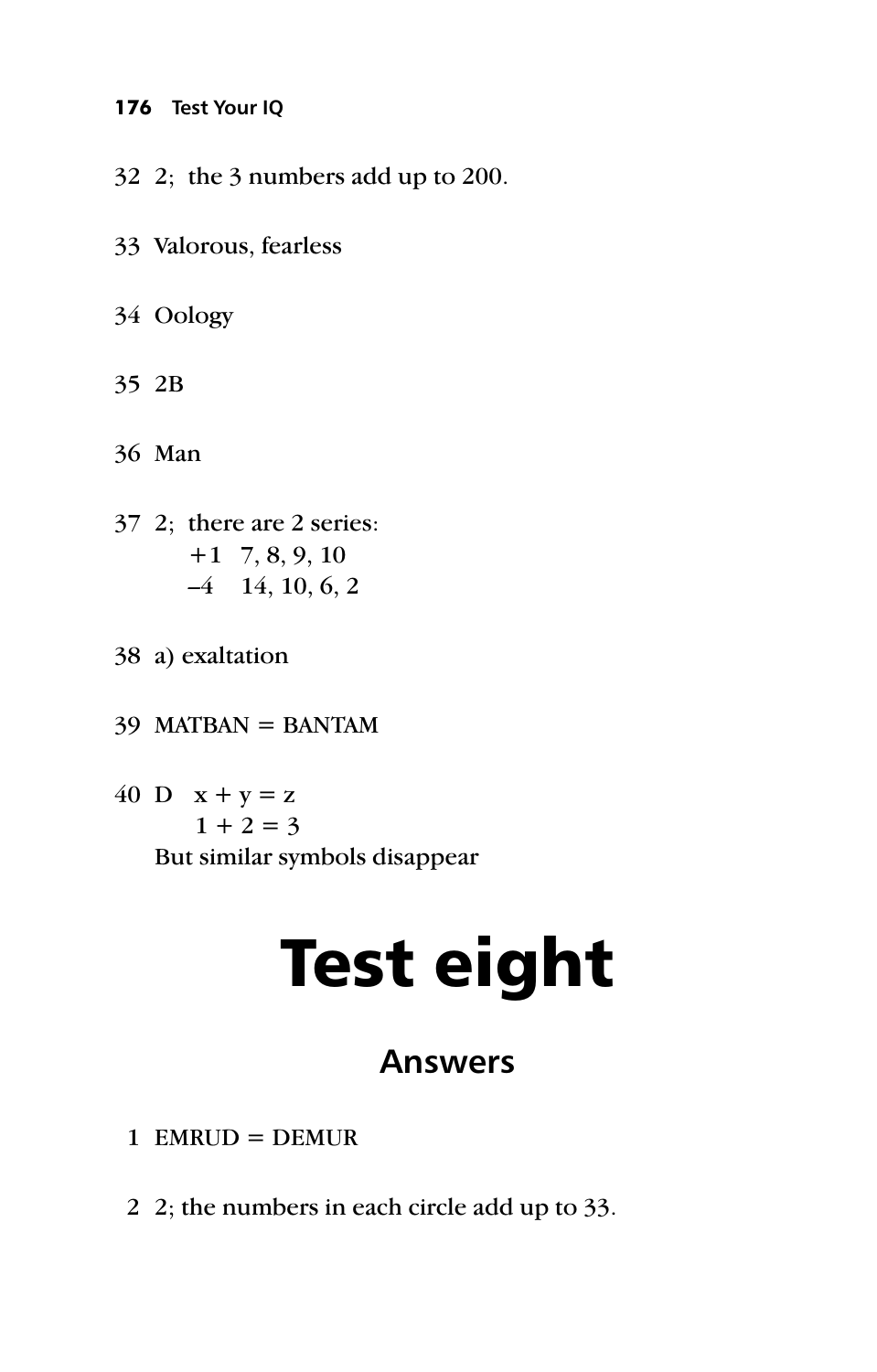32 2; the 3 numbers add up to 200.

33 Valorous, fearless

34 Oology

35 2B

36 Man

37 2; there are 2 series:
 +1 7, 8, 9, 10
 –4 14, 10, 6, 2

38 a) exaltation

39 MATBAN = BANTAM

40 D x + y = z
 1 + 2 = 3
 But similar symbols disappear

# Test eight

## Answers

1 EMRUD = DEMUR

2 2; the numbers in each circle add up to 33.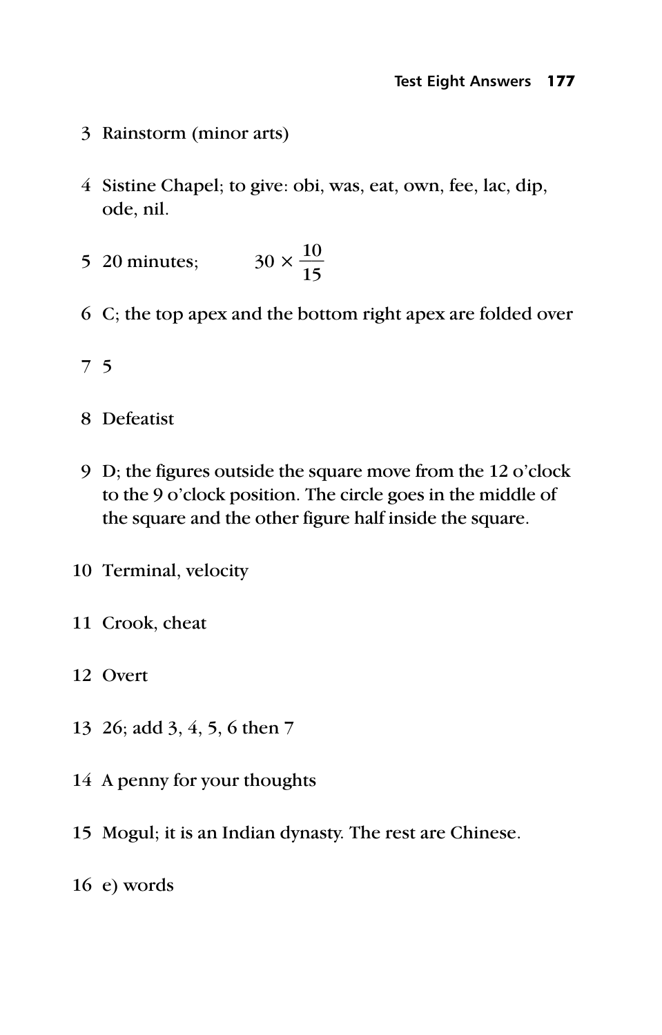3 Rainstorm (minor arts)

4 Sistine Chapel; to give: obi, was, eat, own, fee, lac, dip, ode, nil.

5 20 minutes; $30 \times \frac{10}{15}$

6 C; the top apex and the bottom right apex are folded over

7 5

8 Defeatist

9 D; the figures outside the square move from the 12 o'clock to the 9 o'clock position. The circle goes in the middle of the square and the other figure half inside the square.

10 Terminal, velocity

11 Crook, cheat

12 Overt

13 26; add 3, 4, 5, 6 then 7

14 A penny for your thoughts

15 Mogul; it is an Indian dynasty. The rest are Chinese.

16 e) words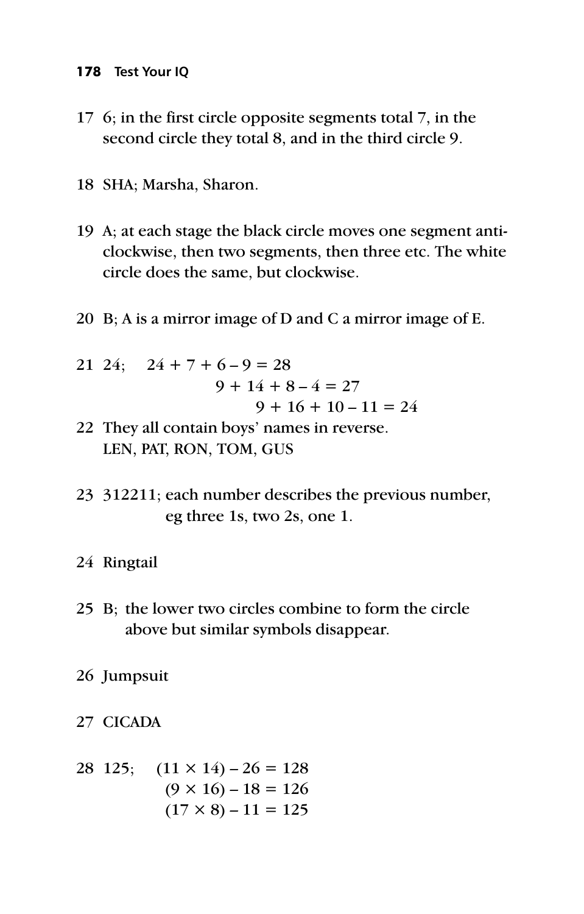17 6; in the first circle opposite segments total 7, in the second circle they total 8, and in the third circle 9.

18 SHA; Marsha, Sharon.

19 A; at each stage the black circle moves one segment anti-clockwise, then two segments, then three etc. The white circle does the same, but clockwise.

20 B; A is a mirror image of D and C a mirror image of E.

21 24; $24 + 7 + 6 - 9 = 28$
$9 + 14 + 8 - 4 = 27$
$9 + 16 + 10 - 11 = 24$

22 They all contain boys' names in reverse.
LEN, PAT, RON, TOM, GUS

23 312211; each number describes the previous number, eg three 1s, two 2s, one 1.

24 Ringtail

25 B; the lower two circles combine to form the circle above but similar symbols disappear.

26 Jumpsuit

27 CICADA

28 125; $(11 \times 14) - 26 = 128$
$(9 \times 16) - 18 = 126$
$(17 \times 8) - 11 = 125$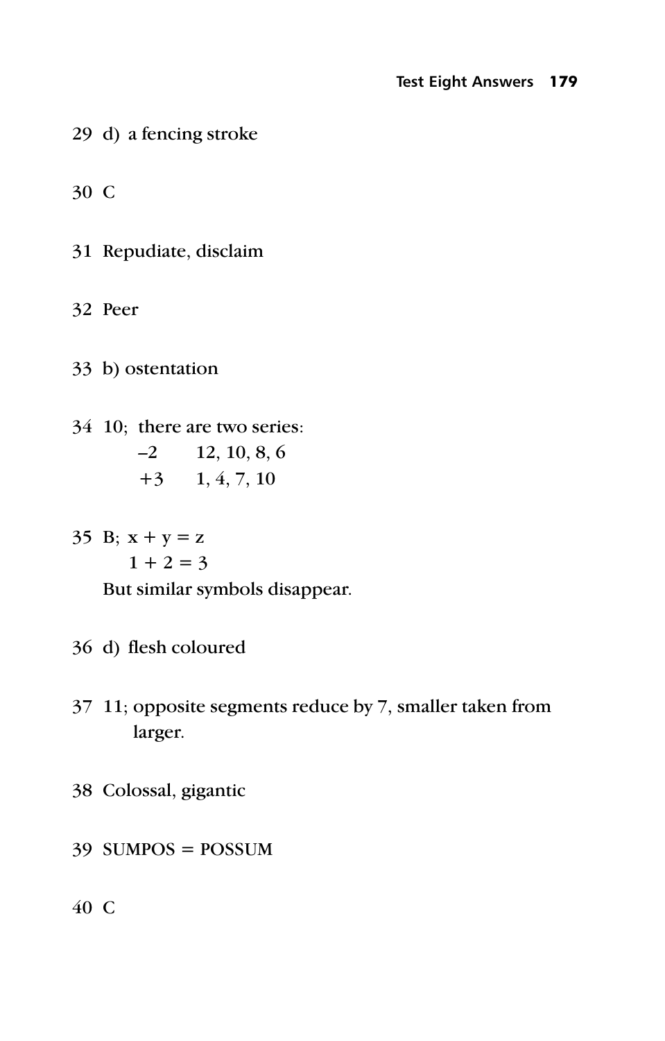29 d) a fencing stroke

30 C

31 Repudiate, disclaim

32 Peer

33 b) ostentation

34 10; there are two series:

| | |
|---|---|
| –2 | 12, 10, 8, 6 |
| +3 | 1, 4, 7, 10 |

35 B; x + y = z

1 + 2 = 3

But similar symbols disappear.

36 d) flesh coloured

37 11; opposite segments reduce by 7, smaller taken from larger.

38 Colossal, gigantic

39 SUMPOS = POSSUM

40 C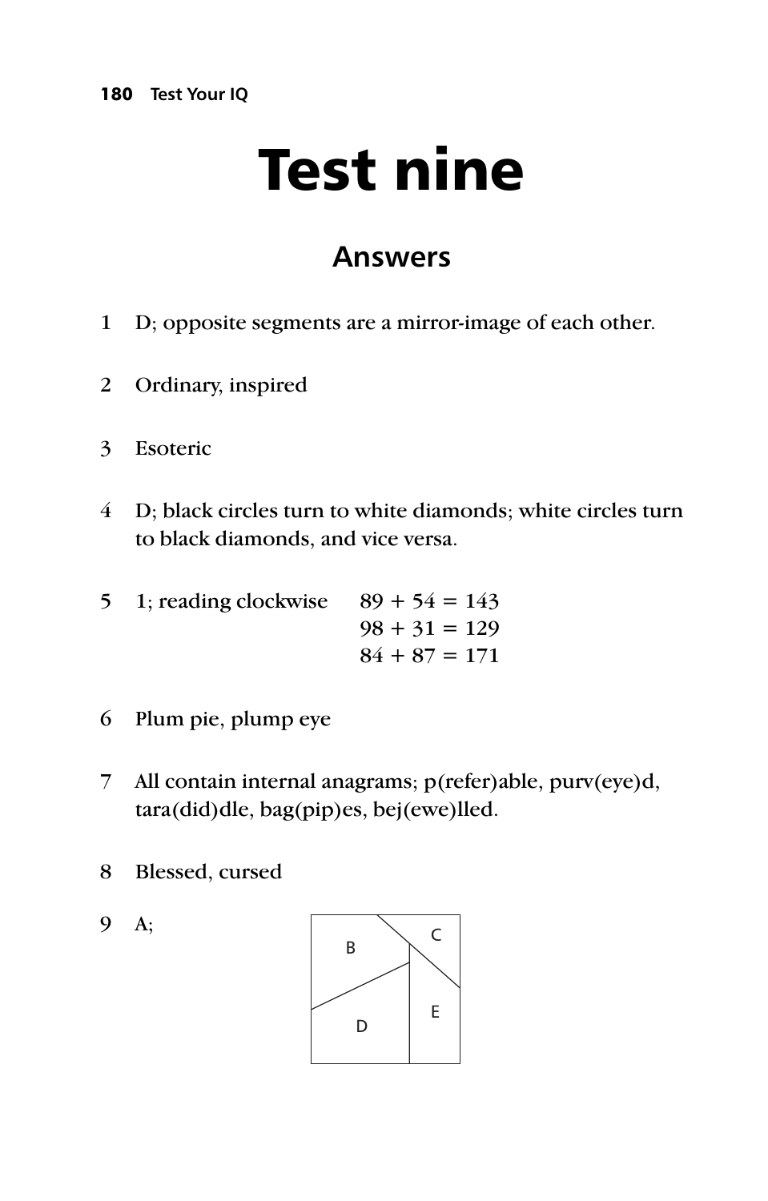# Test nine

## Answers

1 D; opposite segments are a mirror-image of each other.

2 Ordinary, inspired

3 Esoteric

4 D; black circles turn to white diamonds; white circles turn to black diamonds, and vice versa.

5 1; reading clockwise $89 + 54 = 143$
$98 + 31 = 129$
$84 + 87 = 171$

6 Plum pie, plump eye

7 All contain internal anagrams; p(refer)able, purv(eye)d, tara(did)dle, bag(pip)es, bej(ewe)lled.

8 Blessed, cursed

9 A;

B C D E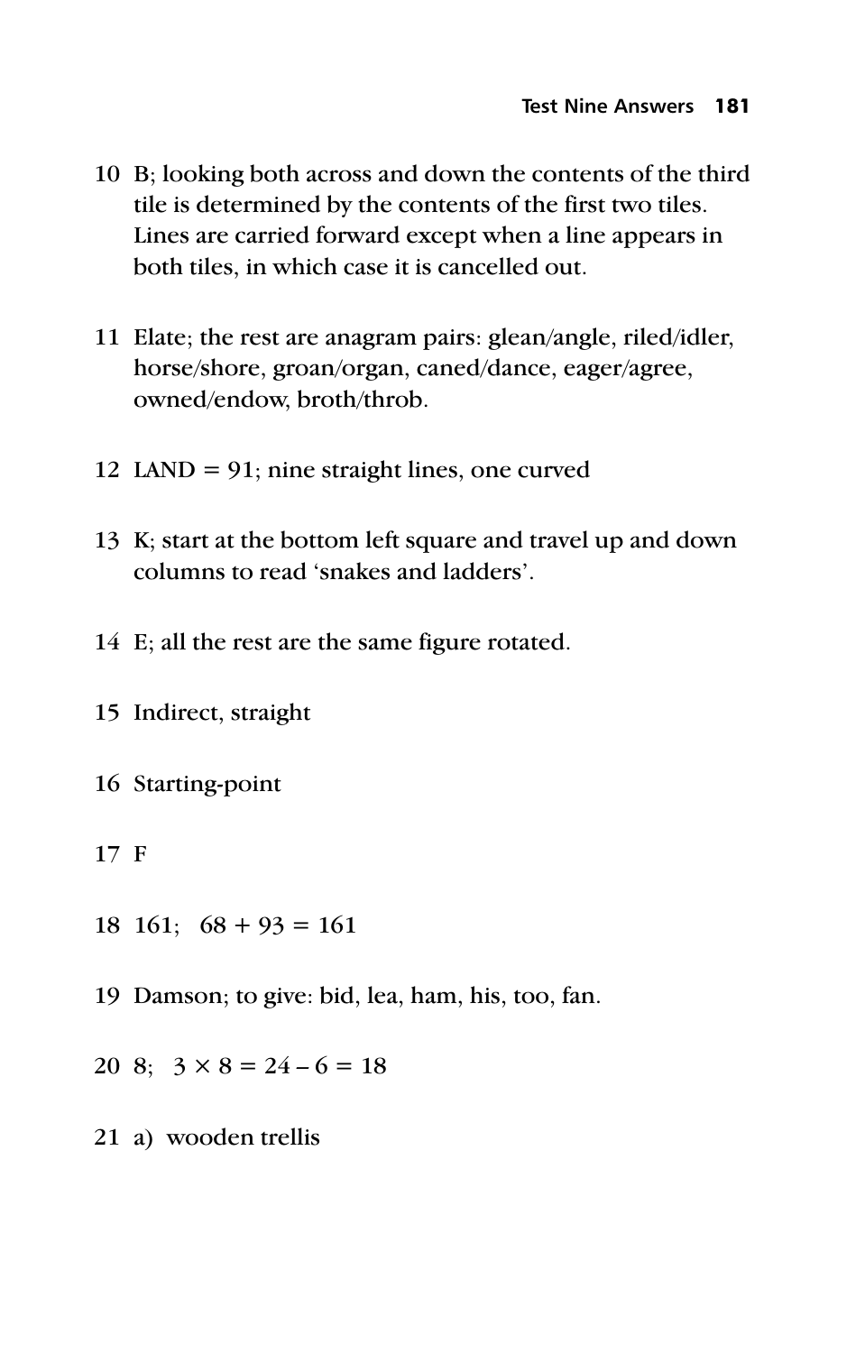10 B; looking both across and down the contents of the third tile is determined by the contents of the first two tiles. Lines are carried forward except when a line appears in both tiles, in which case it is cancelled out.

11 Elate; the rest are anagram pairs: glean/angle, riled/idler, horse/shore, groan/organ, caned/dance, eager/agree, owned/endow, broth/throb.

12 LAND = 91; nine straight lines, one curved

13 K; start at the bottom left square and travel up and down columns to read 'snakes and ladders'.

14 E; all the rest are the same figure rotated.

15 Indirect, straight

16 Starting-point

17 F

18 161; $68 + 93 = 161$

19 Damson; to give: bid, lea, ham, his, too, fan.

20 8; $3 \times 8 = 24 - 6 = 18$

21 a) wooden trellis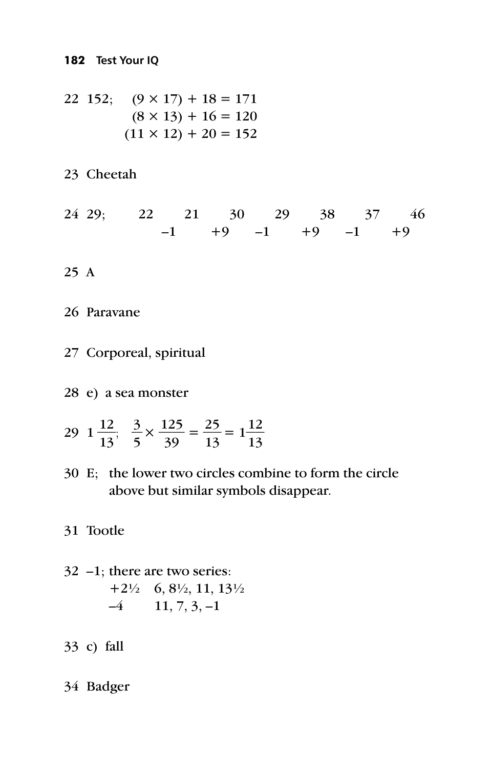22 152; $(9 \times 17) + 18 = 171$
$(8 \times 13) + 16 = 120$
$(11 \times 12) + 20 = 152$

23 Cheetah

24 29; 22 21 30 29 38 37 46
$-1$ $+9$ $-1$ $+9$ $-1$ $+9$

25 A

26 Paravane

27 Corporeal, spiritual

28 e) a sea monster

29 $1\frac{12}{13}$; $\frac{3}{5} \times \frac{125}{39} = \frac{25}{13} = 1\frac{12}{13}$

30 E; the lower two circles combine to form the circle above but similar symbols disappear.

31 Tootle

32 –1; there are two series:
$+2\frac{1}{2}$ 6, $8\frac{1}{2}$, 11, $13\frac{1}{2}$
$-4$ 11, 7, 3, –1

33 c) fall

34 Badger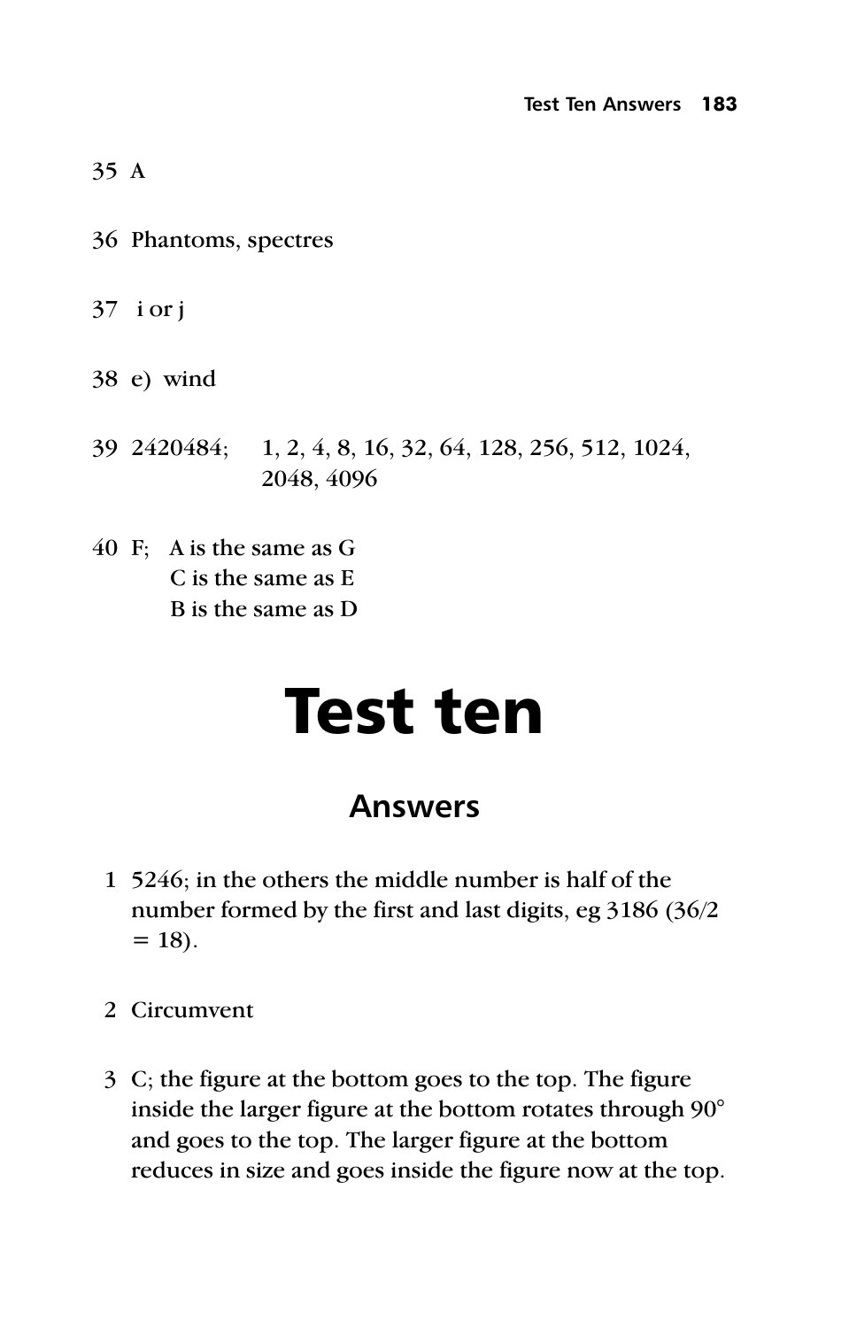35 A

36 Phantoms, spectres

37 i or j

38 e) wind

39 2420484; 1, 2, 4, 8, 16, 32, 64, 128, 256, 512, 1024, 2048, 4096

40 F; A is the same as G
C is the same as E
B is the same as D

# Test ten

## Answers

1 5246; in the others the middle number is half of the number formed by the first and last digits, eg 3186 (36/2 = 18).

2 Circumvent

3 C; the figure at the bottom goes to the top. The figure inside the larger figure at the bottom rotates through 90° and goes to the top. The larger figure at the bottom reduces in size and goes inside the figure now at the top.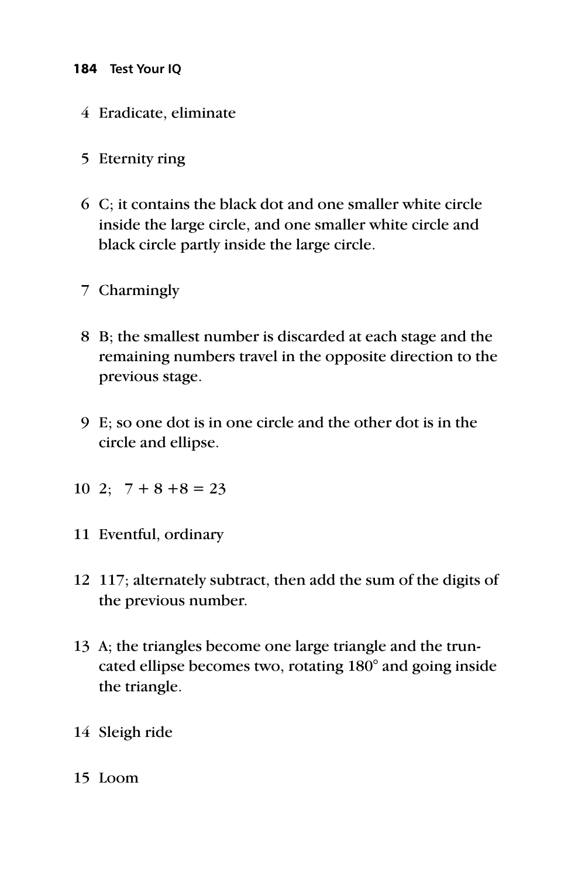4 Eradicate, eliminate

5 Eternity ring

6 C; it contains the black dot and one smaller white circle inside the large circle, and one smaller white circle and black circle partly inside the large circle.

7 Charmingly

8 B; the smallest number is discarded at each stage and the remaining numbers travel in the opposite direction to the previous stage.

9 E; so one dot is in one circle and the other dot is in the circle and ellipse.

10 2; $7 + 8 + 8 = 23$

11 Eventful, ordinary

12 117; alternately subtract, then add the sum of the digits of the previous number.

13 A; the triangles become one large triangle and the truncated ellipse becomes two, rotating 180° and going inside the triangle.

14 Sleigh ride

15 Loom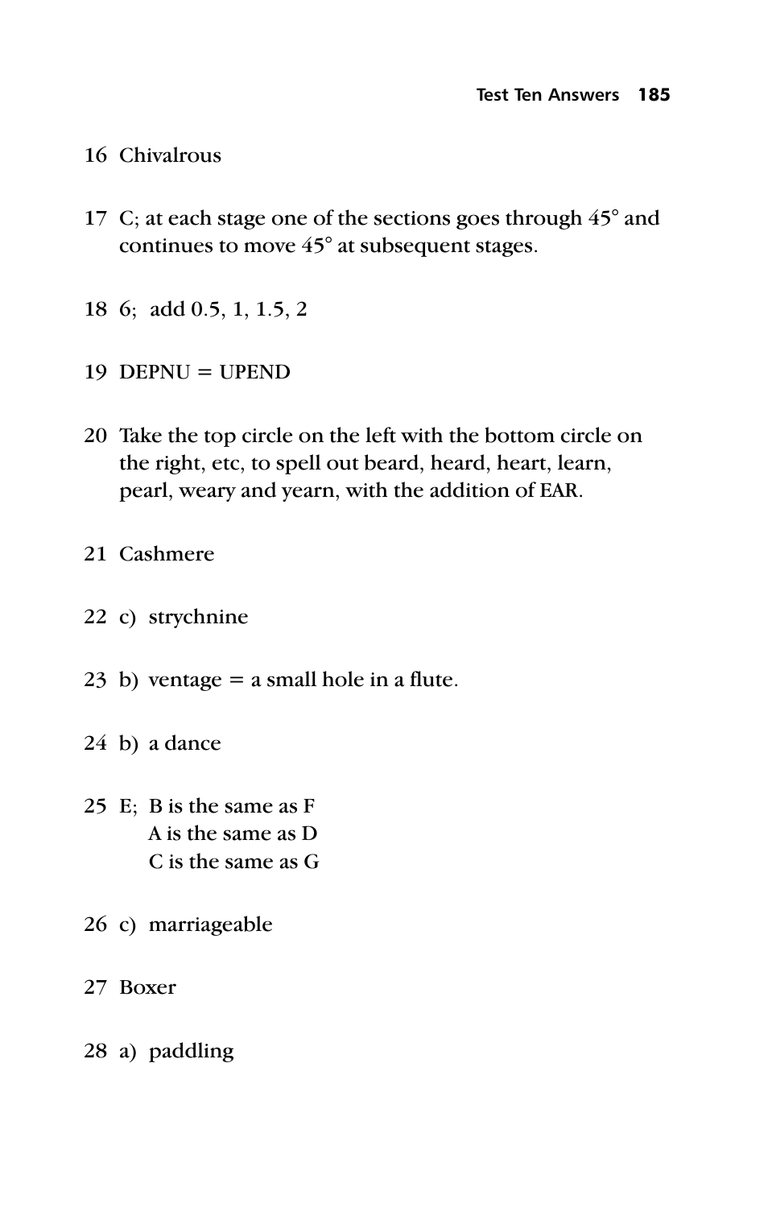16 Chivalrous

17 C; at each stage one of the sections goes through 45° and continues to move 45° at subsequent stages.

18 6; add 0.5, 1, 1.5, 2

19 DEPNU = UPEND

20 Take the top circle on the left with the bottom circle on the right, etc, to spell out beard, heard, heart, learn, pearl, weary and yearn, with the addition of EAR.

21 Cashmere

22 c) strychnine

23 b) ventage = a small hole in a flute.

24 b) a dance

25 E; B is the same as F
A is the same as D
C is the same as G

26 c) marriageable

27 Boxer

28 a) paddling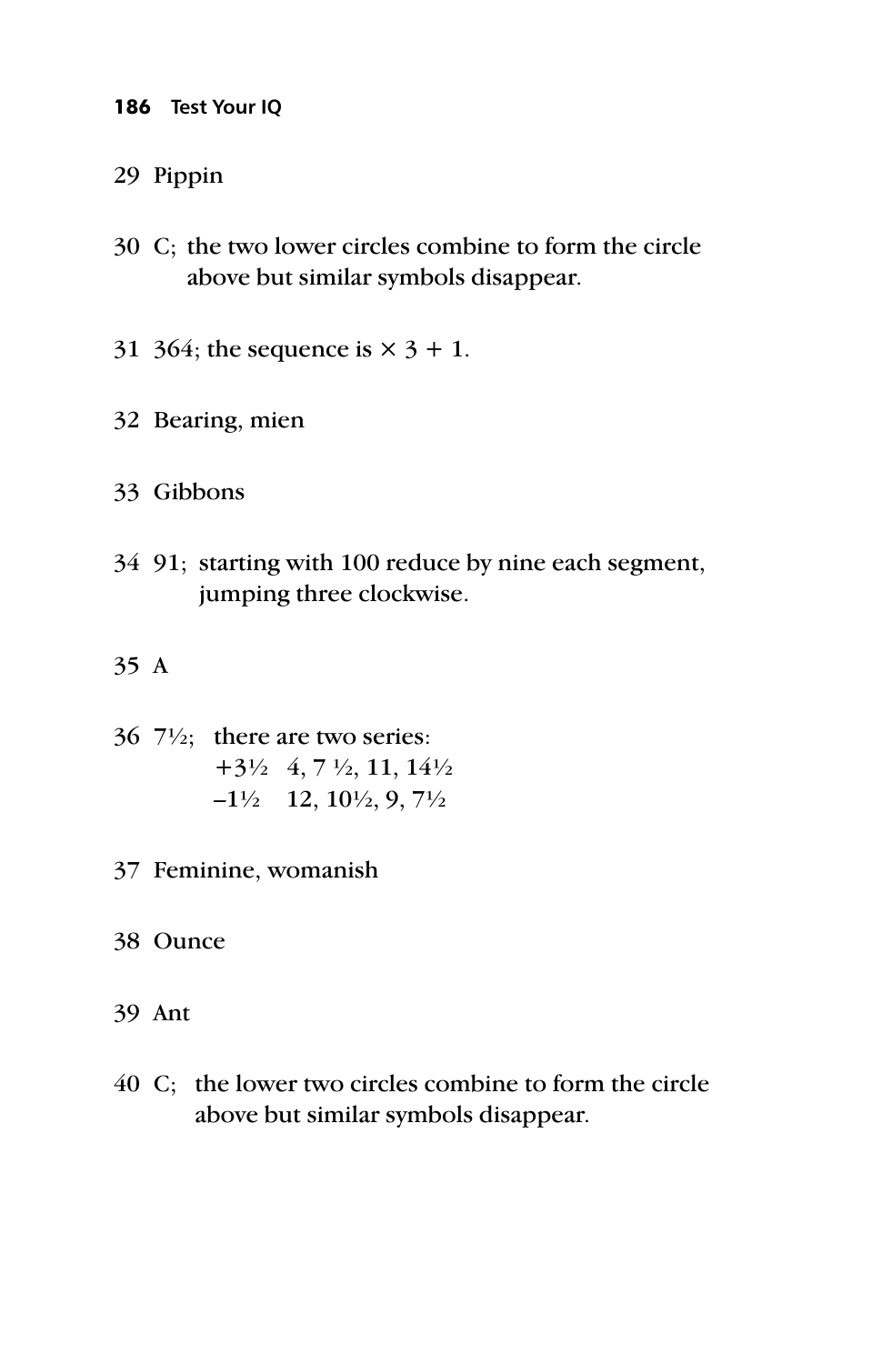29 Pippin

30 C; the two lower circles combine to form the circle above but similar symbols disappear.

31 364; the sequence is $\times 3 + 1$.

32 Bearing, mien

33 Gibbons

34 91; starting with 100 reduce by nine each segment, jumping three clockwise.

35 A

36 7½; there are two series:
$+3\frac{1}{2}$ 4, 7 ½, 11, 14½
$-1\frac{1}{2}$ 12, 10½, 9, 7½

37 Feminine, womanish

38 Ounce

39 Ant

40 C; the lower two circles combine to form the circle above but similar symbols disappear.